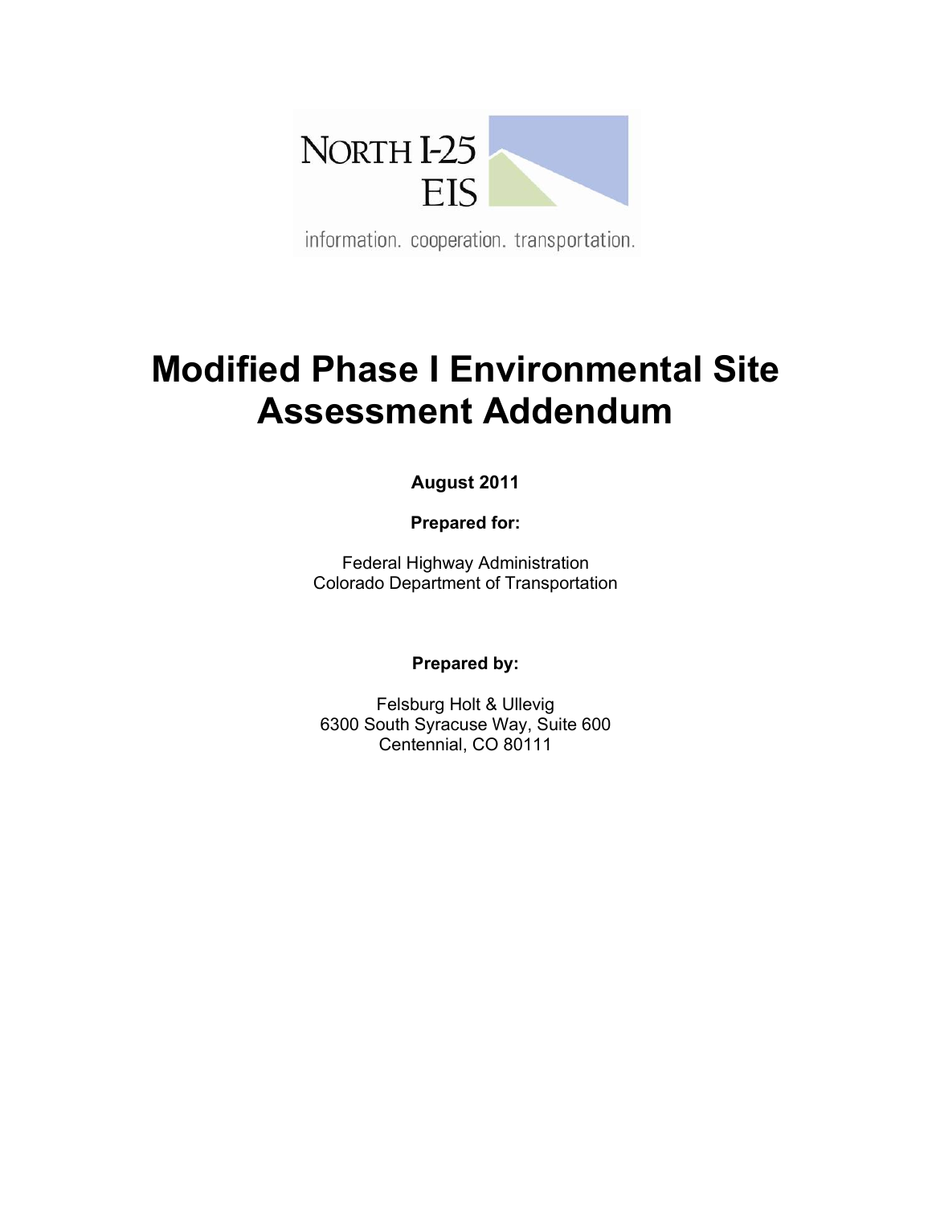NORTH I-25 EIS

information. cooperation. transportation.

# Modified Phase I Environmental Site Assessment Addendum

**August 2011**

**Prepared for:**

Federal Highway Administration
Colorado Department of Transportation

**Prepared by:**

Felsburg Holt & Ullevig
6300 South Syracuse Way, Suite 600
Centennial, CO 80111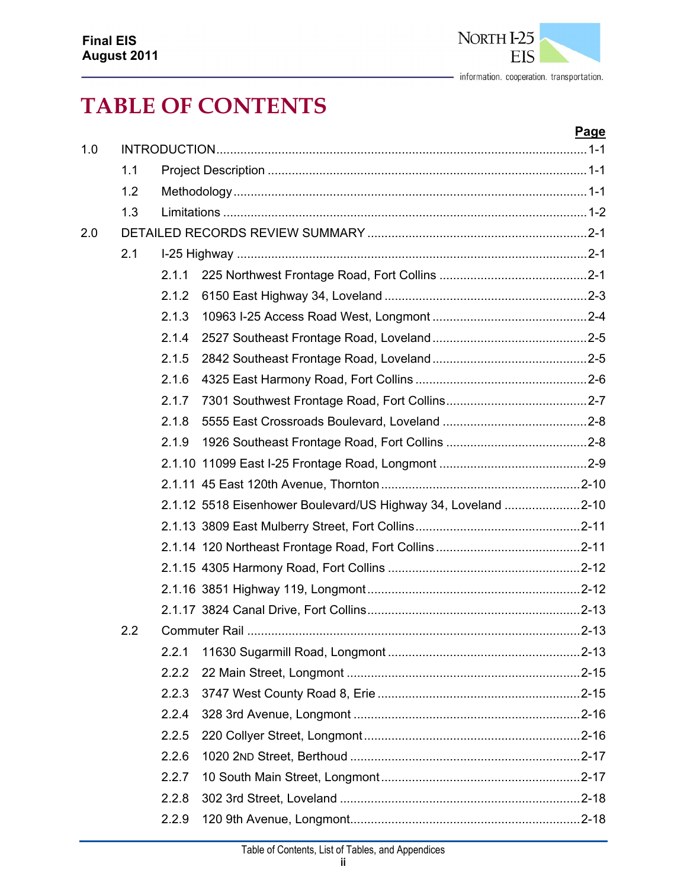# TABLE OF CONTENTS

| | | | Page |
|---|---|---|---|
| 1.0 | INTRODUCTION | | 1-1 |
| | 1.1 | Project Description | 1-1 |
| | 1.2 | Methodology | 1-1 |
| | 1.3 | Limitations | 1-2 |
| 2.0 | DETAILED RECORDS REVIEW SUMMARY | | 2-1 |
| | 2.1 | I-25 Highway | 2-1 |
| | | 2.1.1 225 Northwest Frontage Road, Fort Collins | 2-1 |
| | | 2.1.2 6150 East Highway 34, Loveland | 2-3 |
| | | 2.1.3 10963 I-25 Access Road West, Longmont | 2-4 |
| | | 2.1.4 2527 Southeast Frontage Road, Loveland | 2-5 |
| | | 2.1.5 2842 Southeast Frontage Road, Loveland | 2-5 |
| | | 2.1.6 4325 East Harmony Road, Fort Collins | 2-6 |
| | | 2.1.7 7301 Southwest Frontage Road, Fort Collins | 2-7 |
| | | 2.1.8 5555 East Crossroads Boulevard, Loveland | 2-8 |
| | | 2.1.9 1926 Southeast Frontage Road, Fort Collins | 2-8 |
| | | 2.1.10 11099 East I-25 Frontage Road, Longmont | 2-9 |
| | | 2.1.11 45 East 120th Avenue, Thornton | 2-10 |
| | | 2.1.12 5518 Eisenhower Boulevard/US Highway 34, Loveland | 2-10 |
| | | 2.1.13 3809 East Mulberry Street, Fort Collins | 2-11 |
| | | 2.1.14 120 Northeast Frontage Road, Fort Collins | 2-11 |
| | | 2.1.15 4305 Harmony Road, Fort Collins | 2-12 |
| | | 2.1.16 3851 Highway 119, Longmont | 2-12 |
| | | 2.1.17 3824 Canal Drive, Fort Collins | 2-13 |
| | 2.2 | Commuter Rail | 2-13 |
| | | 2.2.1 11630 Sugarmill Road, Longmont | 2-13 |
| | | 2.2.2 22 Main Street, Longmont | 2-15 |
| | | 2.2.3 3747 West County Road 8, Erie | 2-15 |
| | | 2.2.4 328 3rd Avenue, Longmont | 2-16 |
| | | 2.2.5 220 Collyer Street, Longmont | 2-16 |
| | | 2.2.6 1020 2ND Street, Berthoud | 2-17 |
| | | 2.2.7 10 South Main Street, Longmont | 2-17 |
| | | 2.2.8 302 3rd Street, Loveland | 2-18 |
| | | 2.2.9 120 9th Avenue, Longmont | 2-18 |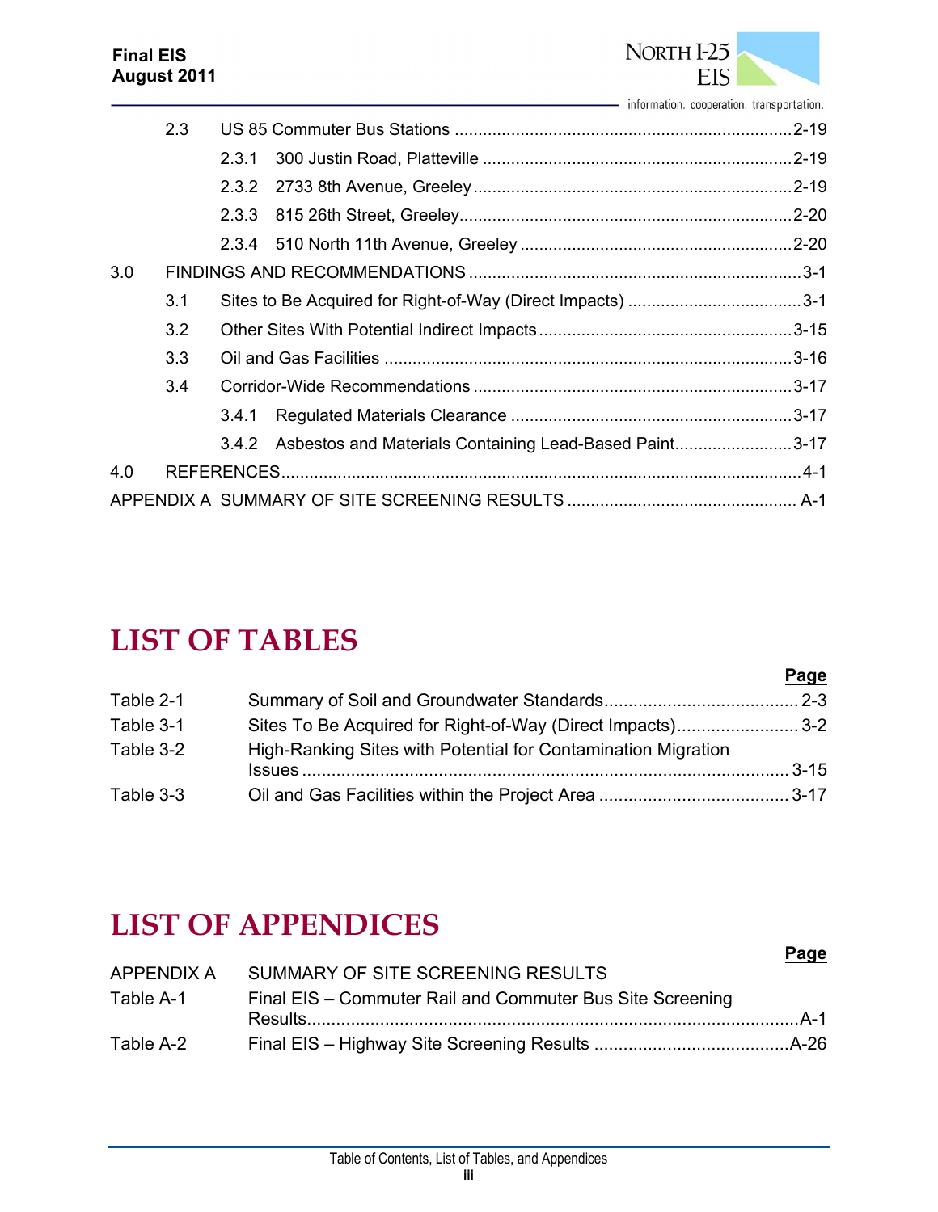| | | |
|---|---|---|
| 2.3 | US 85 Commuter Bus Stations | 2-19 |
| 2.3.1 | 300 Justin Road, Platteville | 2-19 |
| 2.3.2 | 2733 8th Avenue, Greeley | 2-19 |
| 2.3.3 | 815 26th Street, Greeley | 2-20 |
| 2.3.4 | 510 North 11th Avenue, Greeley | 2-20 |
| 3.0 | FINDINGS AND RECOMMENDATIONS | 3-1 |
| 3.1 | Sites to Be Acquired for Right-of-Way (Direct Impacts) | 3-1 |
| 3.2 | Other Sites With Potential Indirect Impacts | 3-15 |
| 3.3 | Oil and Gas Facilities | 3-16 |
| 3.4 | Corridor-Wide Recommendations | 3-17 |
| 3.4.1 | Regulated Materials Clearance | 3-17 |
| 3.4.2 | Asbestos and Materials Containing Lead-Based Paint | 3-17 |
| 4.0 | REFERENCES | 4-1 |
| APPENDIX A | SUMMARY OF SITE SCREENING RESULTS | A-1 |

# LIST OF TABLES

| | | Page |
|---|---|---|
| Table 2-1 | Summary of Soil and Groundwater Standards | 2-3 |
| Table 3-1 | Sites To Be Acquired for Right-of-Way (Direct Impacts) | 3-2 |
| Table 3-2 | High-Ranking Sites with Potential for Contamination Migration Issues | 3-15 |
| Table 3-3 | Oil and Gas Facilities within the Project Area | 3-17 |

# LIST OF APPENDICES

| | | Page |
|---|---|---|
| APPENDIX A | SUMMARY OF SITE SCREENING RESULTS | |
| Table A-1 | Final EIS – Commuter Rail and Commuter Bus Site Screening Results | A-1 |
| Table A-2 | Final EIS – Highway Site Screening Results | A-26 |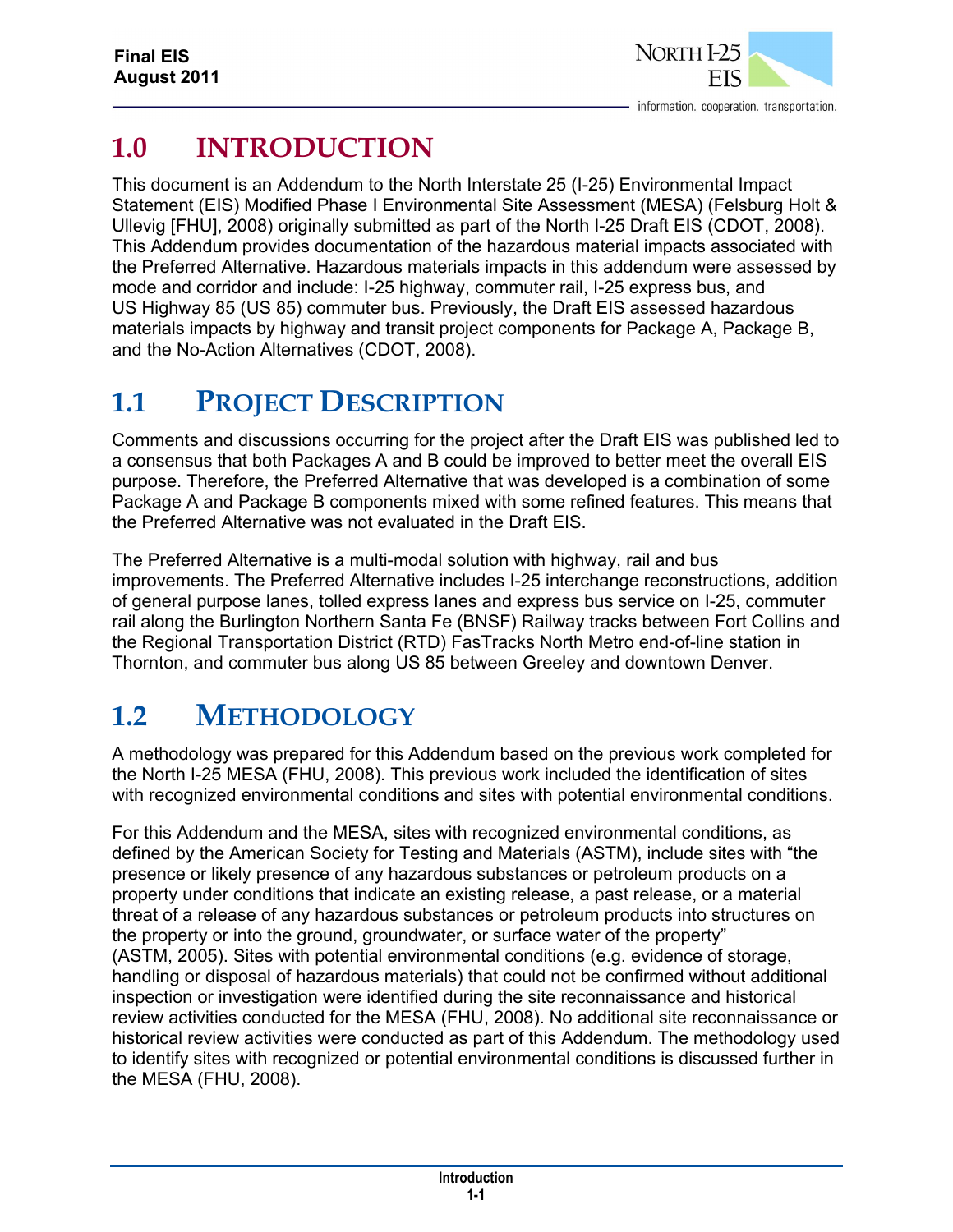# 1.0 INTRODUCTION

This document is an Addendum to the North Interstate 25 (I-25) Environmental Impact Statement (EIS) Modified Phase I Environmental Site Assessment (MESA) (Felsburg Holt & Ullevig [FHU], 2008) originally submitted as part of the North I-25 Draft EIS (CDOT, 2008). This Addendum provides documentation of the hazardous material impacts associated with the Preferred Alternative. Hazardous materials impacts in this addendum were assessed by mode and corridor and include: I-25 highway, commuter rail, I-25 express bus, and US Highway 85 (US 85) commuter bus. Previously, the Draft EIS assessed hazardous materials impacts by highway and transit project components for Package A, Package B, and the No-Action Alternatives (CDOT, 2008).

## 1.1 PROJECT DESCRIPTION

Comments and discussions occurring for the project after the Draft EIS was published led to a consensus that both Packages A and B could be improved to better meet the overall EIS purpose. Therefore, the Preferred Alternative that was developed is a combination of some Package A and Package B components mixed with some refined features. This means that the Preferred Alternative was not evaluated in the Draft EIS.

The Preferred Alternative is a multi-modal solution with highway, rail and bus improvements. The Preferred Alternative includes I-25 interchange reconstructions, addition of general purpose lanes, tolled express lanes and express bus service on I-25, commuter rail along the Burlington Northern Santa Fe (BNSF) Railway tracks between Fort Collins and the Regional Transportation District (RTD) FasTracks North Metro end-of-line station in Thornton, and commuter bus along US 85 between Greeley and downtown Denver.

## 1.2 METHODOLOGY

A methodology was prepared for this Addendum based on the previous work completed for the North I-25 MESA (FHU, 2008). This previous work included the identification of sites with recognized environmental conditions and sites with potential environmental conditions.

For this Addendum and the MESA, sites with recognized environmental conditions, as defined by the American Society for Testing and Materials (ASTM), include sites with "the presence or likely presence of any hazardous substances or petroleum products on a property under conditions that indicate an existing release, a past release, or a material threat of a release of any hazardous substances or petroleum products into structures on the property or into the ground, groundwater, or surface water of the property" (ASTM, 2005). Sites with potential environmental conditions (e.g. evidence of storage, handling or disposal of hazardous materials) that could not be confirmed without additional inspection or investigation were identified during the site reconnaissance and historical review activities conducted for the MESA (FHU, 2008). No additional site reconnaissance or historical review activities were conducted as part of this Addendum. The methodology used to identify sites with recognized or potential environmental conditions is discussed further in the MESA (FHU, 2008).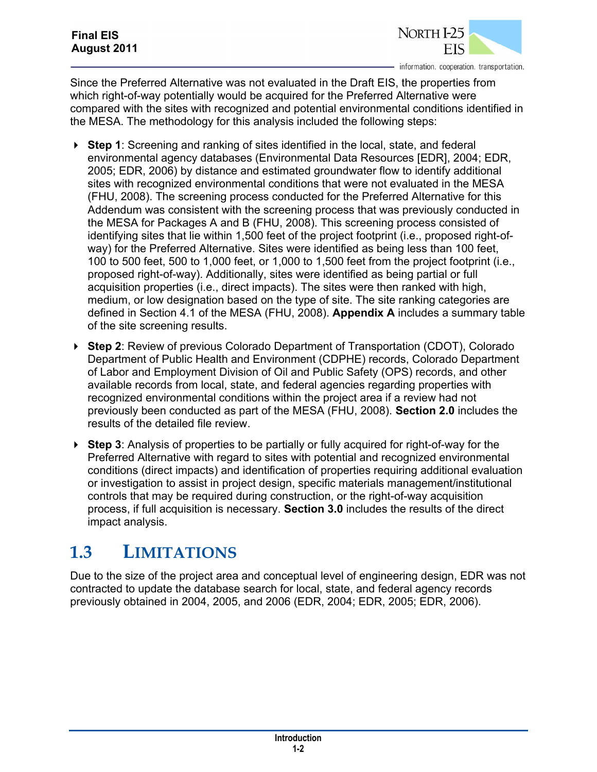Since the Preferred Alternative was not evaluated in the Draft EIS, the properties from which right-of-way potentially would be acquired for the Preferred Alternative were compared with the sites with recognized and potential environmental conditions identified in the MESA. The methodology for this analysis included the following steps:

- **Step 1**: Screening and ranking of sites identified in the local, state, and federal environmental agency databases (Environmental Data Resources [EDR], 2004; EDR, 2005; EDR, 2006) by distance and estimated groundwater flow to identify additional sites with recognized environmental conditions that were not evaluated in the MESA (FHU, 2008). The screening process conducted for the Preferred Alternative for this Addendum was consistent with the screening process that was previously conducted in the MESA for Packages A and B (FHU, 2008). This screening process consisted of identifying sites that lie within 1,500 feet of the project footprint (i.e., proposed right-of-way) for the Preferred Alternative. Sites were identified as being less than 100 feet, 100 to 500 feet, 500 to 1,000 feet, or 1,000 to 1,500 feet from the project footprint (i.e., proposed right-of-way). Additionally, sites were identified as being partial or full acquisition properties (i.e., direct impacts). The sites were then ranked with high, medium, or low designation based on the type of site. The site ranking categories are defined in Section 4.1 of the MESA (FHU, 2008). **Appendix A** includes a summary table of the site screening results.
- **Step 2**: Review of previous Colorado Department of Transportation (CDOT), Colorado Department of Public Health and Environment (CDPHE) records, Colorado Department of Labor and Employment Division of Oil and Public Safety (OPS) records, and other available records from local, state, and federal agencies regarding properties with recognized environmental conditions within the project area if a review had not previously been conducted as part of the MESA (FHU, 2008). **Section 2.0** includes the results of the detailed file review.
- **Step 3**: Analysis of properties to be partially or fully acquired for right-of-way for the Preferred Alternative with regard to sites with potential and recognized environmental conditions (direct impacts) and identification of properties requiring additional evaluation or investigation to assist in project design, specific materials management/institutional controls that may be required during construction, or the right-of-way acquisition process, if full acquisition is necessary. **Section 3.0** includes the results of the direct impact analysis.

## 1.3 LIMITATIONS

Due to the size of the project area and conceptual level of engineering design, EDR was not contracted to update the database search for local, state, and federal agency records previously obtained in 2004, 2005, and 2006 (EDR, 2004; EDR, 2005; EDR, 2006).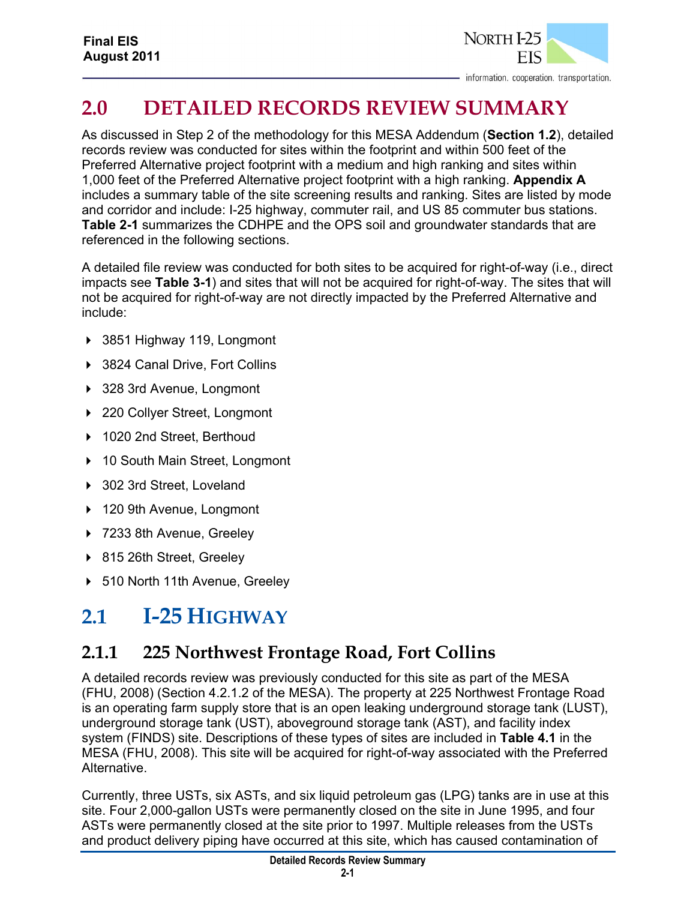# 2.0 DETAILED RECORDS REVIEW SUMMARY

As discussed in Step 2 of the methodology for this MESA Addendum (**Section 1.2**), detailed records review was conducted for sites within the footprint and within 500 feet of the Preferred Alternative project footprint with a medium and high ranking and sites within 1,000 feet of the Preferred Alternative project footprint with a high ranking. **Appendix A** includes a summary table of the site screening results and ranking. Sites are listed by mode and corridor and include: I-25 highway, commuter rail, and US 85 commuter bus stations. **Table 2-1** summarizes the CDHPE and the OPS soil and groundwater standards that are referenced in the following sections.

A detailed file review was conducted for both sites to be acquired for right-of-way (i.e., direct impacts see **Table 3-1**) and sites that will not be acquired for right-of-way. The sites that will not be acquired for right-of-way are not directly impacted by the Preferred Alternative and include:

- 3851 Highway 119, Longmont
- 3824 Canal Drive, Fort Collins
- 328 3rd Avenue, Longmont
- 220 Collyer Street, Longmont
- 1020 2nd Street, Berthoud
- 10 South Main Street, Longmont
- 302 3rd Street, Loveland
- 120 9th Avenue, Longmont
- 7233 8th Avenue, Greeley
- 815 26th Street, Greeley
- 510 North 11th Avenue, Greeley

## 2.1 I-25 HIGHWAY

### 2.1.1 225 Northwest Frontage Road, Fort Collins

A detailed records review was previously conducted for this site as part of the MESA (FHU, 2008) (Section 4.2.1.2 of the MESA). The property at 225 Northwest Frontage Road is an operating farm supply store that is an open leaking underground storage tank (LUST), underground storage tank (UST), aboveground storage tank (AST), and facility index system (FINDS) site. Descriptions of these types of sites are included in **Table 4.1** in the MESA (FHU, 2008). This site will be acquired for right-of-way associated with the Preferred Alternative.

Currently, three USTs, six ASTs, and six liquid petroleum gas (LPG) tanks are in use at this site. Four 2,000-gallon USTs were permanently closed on the site in June 1995, and four ASTs were permanently closed at the site prior to 1997. Multiple releases from the USTs and product delivery piping have occurred at this site, which has caused contamination of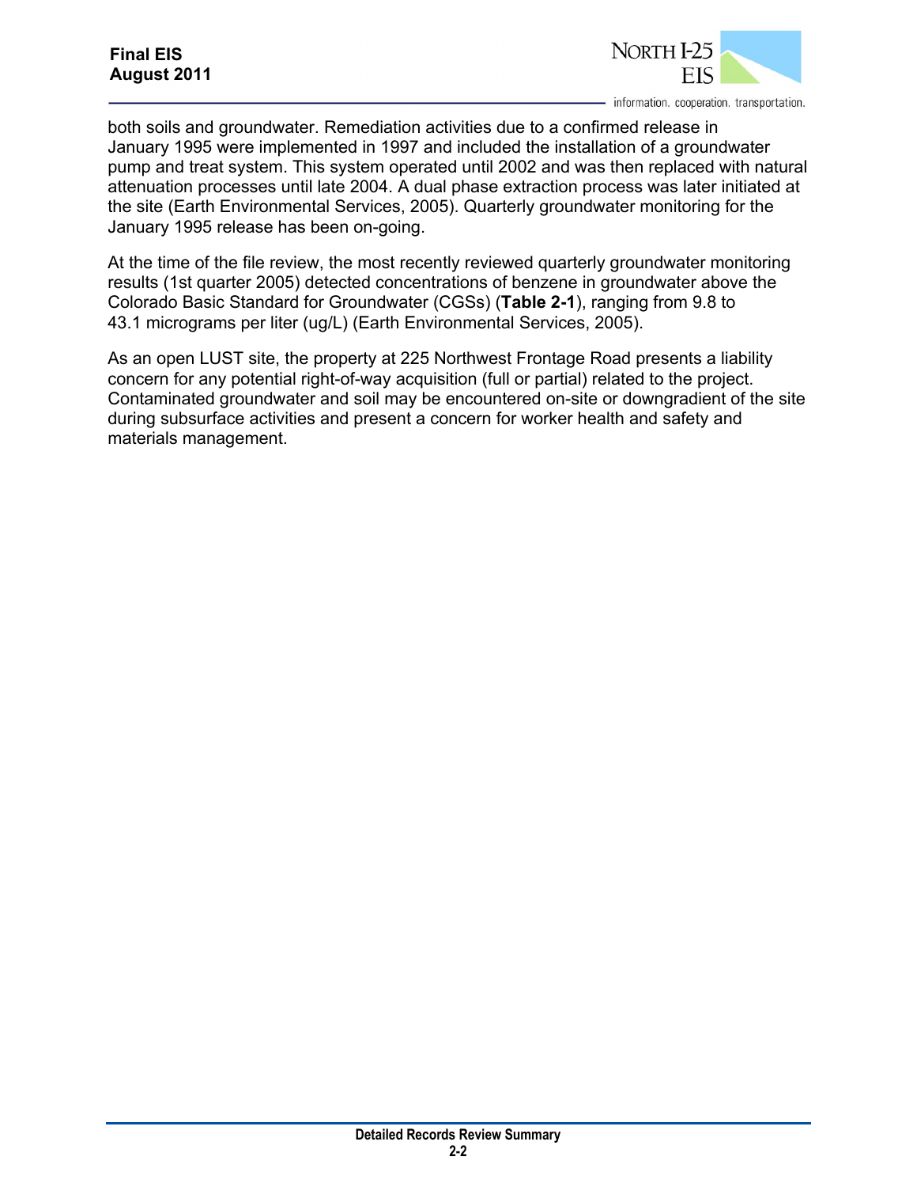both soils and groundwater. Remediation activities due to a confirmed release in January 1995 were implemented in 1997 and included the installation of a groundwater pump and treat system. This system operated until 2002 and was then replaced with natural attenuation processes until late 2004. A dual phase extraction process was later initiated at the site (Earth Environmental Services, 2005). Quarterly groundwater monitoring for the January 1995 release has been on-going.

At the time of the file review, the most recently reviewed quarterly groundwater monitoring results (1st quarter 2005) detected concentrations of benzene in groundwater above the Colorado Basic Standard for Groundwater (CGSs) (**Table 2-1**), ranging from 9.8 to 43.1 micrograms per liter (ug/L) (Earth Environmental Services, 2005).

As an open LUST site, the property at 225 Northwest Frontage Road presents a liability concern for any potential right-of-way acquisition (full or partial) related to the project. Contaminated groundwater and soil may be encountered on-site or downgradient of the site during subsurface activities and present a concern for worker health and safety and materials management.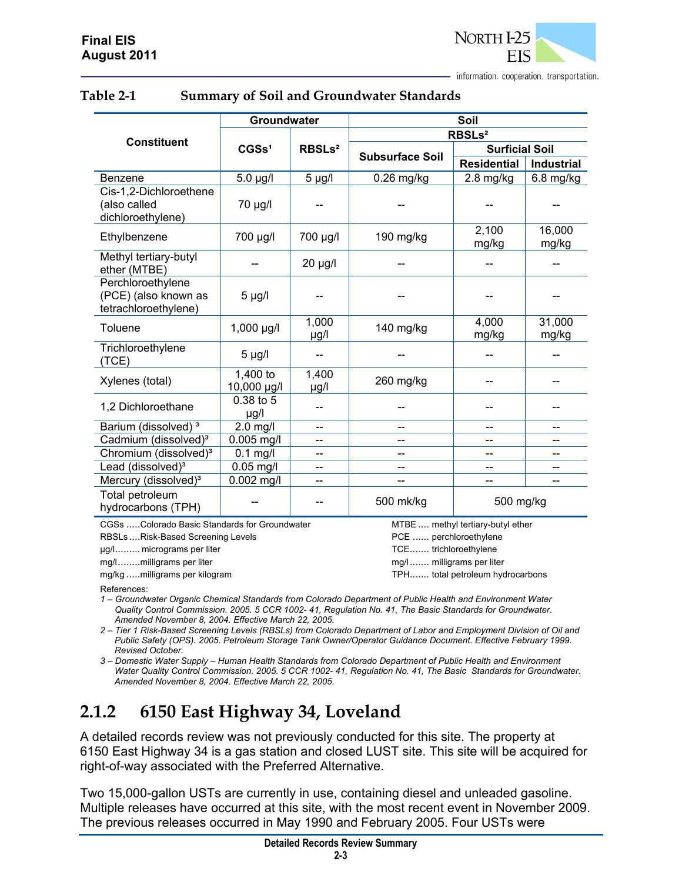**Table 2-1 Summary of Soil and Groundwater Standards**

| Constituent | Groundwater | | Soil | | |
|---|---|---|---|---|---|
| | | | RBSLs[2] | | |
| | CGSs[1] | RBSLs[2] | Subsurface Soil | Surficial Soil | |
| | | | | Residential | Industrial |
| Benzene | 5.0 µg/l | 5 µg/l | 0.26 mg/kg | 2.8 mg/kg | 6.8 mg/kg |
| Cis-1,2-Dichloroethene (also called dichloroethylene) | 70 µg/l | -- | -- | -- | -- |
| Ethylbenzene | 700 µg/l | 700 µg/l | 190 mg/kg | 2,100 mg/kg | 16,000 mg/kg |
| Methyl tertiary-butyl ether (MTBE) | -- | 20 µg/l | -- | -- | -- |
| Perchloroethylene (PCE) (also known as tetrachloroethylene) | 5 µg/l | -- | -- | -- | -- |
| Toluene | 1,000 µg/l | 1,000 µg/l | 140 mg/kg | 4,000 mg/kg | 31,000 mg/kg |
| Trichloroethylene (TCE) | 5 µg/l | -- | -- | -- | -- |
| Xylenes (total) | 1,400 to 10,000 µg/l | 1,400 µg/l | 260 mg/kg | -- | -- |
| 1,2 Dichloroethane | 0.38 to 5 µg/l | -- | -- | -- | -- |
| Barium (dissolved) [3] | 2.0 mg/l | -- | -- | -- | -- |
| Cadmium (dissolved)[3] | 0.005 mg/l | -- | -- | -- | -- |
| Chromium (dissolved)[3] | 0.1 mg/l | -- | -- | -- | -- |
| Lead (dissolved)[3] | 0.05 mg/l | -- | -- | -- | -- |
| Mercury (dissolved)[3] | 0.002 mg/l | -- | -- | -- | -- |
| Total petroleum hydrocarbons (TPH) | -- | -- | 500 mk/kg | 500 mg/kg | |

CGSs .....Colorado Basic Standards for Groundwater
RBSLs ....Risk-Based Screening Levels
µg/l......... micrograms per liter
mg/l........milligrams per liter
mg/kg .....milligrams per kilogram
MTBE .... methyl tertiary-butyl ether
PCE ...... perchloroethylene
TCE....... trichloroethylene
mg/l ....... milligrams per liter
TPH....... total petroleum hydrocarbons

References:

*1 – Groundwater Organic Chemical Standards from Colorado Department of Public Health and Environment Water Quality Control Commission. 2005. 5 CCR 1002- 41, Regulation No. 41, The Basic Standards for Groundwater. Amended November 8, 2004. Effective March 22, 2005.*

*2 – Tier 1 Risk-Based Screening Levels (RBSLs) from Colorado Department of Labor and Employment Division of Oil and Public Safety (OPS). 2005. Petroleum Storage Tank Owner/Operator Guidance Document. Effective February 1999. Revised October.*

*3 – Domestic Water Supply – Human Health Standards from Colorado Department of Public Health and Environment Water Quality Control Commission. 2005. 5 CCR 1002- 41, Regulation No. 41, The Basic Standards for Groundwater. Amended November 8, 2004. Effective March 22, 2005.*

## 2.1.2 6150 East Highway 34, Loveland

A detailed records review was not previously conducted for this site. The property at 6150 East Highway 34 is a gas station and closed LUST site. This site will be acquired for right-of-way associated with the Preferred Alternative.

Two 15,000-gallon USTs are currently in use, containing diesel and unleaded gasoline. Multiple releases have occurred at this site, with the most recent event in November 2009. The previous releases occurred in May 1990 and February 2005. Four USTs were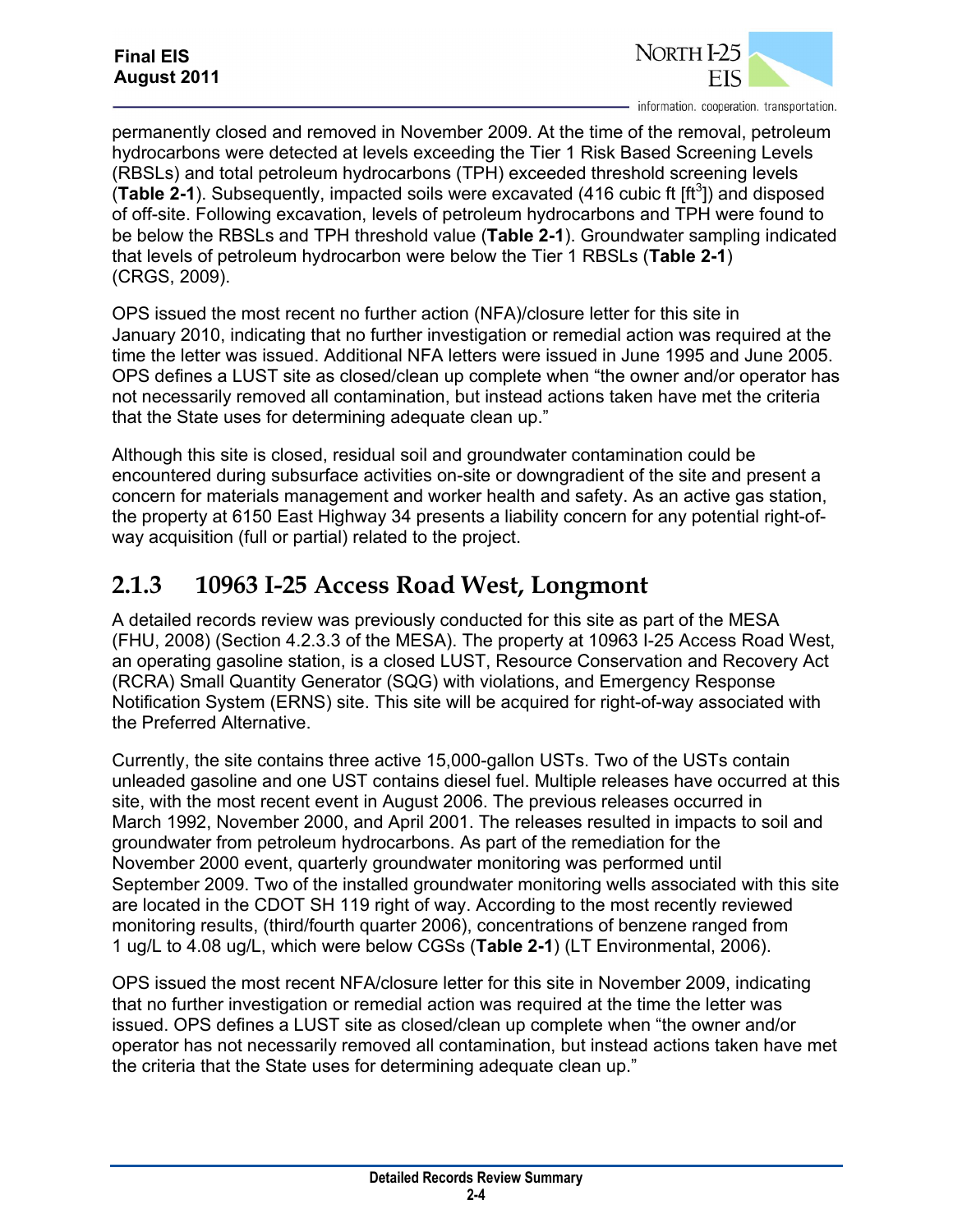permanently closed and removed in November 2009. At the time of the removal, petroleum hydrocarbons were detected at levels exceeding the Tier 1 Risk Based Screening Levels (RBSLs) and total petroleum hydrocarbons (TPH) exceeded threshold screening levels (**Table 2-1**). Subsequently, impacted soils were excavated (416 cubic ft [$ft^3$]) and disposed of off-site. Following excavation, levels of petroleum hydrocarbons and TPH were found to be below the RBSLs and TPH threshold value (**Table 2-1**). Groundwater sampling indicated that levels of petroleum hydrocarbon were below the Tier 1 RBSLs (**Table 2-1**) (CRGS, 2009).

OPS issued the most recent no further action (NFA)/closure letter for this site in January 2010, indicating that no further investigation or remedial action was required at the time the letter was issued. Additional NFA letters were issued in June 1995 and June 2005. OPS defines a LUST site as closed/clean up complete when "the owner and/or operator has not necessarily removed all contamination, but instead actions taken have met the criteria that the State uses for determining adequate clean up."

Although this site is closed, residual soil and groundwater contamination could be encountered during subsurface activities on-site or downgradient of the site and present a concern for materials management and worker health and safety. As an active gas station, the property at 6150 East Highway 34 presents a liability concern for any potential right-of-way acquisition (full or partial) related to the project.

### 2.1.3 10963 I-25 Access Road West, Longmont

A detailed records review was previously conducted for this site as part of the MESA (FHU, 2008) (Section 4.2.3.3 of the MESA). The property at 10963 I-25 Access Road West, an operating gasoline station, is a closed LUST, Resource Conservation and Recovery Act (RCRA) Small Quantity Generator (SQG) with violations, and Emergency Response Notification System (ERNS) site. This site will be acquired for right-of-way associated with the Preferred Alternative.

Currently, the site contains three active 15,000-gallon USTs. Two of the USTs contain unleaded gasoline and one UST contains diesel fuel. Multiple releases have occurred at this site, with the most recent event in August 2006. The previous releases occurred in March 1992, November 2000, and April 2001. The releases resulted in impacts to soil and groundwater from petroleum hydrocarbons. As part of the remediation for the November 2000 event, quarterly groundwater monitoring was performed until September 2009. Two of the installed groundwater monitoring wells associated with this site are located in the CDOT SH 119 right of way. According to the most recently reviewed monitoring results, (third/fourth quarter 2006), concentrations of benzene ranged from 1 ug/L to 4.08 ug/L, which were below CGSs (**Table 2-1**) (LT Environmental, 2006).

OPS issued the most recent NFA/closure letter for this site in November 2009, indicating that no further investigation or remedial action was required at the time the letter was issued. OPS defines a LUST site as closed/clean up complete when "the owner and/or operator has not necessarily removed all contamination, but instead actions taken have met the criteria that the State uses for determining adequate clean up."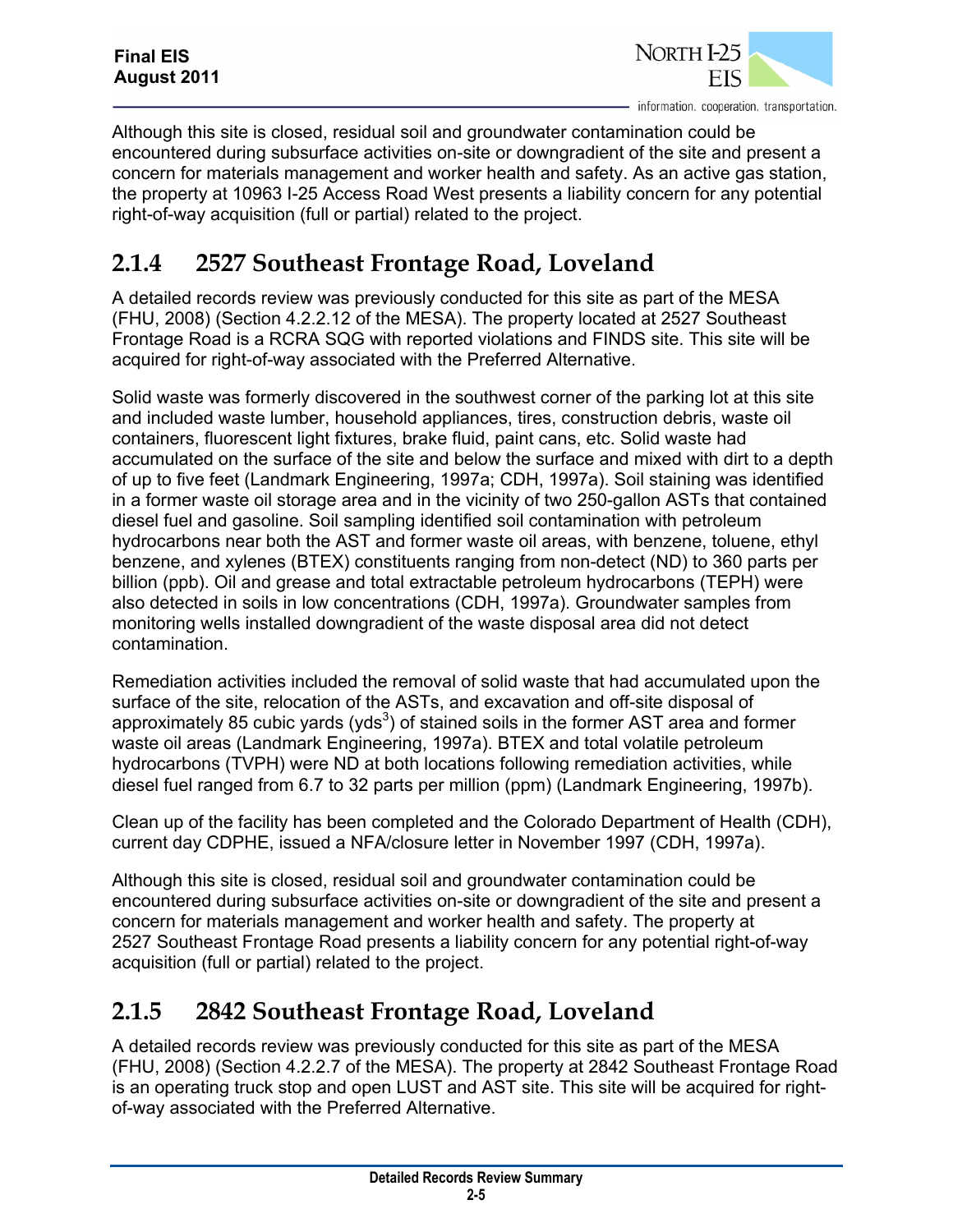Although this site is closed, residual soil and groundwater contamination could be encountered during subsurface activities on-site or downgradient of the site and present a concern for materials management and worker health and safety. As an active gas station, the property at 10963 I-25 Access Road West presents a liability concern for any potential right-of-way acquisition (full or partial) related to the project.

### 2.1.4 2527 Southeast Frontage Road, Loveland

A detailed records review was previously conducted for this site as part of the MESA (FHU, 2008) (Section 4.2.2.12 of the MESA). The property located at 2527 Southeast Frontage Road is a RCRA SQG with reported violations and FINDS site. This site will be acquired for right-of-way associated with the Preferred Alternative.

Solid waste was formerly discovered in the southwest corner of the parking lot at this site and included waste lumber, household appliances, tires, construction debris, waste oil containers, fluorescent light fixtures, brake fluid, paint cans, etc. Solid waste had accumulated on the surface of the site and below the surface and mixed with dirt to a depth of up to five feet (Landmark Engineering, 1997a; CDH, 1997a). Soil staining was identified in a former waste oil storage area and in the vicinity of two 250-gallon ASTs that contained diesel fuel and gasoline. Soil sampling identified soil contamination with petroleum hydrocarbons near both the AST and former waste oil areas, with benzene, toluene, ethyl benzene, and xylenes (BTEX) constituents ranging from non-detect (ND) to 360 parts per billion (ppb). Oil and grease and total extractable petroleum hydrocarbons (TEPH) were also detected in soils in low concentrations (CDH, 1997a). Groundwater samples from monitoring wells installed downgradient of the waste disposal area did not detect contamination.

Remediation activities included the removal of solid waste that had accumulated upon the surface of the site, relocation of the ASTs, and excavation and off-site disposal of approximately 85 cubic yards ($yds^3$) of stained soils in the former AST area and former waste oil areas (Landmark Engineering, 1997a). BTEX and total volatile petroleum hydrocarbons (TVPH) were ND at both locations following remediation activities, while diesel fuel ranged from 6.7 to 32 parts per million (ppm) (Landmark Engineering, 1997b).

Clean up of the facility has been completed and the Colorado Department of Health (CDH), current day CDPHE, issued a NFA/closure letter in November 1997 (CDH, 1997a).

Although this site is closed, residual soil and groundwater contamination could be encountered during subsurface activities on-site or downgradient of the site and present a concern for materials management and worker health and safety. The property at 2527 Southeast Frontage Road presents a liability concern for any potential right-of-way acquisition (full or partial) related to the project.

### 2.1.5 2842 Southeast Frontage Road, Loveland

A detailed records review was previously conducted for this site as part of the MESA (FHU, 2008) (Section 4.2.2.7 of the MESA). The property at 2842 Southeast Frontage Road is an operating truck stop and open LUST and AST site. This site will be acquired for right-of-way associated with the Preferred Alternative.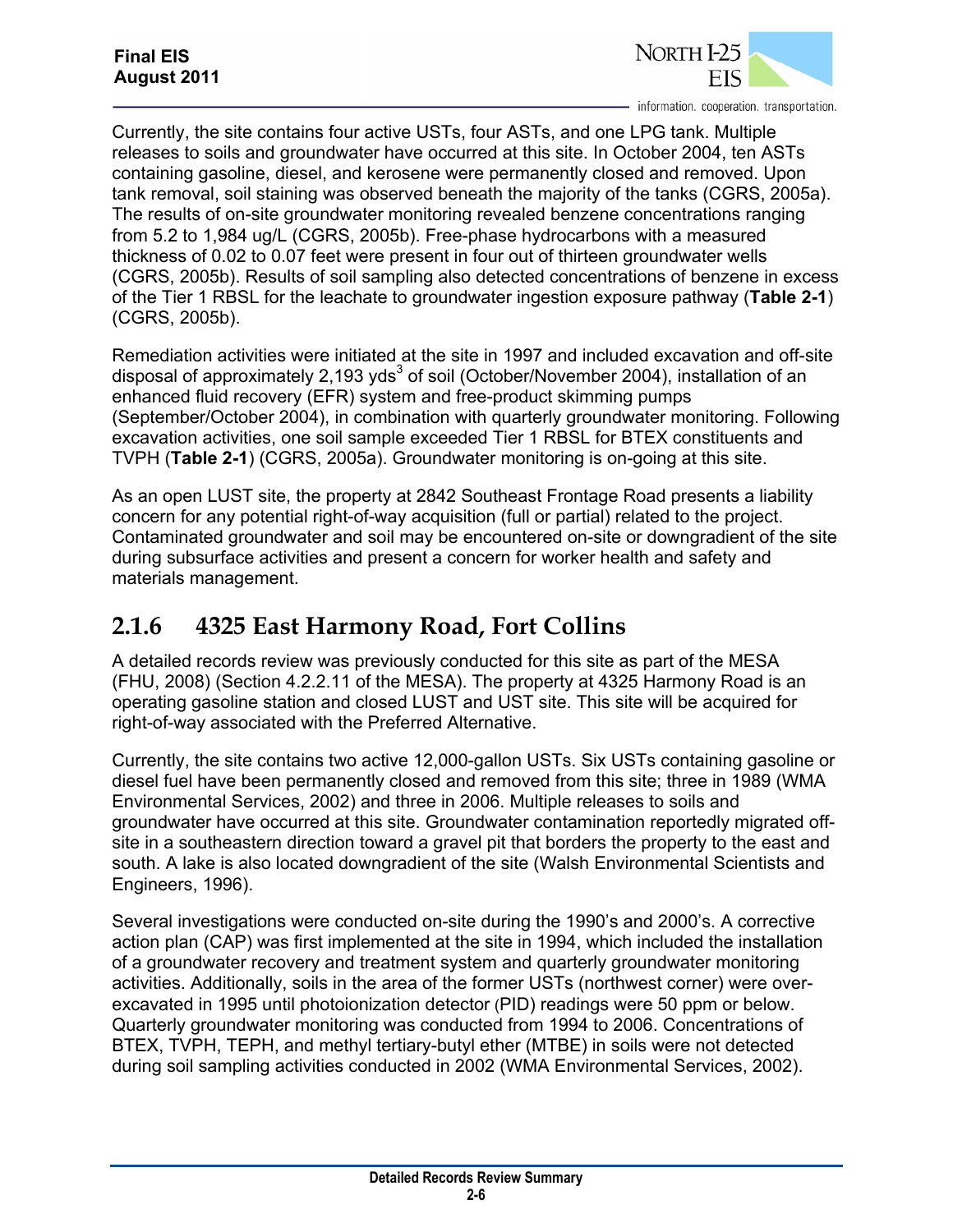Currently, the site contains four active USTs, four ASTs, and one LPG tank. Multiple releases to soils and groundwater have occurred at this site. In October 2004, ten ASTs containing gasoline, diesel, and kerosene were permanently closed and removed. Upon tank removal, soil staining was observed beneath the majority of the tanks (CGRS, 2005a). The results of on-site groundwater monitoring revealed benzene concentrations ranging from 5.2 to 1,984 ug/L (CGRS, 2005b). Free-phase hydrocarbons with a measured thickness of 0.02 to 0.07 feet were present in four out of thirteen groundwater wells (CGRS, 2005b). Results of soil sampling also detected concentrations of benzene in excess of the Tier 1 RBSL for the leachate to groundwater ingestion exposure pathway (**Table 2-1**) (CGRS, 2005b).

Remediation activities were initiated at the site in 1997 and included excavation and off-site disposal of approximately 2,193 yds$^3$ of soil (October/November 2004), installation of an enhanced fluid recovery (EFR) system and free-product skimming pumps (September/October 2004), in combination with quarterly groundwater monitoring. Following excavation activities, one soil sample exceeded Tier 1 RBSL for BTEX constituents and TVPH (**Table 2-1**) (CGRS, 2005a). Groundwater monitoring is on-going at this site.

As an open LUST site, the property at 2842 Southeast Frontage Road presents a liability concern for any potential right-of-way acquisition (full or partial) related to the project. Contaminated groundwater and soil may be encountered on-site or downgradient of the site during subsurface activities and present a concern for worker health and safety and materials management.

## 2.1.6 4325 East Harmony Road, Fort Collins

A detailed records review was previously conducted for this site as part of the MESA (FHU, 2008) (Section 4.2.2.11 of the MESA). The property at 4325 Harmony Road is an operating gasoline station and closed LUST and UST site. This site will be acquired for right-of-way associated with the Preferred Alternative.

Currently, the site contains two active 12,000-gallon USTs. Six USTs containing gasoline or diesel fuel have been permanently closed and removed from this site; three in 1989 (WMA Environmental Services, 2002) and three in 2006. Multiple releases to soils and groundwater have occurred at this site. Groundwater contamination reportedly migrated off-site in a southeastern direction toward a gravel pit that borders the property to the east and south. A lake is also located downgradient of the site (Walsh Environmental Scientists and Engineers, 1996).

Several investigations were conducted on-site during the 1990's and 2000's. A corrective action plan (CAP) was first implemented at the site in 1994, which included the installation of a groundwater recovery and treatment system and quarterly groundwater monitoring activities. Additionally, soils in the area of the former USTs (northwest corner) were over-excavated in 1995 until photoionization detector (PID) readings were 50 ppm or below. Quarterly groundwater monitoring was conducted from 1994 to 2006. Concentrations of BTEX, TVPH, TEPH, and methyl tertiary-butyl ether (MTBE) in soils were not detected during soil sampling activities conducted in 2002 (WMA Environmental Services, 2002).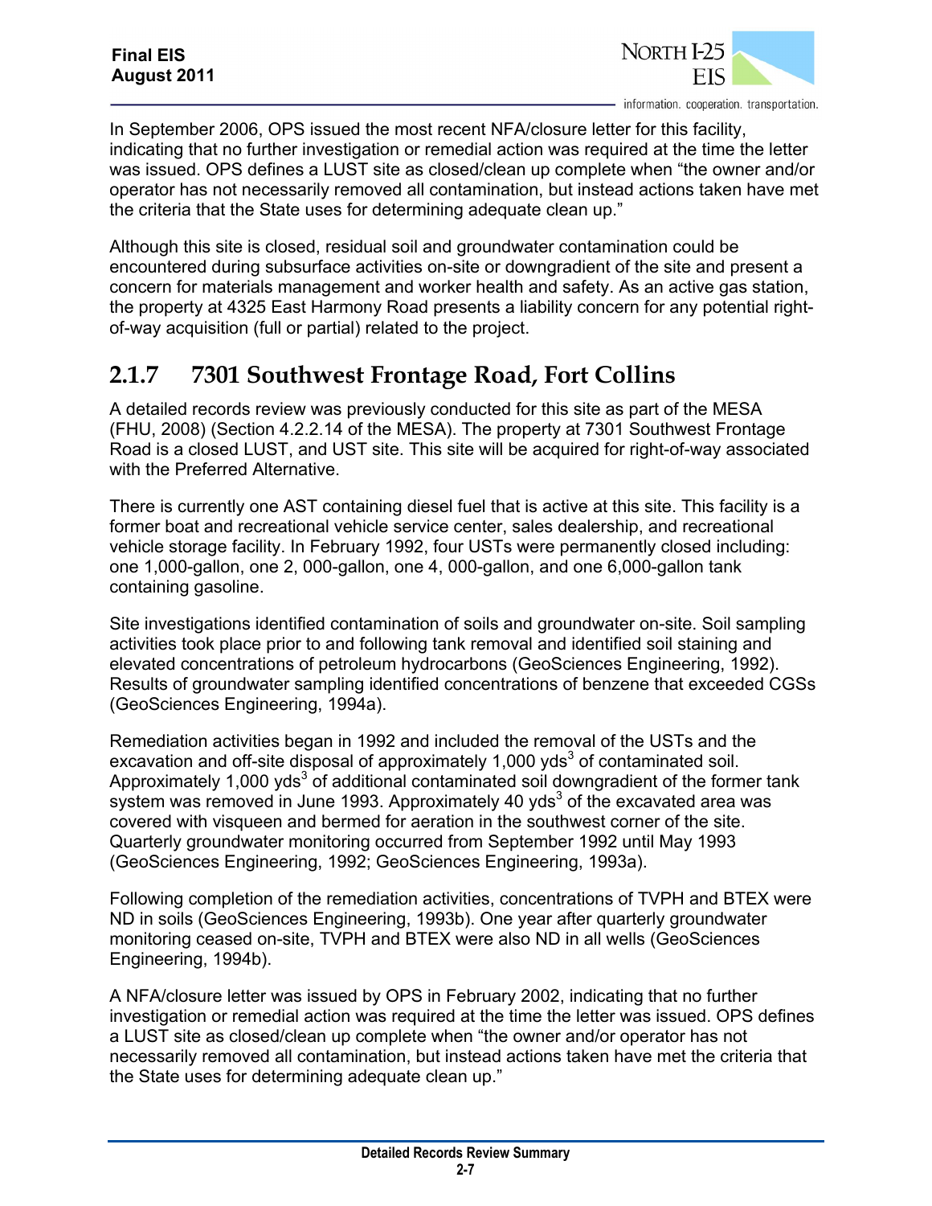In September 2006, OPS issued the most recent NFA/closure letter for this facility, indicating that no further investigation or remedial action was required at the time the letter was issued. OPS defines a LUST site as closed/clean up complete when "the owner and/or operator has not necessarily removed all contamination, but instead actions taken have met the criteria that the State uses for determining adequate clean up."

Although this site is closed, residual soil and groundwater contamination could be encountered during subsurface activities on-site or downgradient of the site and present a concern for materials management and worker health and safety. As an active gas station, the property at 4325 East Harmony Road presents a liability concern for any potential right-of-way acquisition (full or partial) related to the project.

### 2.1.7 7301 Southwest Frontage Road, Fort Collins

A detailed records review was previously conducted for this site as part of the MESA (FHU, 2008) (Section 4.2.2.14 of the MESA). The property at 7301 Southwest Frontage Road is a closed LUST, and UST site. This site will be acquired for right-of-way associated with the Preferred Alternative.

There is currently one AST containing diesel fuel that is active at this site. This facility is a former boat and recreational vehicle service center, sales dealership, and recreational vehicle storage facility. In February 1992, four USTs were permanently closed including: one 1,000-gallon, one 2, 000-gallon, one 4, 000-gallon, and one 6,000-gallon tank containing gasoline.

Site investigations identified contamination of soils and groundwater on-site. Soil sampling activities took place prior to and following tank removal and identified soil staining and elevated concentrations of petroleum hydrocarbons (GeoSciences Engineering, 1992). Results of groundwater sampling identified concentrations of benzene that exceeded CGSs (GeoSciences Engineering, 1994a).

Remediation activities began in 1992 and included the removal of the USTs and the excavation and off-site disposal of approximately 1,000 $yds^3$ of contaminated soil. Approximately 1,000 $yds^3$ of additional contaminated soil downgradient of the former tank system was removed in June 1993. Approximately 40 $yds^3$ of the excavated area was covered with visqueen and bermed for aeration in the southwest corner of the site. Quarterly groundwater monitoring occurred from September 1992 until May 1993 (GeoSciences Engineering, 1992; GeoSciences Engineering, 1993a).

Following completion of the remediation activities, concentrations of TVPH and BTEX were ND in soils (GeoSciences Engineering, 1993b). One year after quarterly groundwater monitoring ceased on-site, TVPH and BTEX were also ND in all wells (GeoSciences Engineering, 1994b).

A NFA/closure letter was issued by OPS in February 2002, indicating that no further investigation or remedial action was required at the time the letter was issued. OPS defines a LUST site as closed/clean up complete when "the owner and/or operator has not necessarily removed all contamination, but instead actions taken have met the criteria that the State uses for determining adequate clean up."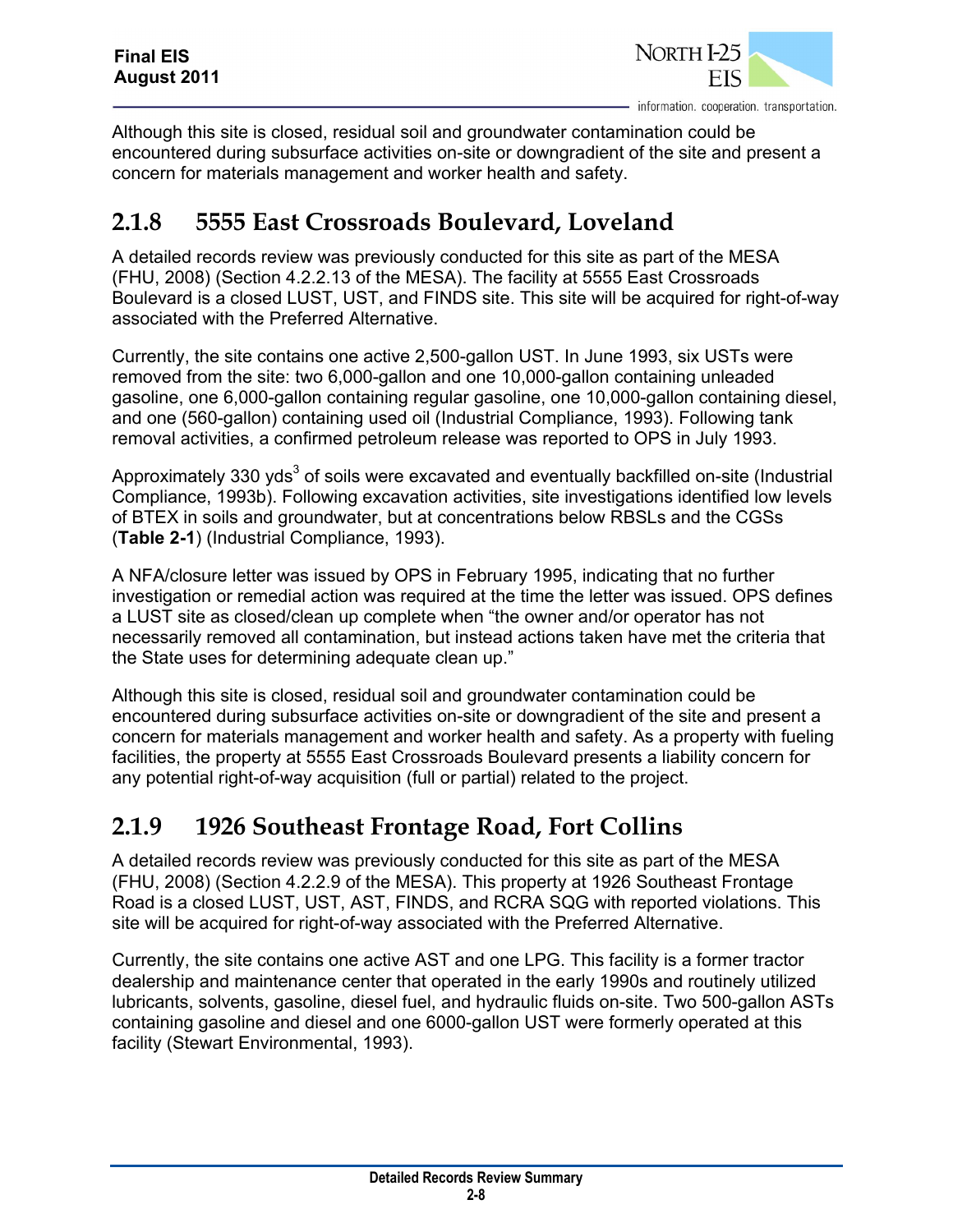Although this site is closed, residual soil and groundwater contamination could be encountered during subsurface activities on-site or downgradient of the site and present a concern for materials management and worker health and safety.

### 2.1.8 5555 East Crossroads Boulevard, Loveland

A detailed records review was previously conducted for this site as part of the MESA (FHU, 2008) (Section 4.2.2.13 of the MESA). The facility at 5555 East Crossroads Boulevard is a closed LUST, UST, and FINDS site. This site will be acquired for right-of-way associated with the Preferred Alternative.

Currently, the site contains one active 2,500-gallon UST. In June 1993, six USTs were removed from the site: two 6,000-gallon and one 10,000-gallon containing unleaded gasoline, one 6,000-gallon containing regular gasoline, one 10,000-gallon containing diesel, and one (560-gallon) containing used oil (Industrial Compliance, 1993). Following tank removal activities, a confirmed petroleum release was reported to OPS in July 1993.

Approximately 330 yds$^3$ of soils were excavated and eventually backfilled on-site (Industrial Compliance, 1993b). Following excavation activities, site investigations identified low levels of BTEX in soils and groundwater, but at concentrations below RBSLs and the CGSs (**Table 2-1**) (Industrial Compliance, 1993).

A NFA/closure letter was issued by OPS in February 1995, indicating that no further investigation or remedial action was required at the time the letter was issued. OPS defines a LUST site as closed/clean up complete when "the owner and/or operator has not necessarily removed all contamination, but instead actions taken have met the criteria that the State uses for determining adequate clean up."

Although this site is closed, residual soil and groundwater contamination could be encountered during subsurface activities on-site or downgradient of the site and present a concern for materials management and worker health and safety. As a property with fueling facilities, the property at 5555 East Crossroads Boulevard presents a liability concern for any potential right-of-way acquisition (full or partial) related to the project.

### 2.1.9 1926 Southeast Frontage Road, Fort Collins

A detailed records review was previously conducted for this site as part of the MESA (FHU, 2008) (Section 4.2.2.9 of the MESA). This property at 1926 Southeast Frontage Road is a closed LUST, UST, AST, FINDS, and RCRA SQG with reported violations. This site will be acquired for right-of-way associated with the Preferred Alternative.

Currently, the site contains one active AST and one LPG. This facility is a former tractor dealership and maintenance center that operated in the early 1990s and routinely utilized lubricants, solvents, gasoline, diesel fuel, and hydraulic fluids on-site. Two 500-gallon ASTs containing gasoline and diesel and one 6000-gallon UST were formerly operated at this facility (Stewart Environmental, 1993).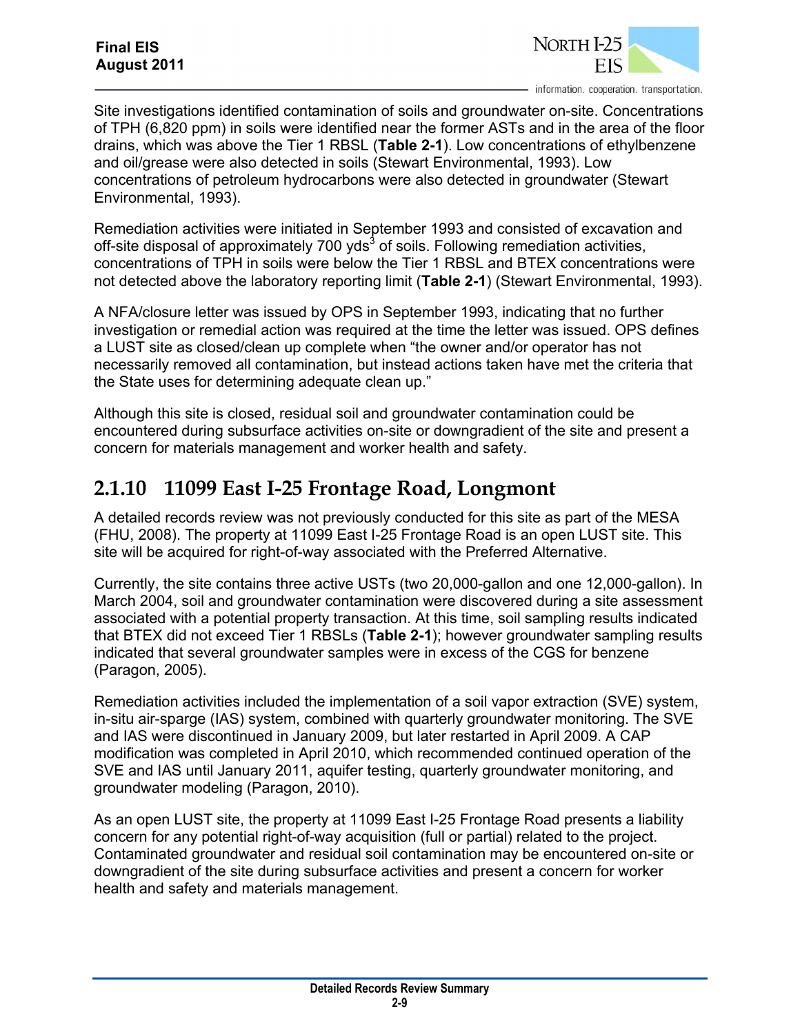Site investigations identified contamination of soils and groundwater on-site. Concentrations of TPH (6,820 ppm) in soils were identified near the former ASTs and in the area of the floor drains, which was above the Tier 1 RBSL (**Table 2-1**). Low concentrations of ethylbenzene and oil/grease were also detected in soils (Stewart Environmental, 1993). Low concentrations of petroleum hydrocarbons were also detected in groundwater (Stewart Environmental, 1993).

Remediation activities were initiated in September 1993 and consisted of excavation and off-site disposal of approximately 700 $yds^3$ of soils. Following remediation activities, concentrations of TPH in soils were below the Tier 1 RBSL and BTEX concentrations were not detected above the laboratory reporting limit (**Table 2-1**) (Stewart Environmental, 1993).

A NFA/closure letter was issued by OPS in September 1993, indicating that no further investigation or remedial action was required at the time the letter was issued. OPS defines a LUST site as closed/clean up complete when "the owner and/or operator has not necessarily removed all contamination, but instead actions taken have met the criteria that the State uses for determining adequate clean up."

Although this site is closed, residual soil and groundwater contamination could be encountered during subsurface activities on-site or downgradient of the site and present a concern for materials management and worker health and safety.

### 2.1.10 11099 East I-25 Frontage Road, Longmont

A detailed records review was not previously conducted for this site as part of the MESA (FHU, 2008). The property at 11099 East I-25 Frontage Road is an open LUST site. This site will be acquired for right-of-way associated with the Preferred Alternative.

Currently, the site contains three active USTs (two 20,000-gallon and one 12,000-gallon). In March 2004, soil and groundwater contamination were discovered during a site assessment associated with a potential property transaction. At this time, soil sampling results indicated that BTEX did not exceed Tier 1 RBSLs (**Table 2-1**); however groundwater sampling results indicated that several groundwater samples were in excess of the CGS for benzene (Paragon, 2005).

Remediation activities included the implementation of a soil vapor extraction (SVE) system, in-situ air-sparge (IAS) system, combined with quarterly groundwater monitoring. The SVE and IAS were discontinued in January 2009, but later restarted in April 2009. A CAP modification was completed in April 2010, which recommended continued operation of the SVE and IAS until January 2011, aquifer testing, quarterly groundwater monitoring, and groundwater modeling (Paragon, 2010).

As an open LUST site, the property at 11099 East I-25 Frontage Road presents a liability concern for any potential right-of-way acquisition (full or partial) related to the project. Contaminated groundwater and residual soil contamination may be encountered on-site or downgradient of the site during subsurface activities and present a concern for worker health and safety and materials management.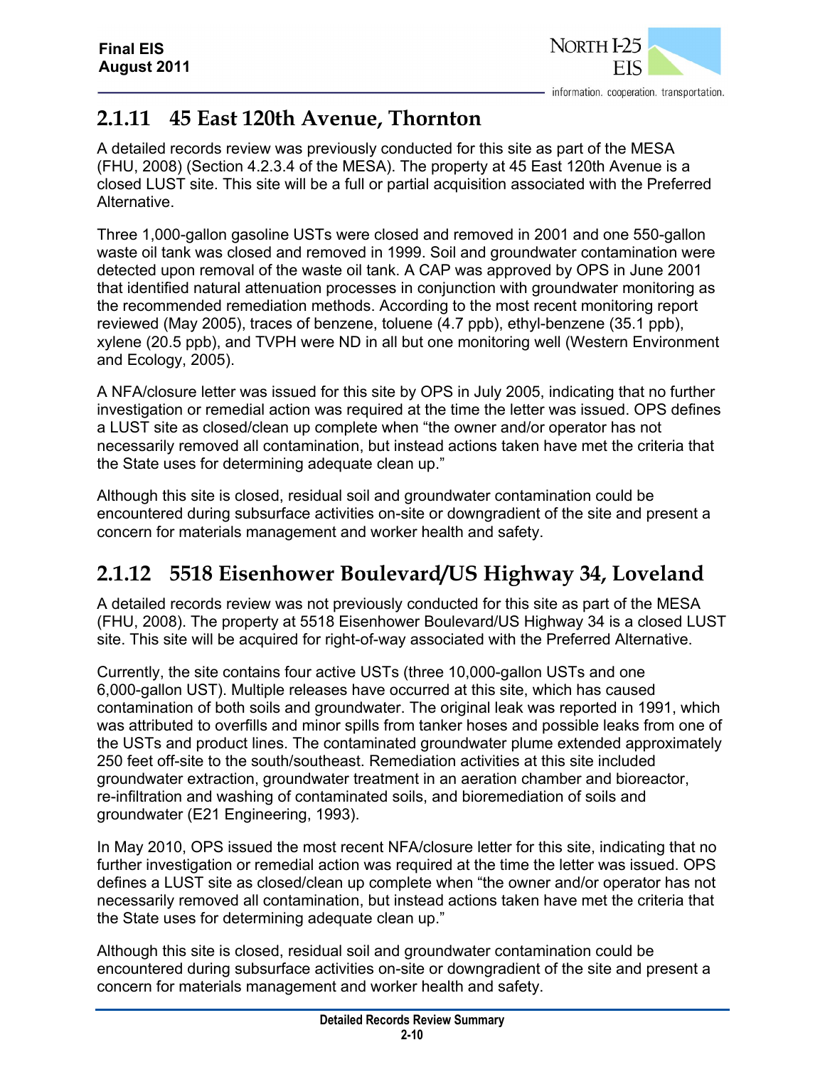## 2.1.11 45 East 120th Avenue, Thornton

A detailed records review was previously conducted for this site as part of the MESA (FHU, 2008) (Section 4.2.3.4 of the MESA). The property at 45 East 120th Avenue is a closed LUST site. This site will be a full or partial acquisition associated with the Preferred Alternative.

Three 1,000-gallon gasoline USTs were closed and removed in 2001 and one 550-gallon waste oil tank was closed and removed in 1999. Soil and groundwater contamination were detected upon removal of the waste oil tank. A CAP was approved by OPS in June 2001 that identified natural attenuation processes in conjunction with groundwater monitoring as the recommended remediation methods. According to the most recent monitoring report reviewed (May 2005), traces of benzene, toluene (4.7 ppb), ethyl-benzene (35.1 ppb), xylene (20.5 ppb), and TVPH were ND in all but one monitoring well (Western Environment and Ecology, 2005).

A NFA/closure letter was issued for this site by OPS in July 2005, indicating that no further investigation or remedial action was required at the time the letter was issued. OPS defines a LUST site as closed/clean up complete when "the owner and/or operator has not necessarily removed all contamination, but instead actions taken have met the criteria that the State uses for determining adequate clean up."

Although this site is closed, residual soil and groundwater contamination could be encountered during subsurface activities on-site or downgradient of the site and present a concern for materials management and worker health and safety.

## 2.1.12 5518 Eisenhower Boulevard/US Highway 34, Loveland

A detailed records review was not previously conducted for this site as part of the MESA (FHU, 2008). The property at 5518 Eisenhower Boulevard/US Highway 34 is a closed LUST site. This site will be acquired for right-of-way associated with the Preferred Alternative.

Currently, the site contains four active USTs (three 10,000-gallon USTs and one 6,000-gallon UST). Multiple releases have occurred at this site, which has caused contamination of both soils and groundwater. The original leak was reported in 1991, which was attributed to overfills and minor spills from tanker hoses and possible leaks from one of the USTs and product lines. The contaminated groundwater plume extended approximately 250 feet off-site to the south/southeast. Remediation activities at this site included groundwater extraction, groundwater treatment in an aeration chamber and bioreactor, re-infiltration and washing of contaminated soils, and bioremediation of soils and groundwater (E21 Engineering, 1993).

In May 2010, OPS issued the most recent NFA/closure letter for this site, indicating that no further investigation or remedial action was required at the time the letter was issued. OPS defines a LUST site as closed/clean up complete when "the owner and/or operator has not necessarily removed all contamination, but instead actions taken have met the criteria that the State uses for determining adequate clean up."

Although this site is closed, residual soil and groundwater contamination could be encountered during subsurface activities on-site or downgradient of the site and present a concern for materials management and worker health and safety.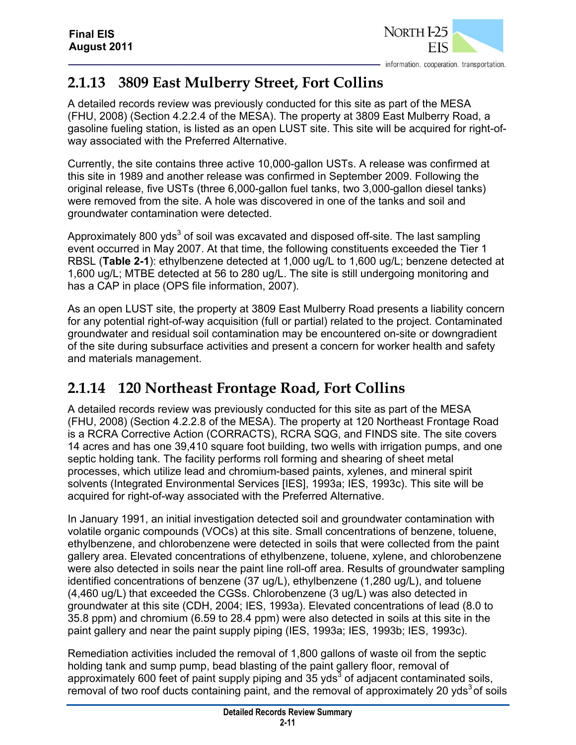## 2.1.13 3809 East Mulberry Street, Fort Collins

A detailed records review was previously conducted for this site as part of the MESA (FHU, 2008) (Section 4.2.2.4 of the MESA). The property at 3809 East Mulberry Road, a gasoline fueling station, is listed as an open LUST site. This site will be acquired for right-of-way associated with the Preferred Alternative.

Currently, the site contains three active 10,000-gallon USTs. A release was confirmed at this site in 1989 and another release was confirmed in September 2009. Following the original release, five USTs (three 6,000-gallon fuel tanks, two 3,000-gallon diesel tanks) were removed from the site. A hole was discovered in one of the tanks and soil and groundwater contamination were detected.

Approximately 800 yds$^3$ of soil was excavated and disposed off-site. The last sampling event occurred in May 2007. At that time, the following constituents exceeded the Tier 1 RBSL (**Table 2-1**): ethylbenzene detected at 1,000 ug/L to 1,600 ug/L; benzene detected at 1,600 ug/L; MTBE detected at 56 to 280 ug/L. The site is still undergoing monitoring and has a CAP in place (OPS file information, 2007).

As an open LUST site, the property at 3809 East Mulberry Road presents a liability concern for any potential right-of-way acquisition (full or partial) related to the project. Contaminated groundwater and residual soil contamination may be encountered on-site or downgradient of the site during subsurface activities and present a concern for worker health and safety and materials management.

## 2.1.14 120 Northeast Frontage Road, Fort Collins

A detailed records review was previously conducted for this site as part of the MESA (FHU, 2008) (Section 4.2.2.8 of the MESA). The property at 120 Northeast Frontage Road is a RCRA Corrective Action (CORRACTS), RCRA SQG, and FINDS site. The site covers 14 acres and has one 39,410 square foot building, two wells with irrigation pumps, and one septic holding tank. The facility performs roll forming and shearing of sheet metal processes, which utilize lead and chromium-based paints, xylenes, and mineral spirit solvents (Integrated Environmental Services [IES], 1993a; IES, 1993c). This site will be acquired for right-of-way associated with the Preferred Alternative.

In January 1991, an initial investigation detected soil and groundwater contamination with volatile organic compounds (VOCs) at this site. Small concentrations of benzene, toluene, ethylbenzene, and chlorobenzene were detected in soils that were collected from the paint gallery area. Elevated concentrations of ethylbenzene, toluene, xylene, and chlorobenzene were also detected in soils near the paint line roll-off area. Results of groundwater sampling identified concentrations of benzene (37 ug/L), ethylbenzene (1,280 ug/L), and toluene (4,460 ug/L) that exceeded the CGSs. Chlorobenzene (3 ug/L) was also detected in groundwater at this site (CDH, 2004; IES, 1993a). Elevated concentrations of lead (8.0 to 35.8 ppm) and chromium (6.59 to 28.4 ppm) were also detected in soils at this site in the paint gallery and near the paint supply piping (IES, 1993a; IES, 1993b; IES, 1993c).

Remediation activities included the removal of 1,800 gallons of waste oil from the septic holding tank and sump pump, bead blasting of the paint gallery floor, removal of approximately 600 feet of paint supply piping and 35 yds$^3$ of adjacent contaminated soils, removal of two roof ducts containing paint, and the removal of approximately 20 yds$^3$ of soils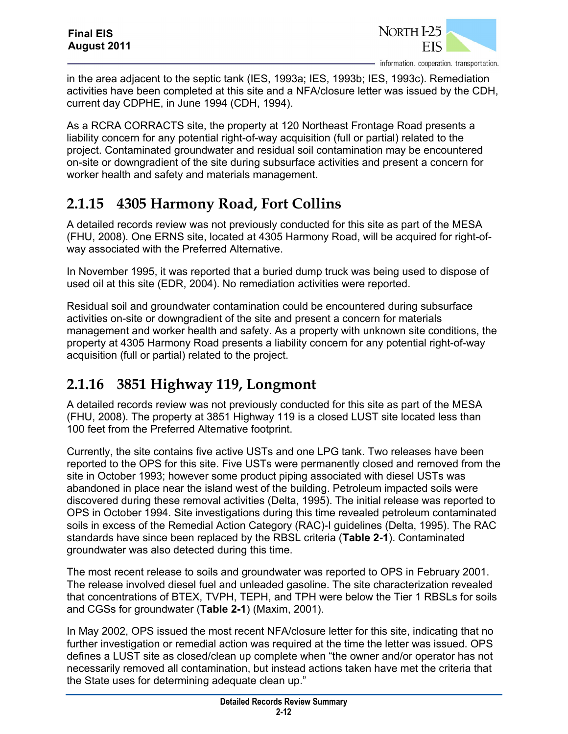in the area adjacent to the septic tank (IES, 1993a; IES, 1993b; IES, 1993c). Remediation activities have been completed at this site and a NFA/closure letter was issued by the CDH, current day CDPHE, in June 1994 (CDH, 1994).

As a RCRA CORRACTS site, the property at 120 Northeast Frontage Road presents a liability concern for any potential right-of-way acquisition (full or partial) related to the project. Contaminated groundwater and residual soil contamination may be encountered on-site or downgradient of the site during subsurface activities and present a concern for worker health and safety and materials management.

## 2.1.15 4305 Harmony Road, Fort Collins

A detailed records review was not previously conducted for this site as part of the MESA (FHU, 2008). One ERNS site, located at 4305 Harmony Road, will be acquired for right-of-way associated with the Preferred Alternative.

In November 1995, it was reported that a buried dump truck was being used to dispose of used oil at this site (EDR, 2004). No remediation activities were reported.

Residual soil and groundwater contamination could be encountered during subsurface activities on-site or downgradient of the site and present a concern for materials management and worker health and safety. As a property with unknown site conditions, the property at 4305 Harmony Road presents a liability concern for any potential right-of-way acquisition (full or partial) related to the project.

## 2.1.16 3851 Highway 119, Longmont

A detailed records review was not previously conducted for this site as part of the MESA (FHU, 2008). The property at 3851 Highway 119 is a closed LUST site located less than 100 feet from the Preferred Alternative footprint.

Currently, the site contains five active USTs and one LPG tank. Two releases have been reported to the OPS for this site. Five USTs were permanently closed and removed from the site in October 1993; however some product piping associated with diesel USTs was abandoned in place near the island west of the building. Petroleum impacted soils were discovered during these removal activities (Delta, 1995). The initial release was reported to OPS in October 1994. Site investigations during this time revealed petroleum contaminated soils in excess of the Remedial Action Category (RAC)-I guidelines (Delta, 1995). The RAC standards have since been replaced by the RBSL criteria (**Table 2-1**). Contaminated groundwater was also detected during this time.

The most recent release to soils and groundwater was reported to OPS in February 2001. The release involved diesel fuel and unleaded gasoline. The site characterization revealed that concentrations of BTEX, TVPH, TEPH, and TPH were below the Tier 1 RBSLs for soils and CGSs for groundwater (**Table 2-1**) (Maxim, 2001).

In May 2002, OPS issued the most recent NFA/closure letter for this site, indicating that no further investigation or remedial action was required at the time the letter was issued. OPS defines a LUST site as closed/clean up complete when "the owner and/or operator has not necessarily removed all contamination, but instead actions taken have met the criteria that the State uses for determining adequate clean up."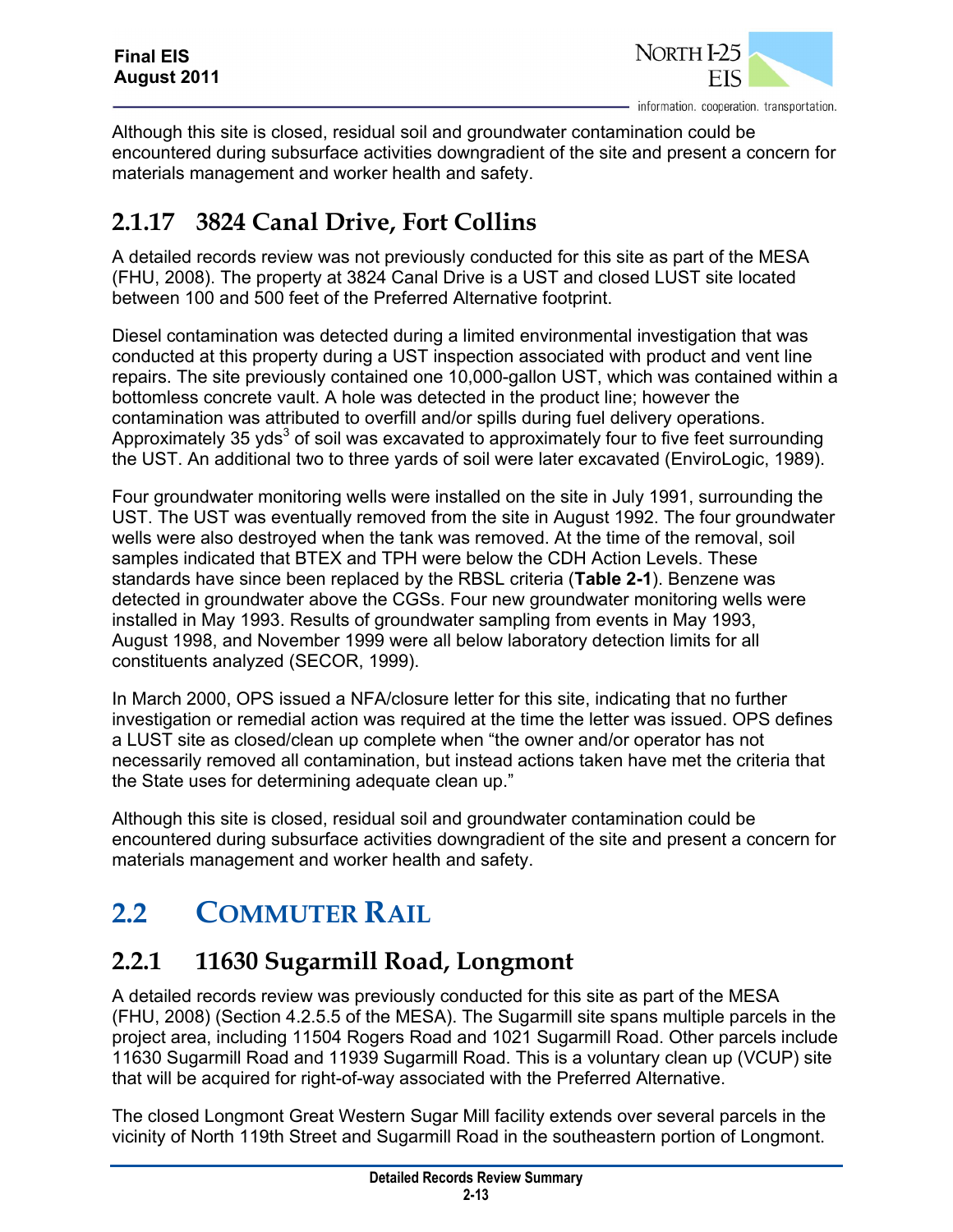Although this site is closed, residual soil and groundwater contamination could be encountered during subsurface activities downgradient of the site and present a concern for materials management and worker health and safety.

### 2.1.17 3824 Canal Drive, Fort Collins

A detailed records review was not previously conducted for this site as part of the MESA (FHU, 2008). The property at 3824 Canal Drive is a UST and closed LUST site located between 100 and 500 feet of the Preferred Alternative footprint.

Diesel contamination was detected during a limited environmental investigation that was conducted at this property during a UST inspection associated with product and vent line repairs. The site previously contained one 10,000-gallon UST, which was contained within a bottomless concrete vault. A hole was detected in the product line; however the contamination was attributed to overfill and/or spills during fuel delivery operations. Approximately 35 $yds^3$ of soil was excavated to approximately four to five feet surrounding the UST. An additional two to three yards of soil were later excavated (EnviroLogic, 1989).

Four groundwater monitoring wells were installed on the site in July 1991, surrounding the UST. The UST was eventually removed from the site in August 1992. The four groundwater wells were also destroyed when the tank was removed. At the time of the removal, soil samples indicated that BTEX and TPH were below the CDH Action Levels. These standards have since been replaced by the RBSL criteria (**Table 2-1**). Benzene was detected in groundwater above the CGSs. Four new groundwater monitoring wells were installed in May 1993. Results of groundwater sampling from events in May 1993, August 1998, and November 1999 were all below laboratory detection limits for all constituents analyzed (SECOR, 1999).

In March 2000, OPS issued a NFA/closure letter for this site, indicating that no further investigation or remedial action was required at the time the letter was issued. OPS defines a LUST site as closed/clean up complete when "the owner and/or operator has not necessarily removed all contamination, but instead actions taken have met the criteria that the State uses for determining adequate clean up."

Although this site is closed, residual soil and groundwater contamination could be encountered during subsurface activities downgradient of the site and present a concern for materials management and worker health and safety.

## 2.2 Commuter Rail

### 2.2.1 11630 Sugarmill Road, Longmont

A detailed records review was previously conducted for this site as part of the MESA (FHU, 2008) (Section 4.2.5.5 of the MESA). The Sugarmill site spans multiple parcels in the project area, including 11504 Rogers Road and 1021 Sugarmill Road. Other parcels include 11630 Sugarmill Road and 11939 Sugarmill Road. This is a voluntary clean up (VCUP) site that will be acquired for right-of-way associated with the Preferred Alternative.

The closed Longmont Great Western Sugar Mill facility extends over several parcels in the vicinity of North 119th Street and Sugarmill Road in the southeastern portion of Longmont.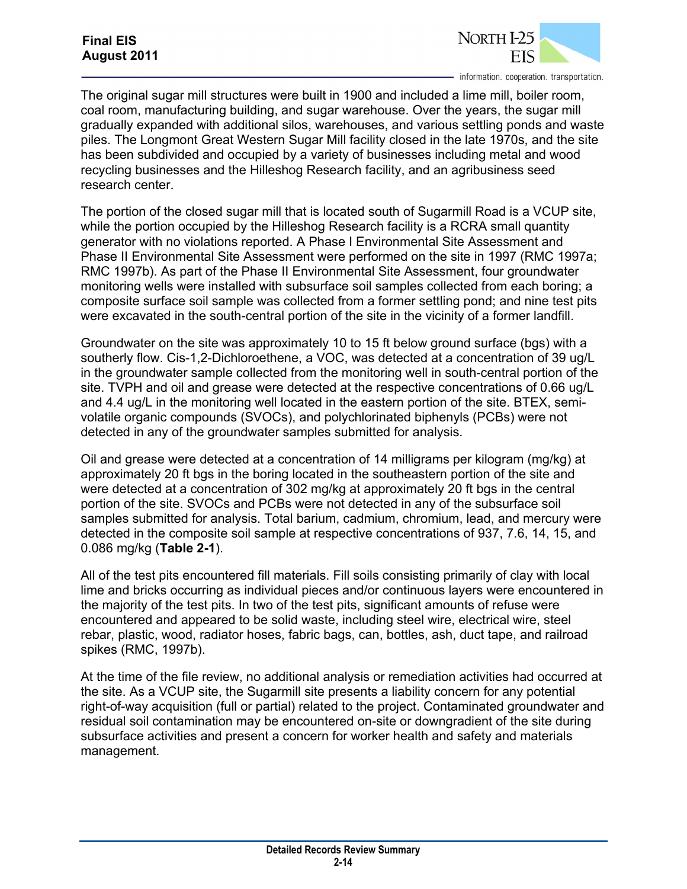The original sugar mill structures were built in 1900 and included a lime mill, boiler room, coal room, manufacturing building, and sugar warehouse. Over the years, the sugar mill gradually expanded with additional silos, warehouses, and various settling ponds and waste piles. The Longmont Great Western Sugar Mill facility closed in the late 1970s, and the site has been subdivided and occupied by a variety of businesses including metal and wood recycling businesses and the Hilleshog Research facility, and an agribusiness seed research center.

The portion of the closed sugar mill that is located south of Sugarmill Road is a VCUP site, while the portion occupied by the Hilleshog Research facility is a RCRA small quantity generator with no violations reported. A Phase I Environmental Site Assessment and Phase II Environmental Site Assessment were performed on the site in 1997 (RMC 1997a; RMC 1997b). As part of the Phase II Environmental Site Assessment, four groundwater monitoring wells were installed with subsurface soil samples collected from each boring; a composite surface soil sample was collected from a former settling pond; and nine test pits were excavated in the south-central portion of the site in the vicinity of a former landfill.

Groundwater on the site was approximately 10 to 15 ft below ground surface (bgs) with a southerly flow. Cis-1,2-Dichloroethene, a VOC, was detected at a concentration of 39 ug/L in the groundwater sample collected from the monitoring well in south-central portion of the site. TVPH and oil and grease were detected at the respective concentrations of 0.66 ug/L and 4.4 ug/L in the monitoring well located in the eastern portion of the site. BTEX, semi-volatile organic compounds (SVOCs), and polychlorinated biphenyls (PCBs) were not detected in any of the groundwater samples submitted for analysis.

Oil and grease were detected at a concentration of 14 milligrams per kilogram (mg/kg) at approximately 20 ft bgs in the boring located in the southeastern portion of the site and were detected at a concentration of 302 mg/kg at approximately 20 ft bgs in the central portion of the site. SVOCs and PCBs were not detected in any of the subsurface soil samples submitted for analysis. Total barium, cadmium, chromium, lead, and mercury were detected in the composite soil sample at respective concentrations of 937, 7.6, 14, 15, and 0.086 mg/kg (**Table 2-1**).

All of the test pits encountered fill materials. Fill soils consisting primarily of clay with local lime and bricks occurring as individual pieces and/or continuous layers were encountered in the majority of the test pits. In two of the test pits, significant amounts of refuse were encountered and appeared to be solid waste, including steel wire, electrical wire, steel rebar, plastic, wood, radiator hoses, fabric bags, can, bottles, ash, duct tape, and railroad spikes (RMC, 1997b).

At the time of the file review, no additional analysis or remediation activities had occurred at the site. As a VCUP site, the Sugarmill site presents a liability concern for any potential right-of-way acquisition (full or partial) related to the project. Contaminated groundwater and residual soil contamination may be encountered on-site or downgradient of the site during subsurface activities and present a concern for worker health and safety and materials management.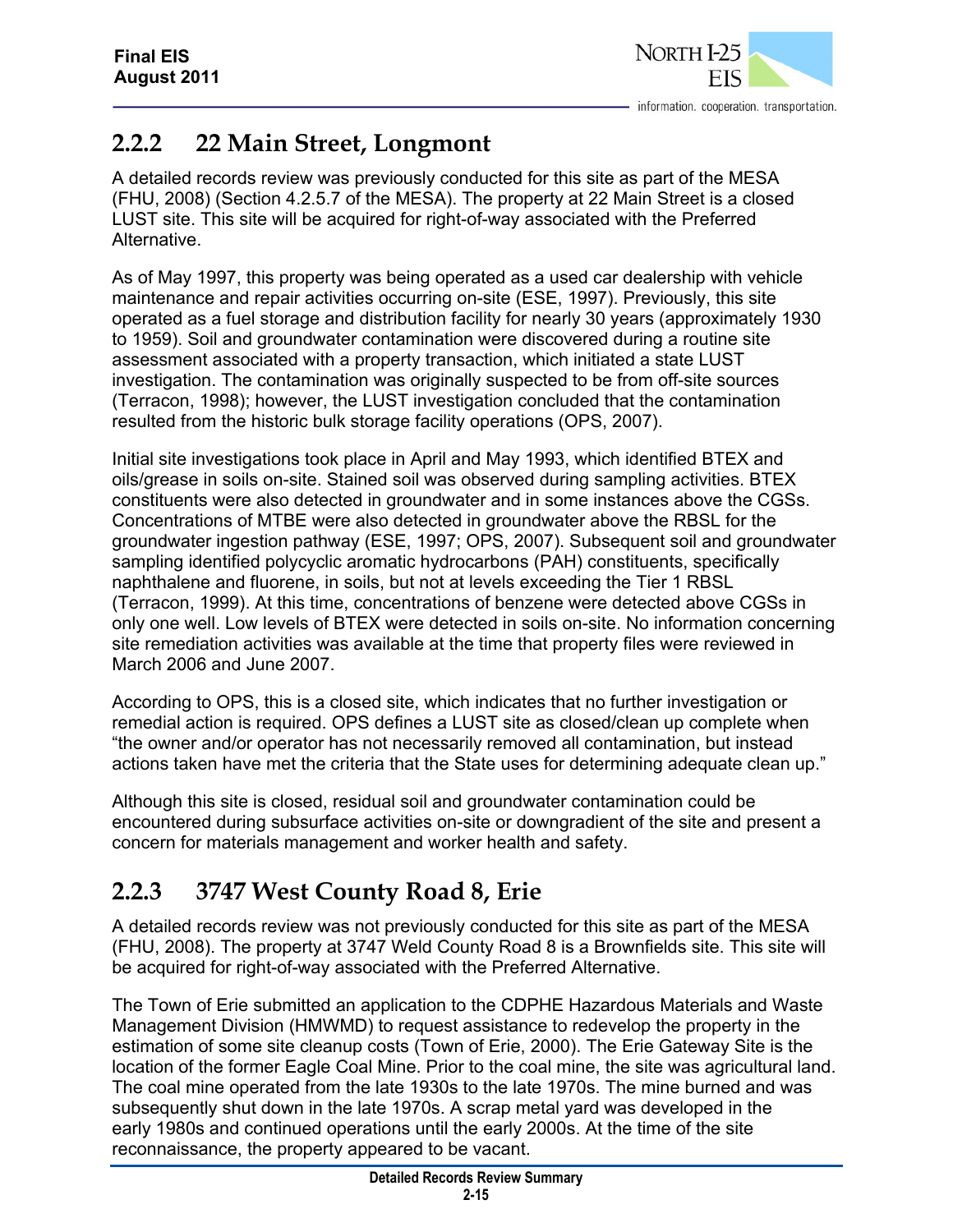## 2.2.2 22 Main Street, Longmont

A detailed records review was previously conducted for this site as part of the MESA (FHU, 2008) (Section 4.2.5.7 of the MESA). The property at 22 Main Street is a closed LUST site. This site will be acquired for right-of-way associated with the Preferred Alternative.

As of May 1997, this property was being operated as a used car dealership with vehicle maintenance and repair activities occurring on-site (ESE, 1997). Previously, this site operated as a fuel storage and distribution facility for nearly 30 years (approximately 1930 to 1959). Soil and groundwater contamination were discovered during a routine site assessment associated with a property transaction, which initiated a state LUST investigation. The contamination was originally suspected to be from off-site sources (Terracon, 1998); however, the LUST investigation concluded that the contamination resulted from the historic bulk storage facility operations (OPS, 2007).

Initial site investigations took place in April and May 1993, which identified BTEX and oils/grease in soils on-site. Stained soil was observed during sampling activities. BTEX constituents were also detected in groundwater and in some instances above the CGSs. Concentrations of MTBE were also detected in groundwater above the RBSL for the groundwater ingestion pathway (ESE, 1997; OPS, 2007). Subsequent soil and groundwater sampling identified polycyclic aromatic hydrocarbons (PAH) constituents, specifically naphthalene and fluorene, in soils, but not at levels exceeding the Tier 1 RBSL (Terracon, 1999). At this time, concentrations of benzene were detected above CGSs in only one well. Low levels of BTEX were detected in soils on-site. No information concerning site remediation activities was available at the time that property files were reviewed in March 2006 and June 2007.

According to OPS, this is a closed site, which indicates that no further investigation or remedial action is required. OPS defines a LUST site as closed/clean up complete when "the owner and/or operator has not necessarily removed all contamination, but instead actions taken have met the criteria that the State uses for determining adequate clean up."

Although this site is closed, residual soil and groundwater contamination could be encountered during subsurface activities on-site or downgradient of the site and present a concern for materials management and worker health and safety.

## 2.2.3 3747 West County Road 8, Erie

A detailed records review was not previously conducted for this site as part of the MESA (FHU, 2008). The property at 3747 Weld County Road 8 is a Brownfields site. This site will be acquired for right-of-way associated with the Preferred Alternative.

The Town of Erie submitted an application to the CDPHE Hazardous Materials and Waste Management Division (HMWMD) to request assistance to redevelop the property in the estimation of some site cleanup costs (Town of Erie, 2000). The Erie Gateway Site is the location of the former Eagle Coal Mine. Prior to the coal mine, the site was agricultural land. The coal mine operated from the late 1930s to the late 1970s. The mine burned and was subsequently shut down in the late 1970s. A scrap metal yard was developed in the early 1980s and continued operations until the early 2000s. At the time of the site reconnaissance, the property appeared to be vacant.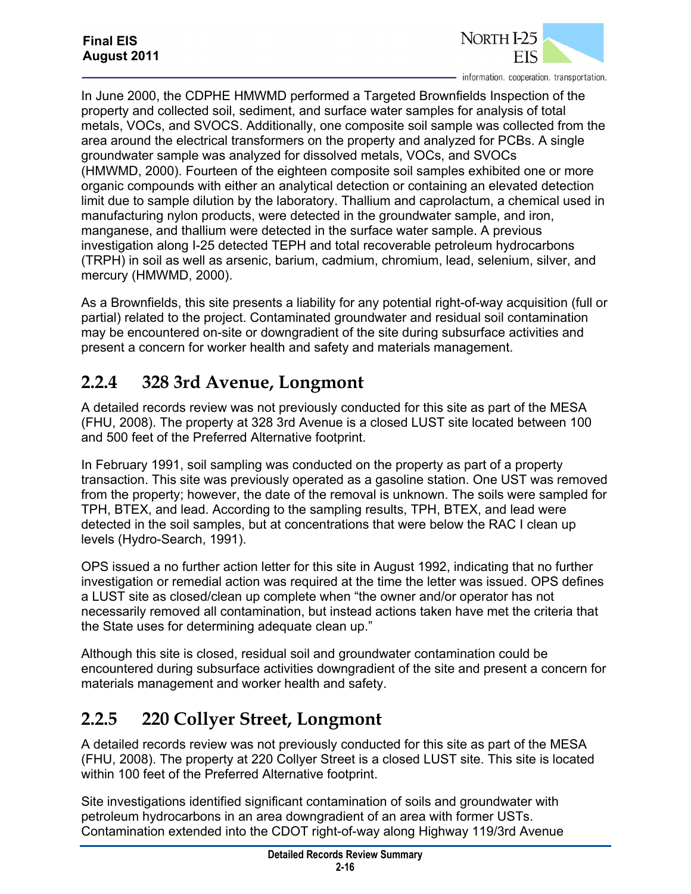In June 2000, the CDPHE HMWMD performed a Targeted Brownfields Inspection of the property and collected soil, sediment, and surface water samples for analysis of total metals, VOCs, and SVOCS. Additionally, one composite soil sample was collected from the area around the electrical transformers on the property and analyzed for PCBs. A single groundwater sample was analyzed for dissolved metals, VOCs, and SVOCs (HMWMD, 2000). Fourteen of the eighteen composite soil samples exhibited one or more organic compounds with either an analytical detection or containing an elevated detection limit due to sample dilution by the laboratory. Thallium and caprolactum, a chemical used in manufacturing nylon products, were detected in the groundwater sample, and iron, manganese, and thallium were detected in the surface water sample. A previous investigation along I-25 detected TEPH and total recoverable petroleum hydrocarbons (TRPH) in soil as well as arsenic, barium, cadmium, chromium, lead, selenium, silver, and mercury (HMWMD, 2000).

As a Brownfields, this site presents a liability for any potential right-of-way acquisition (full or partial) related to the project. Contaminated groundwater and residual soil contamination may be encountered on-site or downgradient of the site during subsurface activities and present a concern for worker health and safety and materials management.

### 2.2.4 328 3rd Avenue, Longmont

A detailed records review was not previously conducted for this site as part of the MESA (FHU, 2008). The property at 328 3rd Avenue is a closed LUST site located between 100 and 500 feet of the Preferred Alternative footprint.

In February 1991, soil sampling was conducted on the property as part of a property transaction. This site was previously operated as a gasoline station. One UST was removed from the property; however, the date of the removal is unknown. The soils were sampled for TPH, BTEX, and lead. According to the sampling results, TPH, BTEX, and lead were detected in the soil samples, but at concentrations that were below the RAC I clean up levels (Hydro-Search, 1991).

OPS issued a no further action letter for this site in August 1992, indicating that no further investigation or remedial action was required at the time the letter was issued. OPS defines a LUST site as closed/clean up complete when "the owner and/or operator has not necessarily removed all contamination, but instead actions taken have met the criteria that the State uses for determining adequate clean up."

Although this site is closed, residual soil and groundwater contamination could be encountered during subsurface activities downgradient of the site and present a concern for materials management and worker health and safety.

### 2.2.5 220 Collyer Street, Longmont

A detailed records review was not previously conducted for this site as part of the MESA (FHU, 2008). The property at 220 Collyer Street is a closed LUST site. This site is located within 100 feet of the Preferred Alternative footprint.

Site investigations identified significant contamination of soils and groundwater with petroleum hydrocarbons in an area downgradient of an area with former USTs. Contamination extended into the CDOT right-of-way along Highway 119/3rd Avenue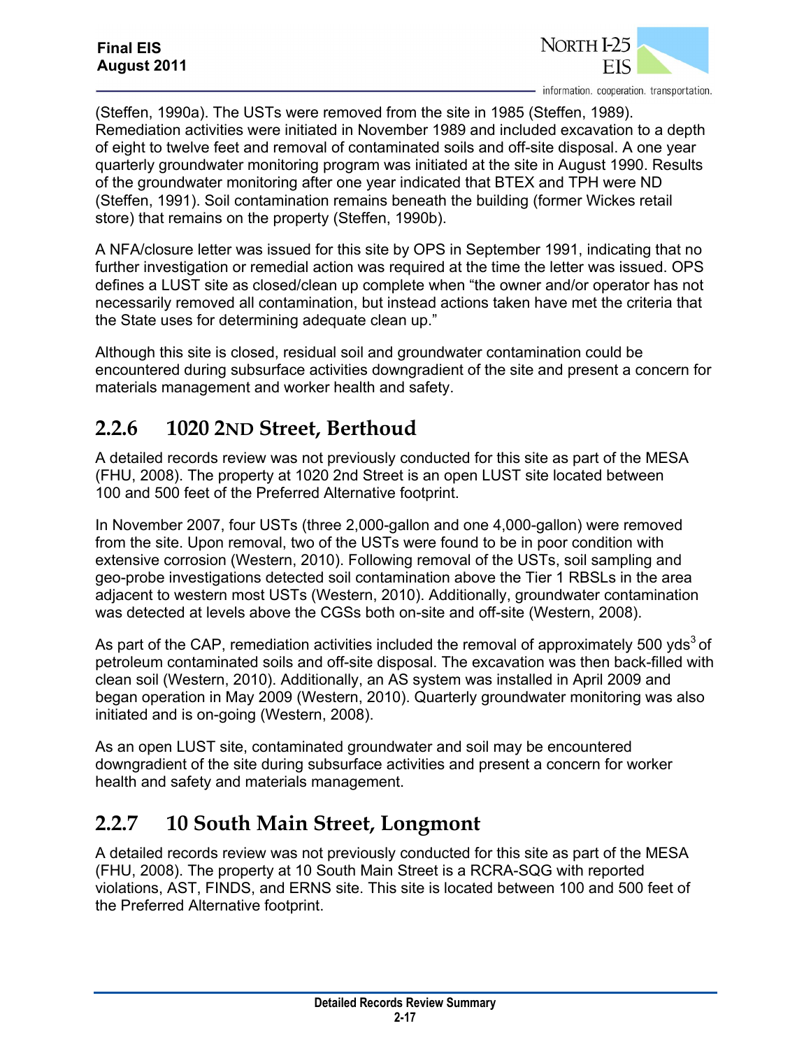(Steffen, 1990a). The USTs were removed from the site in 1985 (Steffen, 1989). Remediation activities were initiated in November 1989 and included excavation to a depth of eight to twelve feet and removal of contaminated soils and off-site disposal. A one year quarterly groundwater monitoring program was initiated at the site in August 1990. Results of the groundwater monitoring after one year indicated that BTEX and TPH were ND (Steffen, 1991). Soil contamination remains beneath the building (former Wickes retail store) that remains on the property (Steffen, 1990b).

A NFA/closure letter was issued for this site by OPS in September 1991, indicating that no further investigation or remedial action was required at the time the letter was issued. OPS defines a LUST site as closed/clean up complete when "the owner and/or operator has not necessarily removed all contamination, but instead actions taken have met the criteria that the State uses for determining adequate clean up."

Although this site is closed, residual soil and groundwater contamination could be encountered during subsurface activities downgradient of the site and present a concern for materials management and worker health and safety.

### 2.2.6 1020 2ND Street, Berthoud

A detailed records review was not previously conducted for this site as part of the MESA (FHU, 2008). The property at 1020 2nd Street is an open LUST site located between 100 and 500 feet of the Preferred Alternative footprint.

In November 2007, four USTs (three 2,000-gallon and one 4,000-gallon) were removed from the site. Upon removal, two of the USTs were found to be in poor condition with extensive corrosion (Western, 2010). Following removal of the USTs, soil sampling and geo-probe investigations detected soil contamination above the Tier 1 RBSLs in the area adjacent to western most USTs (Western, 2010). Additionally, groundwater contamination was detected at levels above the CGSs both on-site and off-site (Western, 2008).

As part of the CAP, remediation activities included the removal of approximately 500 $yds^3$ of petroleum contaminated soils and off-site disposal. The excavation was then back-filled with clean soil (Western, 2010). Additionally, an AS system was installed in April 2009 and began operation in May 2009 (Western, 2010). Quarterly groundwater monitoring was also initiated and is on-going (Western, 2008).

As an open LUST site, contaminated groundwater and soil may be encountered downgradient of the site during subsurface activities and present a concern for worker health and safety and materials management.

### 2.2.7 10 South Main Street, Longmont

A detailed records review was not previously conducted for this site as part of the MESA (FHU, 2008). The property at 10 South Main Street is a RCRA-SQG with reported violations, AST, FINDS, and ERNS site. This site is located between 100 and 500 feet of the Preferred Alternative footprint.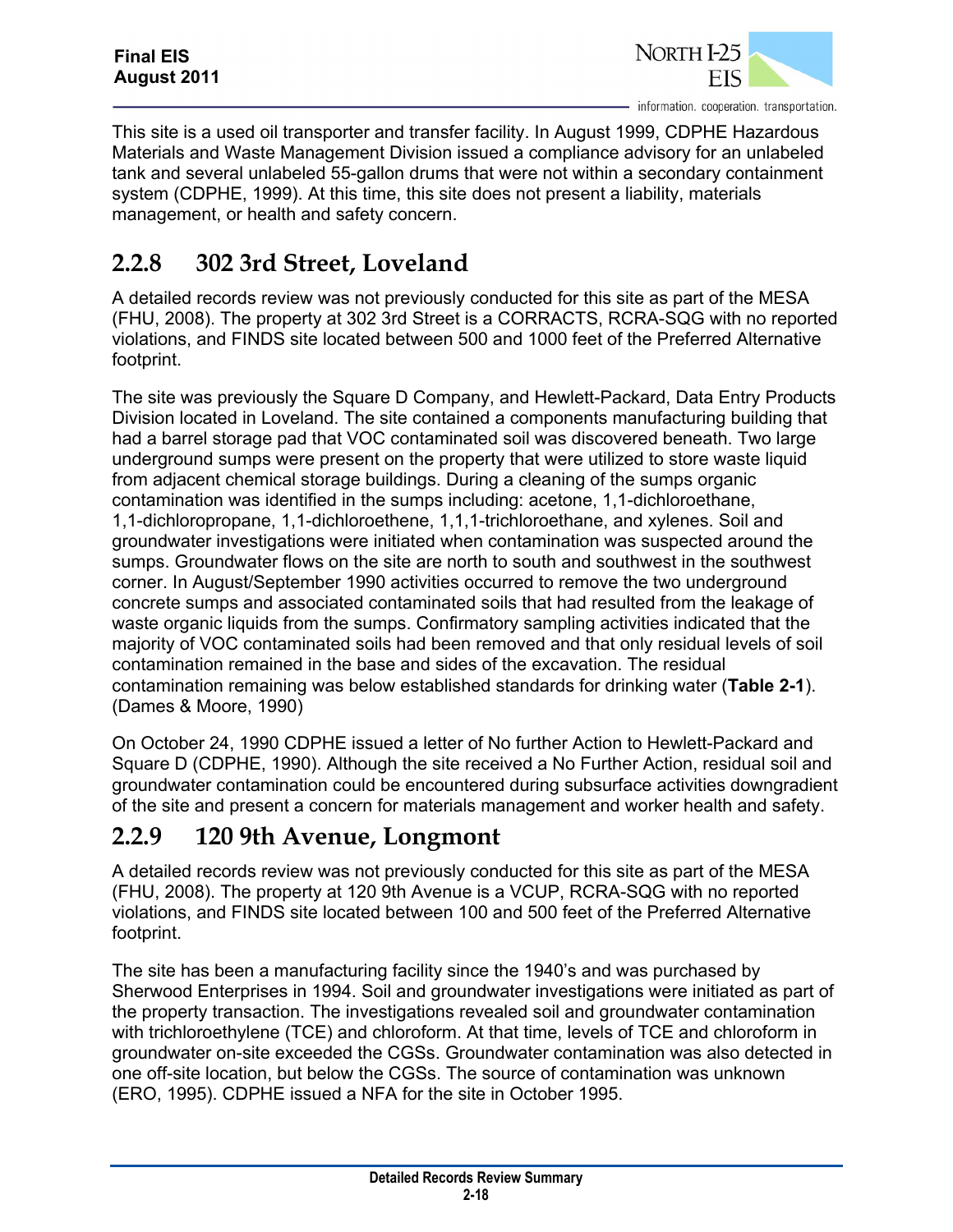This site is a used oil transporter and transfer facility. In August 1999, CDPHE Hazardous Materials and Waste Management Division issued a compliance advisory for an unlabeled tank and several unlabeled 55-gallon drums that were not within a secondary containment system (CDPHE, 1999). At this time, this site does not present a liability, materials management, or health and safety concern.

## 2.2.8 302 3rd Street, Loveland

A detailed records review was not previously conducted for this site as part of the MESA (FHU, 2008). The property at 302 3rd Street is a CORRACTS, RCRA-SQG with no reported violations, and FINDS site located between 500 and 1000 feet of the Preferred Alternative footprint.

The site was previously the Square D Company, and Hewlett-Packard, Data Entry Products Division located in Loveland. The site contained a components manufacturing building that had a barrel storage pad that VOC contaminated soil was discovered beneath. Two large underground sumps were present on the property that were utilized to store waste liquid from adjacent chemical storage buildings. During a cleaning of the sumps organic contamination was identified in the sumps including: acetone, 1,1-dichloroethane, 1,1-dichloropropane, 1,1-dichloroethene, 1,1,1-trichloroethane, and xylenes. Soil and groundwater investigations were initiated when contamination was suspected around the sumps. Groundwater flows on the site are north to south and southwest in the southwest corner. In August/September 1990 activities occurred to remove the two underground concrete sumps and associated contaminated soils that had resulted from the leakage of waste organic liquids from the sumps. Confirmatory sampling activities indicated that the majority of VOC contaminated soils had been removed and that only residual levels of soil contamination remained in the base and sides of the excavation. The residual contamination remaining was below established standards for drinking water (**Table 2-1**). (Dames & Moore, 1990)

On October 24, 1990 CDPHE issued a letter of No further Action to Hewlett-Packard and Square D (CDPHE, 1990). Although the site received a No Further Action, residual soil and groundwater contamination could be encountered during subsurface activities downgradient of the site and present a concern for materials management and worker health and safety.

## 2.2.9 120 9th Avenue, Longmont

A detailed records review was not previously conducted for this site as part of the MESA (FHU, 2008). The property at 120 9th Avenue is a VCUP, RCRA-SQG with no reported violations, and FINDS site located between 100 and 500 feet of the Preferred Alternative footprint.

The site has been a manufacturing facility since the 1940's and was purchased by Sherwood Enterprises in 1994. Soil and groundwater investigations were initiated as part of the property transaction. The investigations revealed soil and groundwater contamination with trichloroethylene (TCE) and chloroform. At that time, levels of TCE and chloroform in groundwater on-site exceeded the CGSs. Groundwater contamination was also detected in one off-site location, but below the CGSs. The source of contamination was unknown (ERO, 1995). CDPHE issued a NFA for the site in October 1995.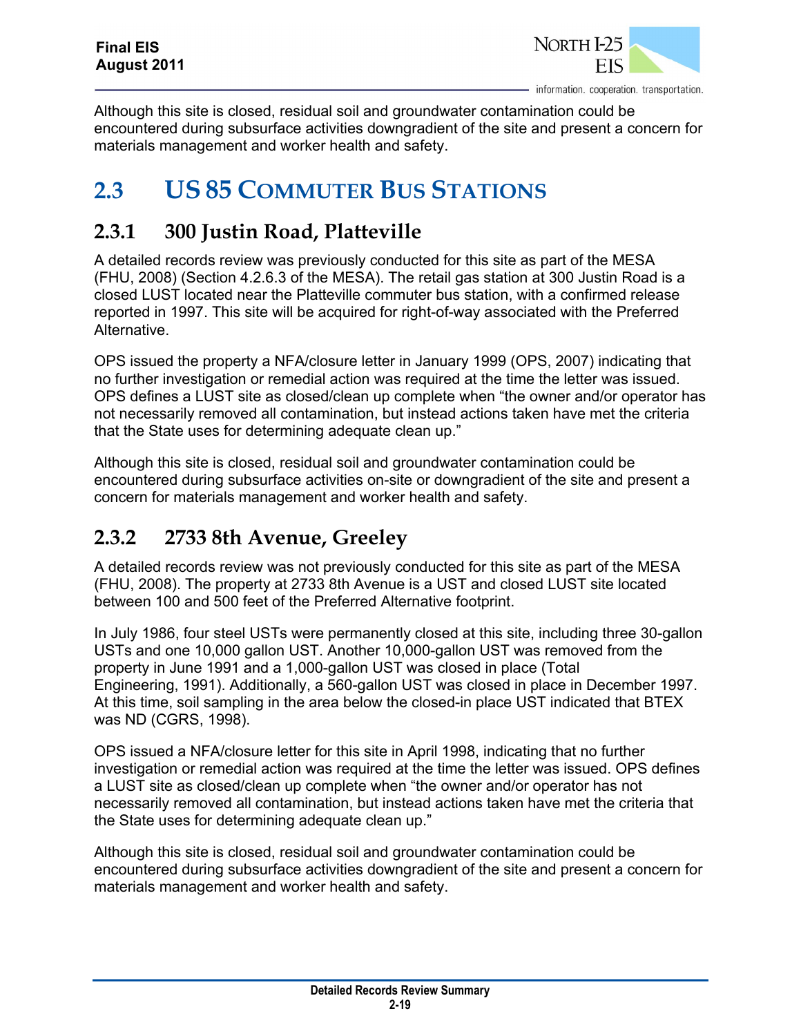Although this site is closed, residual soil and groundwater contamination could be encountered during subsurface activities downgradient of the site and present a concern for materials management and worker health and safety.

# 2.3 US 85 COMMUTER BUS STATIONS

## 2.3.1 300 Justin Road, Platteville

A detailed records review was previously conducted for this site as part of the MESA (FHU, 2008) (Section 4.2.6.3 of the MESA). The retail gas station at 300 Justin Road is a closed LUST located near the Platteville commuter bus station, with a confirmed release reported in 1997. This site will be acquired for right-of-way associated with the Preferred Alternative.

OPS issued the property a NFA/closure letter in January 1999 (OPS, 2007) indicating that no further investigation or remedial action was required at the time the letter was issued. OPS defines a LUST site as closed/clean up complete when "the owner and/or operator has not necessarily removed all contamination, but instead actions taken have met the criteria that the State uses for determining adequate clean up."

Although this site is closed, residual soil and groundwater contamination could be encountered during subsurface activities on-site or downgradient of the site and present a concern for materials management and worker health and safety.

## 2.3.2 2733 8th Avenue, Greeley

A detailed records review was not previously conducted for this site as part of the MESA (FHU, 2008). The property at 2733 8th Avenue is a UST and closed LUST site located between 100 and 500 feet of the Preferred Alternative footprint.

In July 1986, four steel USTs were permanently closed at this site, including three 30-gallon USTs and one 10,000 gallon UST. Another 10,000-gallon UST was removed from the property in June 1991 and a 1,000-gallon UST was closed in place (Total Engineering, 1991). Additionally, a 560-gallon UST was closed in place in December 1997. At this time, soil sampling in the area below the closed-in place UST indicated that BTEX was ND (CGRS, 1998).

OPS issued a NFA/closure letter for this site in April 1998, indicating that no further investigation or remedial action was required at the time the letter was issued. OPS defines a LUST site as closed/clean up complete when "the owner and/or operator has not necessarily removed all contamination, but instead actions taken have met the criteria that the State uses for determining adequate clean up."

Although this site is closed, residual soil and groundwater contamination could be encountered during subsurface activities downgradient of the site and present a concern for materials management and worker health and safety.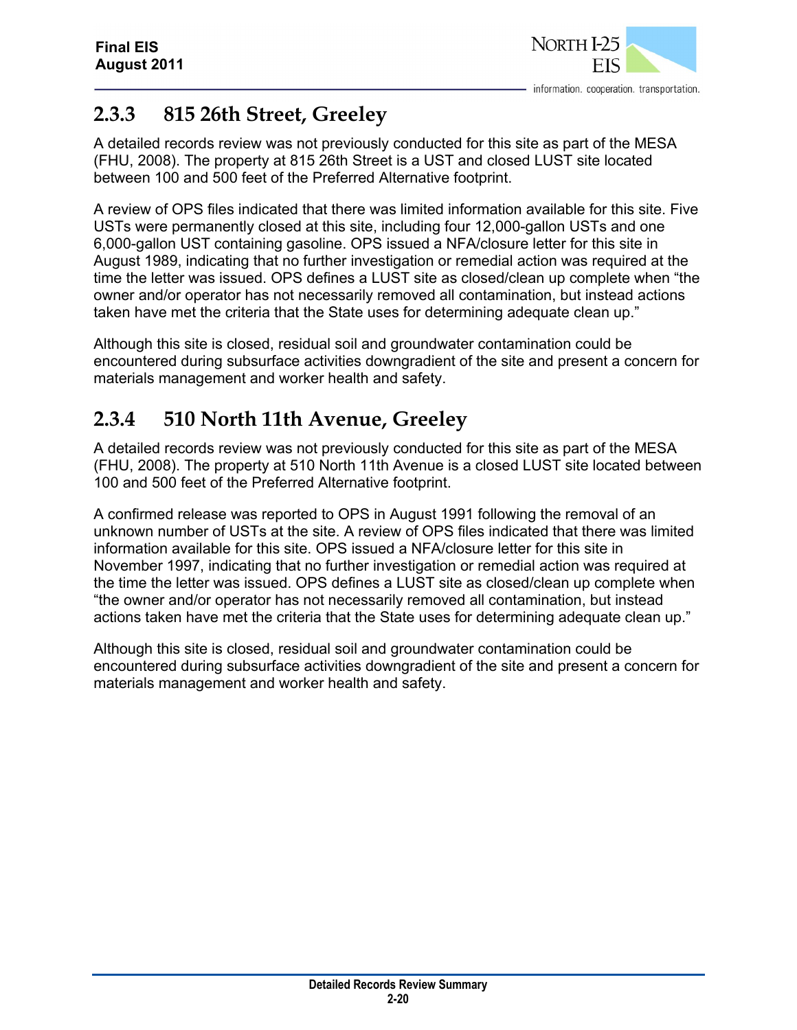### 2.3.3 815 26th Street, Greeley

A detailed records review was not previously conducted for this site as part of the MESA (FHU, 2008). The property at 815 26th Street is a UST and closed LUST site located between 100 and 500 feet of the Preferred Alternative footprint.

A review of OPS files indicated that there was limited information available for this site. Five USTs were permanently closed at this site, including four 12,000-gallon USTs and one 6,000-gallon UST containing gasoline. OPS issued a NFA/closure letter for this site in August 1989, indicating that no further investigation or remedial action was required at the time the letter was issued. OPS defines a LUST site as closed/clean up complete when "the owner and/or operator has not necessarily removed all contamination, but instead actions taken have met the criteria that the State uses for determining adequate clean up."

Although this site is closed, residual soil and groundwater contamination could be encountered during subsurface activities downgradient of the site and present a concern for materials management and worker health and safety.

### 2.3.4 510 North 11th Avenue, Greeley

A detailed records review was not previously conducted for this site as part of the MESA (FHU, 2008). The property at 510 North 11th Avenue is a closed LUST site located between 100 and 500 feet of the Preferred Alternative footprint.

A confirmed release was reported to OPS in August 1991 following the removal of an unknown number of USTs at the site. A review of OPS files indicated that there was limited information available for this site. OPS issued a NFA/closure letter for this site in November 1997, indicating that no further investigation or remedial action was required at the time the letter was issued. OPS defines a LUST site as closed/clean up complete when "the owner and/or operator has not necessarily removed all contamination, but instead actions taken have met the criteria that the State uses for determining adequate clean up."

Although this site is closed, residual soil and groundwater contamination could be encountered during subsurface activities downgradient of the site and present a concern for materials management and worker health and safety.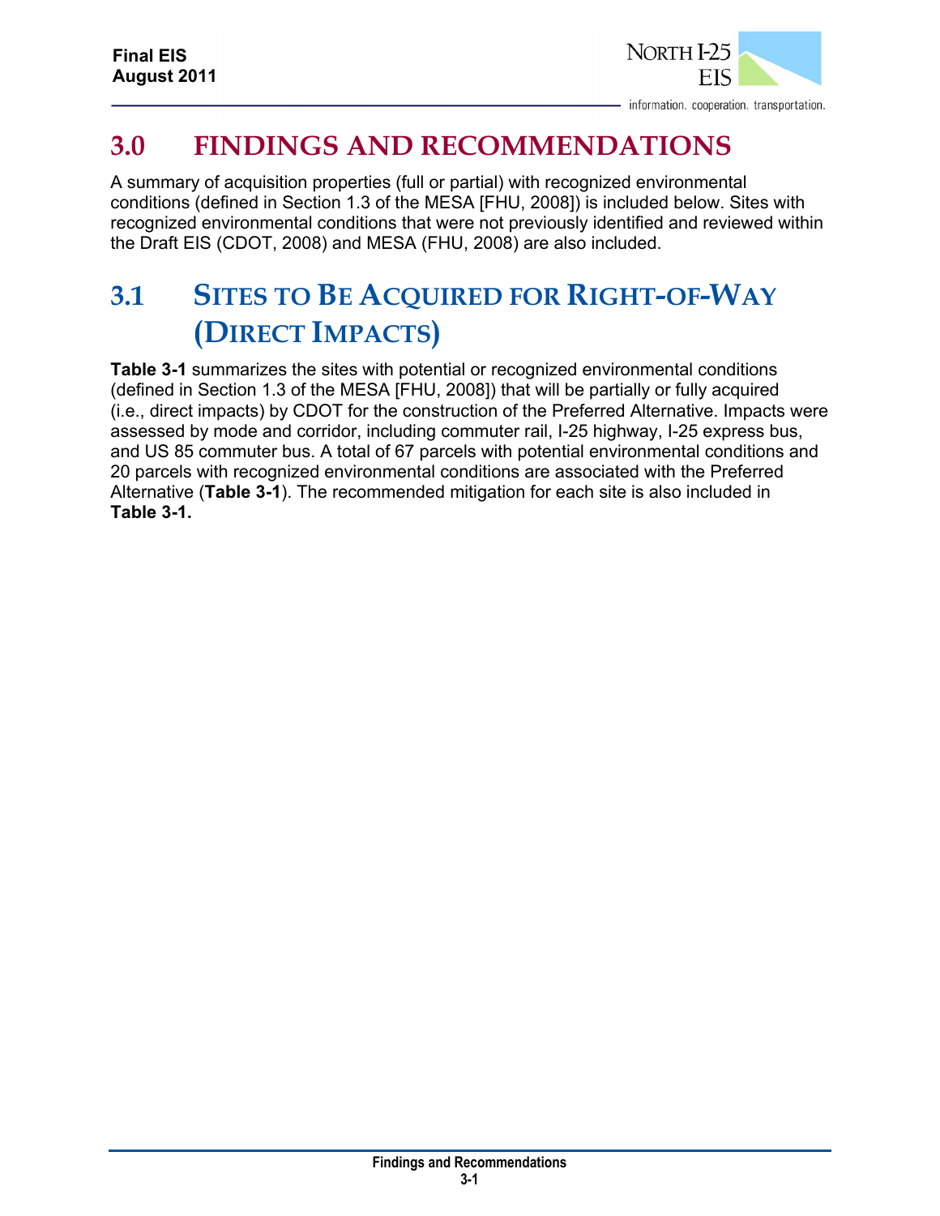# 3.0 FINDINGS AND RECOMMENDATIONS

A summary of acquisition properties (full or partial) with recognized environmental conditions (defined in Section 1.3 of the MESA [FHU, 2008]) is included below. Sites with recognized environmental conditions that were not previously identified and reviewed within the Draft EIS (CDOT, 2008) and MESA (FHU, 2008) are also included.

## 3.1 SITES TO BE ACQUIRED FOR RIGHT-OF-WAY (DIRECT IMPACTS)

**Table 3-1** summarizes the sites with potential or recognized environmental conditions (defined in Section 1.3 of the MESA [FHU, 2008]) that will be partially or fully acquired (i.e., direct impacts) by CDOT for the construction of the Preferred Alternative. Impacts were assessed by mode and corridor, including commuter rail, I-25 highway, I-25 express bus, and US 85 commuter bus. A total of 67 parcels with potential environmental conditions and 20 parcels with recognized environmental conditions are associated with the Preferred Alternative (**Table 3-1**). The recommended mitigation for each site is also included in **Table 3-1.**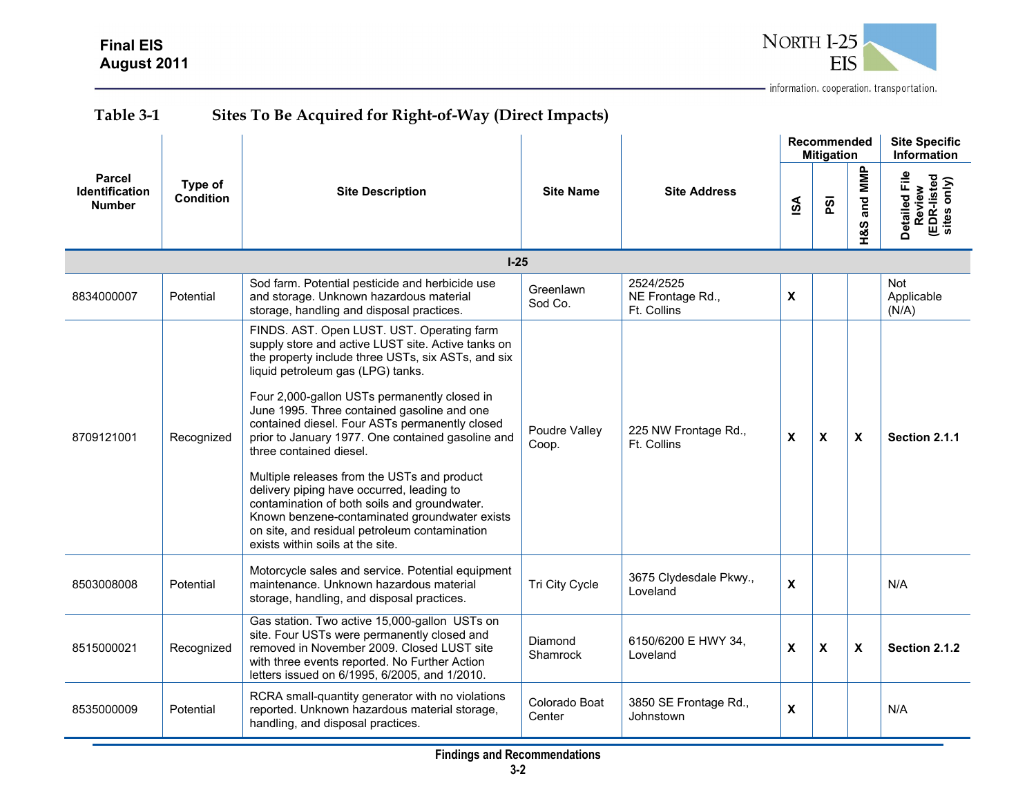**Table 3-1 Sites To Be Acquired for Right-of-Way (Direct Impacts)**

| Parcel Identification Number | Type of Condition | Site Description | Site Name | Site Address | Recommended Mitigation | | | Site Specific Information |
|---|---|---|---|---|---|---|---|---|
| | | | | | ISA | PSI | H&S and MMP | Detailed File Review (EDR-listed sites only) |
| **I-25** | | | | | | | | |
| 8834000007 | Potential | Sod farm. Potential pesticide and herbicide use and storage. Unknown hazardous material storage, handling and disposal practices. | Greenlawn Sod Co. | 2524/2525 NE Frontage Rd., Ft. Collins | **X** | | | Not Applicable (N/A) |
| 8709121001 | Recognized | FINDS. AST. Open LUST. UST. Operating farm supply store and active LUST site. Active tanks on the property include three USTs, six ASTs, and six liquid petroleum gas (LPG) tanks.<br><br>Four 2,000-gallon USTs permanently closed in June 1995. Three contained gasoline and one contained diesel. Four ASTs permanently closed prior to January 1977. One contained gasoline and three contained diesel.<br><br>Multiple releases from the USTs and product delivery piping have occurred, leading to contamination of both soils and groundwater. Known benzene-contaminated groundwater exists on site, and residual petroleum contamination exists within soils at the site. | Poudre Valley Coop. | 225 NW Frontage Rd., Ft. Collins | **X** | **X** | **X** | **Section 2.1.1** |
| 8503008008 | Potential | Motorcycle sales and service. Potential equipment maintenance. Unknown hazardous material storage, handling, and disposal practices. | Tri City Cycle | 3675 Clydesdale Pkwy., Loveland | **X** | | | N/A |
| 8515000021 | Recognized | Gas station. Two active 15,000-gallon USTs on site. Four USTs were permanently closed and removed in November 2009. Closed LUST site with three events reported. No Further Action letters issued on 6/1995, 6/2005, and 1/2010. | Diamond Shamrock | 6150/6200 E HWY 34, Loveland | **X** | **X** | **X** | **Section 2.1.2** |
| 8535000009 | Potential | RCRA small-quantity generator with no violations reported. Unknown hazardous material storage, handling, and disposal practices. | Colorado Boat Center | 3850 SE Frontage Rd., Johnstown | **X** | | | N/A |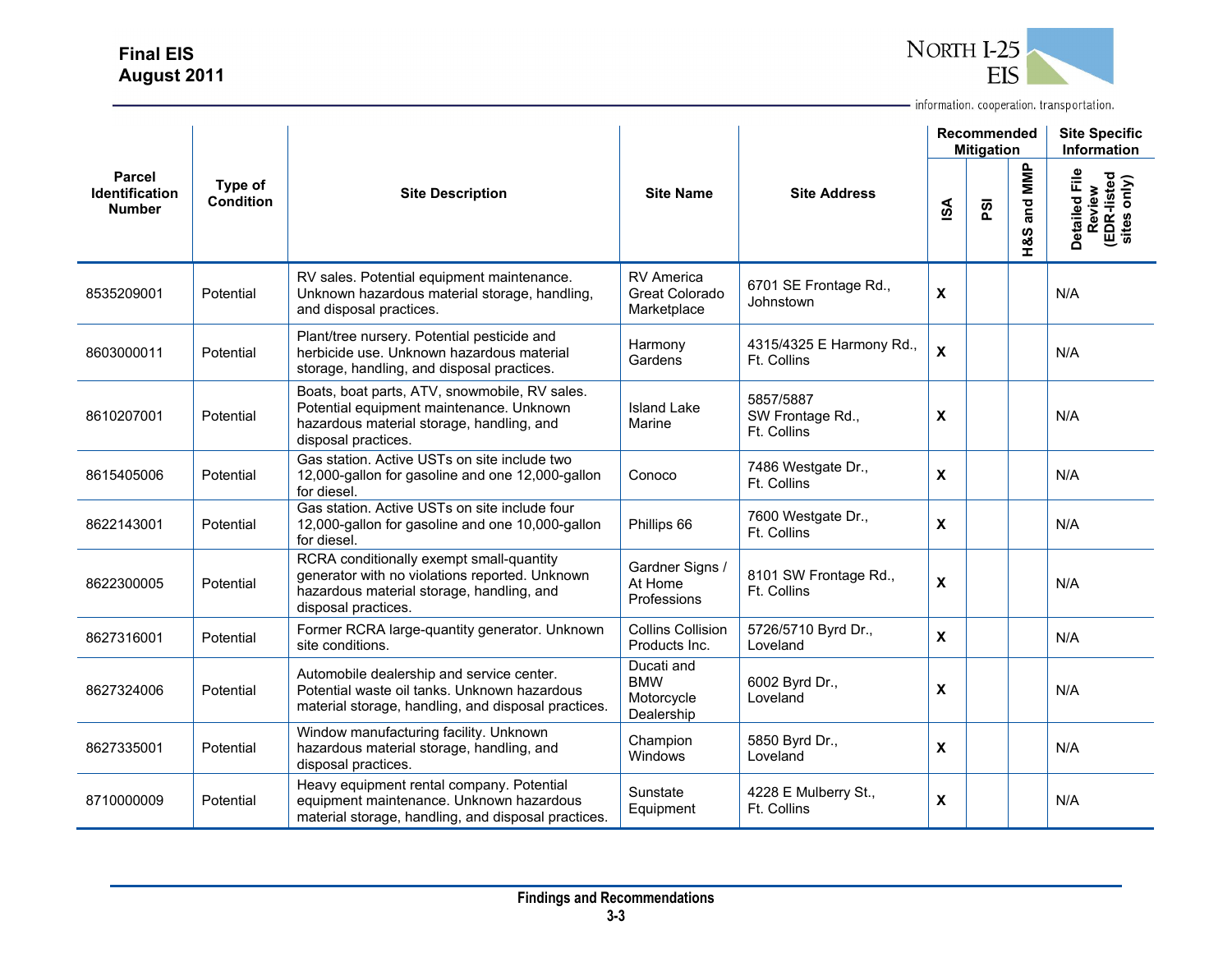| Parcel Identification Number | Type of Condition | Site Description | Site Name | Site Address | Recommended Mitigation | | | Site Specific Information |
|---|---|---|---|---|---|---|---|---|
| | | | | | ISA | PSI | H&S and MMP | Detailed File Review (EDR-listed sites only) |
| 8535209001 | Potential | RV sales. Potential equipment maintenance. Unknown hazardous material storage, handling, and disposal practices. | RV America Great Colorado Marketplace | 6701 SE Frontage Rd., Johnstown | X | | | N/A |
| 8603000011 | Potential | Plant/tree nursery. Potential pesticide and herbicide use. Unknown hazardous material storage, handling, and disposal practices. | Harmony Gardens | 4315/4325 E Harmony Rd., Ft. Collins | X | | | N/A |
| 8610207001 | Potential | Boats, boat parts, ATV, snowmobile, RV sales. Potential equipment maintenance. Unknown hazardous material storage, handling, and disposal practices. | Island Lake Marine | 5857/5887 SW Frontage Rd., Ft. Collins | X | | | N/A |
| 8615405006 | Potential | Gas station. Active USTs on site include two 12,000-gallon for gasoline and one 12,000-gallon for diesel. | Conoco | 7486 Westgate Dr., Ft. Collins | X | | | N/A |
| 8622143001 | Potential | Gas station. Active USTs on site include four 12,000-gallon for gasoline and one 10,000-gallon for diesel. | Phillips 66 | 7600 Westgate Dr., Ft. Collins | X | | | N/A |
| 8622300005 | Potential | RCRA conditionally exempt small-quantity generator with no violations reported. Unknown hazardous material storage, handling, and disposal practices. | Gardner Signs / At Home Professions | 8101 SW Frontage Rd., Ft. Collins | X | | | N/A |
| 8627316001 | Potential | Former RCRA large-quantity generator. Unknown site conditions. | Collins Collision Products Inc. | 5726/5710 Byrd Dr., Loveland | X | | | N/A |
| 8627324006 | Potential | Automobile dealership and service center. Potential waste oil tanks. Unknown hazardous material storage, handling, and disposal practices. | Ducati and BMW Motorcycle Dealership | 6002 Byrd Dr., Loveland | X | | | N/A |
| 8627335001 | Potential | Window manufacturing facility. Unknown hazardous material storage, handling, and disposal practices. | Champion Windows | 5850 Byrd Dr., Loveland | X | | | N/A |
| 8710000009 | Potential | Heavy equipment rental company. Potential equipment maintenance. Unknown hazardous material storage, handling, and disposal practices. | Sunstate Equipment | 4228 E Mulberry St., Ft. Collins | X | | | N/A |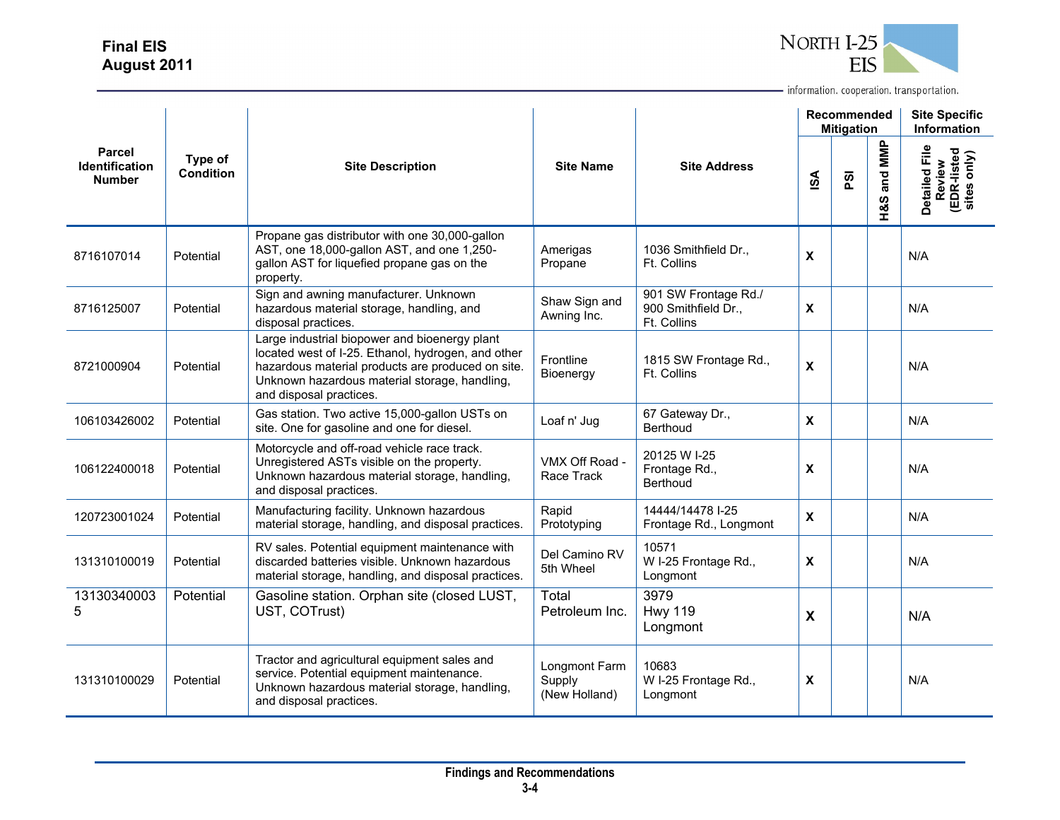| Parcel Identification Number | Type of Condition | Site Description | Site Name | Site Address | Recommended Mitigation | | | Site Specific Information |
|---|---|---|---|---|---|---|---|---|
| | | | | | ISA | PSI | H&S and MMP | Detailed File Review (EDR-listed sites only) |
| 8716107014 | Potential | Propane gas distributor with one 30,000-gallon AST, one 18,000-gallon AST, and one 1,250-gallon AST for liquefied propane gas on the property. | Amerigas Propane | 1036 Smithfield Dr., Ft. Collins | X | | | N/A |
| 8716125007 | Potential | Sign and awning manufacturer. Unknown hazardous material storage, handling, and disposal practices. | Shaw Sign and Awning Inc. | 901 SW Frontage Rd./ 900 Smithfield Dr., Ft. Collins | X | | | N/A |
| 8721000904 | Potential | Large industrial biopower and bioenergy plant located west of I-25. Ethanol, hydrogen, and other hazardous material products are produced on site. Unknown hazardous material storage, handling, and disposal practices. | Frontline Bioenergy | 1815 SW Frontage Rd., Ft. Collins | X | | | N/A |
| 106103426002 | Potential | Gas station. Two active 15,000-gallon USTs on site. One for gasoline and one for diesel. | Loaf n' Jug | 67 Gateway Dr., Berthoud | X | | | N/A |
| 106122400018 | Potential | Motorcycle and off-road vehicle race track. Unregistered ASTs visible on the property. Unknown hazardous material storage, handling, and disposal practices. | VMX Off Road - Race Track | 20125 W I-25 Frontage Rd., Berthoud | X | | | N/A |
| 120723001024 | Potential | Manufacturing facility. Unknown hazardous material storage, handling, and disposal practices. | Rapid Prototyping | 14444/14478 I-25 Frontage Rd., Longmont | X | | | N/A |
| 131310100019 | Potential | RV sales. Potential equipment maintenance with discarded batteries visible. Unknown hazardous material storage, handling, and disposal practices. | Del Camino RV 5th Wheel | 10571 W I-25 Frontage Rd., Longmont | X | | | N/A |
| 131303400035 | Potential | Gasoline station. Orphan site (closed LUST, UST, COTrust) | Total Petroleum Inc. | 3979 Hwy 119 Longmont | X | | | N/A |
| 131310100029 | Potential | Tractor and agricultural equipment sales and service. Potential equipment maintenance. Unknown hazardous material storage, handling, and disposal practices. | Longmont Farm Supply (New Holland) | 10683 W I-25 Frontage Rd., Longmont | X | | | N/A |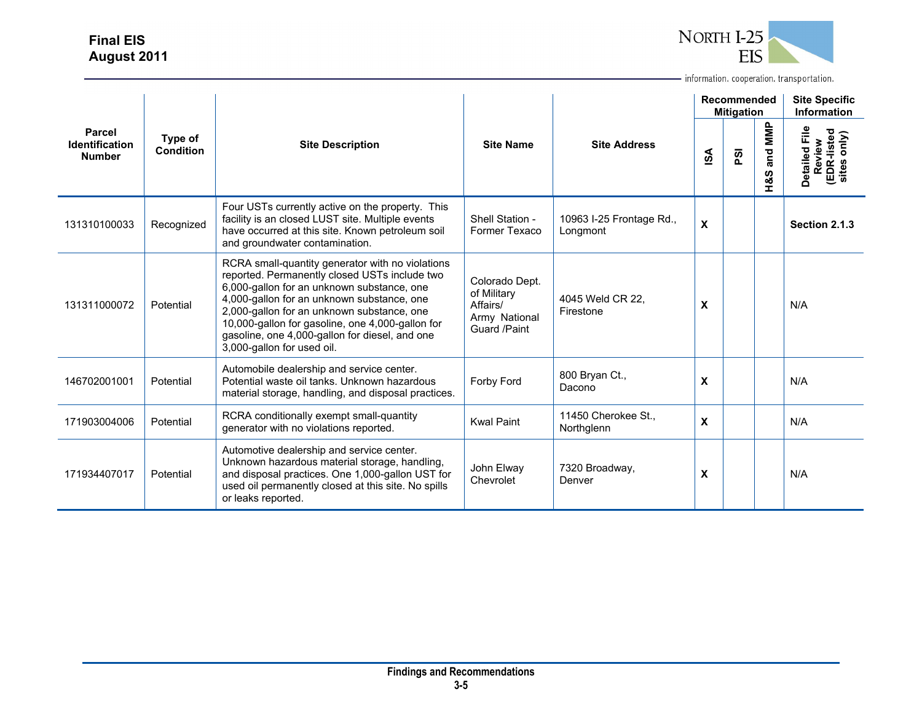| Parcel Identification Number | Type of Condition | Site Description | Site Name | Site Address | Recommended Mitigation | | | Site Specific Information |
|---|---|---|---|---|---|---|---|---|
| | | | | | ISA | PSI | H&S and MMP | Detailed File Review (EDR-listed sites only) |
| 131310100033 | Recognized | Four USTs currently active on the property. This facility is an closed LUST site. Multiple events have occurred at this site. Known petroleum soil and groundwater contamination. | Shell Station - Former Texaco | 10963 I-25 Frontage Rd., Longmont | X | | | **Section 2.1.3** |
| 131311000072 | Potential | RCRA small-quantity generator with no violations reported. Permanently closed USTs include two 6,000-gallon for an unknown substance, one 4,000-gallon for an unknown substance, one 2,000-gallon for an unknown substance, one 10,000-gallon for gasoline, one 4,000-gallon for gasoline, one 4,000-gallon for diesel, and one 3,000-gallon for used oil. | Colorado Dept. of Military Affairs/ Army National Guard /Paint | 4045 Weld CR 22, Firestone | X | | | N/A |
| 146702001001 | Potential | Automobile dealership and service center. Potential waste oil tanks. Unknown hazardous material storage, handling, and disposal practices. | Forby Ford | 800 Bryan Ct., Dacono | X | | | N/A |
| 171903004006 | Potential | RCRA conditionally exempt small-quantity generator with no violations reported. | Kwal Paint | 11450 Cherokee St., Northglenn | X | | | N/A |
| 171934407017 | Potential | Automotive dealership and service center. Unknown hazardous material storage, handling, and disposal practices. One 1,000-gallon UST for used oil permanently closed at this site. No spills or leaks reported. | John Elway Chevrolet | 7320 Broadway, Denver | X | | | N/A |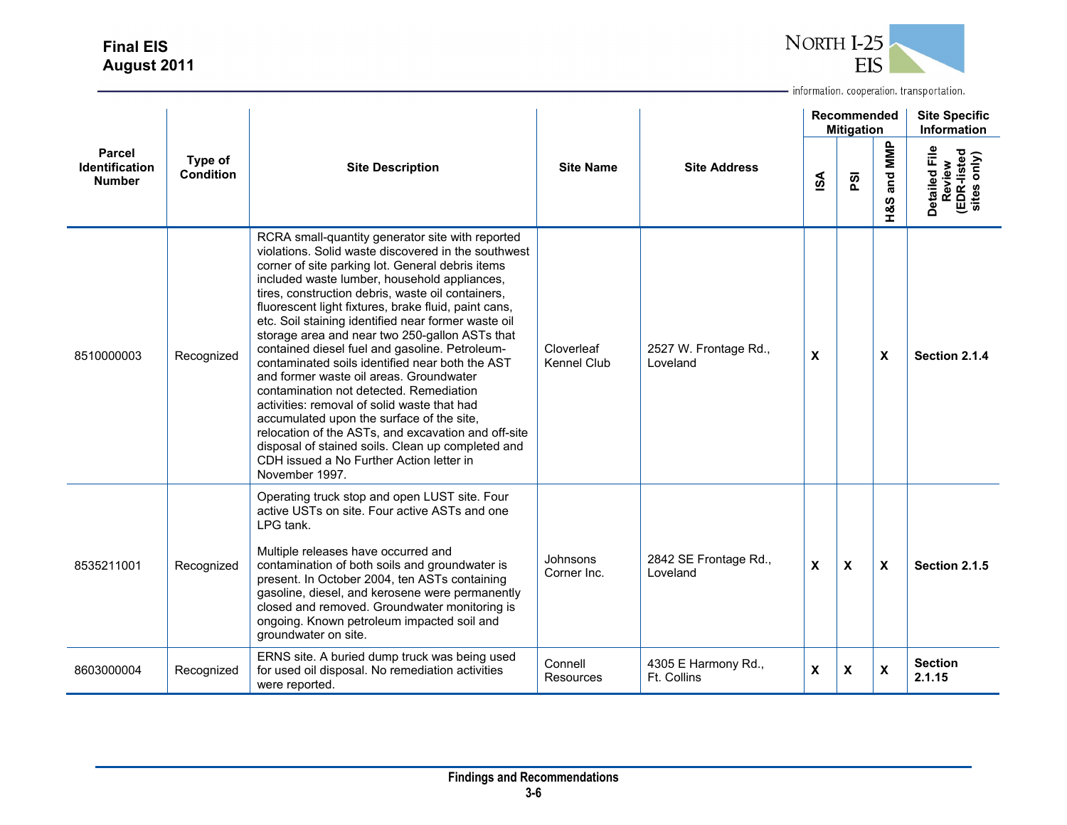| Parcel Identification Number | Type of Condition | Site Description | Site Name | Site Address | Recommended Mitigation | | | Site Specific Information |
|---|---|---|---|---|---|---|---|---|
| | | | | | ISA | PSI | H&S and MMP | Detailed File Review (EDR-listed sites only) |
| 8510000003 | Recognized | RCRA small-quantity generator site with reported violations. Solid waste discovered in the southwest corner of site parking lot. General debris items included waste lumber, household appliances, tires, construction debris, waste oil containers, fluorescent light fixtures, brake fluid, paint cans, etc. Soil staining identified near former waste oil storage area and near two 250-gallon ASTs that contained diesel fuel and gasoline. Petroleum-contaminated soils identified near both the AST and former waste oil areas. Groundwater contamination not detected. Remediation activities: removal of solid waste that had accumulated upon the surface of the site, relocation of the ASTs, and excavation and off-site disposal of stained soils. Clean up completed and CDH issued a No Further Action letter in November 1997. | Cloverleaf Kennel Club | 2527 W. Frontage Rd., Loveland | X | | X | Section 2.1.4 |
| 8535211001 | Recognized | Operating truck stop and open LUST site. Four active USTs on site. Four active ASTs and one LPG tank.<br><br>Multiple releases have occurred and contamination of both soils and groundwater is present. In October 2004, ten ASTs containing gasoline, diesel, and kerosene were permanently closed and removed. Groundwater monitoring is ongoing. Known petroleum impacted soil and groundwater on site. | Johnsons Corner Inc. | 2842 SE Frontage Rd., Loveland | X | X | X | Section 2.1.5 |
| 8603000004 | Recognized | ERNS site. A buried dump truck was being used for used oil disposal. No remediation activities were reported. | Connell Resources | 4305 E Harmony Rd., Ft. Collins | X | X | X | Section 2.1.15 |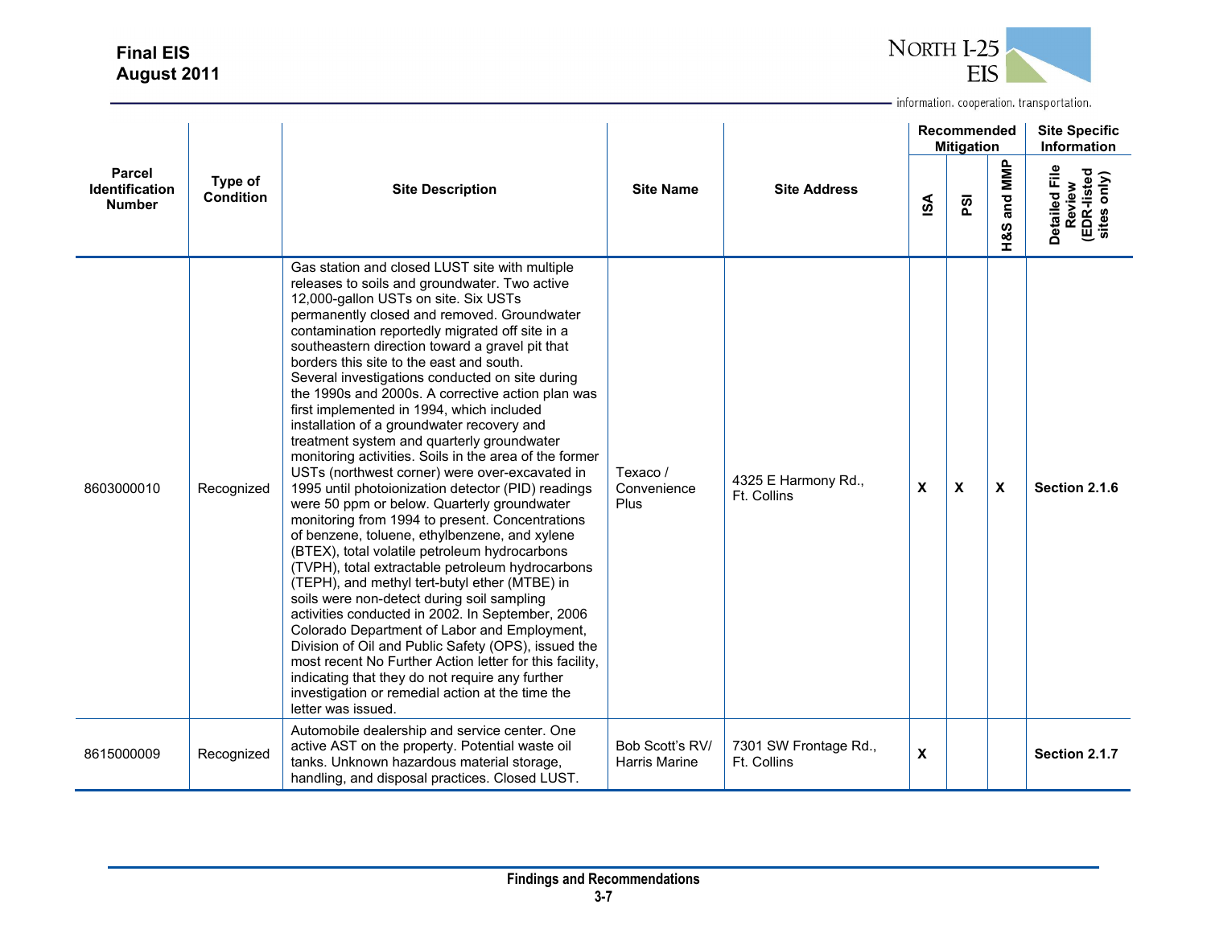| Parcel Identification Number | Type of Condition | Site Description | Site Name | Site Address | Recommended Mitigation | | | Site Specific Information |
|---|---|---|---|---|---|---|---|---|
| | | | | | ISA | PSI | H&S and MMP | Detailed File Review (EDR-listed sites only) |
| 8603000010 | Recognized | Gas station and closed LUST site with multiple releases to soils and groundwater. Two active 12,000-gallon USTs on site. Six USTs permanently closed and removed. Groundwater contamination reportedly migrated off site in a southeastern direction toward a gravel pit that borders this site to the east and south. Several investigations conducted on site during the 1990s and 2000s. A corrective action plan was first implemented in 1994, which included installation of a groundwater recovery and treatment system and quarterly groundwater monitoring activities. Soils in the area of the former USTs (northwest corner) were over-excavated in 1995 until photoionization detector (PID) readings were 50 ppm or below. Quarterly groundwater monitoring from 1994 to present. Concentrations of benzene, toluene, ethylbenzene, and xylene (BTEX), total volatile petroleum hydrocarbons (TVPH), total extractable petroleum hydrocarbons (TEPH), and methyl tert-butyl ether (MTBE) in soils were non-detect during soil sampling activities conducted in 2002. In September, 2006 Colorado Department of Labor and Employment, Division of Oil and Public Safety (OPS), issued the most recent No Further Action letter for this facility, indicating that they do not require any further investigation or remedial action at the time the letter was issued. | Texaco / Convenience Plus | 4325 E Harmony Rd., Ft. Collins | **X** | **X** | **X** | **Section 2.1.6** |
| 8615000009 | Recognized | Automobile dealership and service center. One active AST on the property. Potential waste oil tanks. Unknown hazardous material storage, handling, and disposal practices. Closed LUST. | Bob Scott's RV/ Harris Marine | 7301 SW Frontage Rd., Ft. Collins | **X** | | | **Section 2.1.7** |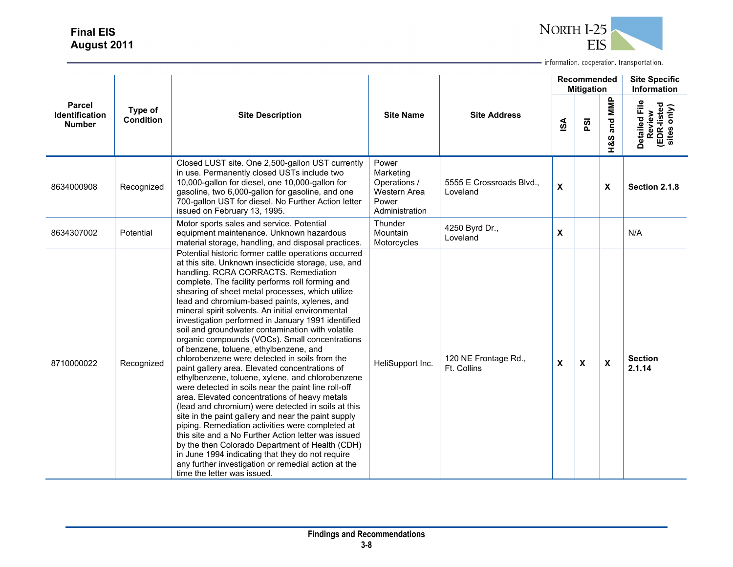| Parcel Identification Number | Type of Condition | Site Description | Site Name | Site Address | Recommended Mitigation | | | Site Specific Information |
|---|---|---|---|---|---|---|---|---|
| | | | | | ISA | PSI | H&S and MMP | Detailed File Review (EDR-listed sites only) |
| 8634000908 | Recognized | Closed LUST site. One 2,500-gallon UST currently in use. Permanently closed USTs include two 10,000-gallon for diesel, one 10,000-gallon for gasoline, two 6,000-gallon for gasoline, and one 700-gallon UST for diesel. No Further Action letter issued on February 13, 1995. | Power Marketing Operations / Western Area Power Administration | 5555 E Crossroads Blvd., Loveland | **X** | | **X** | **Section 2.1.8** |
| 8634307002 | Potential | Motor sports sales and service. Potential equipment maintenance. Unknown hazardous material storage, handling, and disposal practices. | Thunder Mountain Motorcycles | 4250 Byrd Dr., Loveland | **X** | | | N/A |
| 8710000022 | Recognized | Potential historic former cattle operations occurred at this site. Unknown insecticide storage, use, and handling. RCRA CORRACTS. Remediation complete. The facility performs roll forming and shearing of sheet metal processes, which utilize lead and chromium-based paints, xylenes, and mineral spirit solvents. An initial environmental investigation performed in January 1991 identified soil and groundwater contamination with volatile organic compounds (VOCs). Small concentrations of benzene, toluene, ethylbenzene, and chlorobenzene were detected in soils from the paint gallery area. Elevated concentrations of ethylbenzene, toluene, xylene, and chlorobenzene were detected in soils near the paint line roll-off area. Elevated concentrations of heavy metals (lead and chromium) were detected in soils at this site in the paint gallery and near the paint supply piping. Remediation activities were completed at this site and a No Further Action letter was issued by the then Colorado Department of Health (CDH) in June 1994 indicating that they do not require any further investigation or remedial action at the time the letter was issued. | HeliSupport Inc. | 120 NE Frontage Rd., Ft. Collins | **X** | **X** | **X** | **Section 2.1.14** |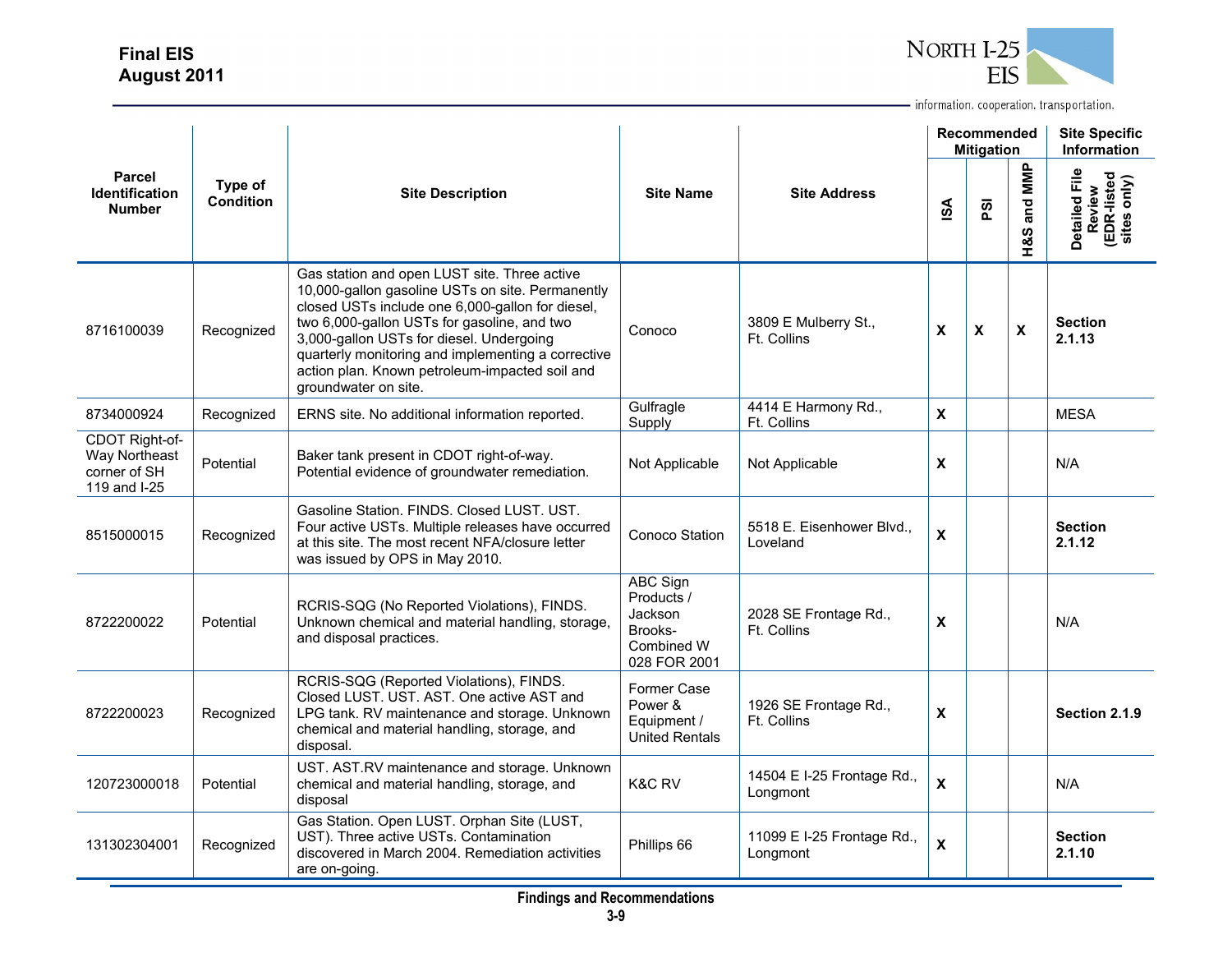| Parcel Identification Number | Type of Condition | Site Description | Site Name | Site Address | Recommended Mitigation | | | Site Specific Information |
|---|---|---|---|---|---|---|---|---|
| | | | | | ISA | PSI | H&S and MMP | Detailed File Review (EDR-listed sites only) |
| 8716100039 | Recognized | Gas station and open LUST site. Three active 10,000-gallon gasoline USTs on site. Permanently closed USTs include one 6,000-gallon for diesel, two 6,000-gallon USTs for gasoline, and two 3,000-gallon USTs for diesel. Undergoing quarterly monitoring and implementing a corrective action plan. Known petroleum-impacted soil and groundwater on site. | Conoco | 3809 E Mulberry St., Ft. Collins | X | X | X | **Section 2.1.13** |
| 8734000924 | Recognized | ERNS site. No additional information reported. | Gulfragle Supply | 4414 E Harmony Rd., Ft. Collins | X | | | MESA |
| CDOT Right-of-Way Northeast corner of SH 119 and I-25 | Potential | Baker tank present in CDOT right-of-way. Potential evidence of groundwater remediation. | Not Applicable | Not Applicable | X | | | N/A |
| 8515000015 | Recognized | Gasoline Station. FINDS. Closed LUST. UST. Four active USTs. Multiple releases have occurred at this site. The most recent NFA/closure letter was issued by OPS in May 2010. | Conoco Station | 5518 E. Eisenhower Blvd., Loveland | X | | | **Section 2.1.12** |
| 8722200022 | Potential | RCRIS-SQG (No Reported Violations), FINDS. Unknown chemical and material handling, storage, and disposal practices. | ABC Sign Products / Jackson Brooks-Combined W 028 FOR 2001 | 2028 SE Frontage Rd., Ft. Collins | X | | | N/A |
| 8722200023 | Recognized | RCRIS-SQG (Reported Violations), FINDS. Closed LUST. UST. AST. One active AST and LPG tank. RV maintenance and storage. Unknown chemical and material handling, storage, and disposal. | Former Case Power & Equipment / United Rentals | 1926 SE Frontage Rd., Ft. Collins | X | | | **Section 2.1.9** |
| 120723000018 | Potential | UST. AST.RV maintenance and storage. Unknown chemical and material handling, storage, and disposal | K&C RV | 14504 E I-25 Frontage Rd., Longmont | X | | | N/A |
| 131302304001 | Recognized | Gas Station. Open LUST. Orphan Site (LUST, UST). Three active USTs. Contamination discovered in March 2004. Remediation activities are on-going. | Phillips 66 | 11099 E I-25 Frontage Rd., Longmont | X | | | **Section 2.1.10** |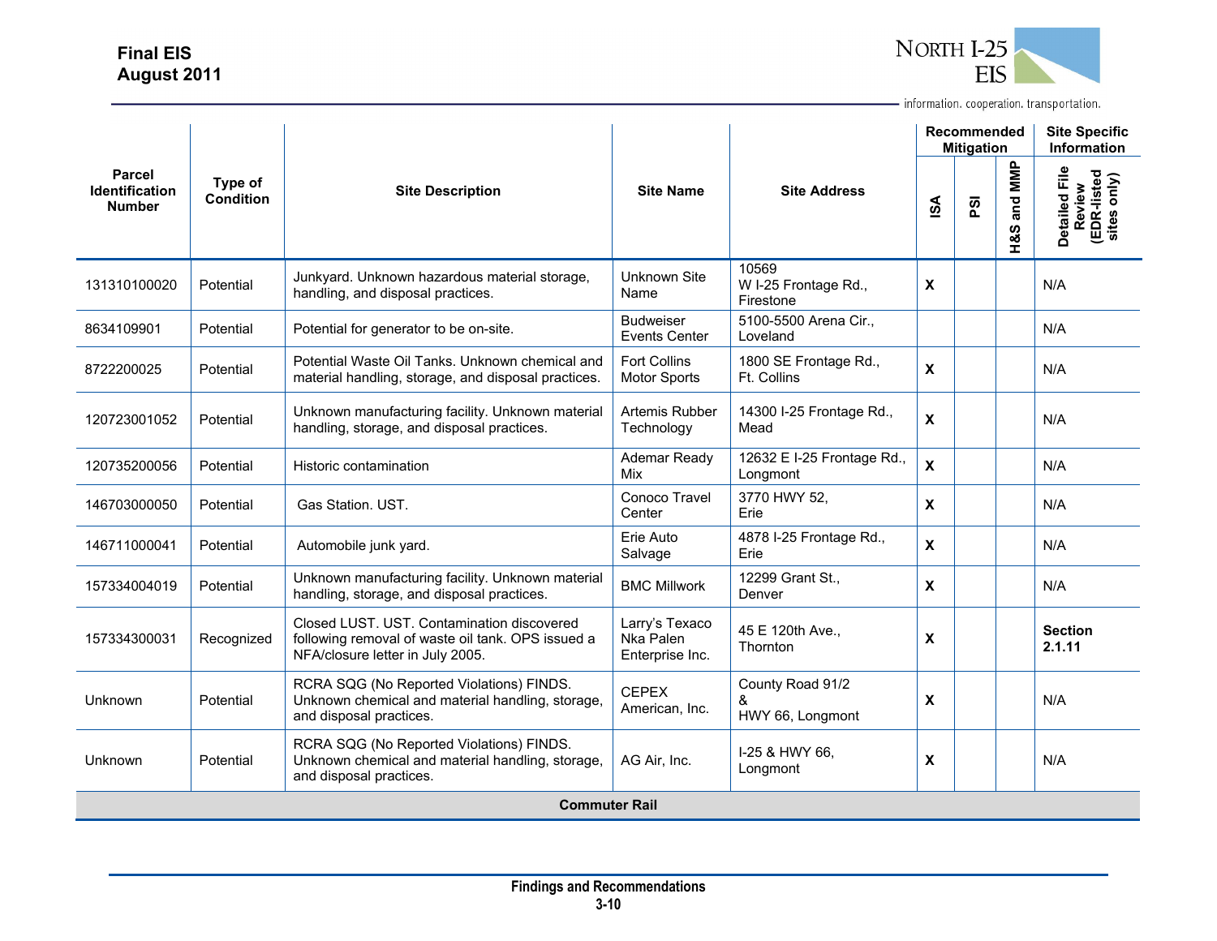| Parcel Identification Number | Type of Condition | Site Description | Site Name | Site Address | Recommended Mitigation | | | Site Specific Information |
|---|---|---|---|---|---|---|---|---|
| | | | | | ISA | PSI | H&S and MMP | Detailed File Review (EDR-listed sites only) |
| 131310100020 | Potential | Junkyard. Unknown hazardous material storage, handling, and disposal practices. | Unknown Site Name | 10569 W I-25 Frontage Rd., Firestone | X | | | N/A |
| 8634109901 | Potential | Potential for generator to be on-site. | Budweiser Events Center | 5100-5500 Arena Cir., Loveland | | | | N/A |
| 8722200025 | Potential | Potential Waste Oil Tanks. Unknown chemical and material handling, storage, and disposal practices. | Fort Collins Motor Sports | 1800 SE Frontage Rd., Ft. Collins | X | | | N/A |
| 120723001052 | Potential | Unknown manufacturing facility. Unknown material handling, storage, and disposal practices. | Artemis Rubber Technology | 14300 I-25 Frontage Rd., Mead | X | | | N/A |
| 120735200056 | Potential | Historic contamination | Ademar Ready Mix | 12632 E I-25 Frontage Rd., Longmont | X | | | N/A |
| 146703000050 | Potential | Gas Station. UST. | Conoco Travel Center | 3770 HWY 52, Erie | X | | | N/A |
| 146711000041 | Potential | Automobile junk yard. | Erie Auto Salvage | 4878 I-25 Frontage Rd., Erie | X | | | N/A |
| 157334004019 | Potential | Unknown manufacturing facility. Unknown material handling, storage, and disposal practices. | BMC Millwork | 12299 Grant St., Denver | X | | | N/A |
| 157334300031 | Recognized | Closed LUST. UST. Contamination discovered following removal of waste oil tank. OPS issued a NFA/closure letter in July 2005. | Larry's Texaco Nka Palen Enterprise Inc. | 45 E 120th Ave., Thornton | X | | | **Section 2.1.11** |
| Unknown | Potential | RCRA SQG (No Reported Violations) FINDS. Unknown chemical and material handling, storage, and disposal practices. | CEPEX American, Inc. | County Road 91/2 & HWY 66, Longmont | X | | | N/A |
| Unknown | Potential | RCRA SQG (No Reported Violations) FINDS. Unknown chemical and material handling, storage, and disposal practices. | AG Air, Inc. | I-25 & HWY 66, Longmont | X | | | N/A |
| **Commuter Rail** | | | | | | | | |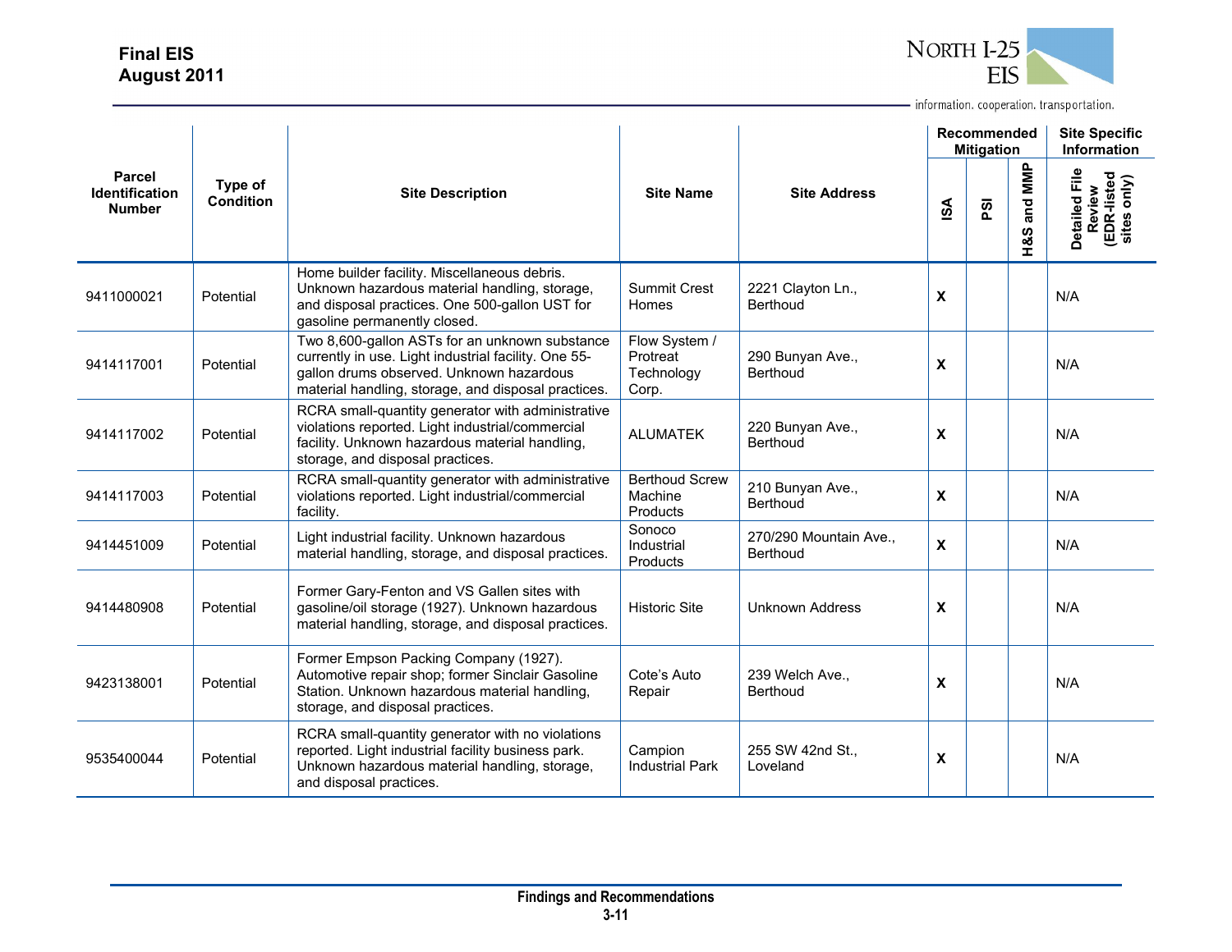| Parcel Identification Number | Type of Condition | Site Description | Site Name | Site Address | Recommended Mitigation | | | Site Specific Information |
|---|---|---|---|---|---|---|---|---|
| | | | | | ISA | PSI | H&S and MMP | Detailed File Review (EDR-listed sites only) |
| 9411000021 | Potential | Home builder facility. Miscellaneous debris. Unknown hazardous material handling, storage, and disposal practices. One 500-gallon UST for gasoline permanently closed. | Summit Crest Homes | 2221 Clayton Ln., Berthoud | X | | | N/A |
| 9414117001 | Potential | Two 8,600-gallon ASTs for an unknown substance currently in use. Light industrial facility. One 55-gallon drums observed. Unknown hazardous material handling, storage, and disposal practices. | Flow System / Protreat Technology Corp. | 290 Bunyan Ave., Berthoud | X | | | N/A |
| 9414117002 | Potential | RCRA small-quantity generator with administrative violations reported. Light industrial/commercial facility. Unknown hazardous material handling, storage, and disposal practices. | ALUMATEK | 220 Bunyan Ave., Berthoud | X | | | N/A |
| 9414117003 | Potential | RCRA small-quantity generator with administrative violations reported. Light industrial/commercial facility. | Berthoud Screw Machine Products | 210 Bunyan Ave., Berthoud | X | | | N/A |
| 9414451009 | Potential | Light industrial facility. Unknown hazardous material handling, storage, and disposal practices. | Sonoco Industrial Products | 270/290 Mountain Ave., Berthoud | X | | | N/A |
| 9414480908 | Potential | Former Gary-Fenton and VS Gallen sites with gasoline/oil storage (1927). Unknown hazardous material handling, storage, and disposal practices. | Historic Site | Unknown Address | X | | | N/A |
| 9423138001 | Potential | Former Empson Packing Company (1927). Automotive repair shop; former Sinclair Gasoline Station. Unknown hazardous material handling, storage, and disposal practices. | Cote's Auto Repair | 239 Welch Ave., Berthoud | X | | | N/A |
| 9535400044 | Potential | RCRA small-quantity generator with no violations reported. Light industrial facility business park. Unknown hazardous material handling, storage, and disposal practices. | Campion Industrial Park | 255 SW 42nd St., Loveland | X | | | N/A |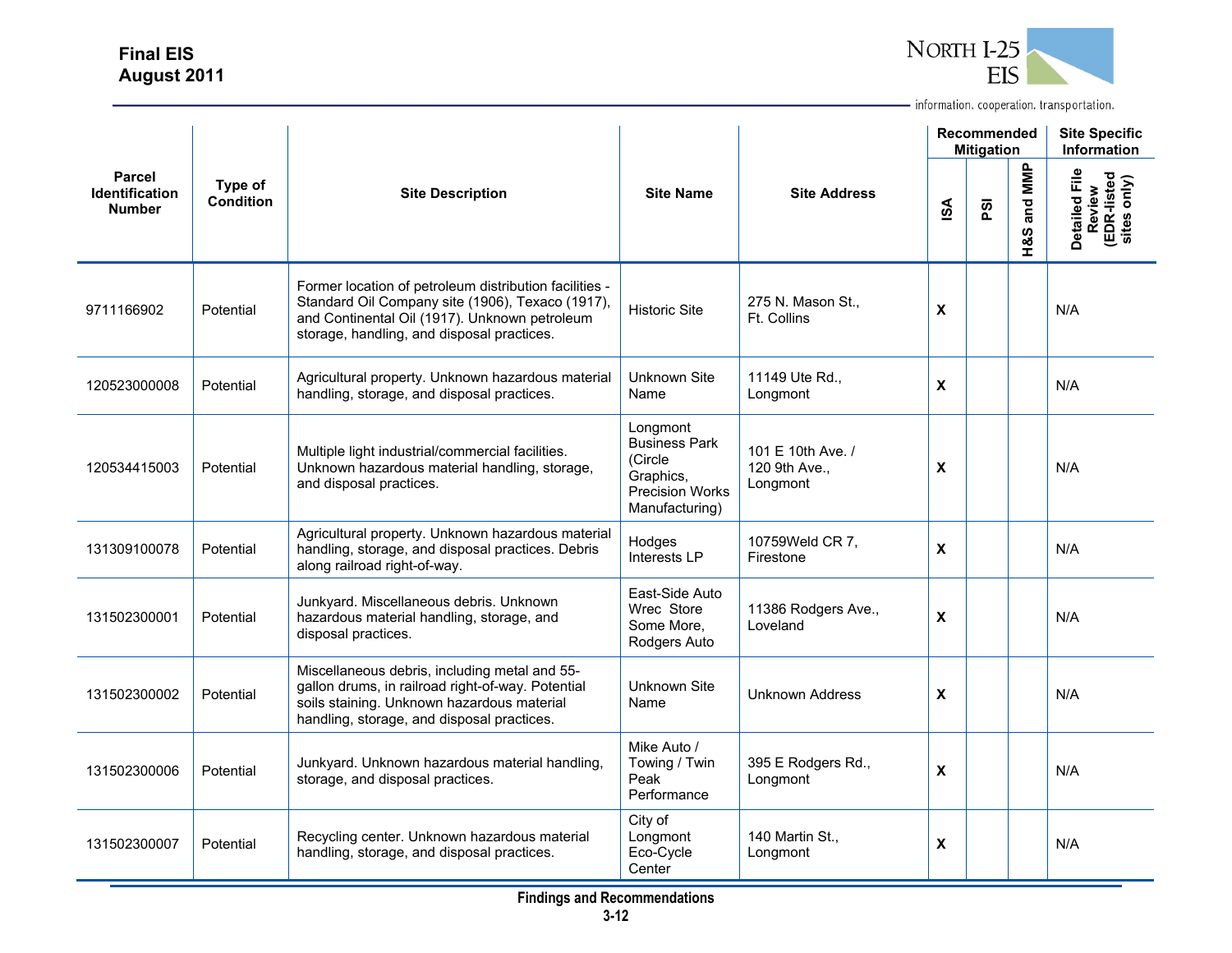| Parcel Identification Number | Type of Condition | Site Description | Site Name | Site Address | Recommended Mitigation | | | Site Specific Information |
|---|---|---|---|---|---|---|---|---|
| | | | | | ISA | PSI | H&S and MMP | Detailed File Review (EDR-listed sites only) |
| 9711166902 | Potential | Former location of petroleum distribution facilities - Standard Oil Company site (1906), Texaco (1917), and Continental Oil (1917). Unknown petroleum storage, handling, and disposal practices. | Historic Site | 275 N. Mason St., Ft. Collins | X | | | N/A |
| 120523000008 | Potential | Agricultural property. Unknown hazardous material handling, storage, and disposal practices. | Unknown Site Name | 11149 Ute Rd., Longmont | X | | | N/A |
| 120534415003 | Potential | Multiple light industrial/commercial facilities. Unknown hazardous material handling, storage, and disposal practices. | Longmont Business Park (Circle Graphics, Precision Works Manufacturing) | 101 E 10th Ave. / 120 9th Ave., Longmont | X | | | N/A |
| 131309100078 | Potential | Agricultural property. Unknown hazardous material handling, storage, and disposal practices. Debris along railroad right-of-way. | Hodges Interests LP | 10759Weld CR 7, Firestone | X | | | N/A |
| 131502300001 | Potential | Junkyard. Miscellaneous debris. Unknown hazardous material handling, storage, and disposal practices. | East-Side Auto Wrec Store Some More, Rodgers Auto | 11386 Rodgers Ave., Loveland | X | | | N/A |
| 131502300002 | Potential | Miscellaneous debris, including metal and 55-gallon drums, in railroad right-of-way. Potential soils staining. Unknown hazardous material handling, storage, and disposal practices. | Unknown Site Name | Unknown Address | X | | | N/A |
| 131502300006 | Potential | Junkyard. Unknown hazardous material handling, storage, and disposal practices. | Mike Auto / Towing / Twin Peak Performance | 395 E Rodgers Rd., Longmont | X | | | N/A |
| 131502300007 | Potential | Recycling center. Unknown hazardous material handling, storage, and disposal practices. | City of Longmont Eco-Cycle Center | 140 Martin St., Longmont | X | | | N/A |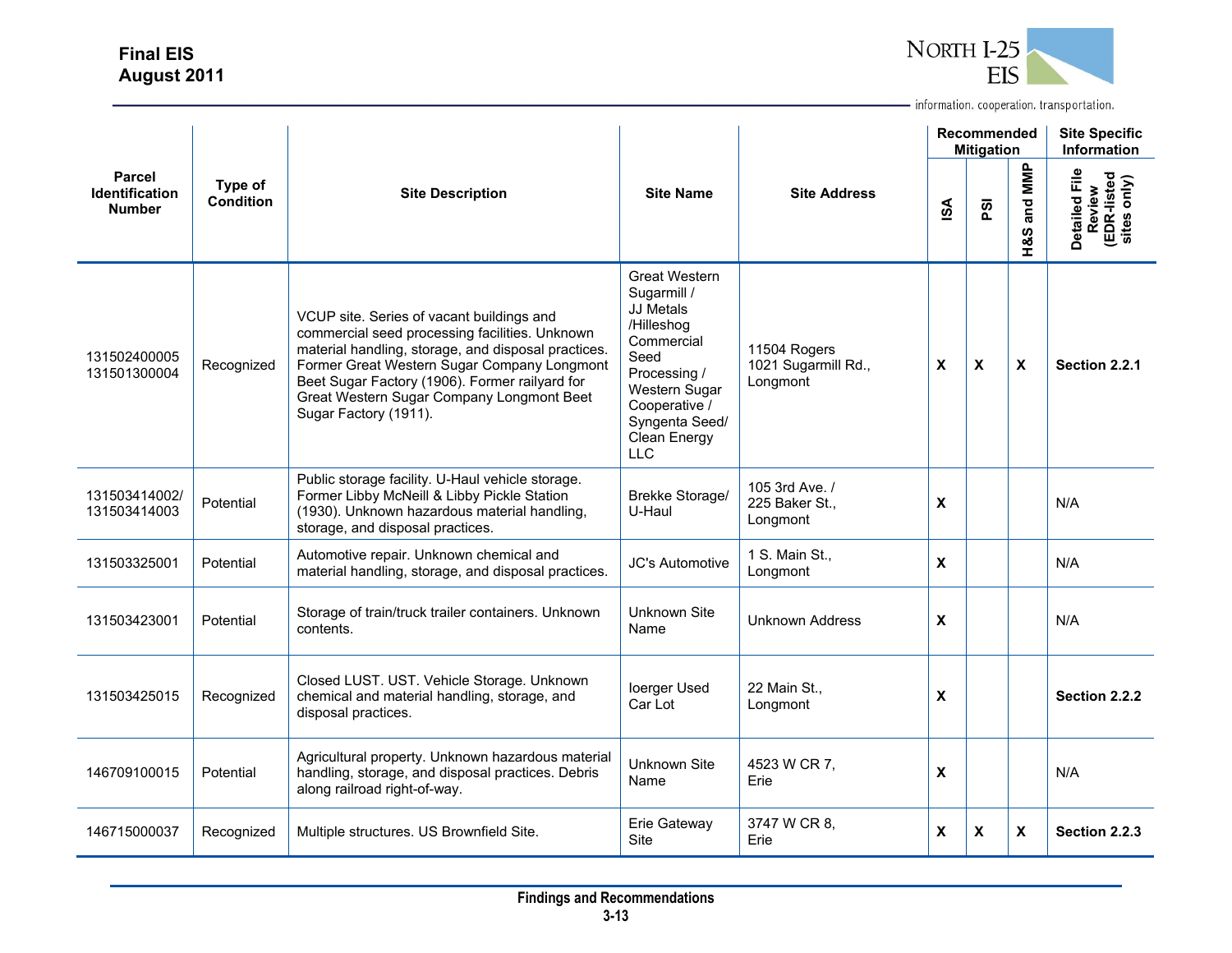| Parcel Identification Number | Type of Condition | Site Description | Site Name | Site Address | Recommended Mitigation | | | Site Specific Information |
|---|---|---|---|---|---|---|---|---|
| | | | | | ISA | PSI | H&S and MMP | Detailed File Review (EDR-listed sites only) |
| 131502400005 131501300004 | Recognized | VCUP site. Series of vacant buildings and commercial seed processing facilities. Unknown material handling, storage, and disposal practices. Former Great Western Sugar Company Longmont Beet Sugar Factory (1906). Former railyard for Great Western Sugar Company Longmont Beet Sugar Factory (1911). | Great Western Sugarmill / JJ Metals /Hilleshog Commercial Seed Processing / Western Sugar Cooperative / Syngenta Seed/ Clean Energy LLC | 11504 Rogers 1021 Sugarmill Rd., Longmont | X | X | X | **Section 2.2.1** |
| 131503414002/ 131503414003 | Potential | Public storage facility. U-Haul vehicle storage. Former Libby McNeill & Libby Pickle Station (1930). Unknown hazardous material handling, storage, and disposal practices. | Brekke Storage/ U-Haul | 105 3rd Ave. / 225 Baker St., Longmont | X | | | N/A |
| 131503325001 | Potential | Automotive repair. Unknown chemical and material handling, storage, and disposal practices. | JC's Automotive | 1 S. Main St., Longmont | X | | | N/A |
| 131503423001 | Potential | Storage of train/truck trailer containers. Unknown contents. | Unknown Site Name | Unknown Address | X | | | N/A |
| 131503425015 | Recognized | Closed LUST. UST. Vehicle Storage. Unknown chemical and material handling, storage, and disposal practices. | Ioerger Used Car Lot | 22 Main St., Longmont | X | | | **Section 2.2.2** |
| 146709100015 | Potential | Agricultural property. Unknown hazardous material handling, storage, and disposal practices. Debris along railroad right-of-way. | Unknown Site Name | 4523 W CR 7, Erie | X | | | N/A |
| 146715000037 | Recognized | Multiple structures. US Brownfield Site. | Erie Gateway Site | 3747 W CR 8, Erie | X | X | X | **Section 2.2.3** |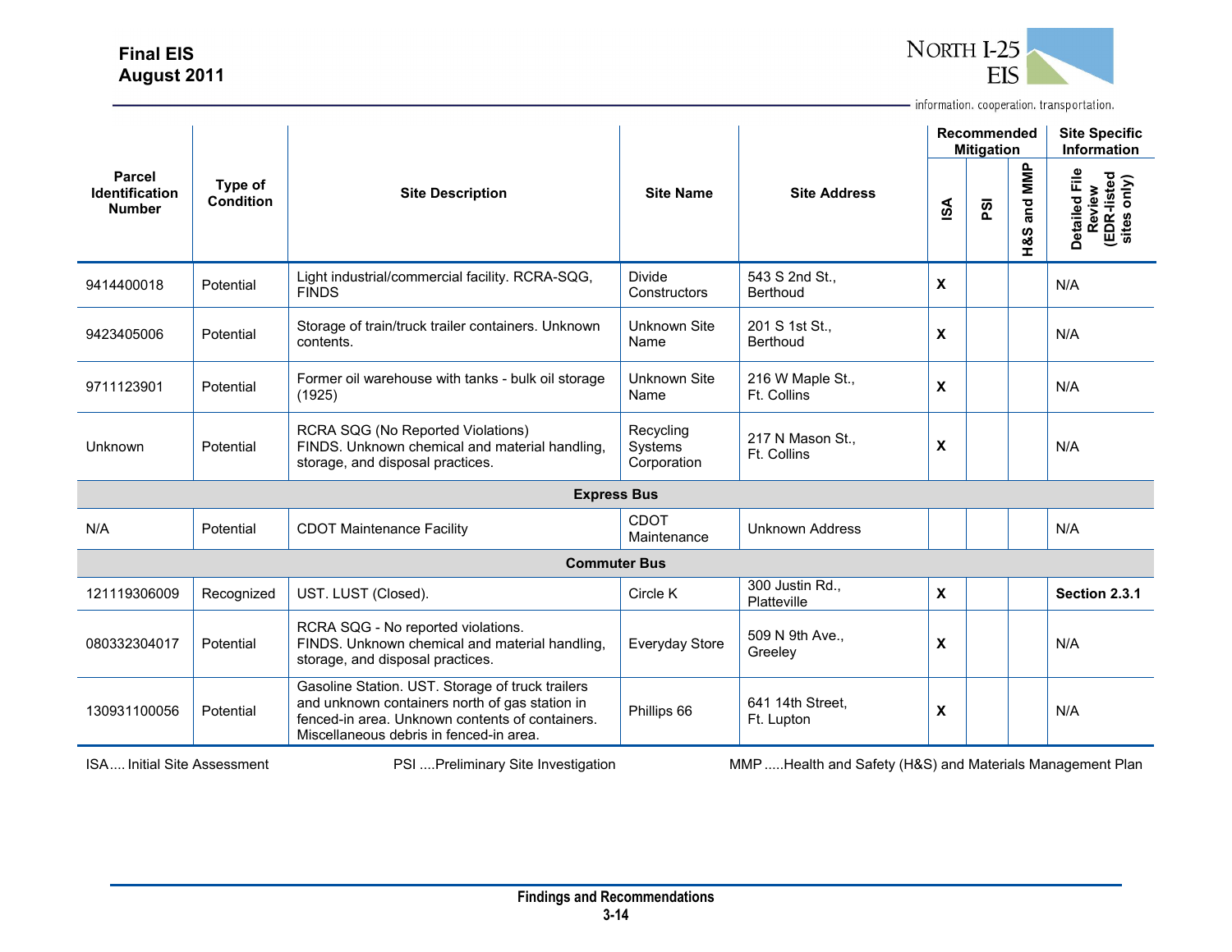| Parcel Identification Number | Type of Condition | Site Description | Site Name | Site Address | Recommended Mitigation | | | Site Specific Information |
|---|---|---|---|---|---|---|---|---|
| | | | | | ISA | PSI | H&S and MMP | Detailed File Review (EDR-listed sites only) |
| 9414400018 | Potential | Light industrial/commercial facility. RCRA-SQG, FINDS | Divide Constructors | 543 S 2nd St., Berthoud | X | | | N/A |
| 9423405006 | Potential | Storage of train/truck trailer containers. Unknown contents. | Unknown Site Name | 201 S 1st St., Berthoud | X | | | N/A |
| 9711123901 | Potential | Former oil warehouse with tanks - bulk oil storage (1925) | Unknown Site Name | 216 W Maple St., Ft. Collins | X | | | N/A |
| Unknown | Potential | RCRA SQG (No Reported Violations) FINDS. Unknown chemical and material handling, storage, and disposal practices. | Recycling Systems Corporation | 217 N Mason St., Ft. Collins | X | | | N/A |
| **Express Bus** | | | | | | | | |
| N/A | Potential | CDOT Maintenance Facility | CDOT Maintenance | Unknown Address | | | | N/A |
| **Commuter Bus** | | | | | | | | |
| 121119306009 | Recognized | UST. LUST (Closed). | Circle K | 300 Justin Rd., Platteville | X | | | **Section 2.3.1** |
| 080332304017 | Potential | RCRA SQG - No reported violations. FINDS. Unknown chemical and material handling, storage, and disposal practices. | Everyday Store | 509 N 9th Ave., Greeley | X | | | N/A |
| 130931100056 | Potential | Gasoline Station. UST. Storage of truck trailers and unknown containers north of gas station in fenced-in area. Unknown contents of containers. Miscellaneous debris in fenced-in area. | Phillips 66 | 641 14th Street, Ft. Lupton | X | | | N/A |

ISA.... Initial Site Assessment PSI ....Preliminary Site Investigation MMP .....Health and Safety (H&S) and Materials Management Plan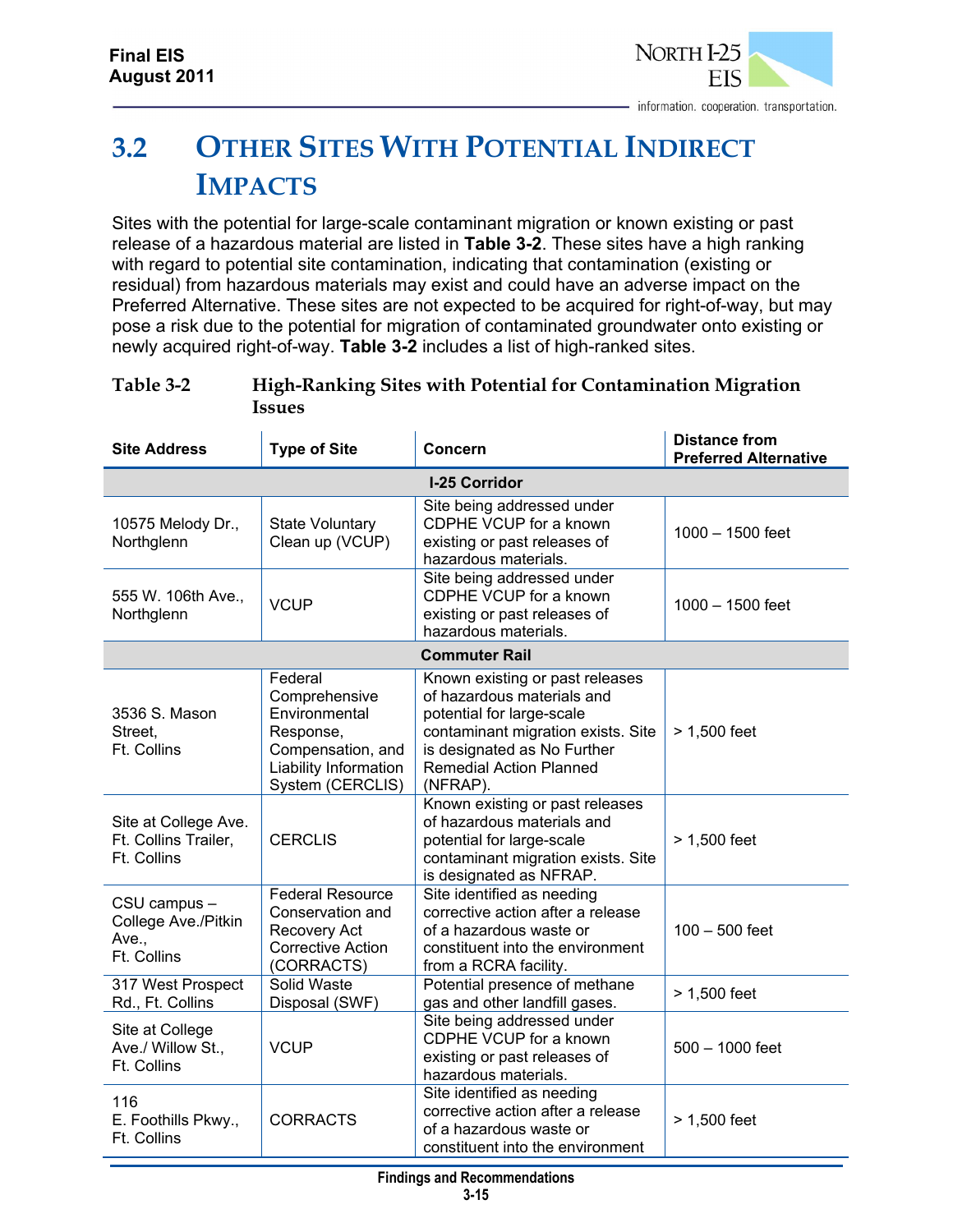## 3.2 OTHER SITES WITH POTENTIAL INDIRECT IMPACTS

Sites with the potential for large-scale contaminant migration or known existing or past release of a hazardous material are listed in **Table 3-2**. These sites have a high ranking with regard to potential site contamination, indicating that contamination (existing or residual) from hazardous materials may exist and could have an adverse impact on the Preferred Alternative. These sites are not expected to be acquired for right-of-way, but may pose a risk due to the potential for migration of contaminated groundwater onto existing or newly acquired right-of-way. **Table 3-2** includes a list of high-ranked sites.

**Table 3-2 High-Ranking Sites with Potential for Contamination Migration Issues**

| Site Address | Type of Site | Concern | Distance from Preferred Alternative |
|---|---|---|---|
| **I-25 Corridor** | | | |
| 10575 Melody Dr., Northglenn | State Voluntary Clean up (VCUP) | Site being addressed under CDPHE VCUP for a known existing or past releases of hazardous materials. | 1000 – 1500 feet |
| 555 W. 106th Ave., Northglenn | VCUP | Site being addressed under CDPHE VCUP for a known existing or past releases of hazardous materials. | 1000 – 1500 feet |
| **Commuter Rail** | | | |
| 3536 S. Mason Street, Ft. Collins | Federal Comprehensive Environmental Response, Compensation, and Liability Information System (CERCLIS) | Known existing or past releases of hazardous materials and potential for large-scale contaminant migration exists. Site is designated as No Further Remedial Action Planned (NFRAP). | > 1,500 feet |
| Site at College Ave. Ft. Collins Trailer, Ft. Collins | CERCLIS | Known existing or past releases of hazardous materials and potential for large-scale contaminant migration exists. Site is designated as NFRAP. | > 1,500 feet |
| CSU campus – College Ave./Pitkin Ave., Ft. Collins | Federal Resource Conservation and Recovery Act Corrective Action (CORRACTS) | Site identified as needing corrective action after a release of a hazardous waste or constituent into the environment from a RCRA facility. | 100 – 500 feet |
| 317 West Prospect Rd., Ft. Collins | Solid Waste Disposal (SWF) | Potential presence of methane gas and other landfill gases. | > 1,500 feet |
| Site at College Ave./ Willow St., Ft. Collins | VCUP | Site being addressed under CDPHE VCUP for a known existing or past releases of hazardous materials. | 500 – 1000 feet |
| 116 E. Foothills Pkwy., Ft. Collins | CORRACTS | Site identified as needing corrective action after a release of a hazardous waste or constituent into the environment | > 1,500 feet |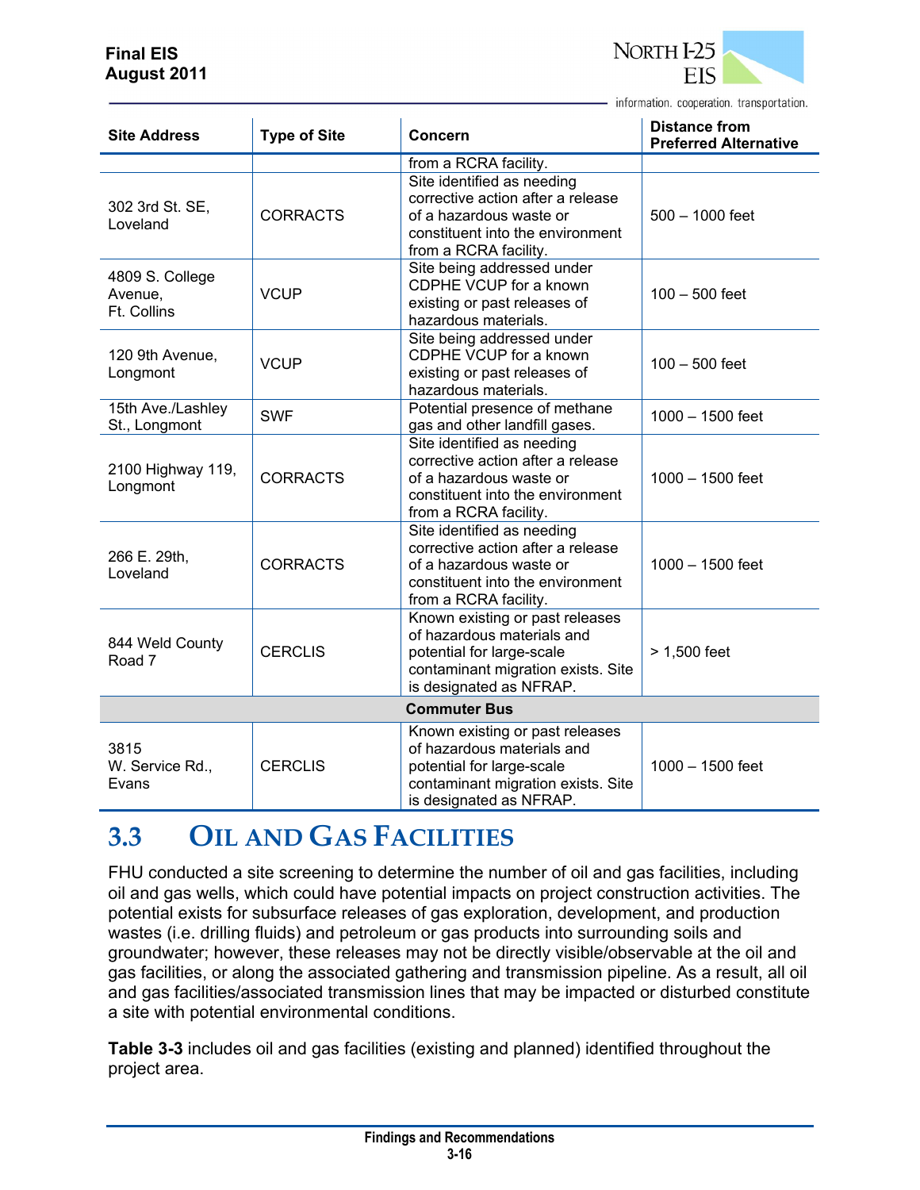| Site Address | Type of Site | Concern | Distance from Preferred Alternative |
|---|---|---|---|
| | | from a RCRA facility. | |
| 302 3rd St. SE, Loveland | CORRACTS | Site identified as needing corrective action after a release of a hazardous waste or constituent into the environment from a RCRA facility. | 500 – 1000 feet |
| 4809 S. College Avenue, Ft. Collins | VCUP | Site being addressed under CDPHE VCUP for a known existing or past releases of hazardous materials. | 100 – 500 feet |
| 120 9th Avenue, Longmont | VCUP | Site being addressed under CDPHE VCUP for a known existing or past releases of hazardous materials. | 100 – 500 feet |
| 15th Ave./Lashley St., Longmont | SWF | Potential presence of methane gas and other landfill gases. | 1000 – 1500 feet |
| 2100 Highway 119, Longmont | CORRACTS | Site identified as needing corrective action after a release of a hazardous waste or constituent into the environment from a RCRA facility. | 1000 – 1500 feet |
| 266 E. 29th, Loveland | CORRACTS | Site identified as needing corrective action after a release of a hazardous waste or constituent into the environment from a RCRA facility. | 1000 – 1500 feet |
| 844 Weld County Road 7 | CERCLIS | Known existing or past releases of hazardous materials and potential for large-scale contaminant migration exists. Site is designated as NFRAP. | > 1,500 feet |
| **Commuter Bus** | | | |
| 3815 W. Service Rd., Evans | CERCLIS | Known existing or past releases of hazardous materials and potential for large-scale contaminant migration exists. Site is designated as NFRAP. | 1000 – 1500 feet |

## 3.3 OIL AND GAS FACILITIES

FHU conducted a site screening to determine the number of oil and gas facilities, including oil and gas wells, which could have potential impacts on project construction activities. The potential exists for subsurface releases of gas exploration, development, and production wastes (i.e. drilling fluids) and petroleum or gas products into surrounding soils and groundwater; however, these releases may not be directly visible/observable at the oil and gas facilities, or along the associated gathering and transmission pipeline. As a result, all oil and gas facilities/associated transmission lines that may be impacted or disturbed constitute a site with potential environmental conditions.

**Table 3-3** includes oil and gas facilities (existing and planned) identified throughout the project area.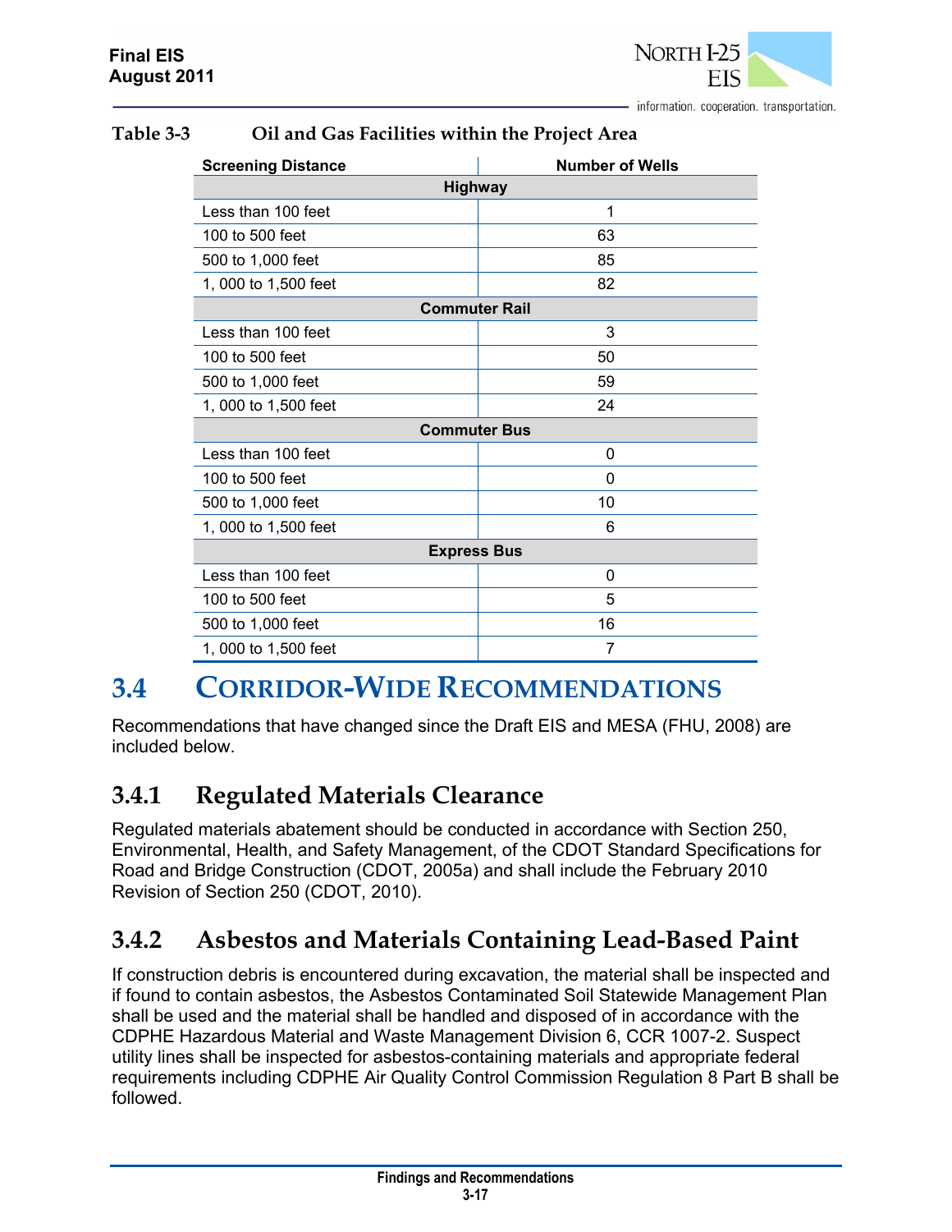**Table 3-3 Oil and Gas Facilities within the Project Area**

| Screening Distance | Number of Wells |
|---|---|
| **Highway** | |
| Less than 100 feet | 1 |
| 100 to 500 feet | 63 |
| 500 to 1,000 feet | 85 |
| 1, 000 to 1,500 feet | 82 |
| **Commuter Rail** | |
| Less than 100 feet | 3 |
| 100 to 500 feet | 50 |
| 500 to 1,000 feet | 59 |
| 1, 000 to 1,500 feet | 24 |
| **Commuter Bus** | |
| Less than 100 feet | 0 |
| 100 to 500 feet | 0 |
| 500 to 1,000 feet | 10 |
| 1, 000 to 1,500 feet | 6 |
| **Express Bus** | |
| Less than 100 feet | 0 |
| 100 to 500 feet | 5 |
| 500 to 1,000 feet | 16 |
| 1, 000 to 1,500 feet | 7 |

## 3.4 CORRIDOR-WIDE RECOMMENDATIONS

Recommendations that have changed since the Draft EIS and MESA (FHU, 2008) are included below.

### 3.4.1 Regulated Materials Clearance

Regulated materials abatement should be conducted in accordance with Section 250, Environmental, Health, and Safety Management, of the CDOT Standard Specifications for Road and Bridge Construction (CDOT, 2005a) and shall include the February 2010 Revision of Section 250 (CDOT, 2010).

### 3.4.2 Asbestos and Materials Containing Lead-Based Paint

If construction debris is encountered during excavation, the material shall be inspected and if found to contain asbestos, the Asbestos Contaminated Soil Statewide Management Plan shall be used and the material shall be handled and disposed of in accordance with the CDPHE Hazardous Material and Waste Management Division 6, CCR 1007-2. Suspect utility lines shall be inspected for asbestos-containing materials and appropriate federal requirements including CDPHE Air Quality Control Commission Regulation 8 Part B shall be followed.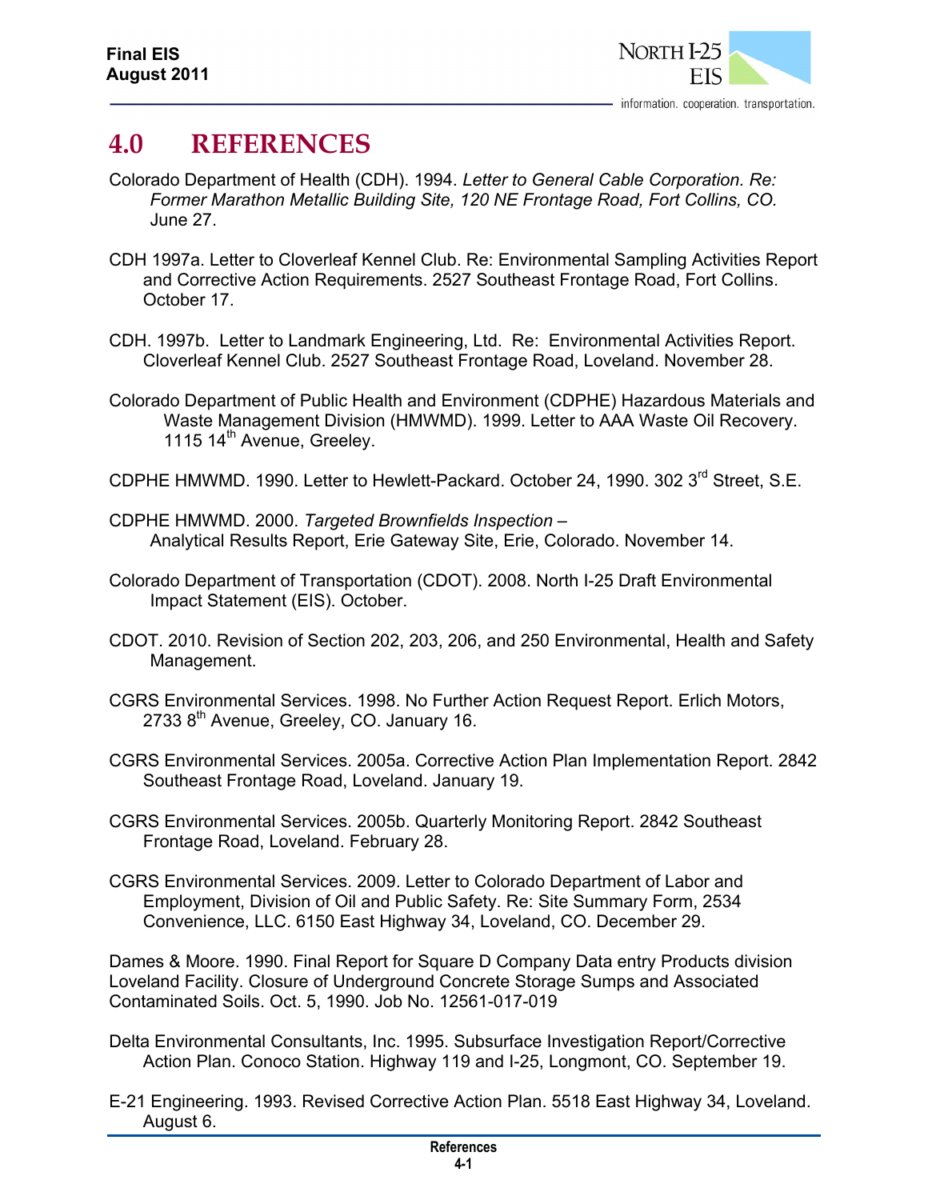# 4.0 REFERENCES

Colorado Department of Health (CDH). 1994. *Letter to General Cable Corporation. Re: Former Marathon Metallic Building Site, 120 NE Frontage Road, Fort Collins, CO.* June 27.

CDH 1997a. Letter to Cloverleaf Kennel Club. Re: Environmental Sampling Activities Report and Corrective Action Requirements. 2527 Southeast Frontage Road, Fort Collins. October 17.

CDH. 1997b. Letter to Landmark Engineering, Ltd. Re: Environmental Activities Report. Cloverleaf Kennel Club. 2527 Southeast Frontage Road, Loveland. November 28.

Colorado Department of Public Health and Environment (CDPHE) Hazardous Materials and Waste Management Division (HMWMD). 1999. Letter to AAA Waste Oil Recovery. 1115 14th Avenue, Greeley.

CDPHE HMWMD. 1990. Letter to Hewlett-Packard. October 24, 1990. 302 3rd Street, S.E.

CDPHE HMWMD. 2000. *Targeted Brownfields Inspection* – Analytical Results Report, Erie Gateway Site, Erie, Colorado. November 14.

Colorado Department of Transportation (CDOT). 2008. North I-25 Draft Environmental Impact Statement (EIS). October.

CDOT. 2010. Revision of Section 202, 203, 206, and 250 Environmental, Health and Safety Management.

CGRS Environmental Services. 1998. No Further Action Request Report. Erlich Motors, 2733 8th Avenue, Greeley, CO. January 16.

CGRS Environmental Services. 2005a. Corrective Action Plan Implementation Report. 2842 Southeast Frontage Road, Loveland. January 19.

CGRS Environmental Services. 2005b. Quarterly Monitoring Report. 2842 Southeast Frontage Road, Loveland. February 28.

CGRS Environmental Services. 2009. Letter to Colorado Department of Labor and Employment, Division of Oil and Public Safety. Re: Site Summary Form, 2534 Convenience, LLC. 6150 East Highway 34, Loveland, CO. December 29.

Dames & Moore. 1990. Final Report for Square D Company Data entry Products division Loveland Facility. Closure of Underground Concrete Storage Sumps and Associated Contaminated Soils. Oct. 5, 1990. Job No. 12561-017-019

Delta Environmental Consultants, Inc. 1995. Subsurface Investigation Report/Corrective Action Plan. Conoco Station. Highway 119 and I-25, Longmont, CO. September 19.

E-21 Engineering. 1993. Revised Corrective Action Plan. 5518 East Highway 34, Loveland. August 6.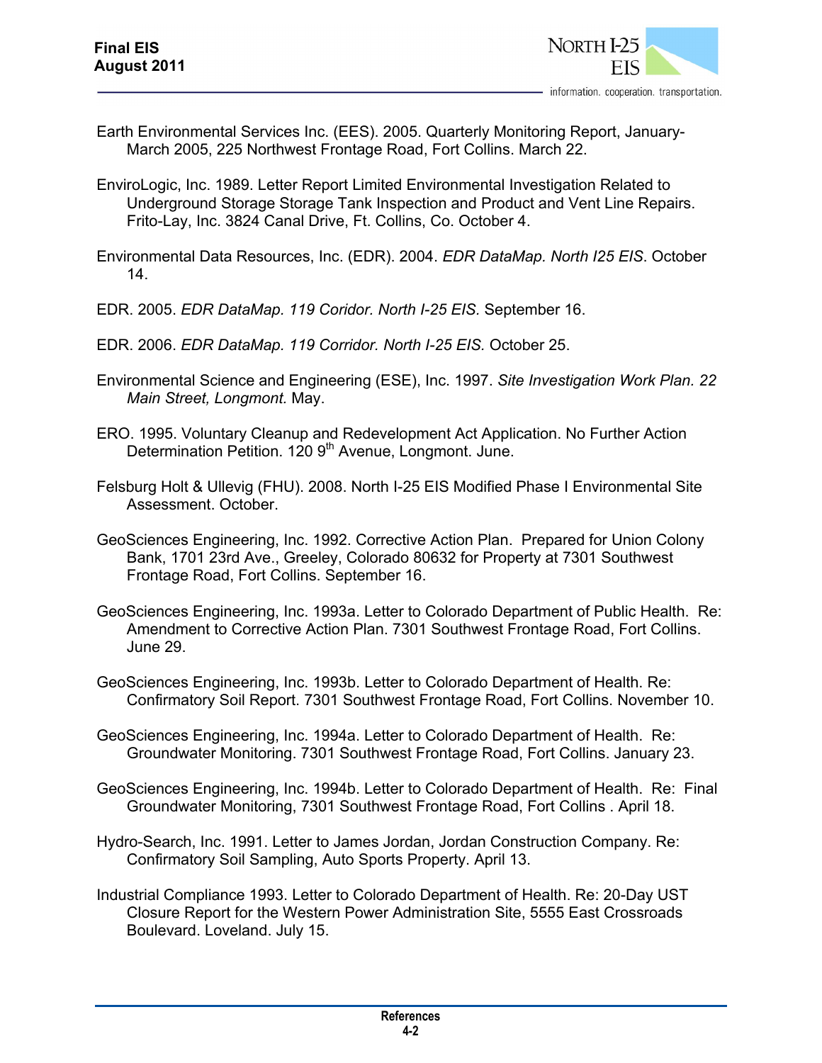Earth Environmental Services Inc. (EES). 2005. Quarterly Monitoring Report, January-March 2005, 225 Northwest Frontage Road, Fort Collins. March 22.

EnviroLogic, Inc. 1989. Letter Report Limited Environmental Investigation Related to Underground Storage Storage Tank Inspection and Product and Vent Line Repairs. Frito-Lay, Inc. 3824 Canal Drive, Ft. Collins, Co. October 4.

Environmental Data Resources, Inc. (EDR). 2004. *EDR DataMap. North I25 EIS*. October 14.

EDR. 2005. *EDR DataMap. 119 Coridor. North I-25 EIS.* September 16.

EDR. 2006. *EDR DataMap. 119 Corridor. North I-25 EIS.* October 25.

Environmental Science and Engineering (ESE), Inc. 1997. *Site Investigation Work Plan. 22 Main Street, Longmont.* May.

ERO. 1995. Voluntary Cleanup and Redevelopment Act Application. No Further Action Determination Petition. 120 9th Avenue, Longmont. June.

Felsburg Holt & Ullevig (FHU). 2008. North I-25 EIS Modified Phase I Environmental Site Assessment. October.

GeoSciences Engineering, Inc. 1992. Corrective Action Plan. Prepared for Union Colony Bank, 1701 23rd Ave., Greeley, Colorado 80632 for Property at 7301 Southwest Frontage Road, Fort Collins. September 16.

GeoSciences Engineering, Inc. 1993a. Letter to Colorado Department of Public Health. Re: Amendment to Corrective Action Plan. 7301 Southwest Frontage Road, Fort Collins. June 29.

GeoSciences Engineering, Inc. 1993b. Letter to Colorado Department of Health. Re: Confirmatory Soil Report. 7301 Southwest Frontage Road, Fort Collins. November 10.

GeoSciences Engineering, Inc. 1994a. Letter to Colorado Department of Health. Re: Groundwater Monitoring. 7301 Southwest Frontage Road, Fort Collins. January 23.

GeoSciences Engineering, Inc. 1994b. Letter to Colorado Department of Health. Re: Final Groundwater Monitoring, 7301 Southwest Frontage Road, Fort Collins . April 18.

Hydro-Search, Inc. 1991. Letter to James Jordan, Jordan Construction Company. Re: Confirmatory Soil Sampling, Auto Sports Property. April 13.

Industrial Compliance 1993. Letter to Colorado Department of Health. Re: 20-Day UST Closure Report for the Western Power Administration Site, 5555 East Crossroads Boulevard. Loveland. July 15.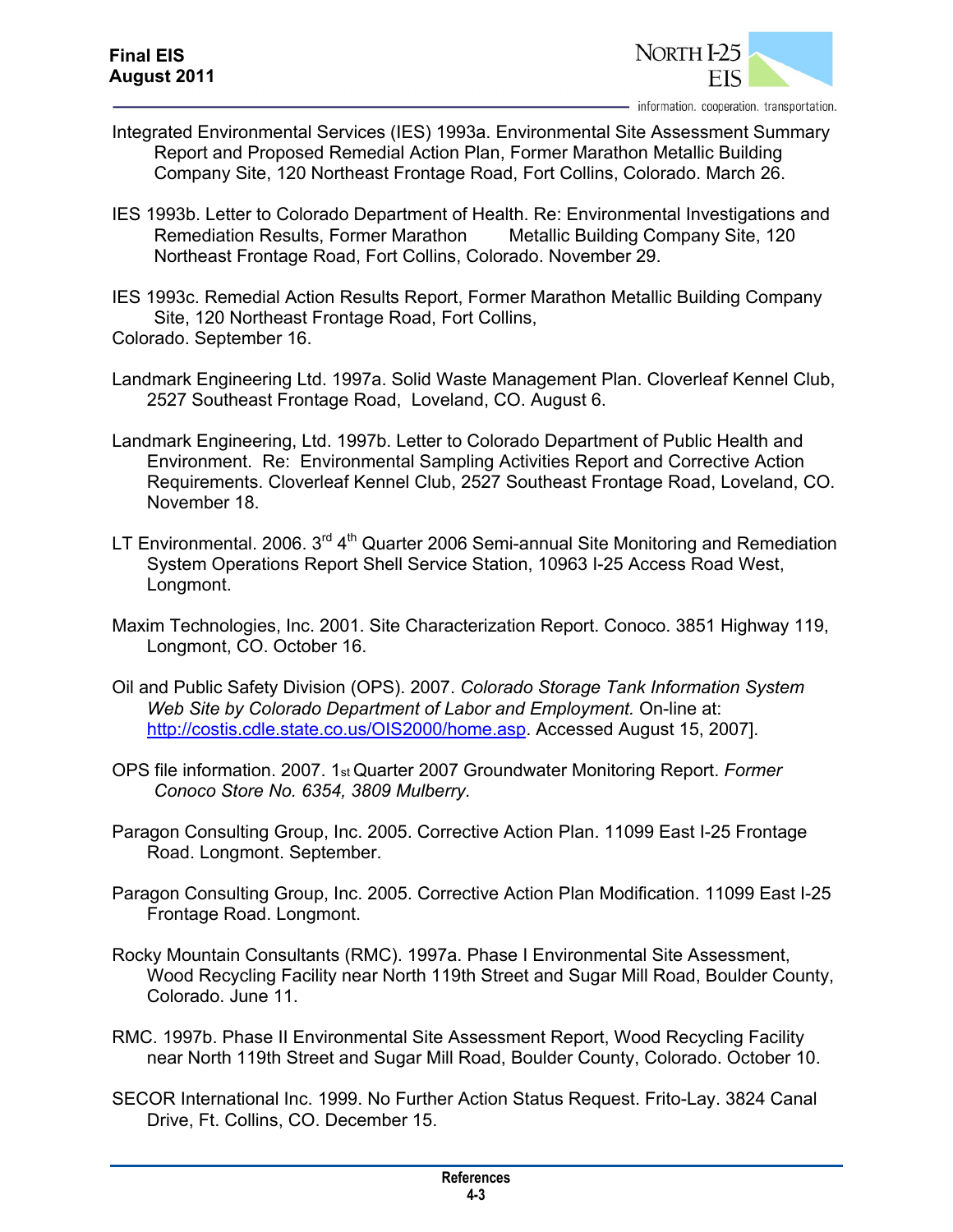Integrated Environmental Services (IES) 1993a. Environmental Site Assessment Summary Report and Proposed Remedial Action Plan, Former Marathon Metallic Building Company Site, 120 Northeast Frontage Road, Fort Collins, Colorado. March 26.

IES 1993b. Letter to Colorado Department of Health. Re: Environmental Investigations and Remediation Results, Former Marathon Metallic Building Company Site, 120 Northeast Frontage Road, Fort Collins, Colorado. November 29.

IES 1993c. Remedial Action Results Report, Former Marathon Metallic Building Company Site, 120 Northeast Frontage Road, Fort Collins, Colorado. September 16.

Landmark Engineering Ltd. 1997a. Solid Waste Management Plan. Cloverleaf Kennel Club, 2527 Southeast Frontage Road, Loveland, CO. August 6.

Landmark Engineering, Ltd. 1997b. Letter to Colorado Department of Public Health and Environment. Re: Environmental Sampling Activities Report and Corrective Action Requirements. Cloverleaf Kennel Club, 2527 Southeast Frontage Road, Loveland, CO. November 18.

LT Environmental. 2006. 3rd 4th Quarter 2006 Semi-annual Site Monitoring and Remediation System Operations Report Shell Service Station, 10963 I-25 Access Road West, Longmont.

Maxim Technologies, Inc. 2001. Site Characterization Report. Conoco. 3851 Highway 119, Longmont, CO. October 16.

Oil and Public Safety Division (OPS). 2007. *Colorado Storage Tank Information System Web Site by Colorado Department of Labor and Employment.* On-line at: http://costis.cdle.state.co.us/OIS2000/home.asp. Accessed August 15, 2007].

OPS file information. 2007. 1st Quarter 2007 Groundwater Monitoring Report. *Former Conoco Store No. 6354, 3809 Mulberry.*

Paragon Consulting Group, Inc. 2005. Corrective Action Plan. 11099 East I-25 Frontage Road. Longmont. September.

Paragon Consulting Group, Inc. 2005. Corrective Action Plan Modification. 11099 East I-25 Frontage Road. Longmont.

Rocky Mountain Consultants (RMC). 1997a. Phase I Environmental Site Assessment, Wood Recycling Facility near North 119th Street and Sugar Mill Road, Boulder County, Colorado. June 11.

RMC. 1997b. Phase II Environmental Site Assessment Report, Wood Recycling Facility near North 119th Street and Sugar Mill Road, Boulder County, Colorado. October 10.

SECOR International Inc. 1999. No Further Action Status Request. Frito-Lay. 3824 Canal Drive, Ft. Collins, CO. December 15.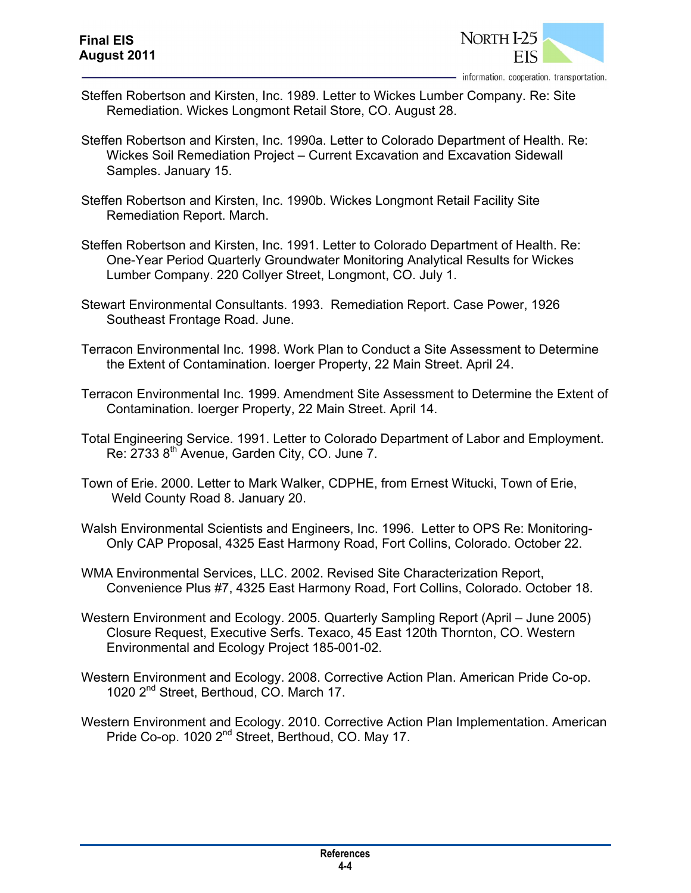Steffen Robertson and Kirsten, Inc. 1989. Letter to Wickes Lumber Company. Re: Site Remediation. Wickes Longmont Retail Store, CO. August 28.

Steffen Robertson and Kirsten, Inc. 1990a. Letter to Colorado Department of Health. Re: Wickes Soil Remediation Project – Current Excavation and Excavation Sidewall Samples. January 15.

Steffen Robertson and Kirsten, Inc. 1990b. Wickes Longmont Retail Facility Site Remediation Report. March.

Steffen Robertson and Kirsten, Inc. 1991. Letter to Colorado Department of Health. Re: One-Year Period Quarterly Groundwater Monitoring Analytical Results for Wickes Lumber Company. 220 Collyer Street, Longmont, CO. July 1.

Stewart Environmental Consultants. 1993. Remediation Report. Case Power, 1926 Southeast Frontage Road. June.

Terracon Environmental Inc. 1998. Work Plan to Conduct a Site Assessment to Determine the Extent of Contamination. Ioerger Property, 22 Main Street. April 24.

Terracon Environmental Inc. 1999. Amendment Site Assessment to Determine the Extent of Contamination. Ioerger Property, 22 Main Street. April 14.

Total Engineering Service. 1991. Letter to Colorado Department of Labor and Employment. Re: 2733 8th Avenue, Garden City, CO. June 7.

Town of Erie. 2000. Letter to Mark Walker, CDPHE, from Ernest Witucki, Town of Erie, Weld County Road 8. January 20.

Walsh Environmental Scientists and Engineers, Inc. 1996. Letter to OPS Re: Monitoring-Only CAP Proposal, 4325 East Harmony Road, Fort Collins, Colorado. October 22.

WMA Environmental Services, LLC. 2002. Revised Site Characterization Report, Convenience Plus #7, 4325 East Harmony Road, Fort Collins, Colorado. October 18.

Western Environment and Ecology. 2005. Quarterly Sampling Report (April – June 2005) Closure Request, Executive Serfs. Texaco, 45 East 120th Thornton, CO. Western Environmental and Ecology Project 185-001-02.

Western Environment and Ecology. 2008. Corrective Action Plan. American Pride Co-op. 1020 2nd Street, Berthoud, CO. March 17.

Western Environment and Ecology. 2010. Corrective Action Plan Implementation. American Pride Co-op. 1020 2nd Street, Berthoud, CO. May 17.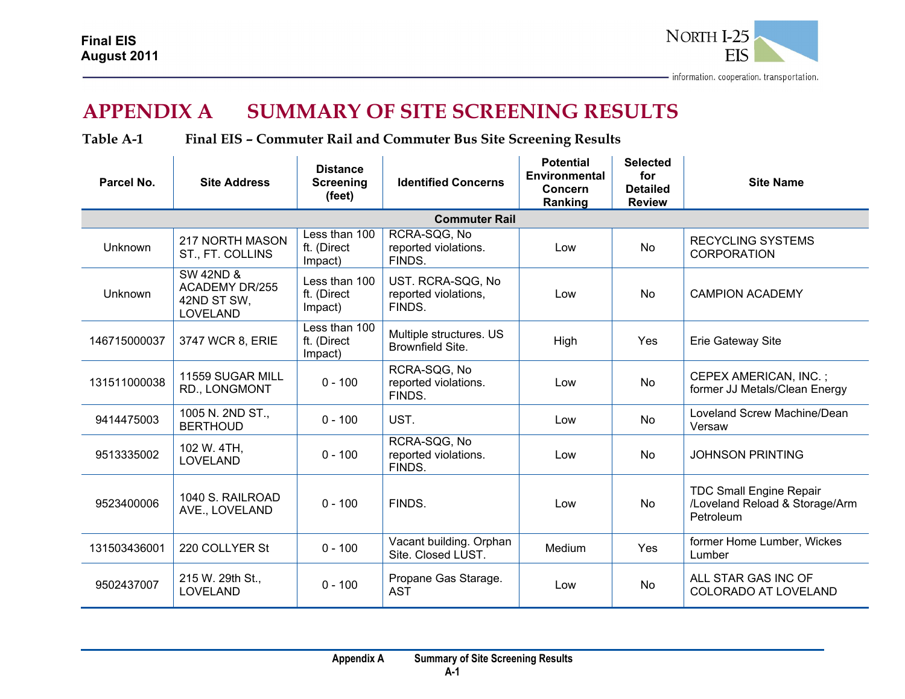# APPENDIX A SUMMARY OF SITE SCREENING RESULTS

**Table A-1 Final EIS – Commuter Rail and Commuter Bus Site Screening Results**

| Parcel No. | Site Address | Distance Screening (feet) | Identified Concerns | Potential Environmental Concern Ranking | Selected for Detailed Review | Site Name |
|---|---|---|---|---|---|---|
| **Commuter Rail** | | | | | | |
| Unknown | 217 NORTH MASON ST., FT. COLLINS | Less than 100 ft. (Direct Impact) | RCRA-SQG, No reported violations. FINDS. | Low | No | RECYCLING SYSTEMS CORPORATION |
| Unknown | SW 42ND & ACADEMY DR/255 42ND ST SW, LOVELAND | Less than 100 ft. (Direct Impact) | UST. RCRA-SQG, No reported violations, FINDS. | Low | No | CAMPION ACADEMY |
| 146715000037 | 3747 WCR 8, ERIE | Less than 100 ft. (Direct Impact) | Multiple structures. US Brownfield Site. | High | Yes | Erie Gateway Site |
| 131511000038 | 11559 SUGAR MILL RD., LONGMONT | 0 - 100 | RCRA-SQG, No reported violations. FINDS. | Low | No | CEPEX AMERICAN, INC. ; former JJ Metals/Clean Energy |
| 9414475003 | 1005 N. 2ND ST., BERTHOUD | 0 - 100 | UST. | Low | No | Loveland Screw Machine/Dean Versaw |
| 9513335002 | 102 W. 4TH, LOVELAND | 0 - 100 | RCRA-SQG, No reported violations. FINDS. | Low | No | JOHNSON PRINTING |
| 9523400006 | 1040 S. RAILROAD AVE., LOVELAND | 0 - 100 | FINDS. | Low | No | TDC Small Engine Repair /Loveland Reload & Storage/Arm Petroleum |
| 131503436001 | 220 COLLYER St | 0 - 100 | Vacant building. Orphan Site. Closed LUST. | Medium | Yes | former Home Lumber, Wickes Lumber |
| 9502437007 | 215 W. 29th St., LOVELAND | 0 - 100 | Propane Gas Starage. AST | Low | No | ALL STAR GAS INC OF COLORADO AT LOVELAND |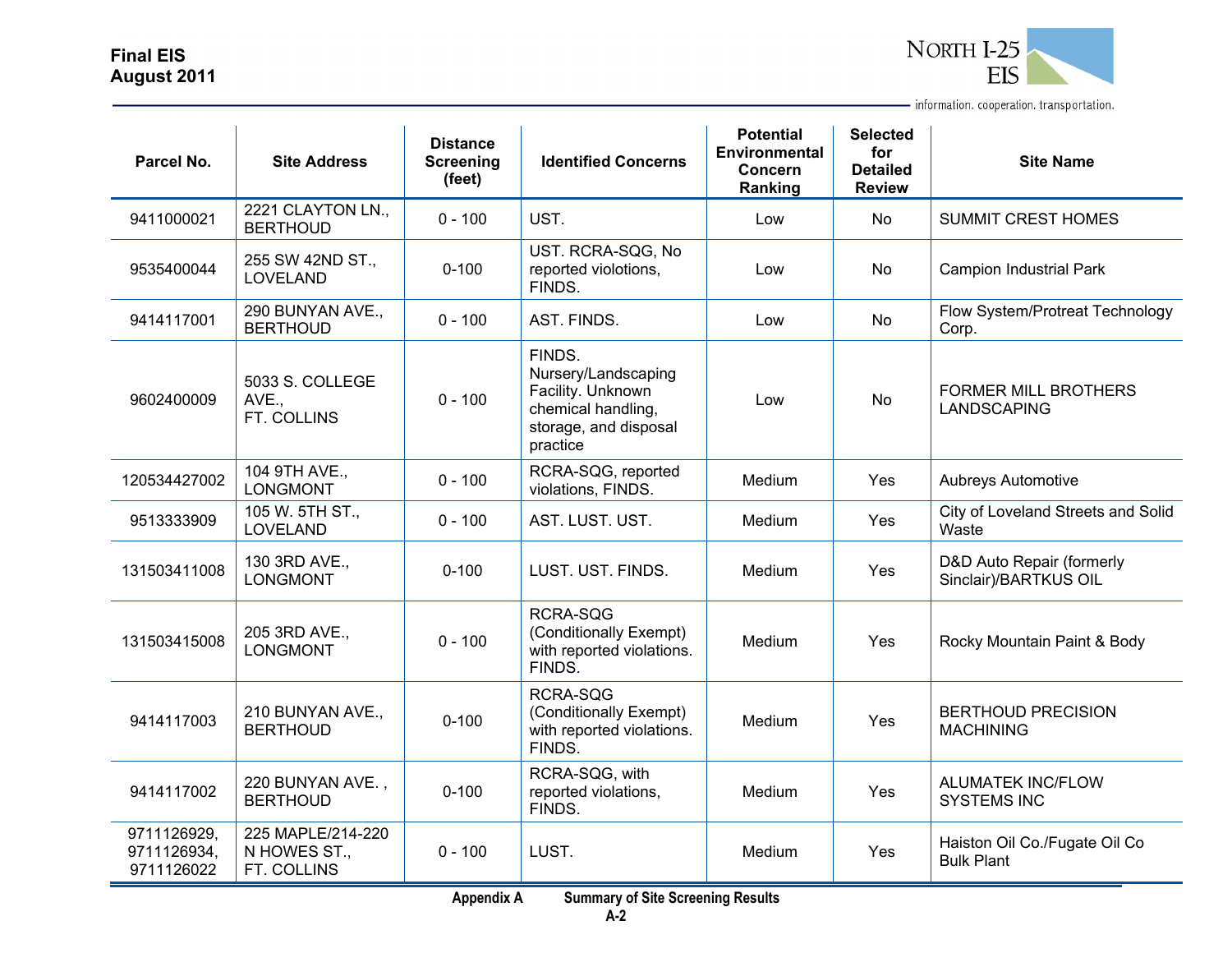| Parcel No. | Site Address | Distance Screening (feet) | Identified Concerns | Potential Environmental Concern Ranking | Selected for Detailed Review | Site Name |
|---|---|---|---|---|---|---|
| 9411000021 | 2221 CLAYTON LN., BERTHOUD | 0 - 100 | UST. | Low | No | SUMMIT CREST HOMES |
| 9535400044 | 255 SW 42ND ST., LOVELAND | 0-100 | UST. RCRA-SQG, No reported violotions, FINDS. | Low | No | Campion Industrial Park |
| 9414117001 | 290 BUNYAN AVE., BERTHOUD | 0 - 100 | AST. FINDS. | Low | No | Flow System/Protreat Technology Corp. |
| 9602400009 | 5033 S. COLLEGE AVE., FT. COLLINS | 0 - 100 | FINDS. Nursery/Landscaping Facility. Unknown chemical handling, storage, and disposal practice | Low | No | FORMER MILL BROTHERS LANDSCAPING |
| 120534427002 | 104 9TH AVE., LONGMONT | 0 - 100 | RCRA-SQG, reported violations, FINDS. | Medium | Yes | Aubreys Automotive |
| 9513333909 | 105 W. 5TH ST., LOVELAND | 0 - 100 | AST. LUST. UST. | Medium | Yes | City of Loveland Streets and Solid Waste |
| 131503411008 | 130 3RD AVE., LONGMONT | 0-100 | LUST. UST. FINDS. | Medium | Yes | D&D Auto Repair (formerly Sinclair)/BARTKUS OIL |
| 131503415008 | 205 3RD AVE., LONGMONT | 0 - 100 | RCRA-SQG (Conditionally Exempt) with reported violations. FINDS. | Medium | Yes | Rocky Mountain Paint & Body |
| 9414117003 | 210 BUNYAN AVE., BERTHOUD | 0-100 | RCRA-SQG (Conditionally Exempt) with reported violations. FINDS. | Medium | Yes | BERTHOUD PRECISION MACHINING |
| 9414117002 | 220 BUNYAN AVE. , BERTHOUD | 0-100 | RCRA-SQG, with reported violations, FINDS. | Medium | Yes | ALUMATEK INC/FLOW SYSTEMS INC |
| 9711126929, 9711126934, 9711126022 | 225 MAPLE/214-220 N HOWES ST., FT. COLLINS | 0 - 100 | LUST. | Medium | Yes | Haiston Oil Co./Fugate Oil Co Bulk Plant |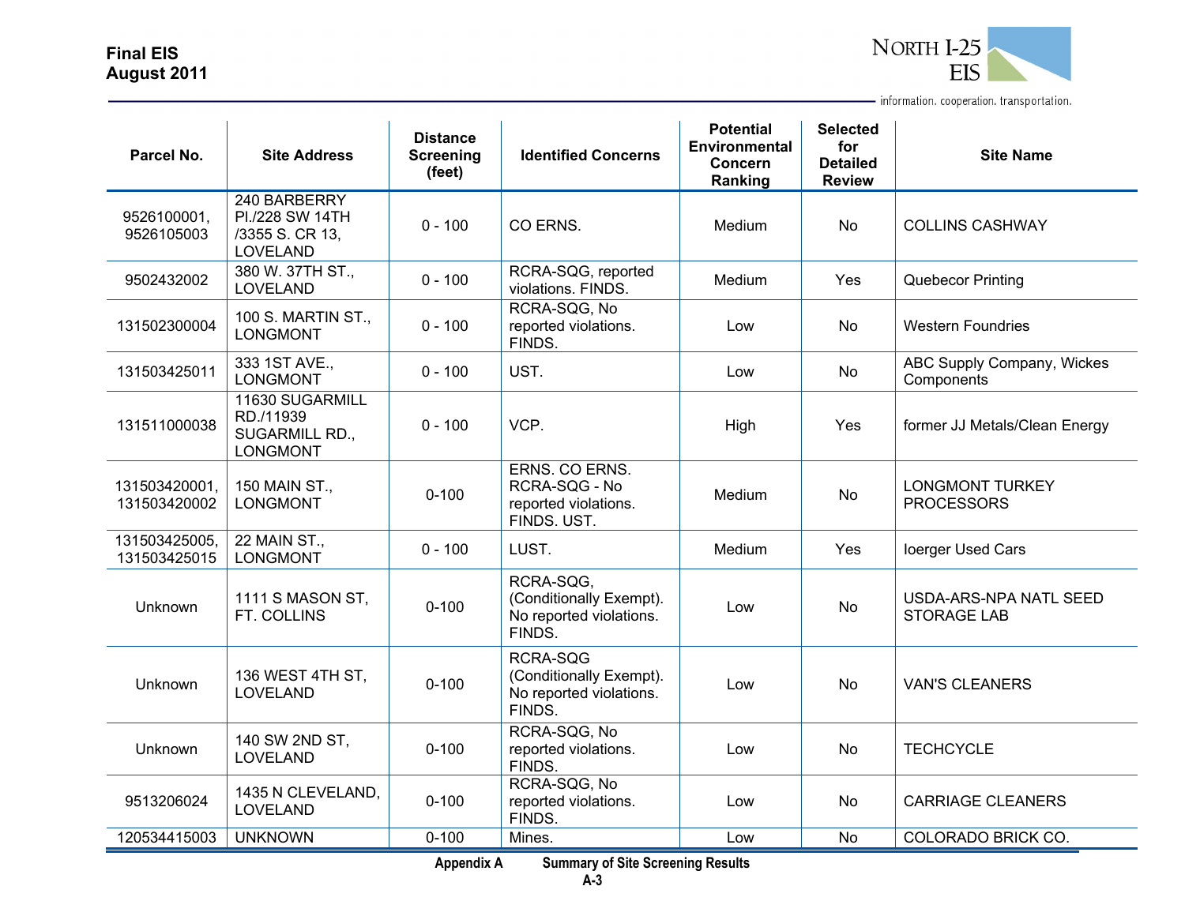| Parcel No. | Site Address | Distance Screening (feet) | Identified Concerns | Potential Environmental Concern Ranking | Selected for Detailed Review | Site Name |
|---|---|---|---|---|---|---|
| 9526100001, 9526105003 | 240 BARBERRY Pl./228 SW 14TH /3355 S. CR 13, LOVELAND | 0 - 100 | CO ERNS. | Medium | No | COLLINS CASHWAY |
| 9502432002 | 380 W. 37TH ST., LOVELAND | 0 - 100 | RCRA-SQG, reported violations. FINDS. | Medium | Yes | Quebecor Printing |
| 131502300004 | 100 S. MARTIN ST., LONGMONT | 0 - 100 | RCRA-SQG, No reported violations. FINDS. | Low | No | Western Foundries |
| 131503425011 | 333 1ST AVE., LONGMONT | 0 - 100 | UST. | Low | No | ABC Supply Company, Wickes Components |
| 131511000038 | 11630 SUGARMILL RD./11939 SUGARMILL RD., LONGMONT | 0 - 100 | VCP. | High | Yes | former JJ Metals/Clean Energy |
| 131503420001, 131503420002 | 150 MAIN ST., LONGMONT | 0-100 | ERNS. CO ERNS. RCRA-SQG - No reported violations. FINDS. UST. | Medium | No | LONGMONT TURKEY PROCESSORS |
| 131503425005, 131503425015 | 22 MAIN ST., LONGMONT | 0 - 100 | LUST. | Medium | Yes | Ioerger Used Cars |
| Unknown | 1111 S MASON ST, FT. COLLINS | 0-100 | RCRA-SQG, (Conditionally Exempt). No reported violations. FINDS. | Low | No | USDA-ARS-NPA NATL SEED STORAGE LAB |
| Unknown | 136 WEST 4TH ST, LOVELAND | 0-100 | RCRA-SQG (Conditionally Exempt). No reported violations. FINDS. | Low | No | VAN'S CLEANERS |
| Unknown | 140 SW 2ND ST, LOVELAND | 0-100 | RCRA-SQG, No reported violations. FINDS. | Low | No | TECHCYCLE |
| 9513206024 | 1435 N CLEVELAND, LOVELAND | 0-100 | RCRA-SQG, No reported violations. FINDS. | Low | No | CARRIAGE CLEANERS |
| 120534415003 | UNKNOWN | 0-100 | Mines. | Low | No | COLORADO BRICK CO. |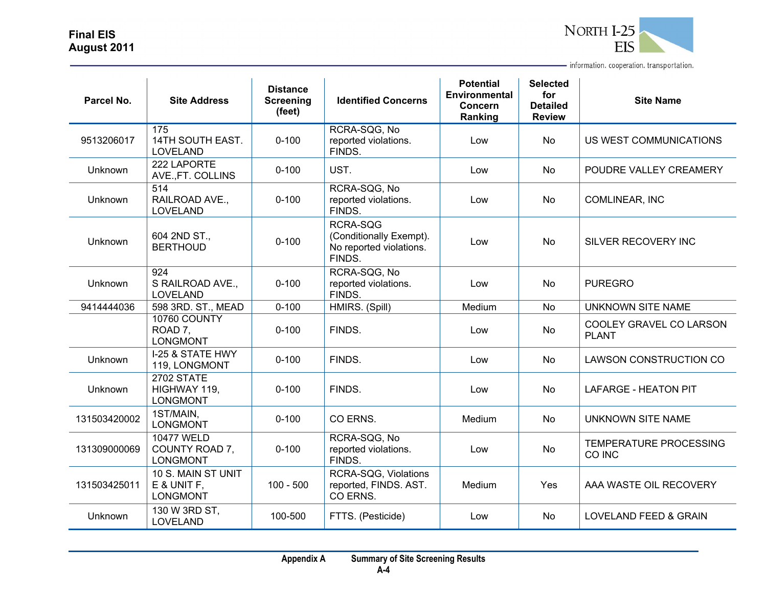| Parcel No. | Site Address | Distance Screening (feet) | Identified Concerns | Potential Environmental Concern Ranking | Selected for Detailed Review | Site Name |
|---|---|---|---|---|---|---|
| 9513206017 | 175 14TH SOUTH EAST. LOVELAND | 0-100 | RCRA-SQG, No reported violations. FINDS. | Low | No | US WEST COMMUNICATIONS |
| Unknown | 222 LAPORTE AVE.,FT. COLLINS | 0-100 | UST. | Low | No | POUDRE VALLEY CREAMERY |
| Unknown | 514 RAILROAD AVE., LOVELAND | 0-100 | RCRA-SQG, No reported violations. FINDS. | Low | No | COMLINEAR, INC |
| Unknown | 604 2ND ST., BERTHOUD | 0-100 | RCRA-SQG (Conditionally Exempt). No reported violations. FINDS. | Low | No | SILVER RECOVERY INC |
| Unknown | 924 S RAILROAD AVE., LOVELAND | 0-100 | RCRA-SQG, No reported violations. FINDS. | Low | No | PUREGRO |
| 9414444036 | 598 3RD. ST., MEAD | 0-100 | HMIRS. (Spill) | Medium | No | UNKNOWN SITE NAME |
| | 10760 COUNTY ROAD 7, LONGMONT | 0-100 | FINDS. | Low | No | COOLEY GRAVEL CO LARSON PLANT |
| Unknown | I-25 & STATE HWY 119, LONGMONT | 0-100 | FINDS. | Low | No | LAWSON CONSTRUCTION CO |
| Unknown | 2702 STATE HIGHWAY 119, LONGMONT | 0-100 | FINDS. | Low | No | LAFARGE - HEATON PIT |
| 131503420002 | 1ST/MAIN, LONGMONT | 0-100 | CO ERNS. | Medium | No | UNKNOWN SITE NAME |
| 131309000069 | 10477 WELD COUNTY ROAD 7, LONGMONT | 0-100 | RCRA-SQG, No reported violations. FINDS. | Low | No | TEMPERATURE PROCESSING CO INC |
| 131503425011 | 10 S. MAIN ST UNIT E & UNIT F, LONGMONT | 100 - 500 | RCRA-SQG, Violations reported, FINDS. AST. CO ERNS. | Medium | Yes | AAA WASTE OIL RECOVERY |
| Unknown | 130 W 3RD ST, LOVELAND | 100-500 | FTTS. (Pesticide) | Low | No | LOVELAND FEED & GRAIN |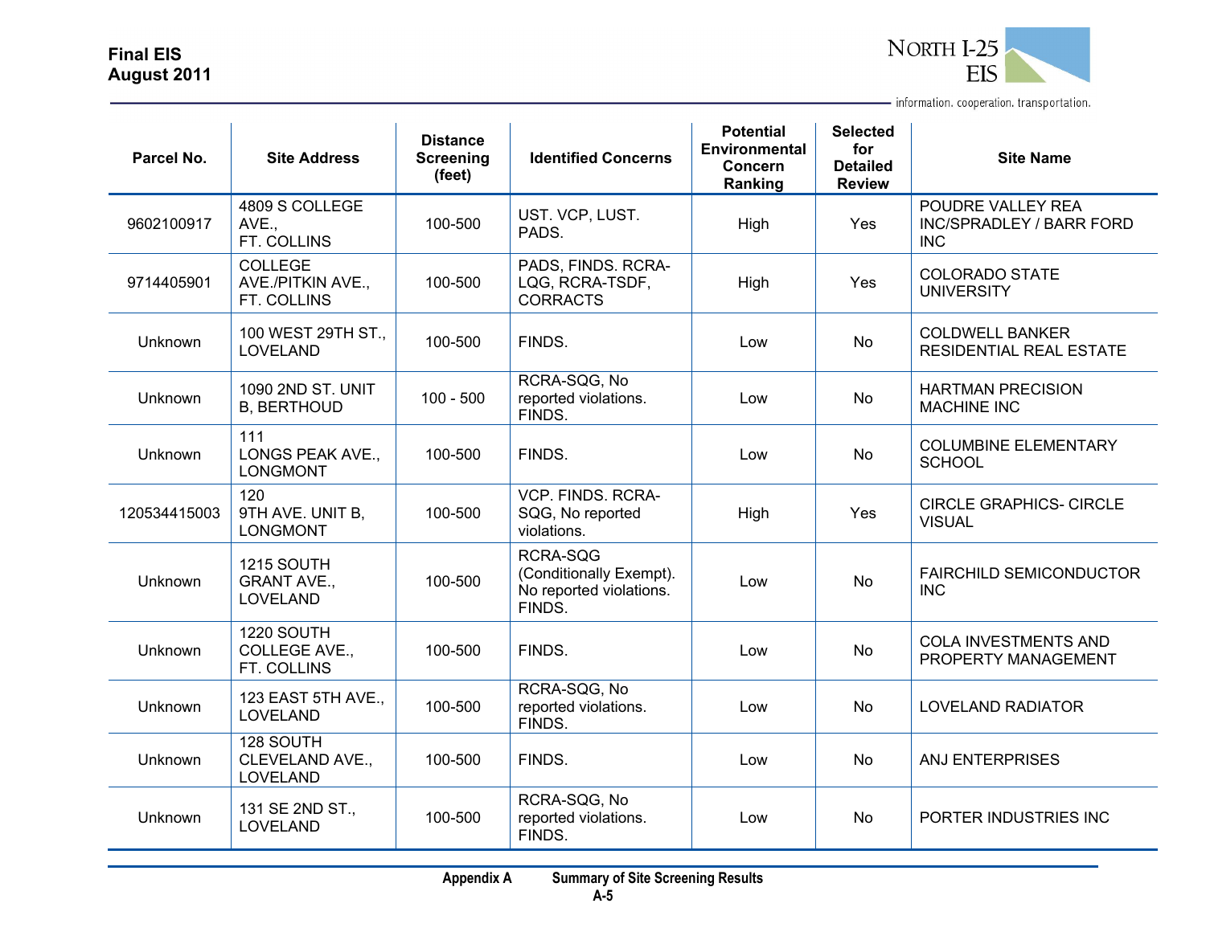| Parcel No. | Site Address | Distance Screening (feet) | Identified Concerns | Potential Environmental Concern Ranking | Selected for Detailed Review | Site Name |
|---|---|---|---|---|---|---|
| 9602100917 | 4809 S COLLEGE AVE., FT. COLLINS | 100-500 | UST. VCP, LUST. PADS. | High | Yes | POUDRE VALLEY REA INC/SPRADLEY / BARR FORD INC |
| 9714405901 | COLLEGE AVE./PITKIN AVE., FT. COLLINS | 100-500 | PADS, FINDS. RCRA-LQG, RCRA-TSDF, CORRACTS | High | Yes | COLORADO STATE UNIVERSITY |
| Unknown | 100 WEST 29TH ST., LOVELAND | 100-500 | FINDS. | Low | No | COLDWELL BANKER RESIDENTIAL REAL ESTATE |
| Unknown | 1090 2ND ST. UNIT B, BERTHOUD | 100 - 500 | RCRA-SQG, No reported violations. FINDS. | Low | No | HARTMAN PRECISION MACHINE INC |
| Unknown | 111 LONGS PEAK AVE., LONGMONT | 100-500 | FINDS. | Low | No | COLUMBINE ELEMENTARY SCHOOL |
| 120534415003 | 120 9TH AVE. UNIT B, LONGMONT | 100-500 | VCP. FINDS. RCRA-SQG, No reported violations. | High | Yes | CIRCLE GRAPHICS- CIRCLE VISUAL |
| Unknown | 1215 SOUTH GRANT AVE., LOVELAND | 100-500 | RCRA-SQG (Conditionally Exempt). No reported violations. FINDS. | Low | No | FAIRCHILD SEMICONDUCTOR INC |
| Unknown | 1220 SOUTH COLLEGE AVE., FT. COLLINS | 100-500 | FINDS. | Low | No | COLA INVESTMENTS AND PROPERTY MANAGEMENT |
| Unknown | 123 EAST 5TH AVE., LOVELAND | 100-500 | RCRA-SQG, No reported violations. FINDS. | Low | No | LOVELAND RADIATOR |
| Unknown | 128 SOUTH CLEVELAND AVE., LOVELAND | 100-500 | FINDS. | Low | No | ANJ ENTERPRISES |
| Unknown | 131 SE 2ND ST., LOVELAND | 100-500 | RCRA-SQG, No reported violations. FINDS. | Low | No | PORTER INDUSTRIES INC |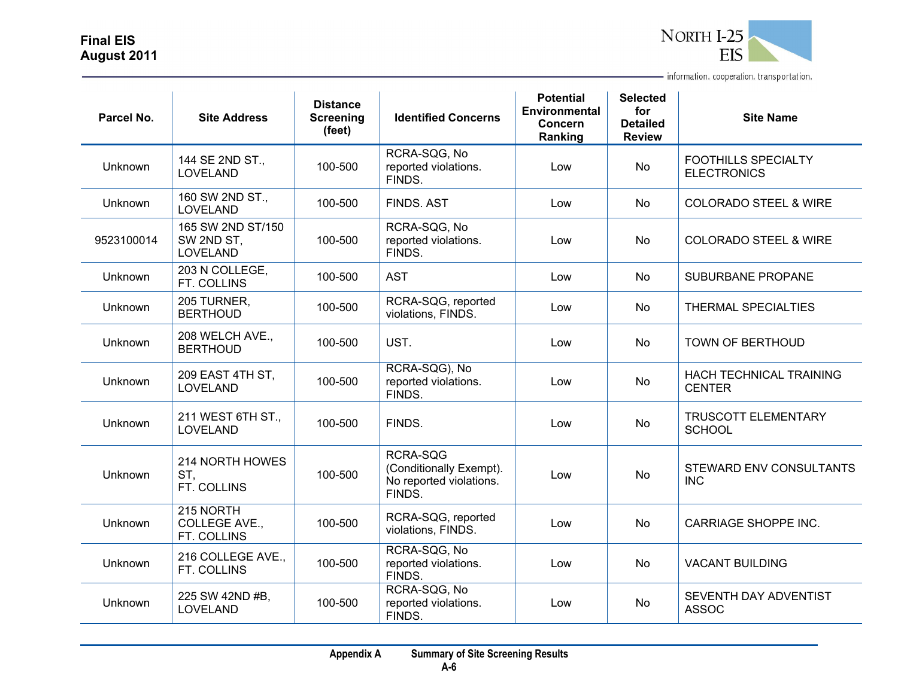| Parcel No. | Site Address | Distance Screening (feet) | Identified Concerns | Potential Environmental Concern Ranking | Selected for Detailed Review | Site Name |
|---|---|---|---|---|---|---|
| Unknown | 144 SE 2ND ST., LOVELAND | 100-500 | RCRA-SQG, No reported violations. FINDS. | Low | No | FOOTHILLS SPECIALTY ELECTRONICS |
| Unknown | 160 SW 2ND ST., LOVELAND | 100-500 | FINDS. AST | Low | No | COLORADO STEEL & WIRE |
| 9523100014 | 165 SW 2ND ST/150 SW 2ND ST, LOVELAND | 100-500 | RCRA-SQG, No reported violations. FINDS. | Low | No | COLORADO STEEL & WIRE |
| Unknown | 203 N COLLEGE, FT. COLLINS | 100-500 | AST | Low | No | SUBURBANE PROPANE |
| Unknown | 205 TURNER, BERTHOUD | 100-500 | RCRA-SQG, reported violations, FINDS. | Low | No | THERMAL SPECIALTIES |
| Unknown | 208 WELCH AVE., BERTHOUD | 100-500 | UST. | Low | No | TOWN OF BERTHOUD |
| Unknown | 209 EAST 4TH ST, LOVELAND | 100-500 | RCRA-SQG), No reported violations. FINDS. | Low | No | HACH TECHNICAL TRAINING CENTER |
| Unknown | 211 WEST 6TH ST., LOVELAND | 100-500 | FINDS. | Low | No | TRUSCOTT ELEMENTARY SCHOOL |
| Unknown | 214 NORTH HOWES ST, FT. COLLINS | 100-500 | RCRA-SQG (Conditionally Exempt). No reported violations. FINDS. | Low | No | STEWARD ENV CONSULTANTS INC |
| Unknown | 215 NORTH COLLEGE AVE., FT. COLLINS | 100-500 | RCRA-SQG, reported violations, FINDS. | Low | No | CARRIAGE SHOPPE INC. |
| Unknown | 216 COLLEGE AVE., FT. COLLINS | 100-500 | RCRA-SQG, No reported violations. FINDS. | Low | No | VACANT BUILDING |
| Unknown | 225 SW 42ND #B, LOVELAND | 100-500 | RCRA-SQG, No reported violations. FINDS. | Low | No | SEVENTH DAY ADVENTIST ASSOC |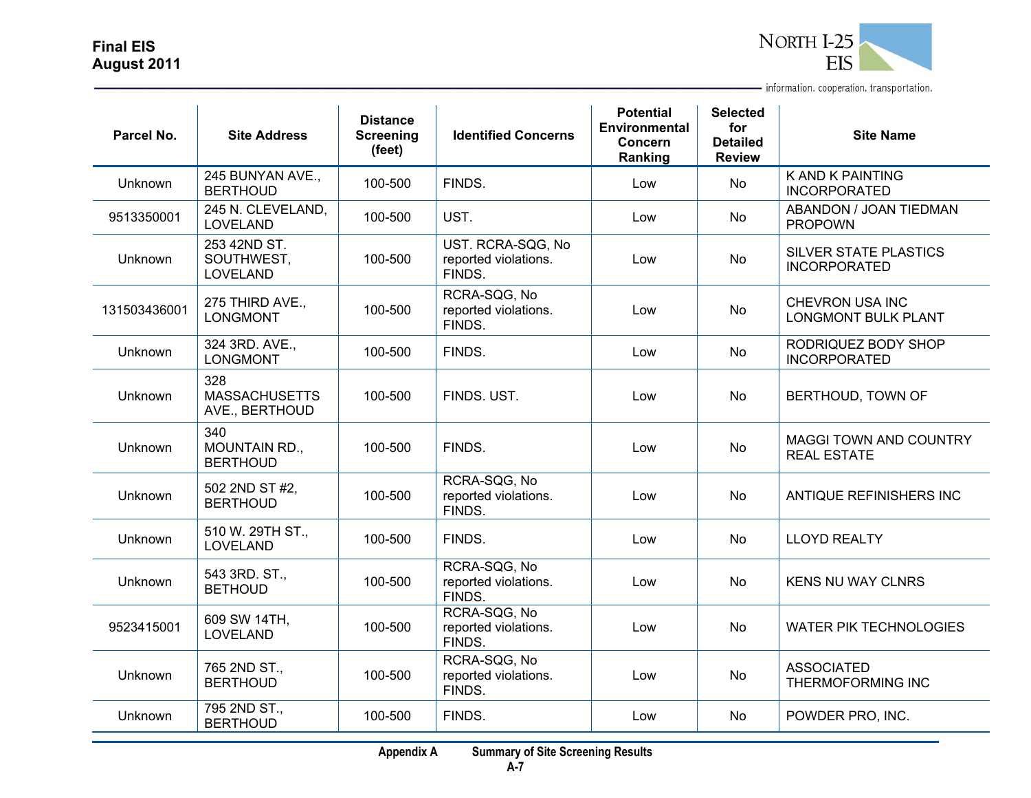| Parcel No. | Site Address | Distance Screening (feet) | Identified Concerns | Potential Environmental Concern Ranking | Selected for Detailed Review | Site Name |
|---|---|---|---|---|---|---|
| Unknown | 245 BUNYAN AVE., BERTHOUD | 100-500 | FINDS. | Low | No | K AND K PAINTING INCORPORATED |
| 9513350001 | 245 N. CLEVELAND, LOVELAND | 100-500 | UST. | Low | No | ABANDON / JOAN TIEDMAN PROPOWN |
| Unknown | 253 42ND ST. SOUTHWEST, LOVELAND | 100-500 | UST. RCRA-SQG, No reported violations. FINDS. | Low | No | SILVER STATE PLASTICS INCORPORATED |
| 131503436001 | 275 THIRD AVE., LONGMONT | 100-500 | RCRA-SQG, No reported violations. FINDS. | Low | No | CHEVRON USA INC LONGMONT BULK PLANT |
| Unknown | 324 3RD. AVE., LONGMONT | 100-500 | FINDS. | Low | No | RODRIQUEZ BODY SHOP INCORPORATED |
| Unknown | 328 MASSACHUSETTS AVE., BERTHOUD | 100-500 | FINDS. UST. | Low | No | BERTHOUD, TOWN OF |
| Unknown | 340 MOUNTAIN RD., BERTHOUD | 100-500 | FINDS. | Low | No | MAGGI TOWN AND COUNTRY REAL ESTATE |
| Unknown | 502 2ND ST #2, BERTHOUD | 100-500 | RCRA-SQG, No reported violations. FINDS. | Low | No | ANTIQUE REFINISHERS INC |
| Unknown | 510 W. 29TH ST., LOVELAND | 100-500 | FINDS. | Low | No | LLOYD REALTY |
| Unknown | 543 3RD. ST., BETHOUD | 100-500 | RCRA-SQG, No reported violations. FINDS. | Low | No | KENS NU WAY CLNRS |
| 9523415001 | 609 SW 14TH, LOVELAND | 100-500 | RCRA-SQG, No reported violations. FINDS. | Low | No | WATER PIK TECHNOLOGIES |
| Unknown | 765 2ND ST., BERTHOUD | 100-500 | RCRA-SQG, No reported violations. FINDS. | Low | No | ASSOCIATED THERMOFORMING INC |
| Unknown | 795 2ND ST., BERTHOUD | 100-500 | FINDS. | Low | No | POWDER PRO, INC. |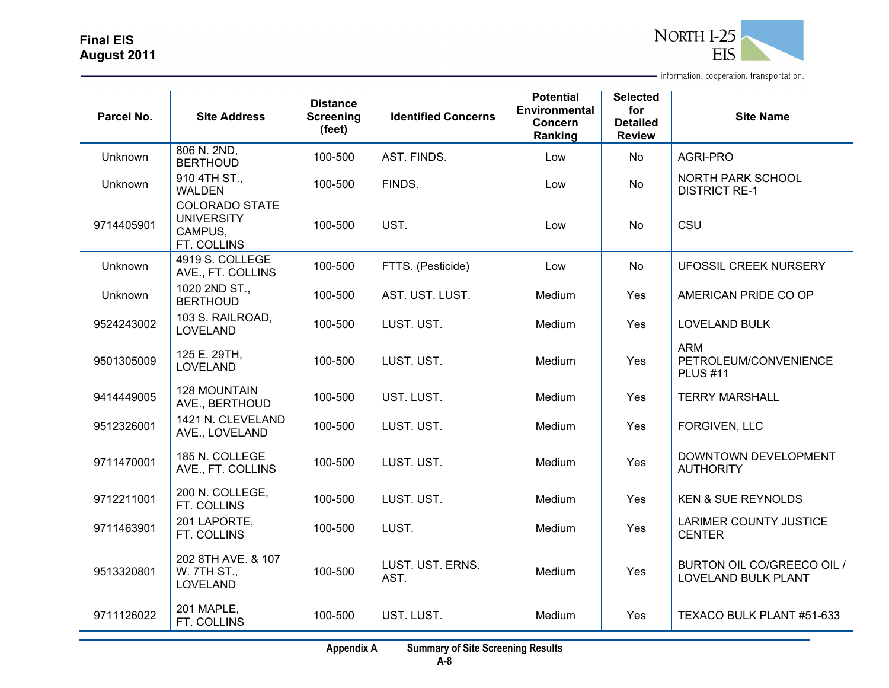| Parcel No. | Site Address | Distance Screening (feet) | Identified Concerns | Potential Environmental Concern Ranking | Selected for Detailed Review | Site Name |
|---|---|---|---|---|---|---|
| Unknown | 806 N. 2ND, BERTHOUD | 100-500 | AST. FINDS. | Low | No | AGRI-PRO |
| Unknown | 910 4TH ST., WALDEN | 100-500 | FINDS. | Low | No | NORTH PARK SCHOOL DISTRICT RE-1 |
| 9714405901 | COLORADO STATE UNIVERSITY CAMPUS, FT. COLLINS | 100-500 | UST. | Low | No | CSU |
| Unknown | 4919 S. COLLEGE AVE., FT. COLLINS | 100-500 | FTTS. (Pesticide) | Low | No | UFOSSIL CREEK NURSERY |
| Unknown | 1020 2ND ST., BERTHOUD | 100-500 | AST. UST. LUST. | Medium | Yes | AMERICAN PRIDE CO OP |
| 9524243002 | 103 S. RAILROAD, LOVELAND | 100-500 | LUST. UST. | Medium | Yes | LOVELAND BULK |
| 9501305009 | 125 E. 29TH, LOVELAND | 100-500 | LUST. UST. | Medium | Yes | ARM PETROLEUM/CONVENIENCE PLUS #11 |
| 9414449005 | 128 MOUNTAIN AVE., BERTHOUD | 100-500 | UST. LUST. | Medium | Yes | TERRY MARSHALL |
| 9512326001 | 1421 N. CLEVELAND AVE., LOVELAND | 100-500 | LUST. UST. | Medium | Yes | FORGIVEN, LLC |
| 9711470001 | 185 N. COLLEGE AVE., FT. COLLINS | 100-500 | LUST. UST. | Medium | Yes | DOWNTOWN DEVELOPMENT AUTHORITY |
| 9712211001 | 200 N. COLLEGE, FT. COLLINS | 100-500 | LUST. UST. | Medium | Yes | KEN & SUE REYNOLDS |
| 9711463901 | 201 LAPORTE, FT. COLLINS | 100-500 | LUST. | Medium | Yes | LARIMER COUNTY JUSTICE CENTER |
| 9513320801 | 202 8TH AVE. & 107 W. 7TH ST., LOVELAND | 100-500 | LUST. UST. ERNS. AST. | Medium | Yes | BURTON OIL CO/GREECO OIL / LOVELAND BULK PLANT |
| 9711126022 | 201 MAPLE, FT. COLLINS | 100-500 | UST. LUST. | Medium | Yes | TEXACO BULK PLANT #51-633 |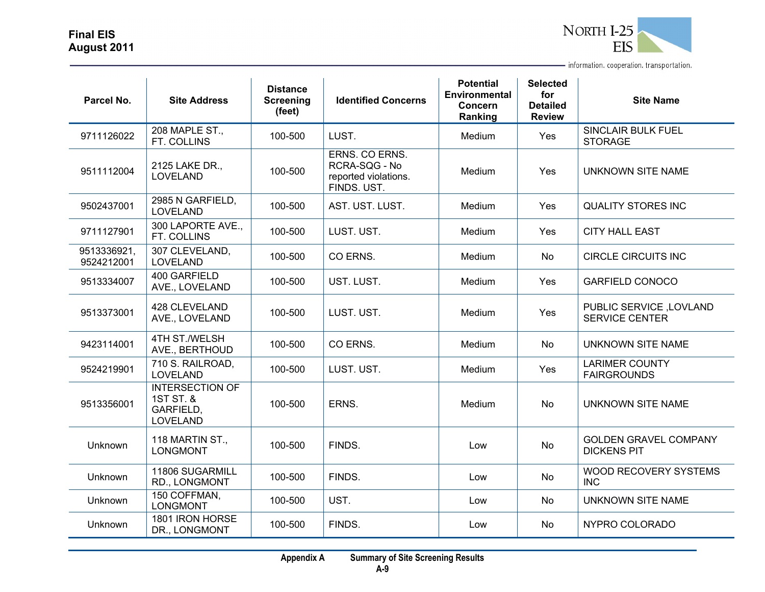| Parcel No. | Site Address | Distance Screening (feet) | Identified Concerns | Potential Environmental Concern Ranking | Selected for Detailed Review | Site Name |
|---|---|---|---|---|---|---|
| 9711126022 | 208 MAPLE ST., FT. COLLINS | 100-500 | LUST. | Medium | Yes | SINCLAIR BULK FUEL STORAGE |
| 9511112004 | 2125 LAKE DR., LOVELAND | 100-500 | ERNS. CO ERNS. RCRA-SQG - No reported violations. FINDS. UST. | Medium | Yes | UNKNOWN SITE NAME |
| 9502437001 | 2985 N GARFIELD, LOVELAND | 100-500 | AST. UST. LUST. | Medium | Yes | QUALITY STORES INC |
| 9711127901 | 300 LAPORTE AVE., FT. COLLINS | 100-500 | LUST. UST. | Medium | Yes | CITY HALL EAST |
| 9513336921, 9524212001 | 307 CLEVELAND, LOVELAND | 100-500 | CO ERNS. | Medium | No | CIRCLE CIRCUITS INC |
| 9513334007 | 400 GARFIELD AVE., LOVELAND | 100-500 | UST. LUST. | Medium | Yes | GARFIELD CONOCO |
| 9513373001 | 428 CLEVELAND AVE., LOVELAND | 100-500 | LUST. UST. | Medium | Yes | PUBLIC SERVICE ,LOVLAND SERVICE CENTER |
| 9423114001 | 4TH ST./WELSH AVE., BERTHOUD | 100-500 | CO ERNS. | Medium | No | UNKNOWN SITE NAME |
| 9524219901 | 710 S. RAILROAD, LOVELAND | 100-500 | LUST. UST. | Medium | Yes | LARIMER COUNTY FAIRGROUNDS |
| 9513356001 | INTERSECTION OF 1ST ST. & GARFIELD, LOVELAND | 100-500 | ERNS. | Medium | No | UNKNOWN SITE NAME |
| Unknown | 118 MARTIN ST., LONGMONT | 100-500 | FINDS. | Low | No | GOLDEN GRAVEL COMPANY DICKENS PIT |
| Unknown | 11806 SUGARMILL RD., LONGMONT | 100-500 | FINDS. | Low | No | WOOD RECOVERY SYSTEMS INC |
| Unknown | 150 COFFMAN, LONGMONT | 100-500 | UST. | Low | No | UNKNOWN SITE NAME |
| Unknown | 1801 IRON HORSE DR., LONGMONT | 100-500 | FINDS. | Low | No | NYPRO COLORADO |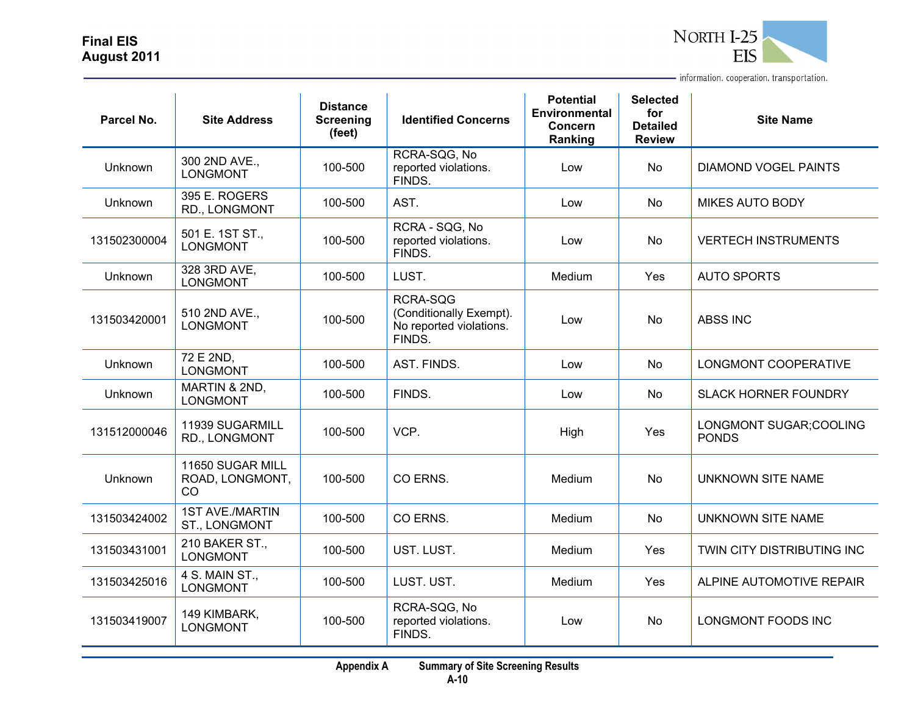| Parcel No. | Site Address | Distance Screening (feet) | Identified Concerns | Potential Environmental Concern Ranking | Selected for Detailed Review | Site Name |
|---|---|---|---|---|---|---|
| Unknown | 300 2ND AVE., LONGMONT | 100-500 | RCRA-SQG, No reported violations. FINDS. | Low | No | DIAMOND VOGEL PAINTS |
| Unknown | 395 E. ROGERS RD., LONGMONT | 100-500 | AST. | Low | No | MIKES AUTO BODY |
| 131502300004 | 501 E. 1ST ST., LONGMONT | 100-500 | RCRA - SQG, No reported violations. FINDS. | Low | No | VERTECH INSTRUMENTS |
| Unknown | 328 3RD AVE, LONGMONT | 100-500 | LUST. | Medium | Yes | AUTO SPORTS |
| 131503420001 | 510 2ND AVE., LONGMONT | 100-500 | RCRA-SQG (Conditionally Exempt). No reported violations. FINDS. | Low | No | ABSS INC |
| Unknown | 72 E 2ND, LONGMONT | 100-500 | AST. FINDS. | Low | No | LONGMONT COOPERATIVE |
| Unknown | MARTIN & 2ND, LONGMONT | 100-500 | FINDS. | Low | No | SLACK HORNER FOUNDRY |
| 131512000046 | 11939 SUGARMILL RD., LONGMONT | 100-500 | VCP. | High | Yes | LONGMONT SUGAR;COOLING PONDS |
| Unknown | 11650 SUGAR MILL ROAD, LONGMONT, CO | 100-500 | CO ERNS. | Medium | No | UNKNOWN SITE NAME |
| 131503424002 | 1ST AVE./MARTIN ST., LONGMONT | 100-500 | CO ERNS. | Medium | No | UNKNOWN SITE NAME |
| 131503431001 | 210 BAKER ST., LONGMONT | 100-500 | UST. LUST. | Medium | Yes | TWIN CITY DISTRIBUTING INC |
| 131503425016 | 4 S. MAIN ST., LONGMONT | 100-500 | LUST. UST. | Medium | Yes | ALPINE AUTOMOTIVE REPAIR |
| 131503419007 | 149 KIMBARK, LONGMONT | 100-500 | RCRA-SQG, No reported violations. FINDS. | Low | No | LONGMONT FOODS INC |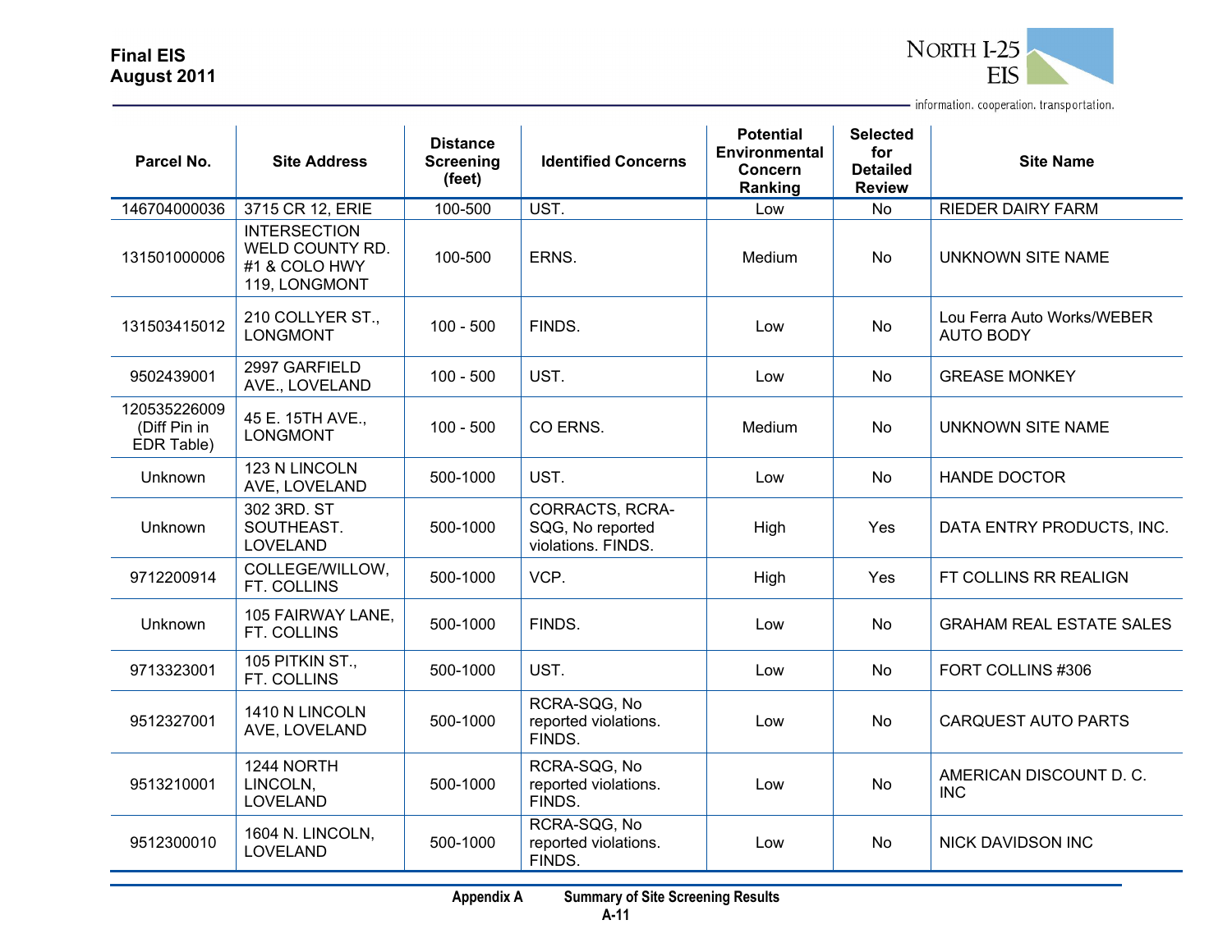| Parcel No. | Site Address | Distance Screening (feet) | Identified Concerns | Potential Environmental Concern Ranking | Selected for Detailed Review | Site Name |
|---|---|---|---|---|---|---|
| 146704000036 | 3715 CR 12, ERIE | 100-500 | UST. | Low | No | RIEDER DAIRY FARM |
| 131501000006 | INTERSECTION WELD COUNTY RD. #1 & COLO HWY 119, LONGMONT | 100-500 | ERNS. | Medium | No | UNKNOWN SITE NAME |
| 131503415012 | 210 COLLYER ST., LONGMONT | 100 - 500 | FINDS. | Low | No | Lou Ferra Auto Works/WEBER AUTO BODY |
| 9502439001 | 2997 GARFIELD AVE., LOVELAND | 100 - 500 | UST. | Low | No | GREASE MONKEY |
| 120535226009 (Diff Pin in EDR Table) | 45 E. 15TH AVE., LONGMONT | 100 - 500 | CO ERNS. | Medium | No | UNKNOWN SITE NAME |
| Unknown | 123 N LINCOLN AVE, LOVELAND | 500-1000 | UST. | Low | No | HANDE DOCTOR |
| Unknown | 302 3RD. ST SOUTHEAST. LOVELAND | 500-1000 | CORRACTS, RCRA-SQG, No reported violations. FINDS. | High | Yes | DATA ENTRY PRODUCTS, INC. |
| 9712200914 | COLLEGE/WILLOW, FT. COLLINS | 500-1000 | VCP. | High | Yes | FT COLLINS RR REALIGN |
| Unknown | 105 FAIRWAY LANE, FT. COLLINS | 500-1000 | FINDS. | Low | No | GRAHAM REAL ESTATE SALES |
| 9713323001 | 105 PITKIN ST., FT. COLLINS | 500-1000 | UST. | Low | No | FORT COLLINS #306 |
| 9512327001 | 1410 N LINCOLN AVE, LOVELAND | 500-1000 | RCRA-SQG, No reported violations. FINDS. | Low | No | CARQUEST AUTO PARTS |
| 9513210001 | 1244 NORTH LINCOLN, LOVELAND | 500-1000 | RCRA-SQG, No reported violations. FINDS. | Low | No | AMERICAN DISCOUNT D. C. INC |
| 9512300010 | 1604 N. LINCOLN, LOVELAND | 500-1000 | RCRA-SQG, No reported violations. FINDS. | Low | No | NICK DAVIDSON INC |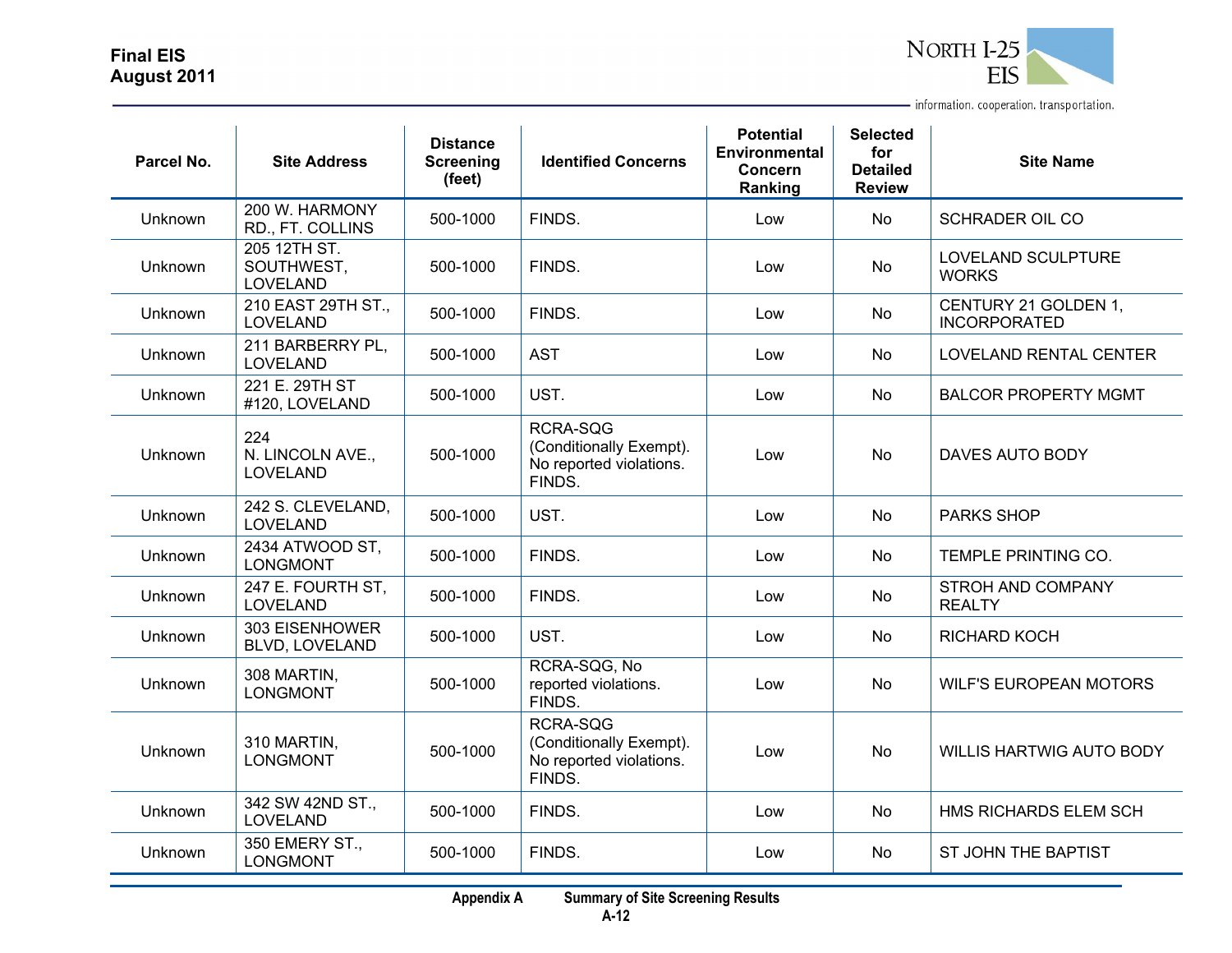| Parcel No. | Site Address | Distance Screening (feet) | Identified Concerns | Potential Environmental Concern Ranking | Selected for Detailed Review | Site Name |
|---|---|---|---|---|---|---|
| Unknown | 200 W. HARMONY RD., FT. COLLINS | 500-1000 | FINDS. | Low | No | SCHRADER OIL CO |
| Unknown | 205 12TH ST. SOUTHWEST, LOVELAND | 500-1000 | FINDS. | Low | No | LOVELAND SCULPTURE WORKS |
| Unknown | 210 EAST 29TH ST., LOVELAND | 500-1000 | FINDS. | Low | No | CENTURY 21 GOLDEN 1, INCORPORATED |
| Unknown | 211 BARBERRY PL, LOVELAND | 500-1000 | AST | Low | No | LOVELAND RENTAL CENTER |
| Unknown | 221 E. 29TH ST #120, LOVELAND | 500-1000 | UST. | Low | No | BALCOR PROPERTY MGMT |
| Unknown | 224 N. LINCOLN AVE., LOVELAND | 500-1000 | RCRA-SQG (Conditionally Exempt). No reported violations. FINDS. | Low | No | DAVES AUTO BODY |
| Unknown | 242 S. CLEVELAND, LOVELAND | 500-1000 | UST. | Low | No | PARKS SHOP |
| Unknown | 2434 ATWOOD ST, LONGMONT | 500-1000 | FINDS. | Low | No | TEMPLE PRINTING CO. |
| Unknown | 247 E. FOURTH ST, LOVELAND | 500-1000 | FINDS. | Low | No | STROH AND COMPANY REALTY |
| Unknown | 303 EISENHOWER BLVD, LOVELAND | 500-1000 | UST. | Low | No | RICHARD KOCH |
| Unknown | 308 MARTIN, LONGMONT | 500-1000 | RCRA-SQG, No reported violations. FINDS. | Low | No | WILF'S EUROPEAN MOTORS |
| Unknown | 310 MARTIN, LONGMONT | 500-1000 | RCRA-SQG (Conditionally Exempt). No reported violations. FINDS. | Low | No | WILLIS HARTWIG AUTO BODY |
| Unknown | 342 SW 42ND ST., LOVELAND | 500-1000 | FINDS. | Low | No | HMS RICHARDS ELEM SCH |
| Unknown | 350 EMERY ST., LONGMONT | 500-1000 | FINDS. | Low | No | ST JOHN THE BAPTIST |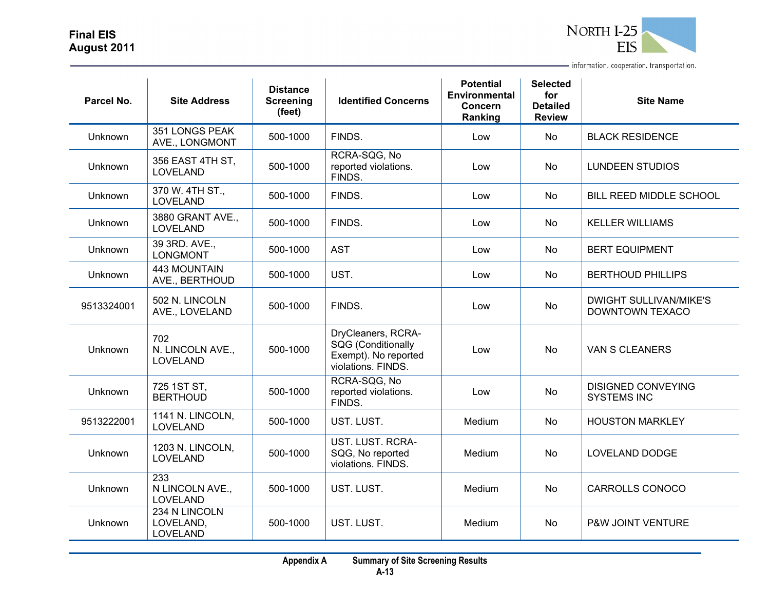| Parcel No. | Site Address | Distance Screening (feet) | Identified Concerns | Potential Environmental Concern Ranking | Selected for Detailed Review | Site Name |
|---|---|---|---|---|---|---|
| Unknown | 351 LONGS PEAK AVE., LONGMONT | 500-1000 | FINDS. | Low | No | BLACK RESIDENCE |
| Unknown | 356 EAST 4TH ST, LOVELAND | 500-1000 | RCRA-SQG, No reported violations. FINDS. | Low | No | LUNDEEN STUDIOS |
| Unknown | 370 W. 4TH ST., LOVELAND | 500-1000 | FINDS. | Low | No | BILL REED MIDDLE SCHOOL |
| Unknown | 3880 GRANT AVE., LOVELAND | 500-1000 | FINDS. | Low | No | KELLER WILLIAMS |
| Unknown | 39 3RD. AVE., LONGMONT | 500-1000 | AST | Low | No | BERT EQUIPMENT |
| Unknown | 443 MOUNTAIN AVE., BERTHOUD | 500-1000 | UST. | Low | No | BERTHOUD PHILLIPS |
| 9513324001 | 502 N. LINCOLN AVE., LOVELAND | 500-1000 | FINDS. | Low | No | DWIGHT SULLIVAN/MIKE'S DOWNTOWN TEXACO |
| Unknown | 702 N. LINCOLN AVE., LOVELAND | 500-1000 | DryCleaners, RCRA-SQG (Conditionally Exempt). No reported violations. FINDS. | Low | No | VAN S CLEANERS |
| Unknown | 725 1ST ST, BERTHOUD | 500-1000 | RCRA-SQG, No reported violations. FINDS. | Low | No | DISIGNED CONVEYING SYSTEMS INC |
| 9513222001 | 1141 N. LINCOLN, LOVELAND | 500-1000 | UST. LUST. | Medium | No | HOUSTON MARKLEY |
| Unknown | 1203 N. LINCOLN, LOVELAND | 500-1000 | UST. LUST. RCRA-SQG, No reported violations. FINDS. | Medium | No | LOVELAND DODGE |
| Unknown | 233 N LINCOLN AVE., LOVELAND | 500-1000 | UST. LUST. | Medium | No | CARROLLS CONOCO |
| Unknown | 234 N LINCOLN LOVELAND, LOVELAND | 500-1000 | UST. LUST. | Medium | No | P&W JOINT VENTURE |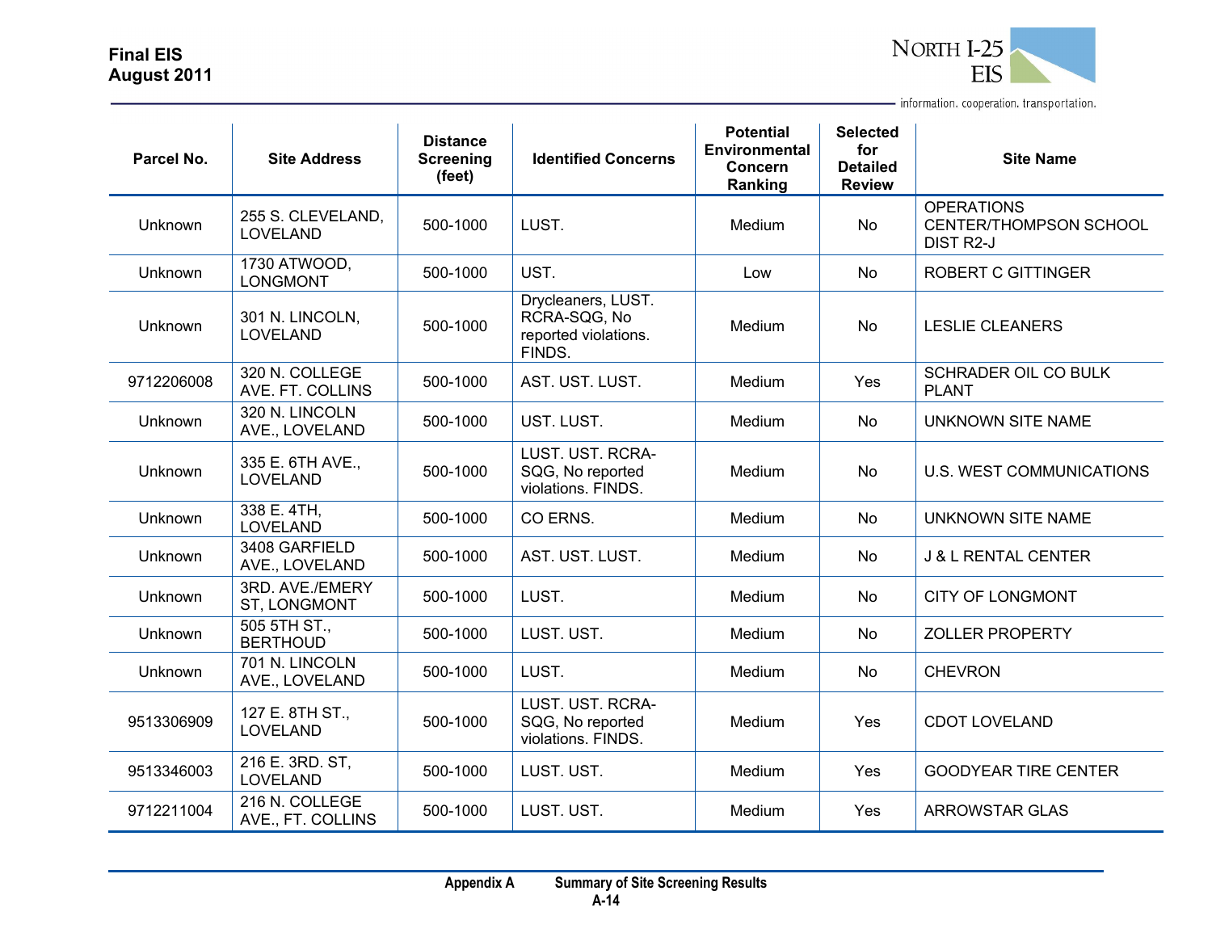| Parcel No. | Site Address | Distance Screening (feet) | Identified Concerns | Potential Environmental Concern Ranking | Selected for Detailed Review | Site Name |
|---|---|---|---|---|---|---|
| Unknown | 255 S. CLEVELAND, LOVELAND | 500-1000 | LUST. | Medium | No | OPERATIONS CENTER/THOMPSON SCHOOL DIST R2-J |
| Unknown | 1730 ATWOOD, LONGMONT | 500-1000 | UST. | Low | No | ROBERT C GITTINGER |
| Unknown | 301 N. LINCOLN, LOVELAND | 500-1000 | Drycleaners, LUST. RCRA-SQG, No reported violations. FINDS. | Medium | No | LESLIE CLEANERS |
| 9712206008 | 320 N. COLLEGE AVE. FT. COLLINS | 500-1000 | AST. UST. LUST. | Medium | Yes | SCHRADER OIL CO BULK PLANT |
| Unknown | 320 N. LINCOLN AVE., LOVELAND | 500-1000 | UST. LUST. | Medium | No | UNKNOWN SITE NAME |
| Unknown | 335 E. 6TH AVE., LOVELAND | 500-1000 | LUST. UST. RCRA-SQG, No reported violations. FINDS. | Medium | No | U.S. WEST COMMUNICATIONS |
| Unknown | 338 E. 4TH, LOVELAND | 500-1000 | CO ERNS. | Medium | No | UNKNOWN SITE NAME |
| Unknown | 3408 GARFIELD AVE., LOVELAND | 500-1000 | AST. UST. LUST. | Medium | No | J & L RENTAL CENTER |
| Unknown | 3RD. AVE./EMERY ST, LONGMONT | 500-1000 | LUST. | Medium | No | CITY OF LONGMONT |
| Unknown | 505 5TH ST., BERTHOUD | 500-1000 | LUST. UST. | Medium | No | ZOLLER PROPERTY |
| Unknown | 701 N. LINCOLN AVE., LOVELAND | 500-1000 | LUST. | Medium | No | CHEVRON |
| 9513306909 | 127 E. 8TH ST., LOVELAND | 500-1000 | LUST. UST. RCRA-SQG, No reported violations. FINDS. | Medium | Yes | CDOT LOVELAND |
| 9513346003 | 216 E. 3RD. ST, LOVELAND | 500-1000 | LUST. UST. | Medium | Yes | GOODYEAR TIRE CENTER |
| 9712211004 | 216 N. COLLEGE AVE., FT. COLLINS | 500-1000 | LUST. UST. | Medium | Yes | ARROWSTAR GLAS |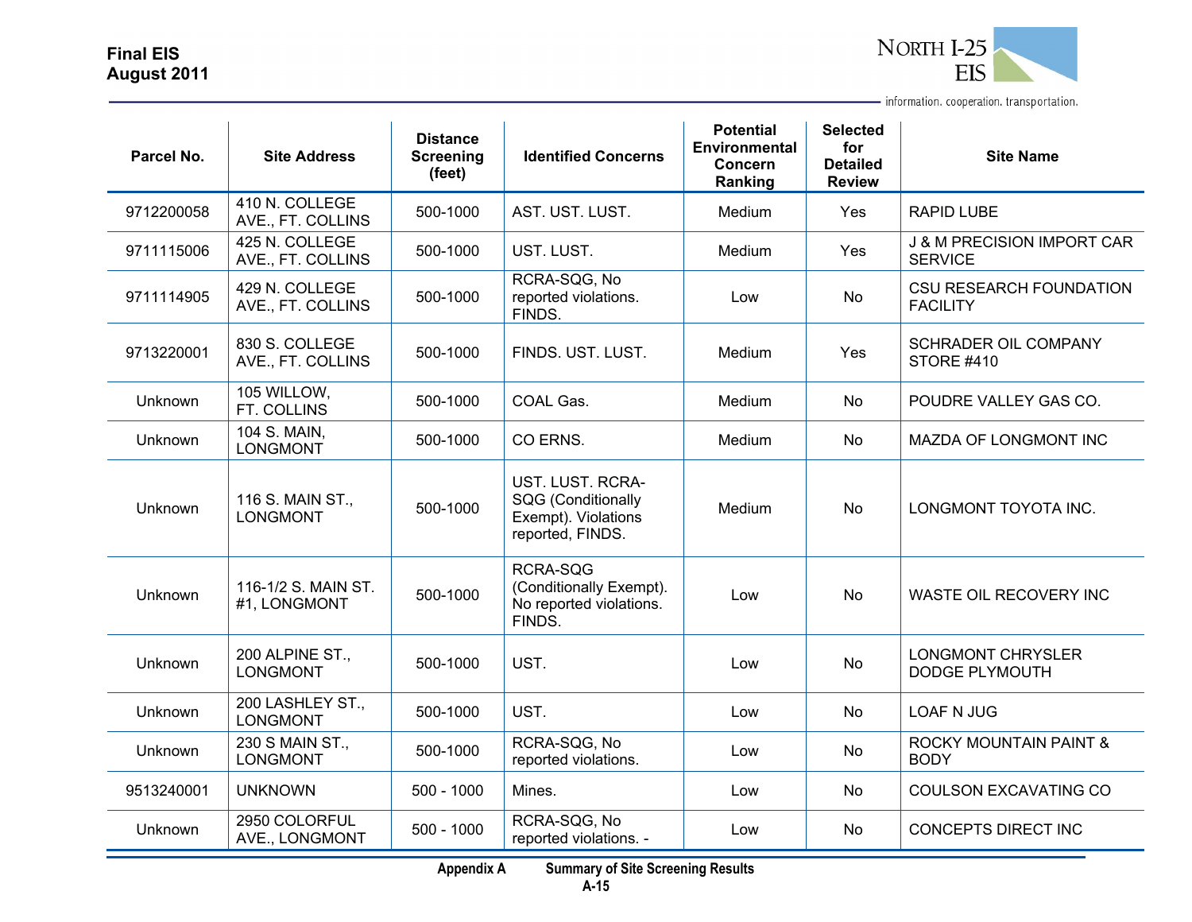| Parcel No. | Site Address | Distance Screening (feet) | Identified Concerns | Potential Environmental Concern Ranking | Selected for Detailed Review | Site Name |
|---|---|---|---|---|---|---|
| 9712200058 | 410 N. COLLEGE AVE., FT. COLLINS | 500-1000 | AST. UST. LUST. | Medium | Yes | RAPID LUBE |
| 9711115006 | 425 N. COLLEGE AVE., FT. COLLINS | 500-1000 | UST. LUST. | Medium | Yes | J & M PRECISION IMPORT CAR SERVICE |
| 9711114905 | 429 N. COLLEGE AVE., FT. COLLINS | 500-1000 | RCRA-SQG, No reported violations. FINDS. | Low | No | CSU RESEARCH FOUNDATION FACILITY |
| 9713220001 | 830 S. COLLEGE AVE., FT. COLLINS | 500-1000 | FINDS. UST. LUST. | Medium | Yes | SCHRADER OIL COMPANY STORE #410 |
| Unknown | 105 WILLOW, FT. COLLINS | 500-1000 | COAL Gas. | Medium | No | POUDRE VALLEY GAS CO. |
| Unknown | 104 S. MAIN, LONGMONT | 500-1000 | CO ERNS. | Medium | No | MAZDA OF LONGMONT INC |
| Unknown | 116 S. MAIN ST., LONGMONT | 500-1000 | UST. LUST. RCRA-SQG (Conditionally Exempt). Violations reported, FINDS. | Medium | No | LONGMONT TOYOTA INC. |
| Unknown | 116-1/2 S. MAIN ST. #1, LONGMONT | 500-1000 | RCRA-SQG (Conditionally Exempt). No reported violations. FINDS. | Low | No | WASTE OIL RECOVERY INC |
| Unknown | 200 ALPINE ST., LONGMONT | 500-1000 | UST. | Low | No | LONGMONT CHRYSLER DODGE PLYMOUTH |
| Unknown | 200 LASHLEY ST., LONGMONT | 500-1000 | UST. | Low | No | LOAF N JUG |
| Unknown | 230 S MAIN ST., LONGMONT | 500-1000 | RCRA-SQG, No reported violations. | Low | No | ROCKY MOUNTAIN PAINT & BODY |
| 9513240001 | UNKNOWN | 500 - 1000 | Mines. | Low | No | COULSON EXCAVATING CO |
| Unknown | 2950 COLORFUL AVE., LONGMONT | 500 - 1000 | RCRA-SQG, No reported violations. - | Low | No | CONCEPTS DIRECT INC |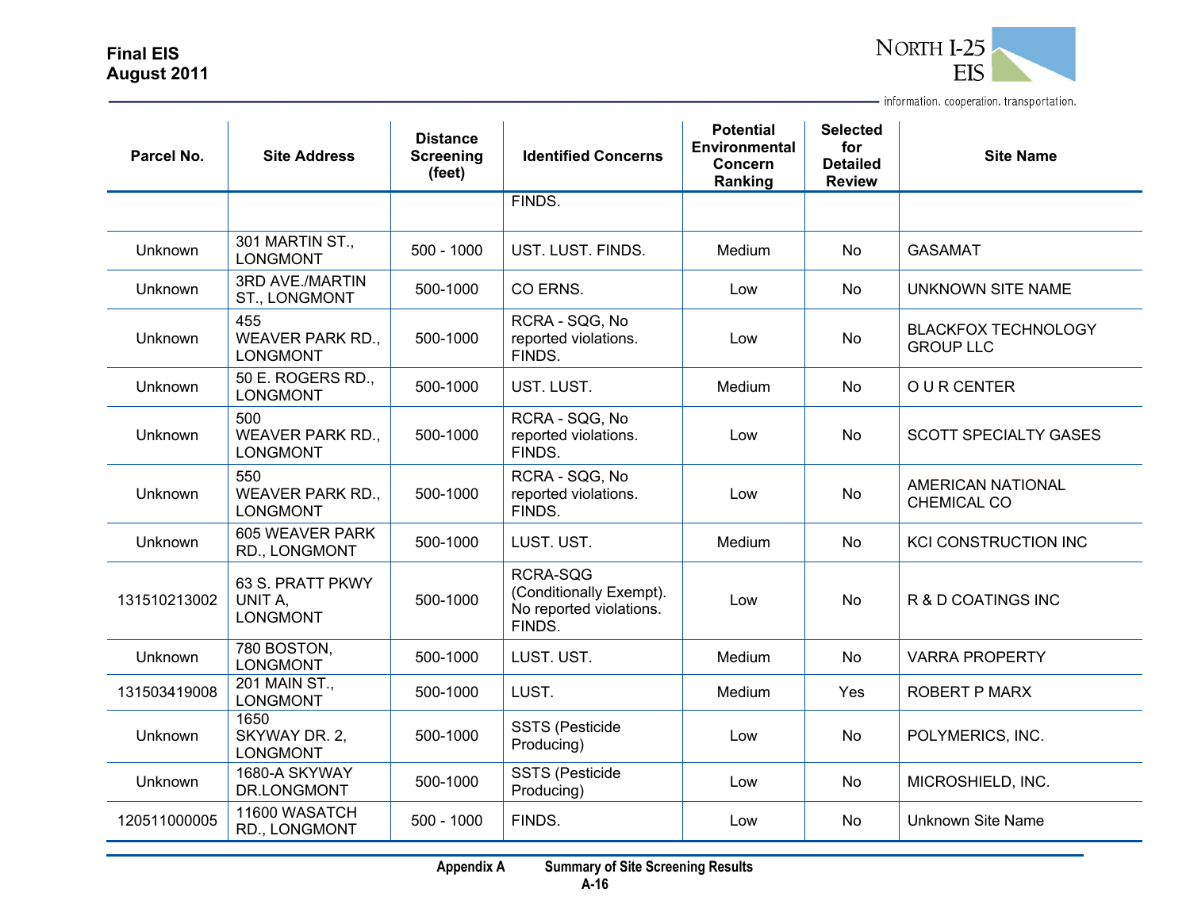| Parcel No. | Site Address | Distance Screening (feet) | Identified Concerns | Potential Environmental Concern Ranking | Selected for Detailed Review | Site Name |
|---|---|---|---|---|---|---|
| | | | FINDS. | | | |
| Unknown | 301 MARTIN ST., LONGMONT | 500 - 1000 | UST. LUST. FINDS. | Medium | No | GASAMAT |
| Unknown | 3RD AVE./MARTIN ST., LONGMONT | 500-1000 | CO ERNS. | Low | No | UNKNOWN SITE NAME |
| Unknown | 455 WEAVER PARK RD., LONGMONT | 500-1000 | RCRA - SQG, No reported violations. FINDS. | Low | No | BLACKFOX TECHNOLOGY GROUP LLC |
| Unknown | 50 E. ROGERS RD., LONGMONT | 500-1000 | UST. LUST. | Medium | No | O U R CENTER |
| Unknown | 500 WEAVER PARK RD., LONGMONT | 500-1000 | RCRA - SQG, No reported violations. FINDS. | Low | No | SCOTT SPECIALTY GASES |
| Unknown | 550 WEAVER PARK RD., LONGMONT | 500-1000 | RCRA - SQG, No reported violations. FINDS. | Low | No | AMERICAN NATIONAL CHEMICAL CO |
| Unknown | 605 WEAVER PARK RD., LONGMONT | 500-1000 | LUST. UST. | Medium | No | KCI CONSTRUCTION INC |
| 131510213002 | 63 S. PRATT PKWY UNIT A, LONGMONT | 500-1000 | RCRA-SQG (Conditionally Exempt). No reported violations. FINDS. | Low | No | R & D COATINGS INC |
| Unknown | 780 BOSTON, LONGMONT | 500-1000 | LUST. UST. | Medium | No | VARRA PROPERTY |
| 131503419008 | 201 MAIN ST., LONGMONT | 500-1000 | LUST. | Medium | Yes | ROBERT P MARX |
| Unknown | 1650 SKYWAY DR. 2, LONGMONT | 500-1000 | SSTS (Pesticide Producing) | Low | No | POLYMERICS, INC. |
| Unknown | 1680-A SKYWAY DR.LONGMONT | 500-1000 | SSTS (Pesticide Producing) | Low | No | MICROSHIELD, INC. |
| 120511000005 | 11600 WASATCH RD., LONGMONT | 500 - 1000 | FINDS. | Low | No | Unknown Site Name |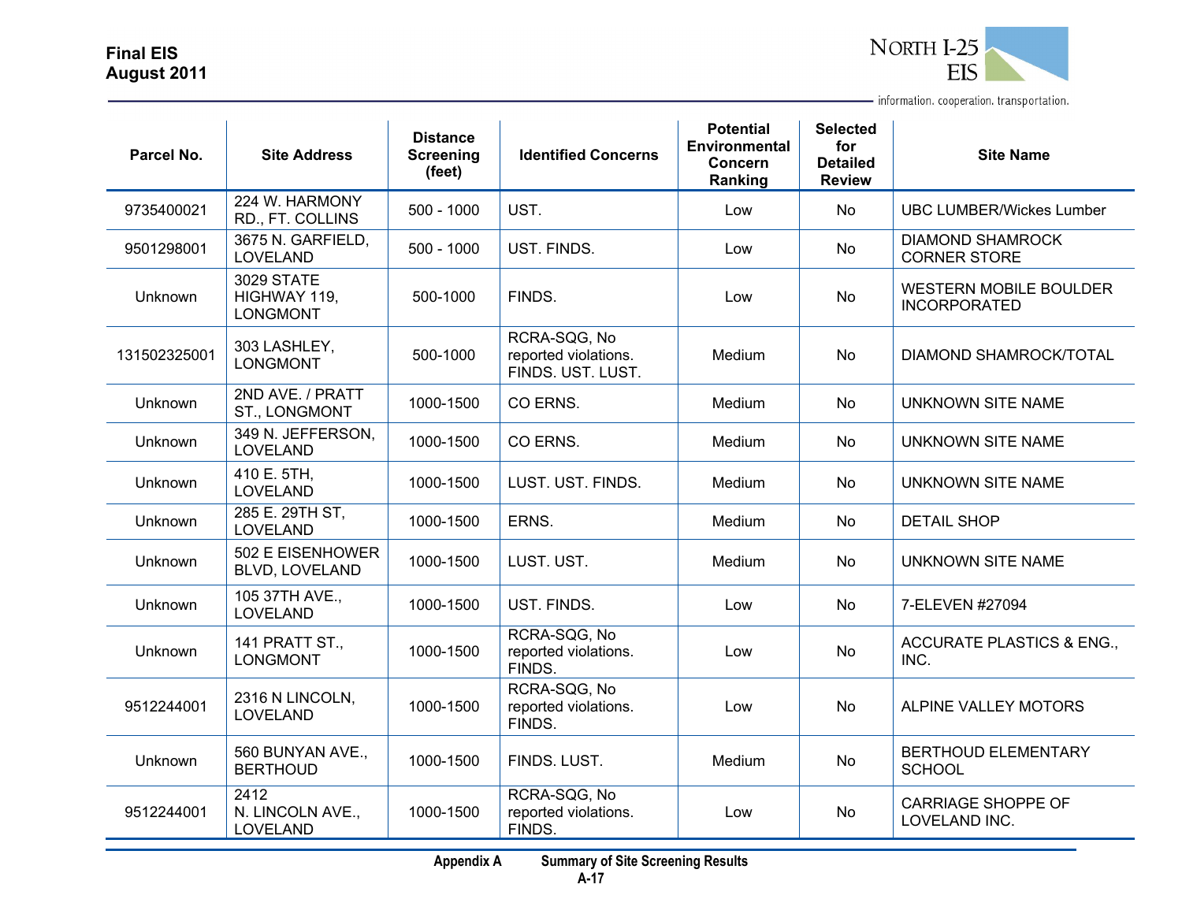| Parcel No. | Site Address | Distance Screening (feet) | Identified Concerns | Potential Environmental Concern Ranking | Selected for Detailed Review | Site Name |
|---|---|---|---|---|---|---|
| 9735400021 | 224 W. HARMONY RD., FT. COLLINS | 500 - 1000 | UST. | Low | No | UBC LUMBER/Wickes Lumber |
| 9501298001 | 3675 N. GARFIELD, LOVELAND | 500 - 1000 | UST. FINDS. | Low | No | DIAMOND SHAMROCK CORNER STORE |
| Unknown | 3029 STATE HIGHWAY 119, LONGMONT | 500-1000 | FINDS. | Low | No | WESTERN MOBILE BOULDER INCORPORATED |
| 131502325001 | 303 LASHLEY, LONGMONT | 500-1000 | RCRA-SQG, No reported violations. FINDS. UST. LUST. | Medium | No | DIAMOND SHAMROCK/TOTAL |
| Unknown | 2ND AVE. / PRATT ST., LONGMONT | 1000-1500 | CO ERNS. | Medium | No | UNKNOWN SITE NAME |
| Unknown | 349 N. JEFFERSON, LOVELAND | 1000-1500 | CO ERNS. | Medium | No | UNKNOWN SITE NAME |
| Unknown | 410 E. 5TH, LOVELAND | 1000-1500 | LUST. UST. FINDS. | Medium | No | UNKNOWN SITE NAME |
| Unknown | 285 E. 29TH ST, LOVELAND | 1000-1500 | ERNS. | Medium | No | DETAIL SHOP |
| Unknown | 502 E EISENHOWER BLVD, LOVELAND | 1000-1500 | LUST. UST. | Medium | No | UNKNOWN SITE NAME |
| Unknown | 105 37TH AVE., LOVELAND | 1000-1500 | UST. FINDS. | Low | No | 7-ELEVEN #27094 |
| Unknown | 141 PRATT ST., LONGMONT | 1000-1500 | RCRA-SQG, No reported violations. FINDS. | Low | No | ACCURATE PLASTICS & ENG., INC. |
| 9512244001 | 2316 N LINCOLN, LOVELAND | 1000-1500 | RCRA-SQG, No reported violations. FINDS. | Low | No | ALPINE VALLEY MOTORS |
| Unknown | 560 BUNYAN AVE., BERTHOUD | 1000-1500 | FINDS. LUST. | Medium | No | BERTHOUD ELEMENTARY SCHOOL |
| 9512244001 | 2412 N. LINCOLN AVE., LOVELAND | 1000-1500 | RCRA-SQG, No reported violations. FINDS. | Low | No | CARRIAGE SHOPPE OF LOVELAND INC. |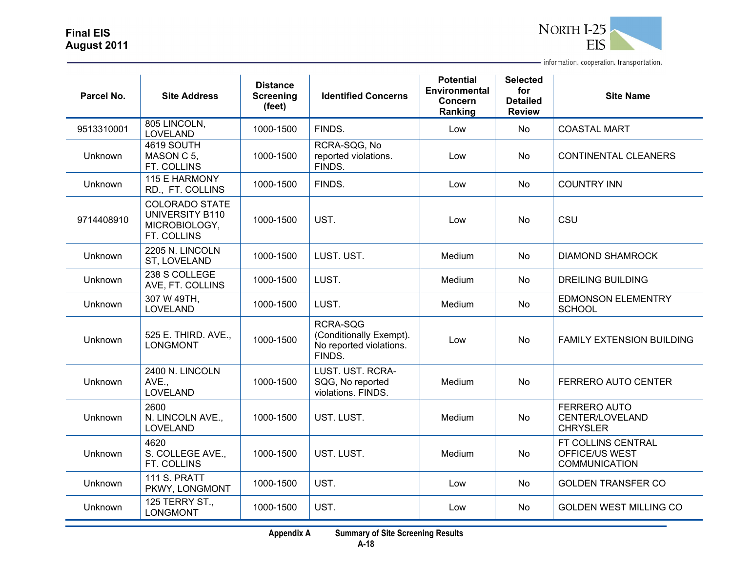| Parcel No. | Site Address | Distance Screening (feet) | Identified Concerns | Potential Environmental Concern Ranking | Selected for Detailed Review | Site Name |
|---|---|---|---|---|---|---|
| 9513310001 | 805 LINCOLN, LOVELAND | 1000-1500 | FINDS. | Low | No | COASTAL MART |
| Unknown | 4619 SOUTH MASON C 5, FT. COLLINS | 1000-1500 | RCRA-SQG, No reported violations. FINDS. | Low | No | CONTINENTAL CLEANERS |
| Unknown | 115 E HARMONY RD., FT. COLLINS | 1000-1500 | FINDS. | Low | No | COUNTRY INN |
| 9714408910 | COLORADO STATE UNIVERSITY B110 MICROBIOLOGY, FT. COLLINS | 1000-1500 | UST. | Low | No | CSU |
| Unknown | 2205 N. LINCOLN ST, LOVELAND | 1000-1500 | LUST. UST. | Medium | No | DIAMOND SHAMROCK |
| Unknown | 238 S COLLEGE AVE, FT. COLLINS | 1000-1500 | LUST. | Medium | No | DREILING BUILDING |
| Unknown | 307 W 49TH, LOVELAND | 1000-1500 | LUST. | Medium | No | EDMONSON ELEMENTRY SCHOOL |
| Unknown | 525 E. THIRD. AVE., LONGMONT | 1000-1500 | RCRA-SQG (Conditionally Exempt). No reported violations. FINDS. | Low | No | FAMILY EXTENSION BUILDING |
| Unknown | 2400 N. LINCOLN AVE., LOVELAND | 1000-1500 | LUST. UST. RCRA-SQG, No reported violations. FINDS. | Medium | No | FERRERO AUTO CENTER |
| Unknown | 2600 N. LINCOLN AVE., LOVELAND | 1000-1500 | UST. LUST. | Medium | No | FERRERO AUTO CENTER/LOVELAND CHRYSLER |
| Unknown | 4620 S. COLLEGE AVE., FT. COLLINS | 1000-1500 | UST. LUST. | Medium | No | FT COLLINS CENTRAL OFFICE/US WEST COMMUNICATION |
| Unknown | 111 S. PRATT PKWY, LONGMONT | 1000-1500 | UST. | Low | No | GOLDEN TRANSFER CO |
| Unknown | 125 TERRY ST., LONGMONT | 1000-1500 | UST. | Low | No | GOLDEN WEST MILLING CO |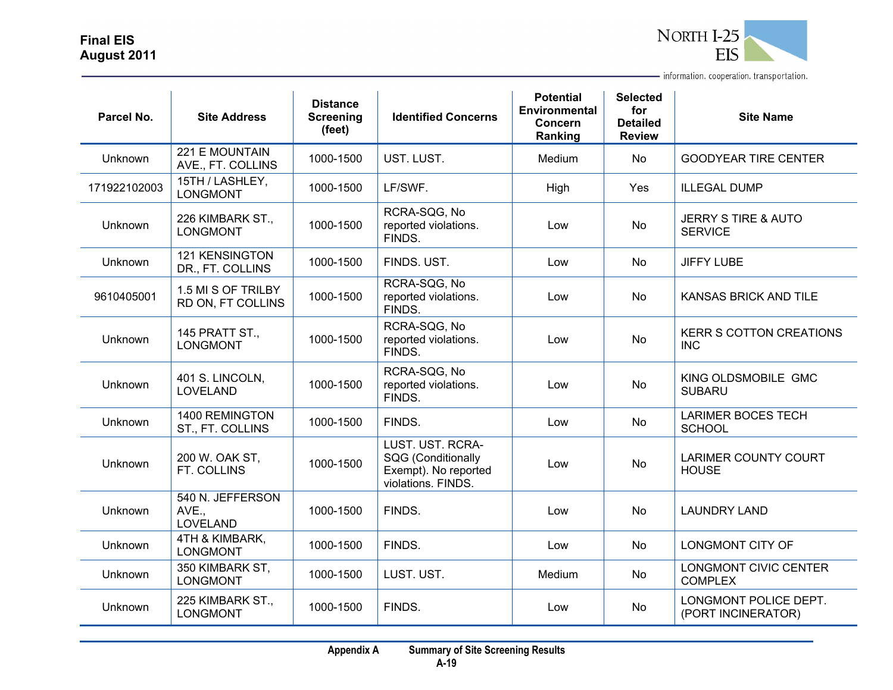| Parcel No. | Site Address | Distance Screening (feet) | Identified Concerns | Potential Environmental Concern Ranking | Selected for Detailed Review | Site Name |
|---|---|---|---|---|---|---|
| Unknown | 221 E MOUNTAIN AVE., FT. COLLINS | 1000-1500 | UST. LUST. | Medium | No | GOODYEAR TIRE CENTER |
| 171922102003 | 15TH / LASHLEY, LONGMONT | 1000-1500 | LF/SWF. | High | Yes | ILLEGAL DUMP |
| Unknown | 226 KIMBARK ST., LONGMONT | 1000-1500 | RCRA-SQG, No reported violations. FINDS. | Low | No | JERRY S TIRE & AUTO SERVICE |
| Unknown | 121 KENSINGTON DR., FT. COLLINS | 1000-1500 | FINDS. UST. | Low | No | JIFFY LUBE |
| 9610405001 | 1.5 MI S OF TRILBY RD ON, FT COLLINS | 1000-1500 | RCRA-SQG, No reported violations. FINDS. | Low | No | KANSAS BRICK AND TILE |
| Unknown | 145 PRATT ST., LONGMONT | 1000-1500 | RCRA-SQG, No reported violations. FINDS. | Low | No | KERR S COTTON CREATIONS INC |
| Unknown | 401 S. LINCOLN, LOVELAND | 1000-1500 | RCRA-SQG, No reported violations. FINDS. | Low | No | KING OLDSMOBILE GMC SUBARU |
| Unknown | 1400 REMINGTON ST., FT. COLLINS | 1000-1500 | FINDS. | Low | No | LARIMER BOCES TECH SCHOOL |
| Unknown | 200 W. OAK ST, FT. COLLINS | 1000-1500 | LUST. UST. RCRA-SQG (Conditionally Exempt). No reported violations. FINDS. | Low | No | LARIMER COUNTY COURT HOUSE |
| Unknown | 540 N. JEFFERSON AVE., LOVELAND | 1000-1500 | FINDS. | Low | No | LAUNDRY LAND |
| Unknown | 4TH & KIMBARK, LONGMONT | 1000-1500 | FINDS. | Low | No | LONGMONT CITY OF |
| Unknown | 350 KIMBARK ST, LONGMONT | 1000-1500 | LUST. UST. | Medium | No | LONGMONT CIVIC CENTER COMPLEX |
| Unknown | 225 KIMBARK ST., LONGMONT | 1000-1500 | FINDS. | Low | No | LONGMONT POLICE DEPT. (PORT INCINERATOR) |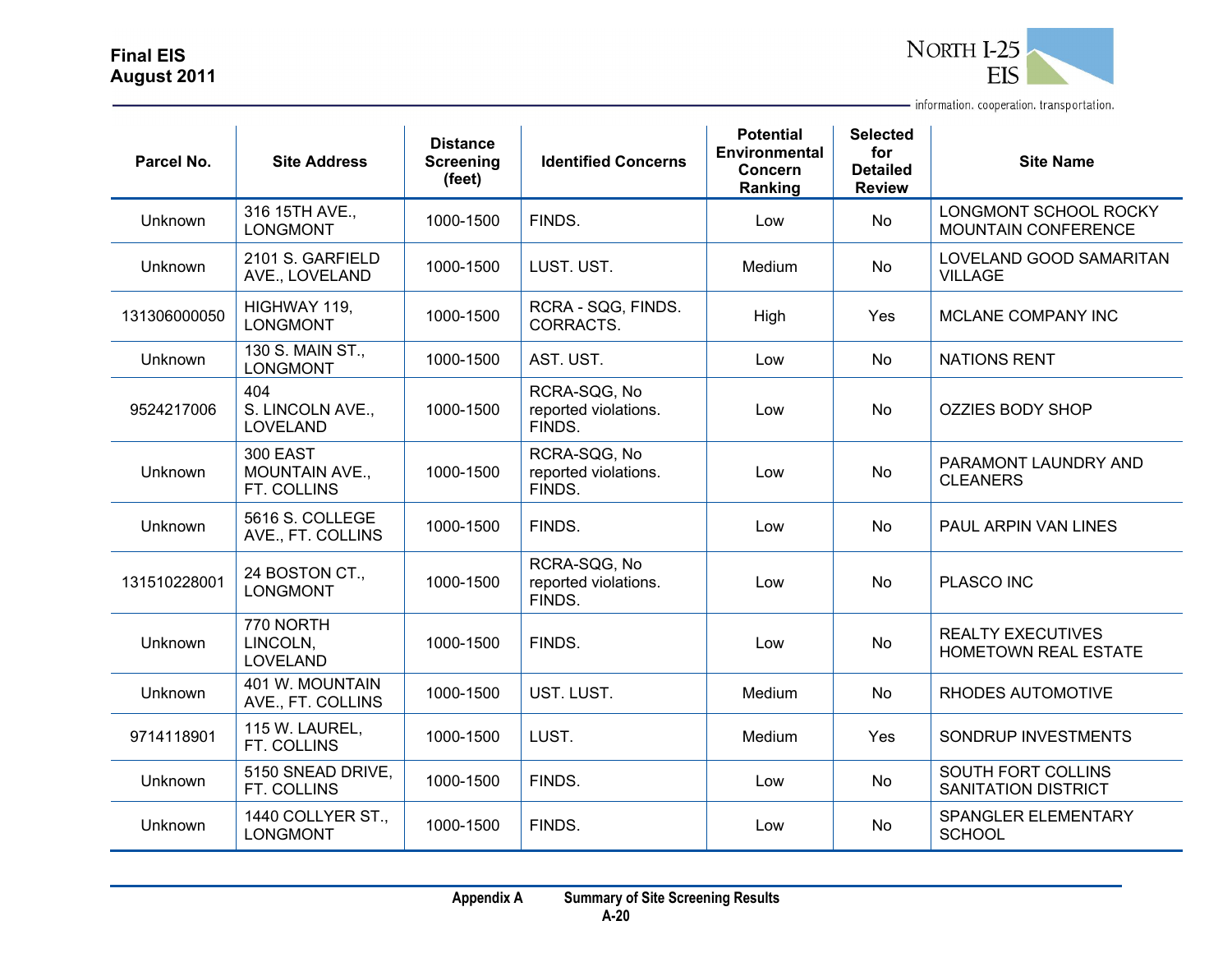| Parcel No. | Site Address | Distance Screening (feet) | Identified Concerns | Potential Environmental Concern Ranking | Selected for Detailed Review | Site Name |
|---|---|---|---|---|---|---|
| Unknown | 316 15TH AVE., LONGMONT | 1000-1500 | FINDS. | Low | No | LONGMONT SCHOOL ROCKY MOUNTAIN CONFERENCE |
| Unknown | 2101 S. GARFIELD AVE., LOVELAND | 1000-1500 | LUST. UST. | Medium | No | LOVELAND GOOD SAMARITAN VILLAGE |
| 131306000050 | HIGHWAY 119, LONGMONT | 1000-1500 | RCRA - SQG, FINDS. CORRACTS. | High | Yes | MCLANE COMPANY INC |
| Unknown | 130 S. MAIN ST., LONGMONT | 1000-1500 | AST. UST. | Low | No | NATIONS RENT |
| 9524217006 | 404 S. LINCOLN AVE., LOVELAND | 1000-1500 | RCRA-SQG, No reported violations. FINDS. | Low | No | OZZIES BODY SHOP |
| Unknown | 300 EAST MOUNTAIN AVE., FT. COLLINS | 1000-1500 | RCRA-SQG, No reported violations. FINDS. | Low | No | PARAMONT LAUNDRY AND CLEANERS |
| Unknown | 5616 S. COLLEGE AVE., FT. COLLINS | 1000-1500 | FINDS. | Low | No | PAUL ARPIN VAN LINES |
| 131510228001 | 24 BOSTON CT., LONGMONT | 1000-1500 | RCRA-SQG, No reported violations. FINDS. | Low | No | PLASCO INC |
| Unknown | 770 NORTH LINCOLN, LOVELAND | 1000-1500 | FINDS. | Low | No | REALTY EXECUTIVES HOMETOWN REAL ESTATE |
| Unknown | 401 W. MOUNTAIN AVE., FT. COLLINS | 1000-1500 | UST. LUST. | Medium | No | RHODES AUTOMOTIVE |
| 9714118901 | 115 W. LAUREL, FT. COLLINS | 1000-1500 | LUST. | Medium | Yes | SONDRUP INVESTMENTS |
| Unknown | 5150 SNEAD DRIVE, FT. COLLINS | 1000-1500 | FINDS. | Low | No | SOUTH FORT COLLINS SANITATION DISTRICT |
| Unknown | 1440 COLLYER ST., LONGMONT | 1000-1500 | FINDS. | Low | No | SPANGLER ELEMENTARY SCHOOL |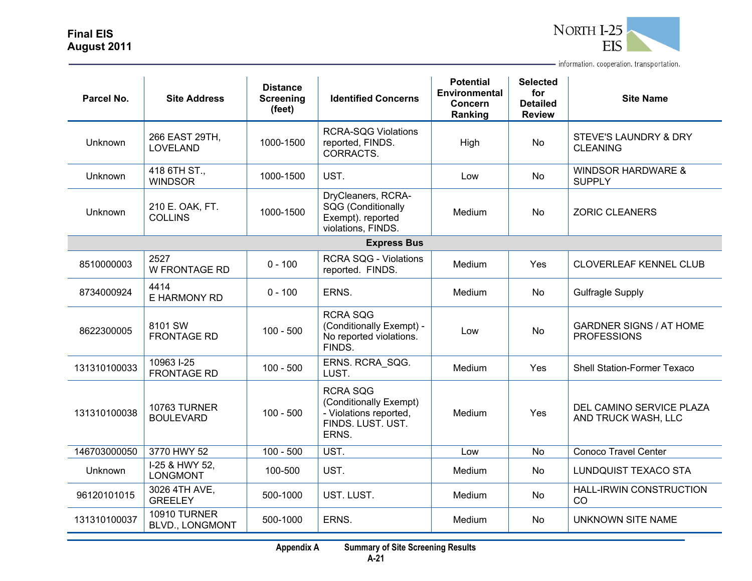| Parcel No. | Site Address | Distance Screening (feet) | Identified Concerns | Potential Environmental Concern Ranking | Selected for Detailed Review | Site Name |
|---|---|---|---|---|---|---|
| Unknown | 266 EAST 29TH, LOVELAND | 1000-1500 | RCRA-SQG Violations reported, FINDS. CORRACTS. | High | No | STEVE'S LAUNDRY & DRY CLEANING |
| Unknown | 418 6TH ST., WINDSOR | 1000-1500 | UST. | Low | No | WINDSOR HARDWARE & SUPPLY |
| Unknown | 210 E. OAK, FT. COLLINS | 1000-1500 | DryCleaners, RCRA-SQG (Conditionally Exempt). reported violations, FINDS. | Medium | No | ZORIC CLEANERS |
| **Express Bus** | | | | | | |
| 8510000003 | 2527 W FRONTAGE RD | 0 - 100 | RCRA SQG - Violations reported. FINDS. | Medium | Yes | CLOVERLEAF KENNEL CLUB |
| 8734000924 | 4414 E HARMONY RD | 0 - 100 | ERNS. | Medium | No | Gulfragle Supply |
| 8622300005 | 8101 SW FRONTAGE RD | 100 - 500 | RCRA SQG (Conditionally Exempt) - No reported violations. FINDS. | Low | No | GARDNER SIGNS / AT HOME PROFESSIONS |
| 131310100033 | 10963 I-25 FRONTAGE RD | 100 - 500 | ERNS. RCRA_SQG. LUST. | Medium | Yes | Shell Station-Former Texaco |
| 131310100038 | 10763 TURNER BOULEVARD | 100 - 500 | RCRA SQG (Conditionally Exempt) - Violations reported, FINDS. LUST. UST. ERNS. | Medium | Yes | DEL CAMINO SERVICE PLAZA AND TRUCK WASH, LLC |
| 146703000050 | 3770 HWY 52 | 100 - 500 | UST. | Low | No | Conoco Travel Center |
| Unknown | I-25 & HWY 52, LONGMONT | 100-500 | UST. | Medium | No | LUNDQUIST TEXACO STA |
| 96120101015 | 3026 4TH AVE, GREELEY | 500-1000 | UST. LUST. | Medium | No | HALL-IRWIN CONSTRUCTION CO |
| 131310100037 | 10910 TURNER BLVD., LONGMONT | 500-1000 | ERNS. | Medium | No | UNKNOWN SITE NAME |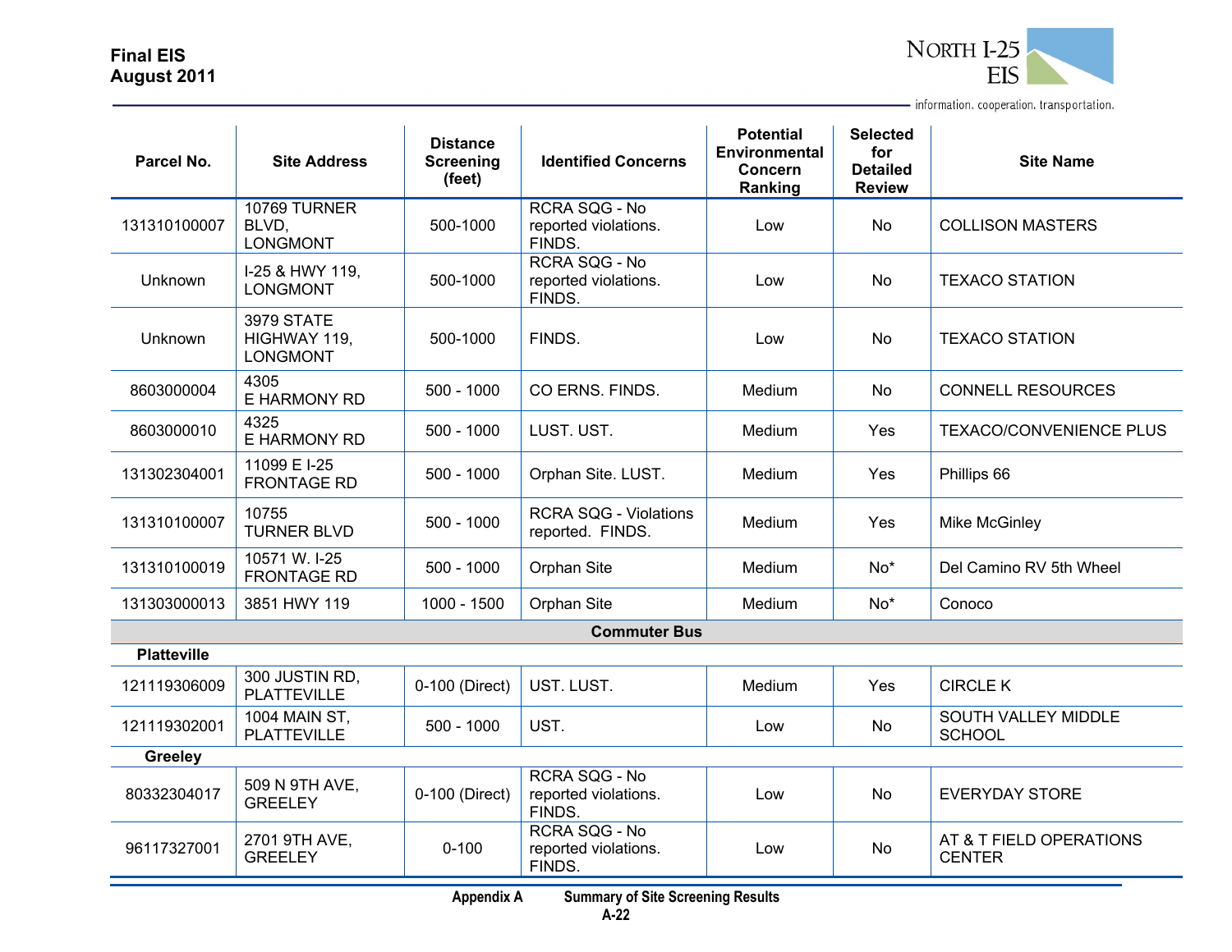| Parcel No. | Site Address | Distance Screening (feet) | Identified Concerns | Potential Environmental Concern Ranking | Selected for Detailed Review | Site Name |
|---|---|---|---|---|---|---|
| 131310100007 | 10769 TURNER BLVD, LONGMONT | 500-1000 | RCRA SQG - No reported violations. FINDS. | Low | No | COLLISON MASTERS |
| Unknown | I-25 & HWY 119, LONGMONT | 500-1000 | RCRA SQG - No reported violations. FINDS. | Low | No | TEXACO STATION |
| Unknown | 3979 STATE HIGHWAY 119, LONGMONT | 500-1000 | FINDS. | Low | No | TEXACO STATION |
| 8603000004 | 4305 E HARMONY RD | 500 - 1000 | CO ERNS. FINDS. | Medium | No | CONNELL RESOURCES |
| 8603000010 | 4325 E HARMONY RD | 500 - 1000 | LUST. UST. | Medium | Yes | TEXACO/CONVENIENCE PLUS |
| 131302304001 | 11099 E I-25 FRONTAGE RD | 500 - 1000 | Orphan Site. LUST. | Medium | Yes | Phillips 66 |
| 131310100007 | 10755 TURNER BLVD | 500 - 1000 | RCRA SQG - Violations reported. FINDS. | Medium | Yes | Mike McGinley |
| 131310100019 | 10571 W. I-25 FRONTAGE RD | 500 - 1000 | Orphan Site | Medium | No* | Del Camino RV 5th Wheel |
| 131303000013 | 3851 HWY 119 | 1000 - 1500 | Orphan Site | Medium | No* | Conoco |
| **Commuter Bus** | | | | | | |
| **Platteville** | | | | | | |
| 121119306009 | 300 JUSTIN RD, PLATTEVILLE | 0-100 (Direct) | UST. LUST. | Medium | Yes | CIRCLE K |
| 121119302001 | 1004 MAIN ST, PLATTEVILLE | 500 - 1000 | UST. | Low | No | SOUTH VALLEY MIDDLE SCHOOL |
| **Greeley** | | | | | | |
| 80332304017 | 509 N 9TH AVE, GREELEY | 0-100 (Direct) | RCRA SQG - No reported violations. FINDS. | Low | No | EVERYDAY STORE |
| 96117327001 | 2701 9TH AVE, GREELEY | 0-100 | RCRA SQG - No reported violations. FINDS. | Low | No | AT & T FIELD OPERATIONS CENTER |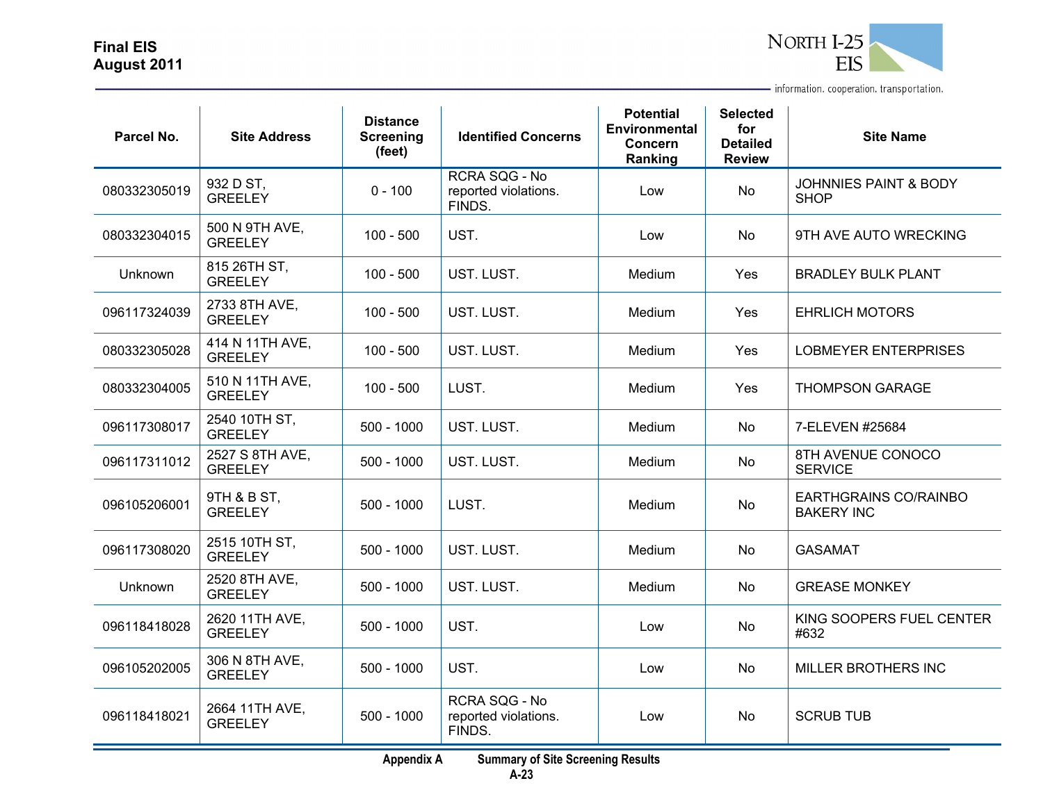| Parcel No. | Site Address | Distance Screening (feet) | Identified Concerns | Potential Environmental Concern Ranking | Selected for Detailed Review | Site Name |
|---|---|---|---|---|---|---|
| 080332305019 | 932 D ST, GREELEY | 0 - 100 | RCRA SQG - No reported violations. FINDS. | Low | No | JOHNNIES PAINT & BODY SHOP |
| 080332304015 | 500 N 9TH AVE, GREELEY | 100 - 500 | UST. | Low | No | 9TH AVE AUTO WRECKING |
| Unknown | 815 26TH ST, GREELEY | 100 - 500 | UST. LUST. | Medium | Yes | BRADLEY BULK PLANT |
| 096117324039 | 2733 8TH AVE, GREELEY | 100 - 500 | UST. LUST. | Medium | Yes | EHRLICH MOTORS |
| 080332305028 | 414 N 11TH AVE, GREELEY | 100 - 500 | UST. LUST. | Medium | Yes | LOBMEYER ENTERPRISES |
| 080332304005 | 510 N 11TH AVE, GREELEY | 100 - 500 | LUST. | Medium | Yes | THOMPSON GARAGE |
| 096117308017 | 2540 10TH ST, GREELEY | 500 - 1000 | UST. LUST. | Medium | No | 7-ELEVEN #25684 |
| 096117311012 | 2527 S 8TH AVE, GREELEY | 500 - 1000 | UST. LUST. | Medium | No | 8TH AVENUE CONOCO SERVICE |
| 096105206001 | 9TH & B ST, GREELEY | 500 - 1000 | LUST. | Medium | No | EARTHGRAINS CO/RAINBO BAKERY INC |
| 096117308020 | 2515 10TH ST, GREELEY | 500 - 1000 | UST. LUST. | Medium | No | GASAMAT |
| Unknown | 2520 8TH AVE, GREELEY | 500 - 1000 | UST. LUST. | Medium | No | GREASE MONKEY |
| 096118418028 | 2620 11TH AVE, GREELEY | 500 - 1000 | UST. | Low | No | KING SOOPERS FUEL CENTER #632 |
| 096105202005 | 306 N 8TH AVE, GREELEY | 500 - 1000 | UST. | Low | No | MILLER BROTHERS INC |
| 096118418021 | 2664 11TH AVE, GREELEY | 500 - 1000 | RCRA SQG - No reported violations. FINDS. | Low | No | SCRUB TUB |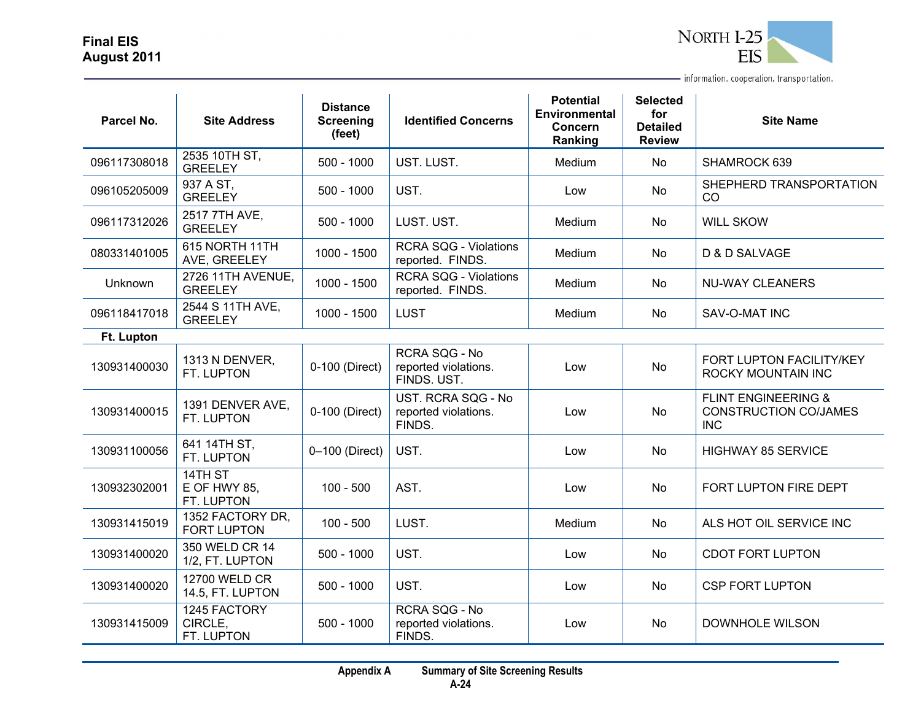| Parcel No. | Site Address | Distance Screening (feet) | Identified Concerns | Potential Environmental Concern Ranking | Selected for Detailed Review | Site Name |
|---|---|---|---|---|---|---|
| 096117308018 | 2535 10TH ST, GREELEY | 500 - 1000 | UST. LUST. | Medium | No | SHAMROCK 639 |
| 096105205009 | 937 A ST, GREELEY | 500 - 1000 | UST. | Low | No | SHEPHERD TRANSPORTATION CO |
| 096117312026 | 2517 7TH AVE, GREELEY | 500 - 1000 | LUST. UST. | Medium | No | WILL SKOW |
| 080331401005 | 615 NORTH 11TH AVE, GREELEY | 1000 - 1500 | RCRA SQG - Violations reported. FINDS. | Medium | No | D & D SALVAGE |
| Unknown | 2726 11TH AVENUE, GREELEY | 1000 - 1500 | RCRA SQG - Violations reported. FINDS. | Medium | No | NU-WAY CLEANERS |
| 096118417018 | 2544 S 11TH AVE, GREELEY | 1000 - 1500 | LUST | Medium | No | SAV-O-MAT INC |
| **Ft. Lupton** | | | | | | |
| 130931400030 | 1313 N DENVER, FT. LUPTON | 0-100 (Direct) | RCRA SQG - No reported violations. FINDS. UST. | Low | No | FORT LUPTON FACILITY/KEY ROCKY MOUNTAIN INC |
| 130931400015 | 1391 DENVER AVE, FT. LUPTON | 0-100 (Direct) | UST. RCRA SQG - No reported violations. FINDS. | Low | No | FLINT ENGINEERING & CONSTRUCTION CO/JAMES INC |
| 130931100056 | 641 14TH ST, FT. LUPTON | 0–100 (Direct) | UST. | Low | No | HIGHWAY 85 SERVICE |
| 130932302001 | 14TH ST E OF HWY 85, FT. LUPTON | 100 - 500 | AST. | Low | No | FORT LUPTON FIRE DEPT |
| 130931415019 | 1352 FACTORY DR, FORT LUPTON | 100 - 500 | LUST. | Medium | No | ALS HOT OIL SERVICE INC |
| 130931400020 | 350 WELD CR 14 1/2, FT. LUPTON | 500 - 1000 | UST. | Low | No | CDOT FORT LUPTON |
| 130931400020 | 12700 WELD CR 14.5, FT. LUPTON | 500 - 1000 | UST. | Low | No | CSP FORT LUPTON |
| 130931415009 | 1245 FACTORY CIRCLE, FT. LUPTON | 500 - 1000 | RCRA SQG - No reported violations. FINDS. | Low | No | DOWNHOLE WILSON |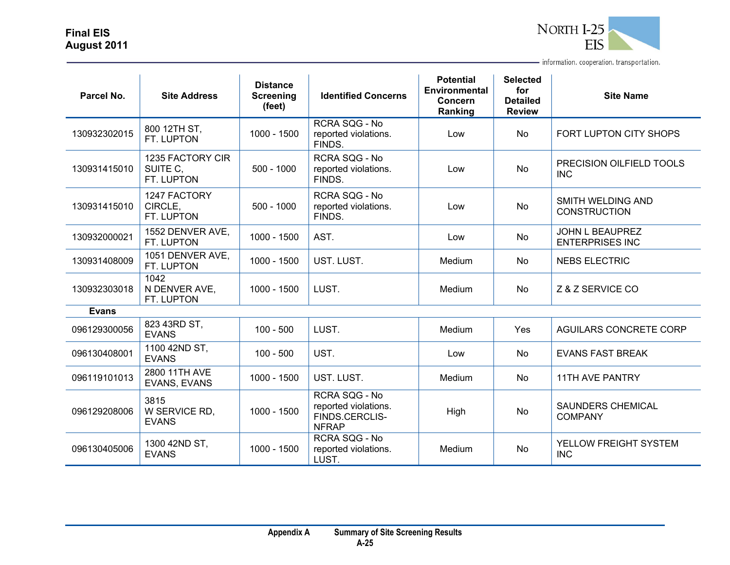| Parcel No. | Site Address | Distance Screening (feet) | Identified Concerns | Potential Environmental Concern Ranking | Selected for Detailed Review | Site Name |
|---|---|---|---|---|---|---|
| 130932302015 | 800 12TH ST, FT. LUPTON | 1000 - 1500 | RCRA SQG - No reported violations. FINDS. | Low | No | FORT LUPTON CITY SHOPS |
| 130931415010 | 1235 FACTORY CIR SUITE C, FT. LUPTON | 500 - 1000 | RCRA SQG - No reported violations. FINDS. | Low | No | PRECISION OILFIELD TOOLS INC |
| 130931415010 | 1247 FACTORY CIRCLE, FT. LUPTON | 500 - 1000 | RCRA SQG - No reported violations. FINDS. | Low | No | SMITH WELDING AND CONSTRUCTION |
| 130932000021 | 1552 DENVER AVE, FT. LUPTON | 1000 - 1500 | AST. | Low | No | JOHN L BEAUPREZ ENTERPRISES INC |
| 130931408009 | 1051 DENVER AVE, FT. LUPTON | 1000 - 1500 | UST. LUST. | Medium | No | NEBS ELECTRIC |
| 130932303018 | 1042 N DENVER AVE, FT. LUPTON | 1000 - 1500 | LUST. | Medium | No | Z & Z SERVICE CO |
| **Evans** | | | | | | |
| 096129300056 | 823 43RD ST, EVANS | 100 - 500 | LUST. | Medium | Yes | AGUILARS CONCRETE CORP |
| 096130408001 | 1100 42ND ST, EVANS | 100 - 500 | UST. | Low | No | EVANS FAST BREAK |
| 096119101013 | 2800 11TH AVE EVANS, EVANS | 1000 - 1500 | UST. LUST. | Medium | No | 11TH AVE PANTRY |
| 096129208006 | 3815 W SERVICE RD, EVANS | 1000 - 1500 | RCRA SQG - No reported violations. FINDS.CERCLIS-NFRAP | High | No | SAUNDERS CHEMICAL COMPANY |
| 096130405006 | 1300 42ND ST, EVANS | 1000 - 1500 | RCRA SQG - No reported violations. LUST. | Medium | No | YELLOW FREIGHT SYSTEM INC |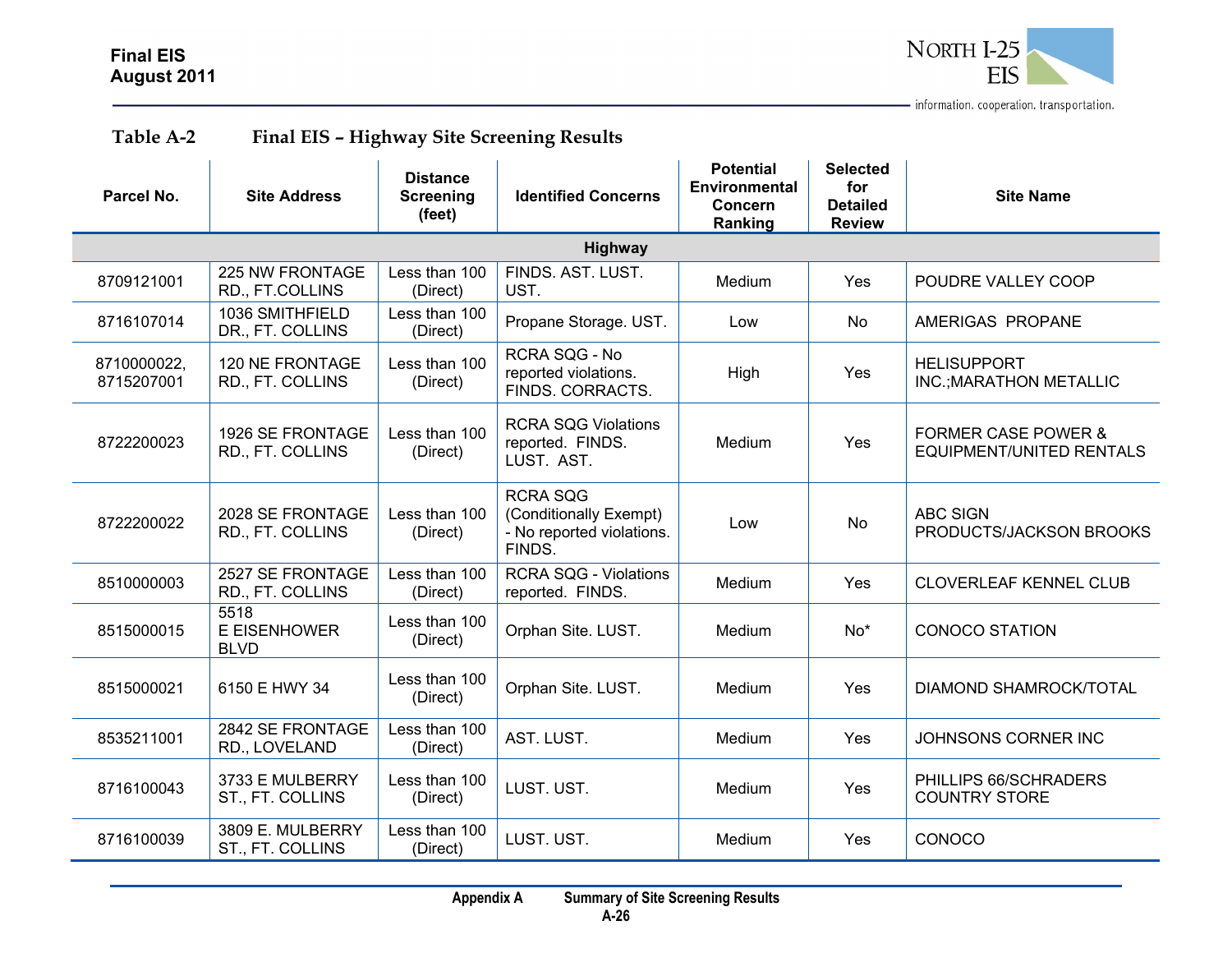**Table A-2 Final EIS – Highway Site Screening Results**

| Parcel No. | Site Address | Distance Screening (feet) | Identified Concerns | Potential Environmental Concern Ranking | Selected for Detailed Review | Site Name |
|---|---|---|---|---|---|---|
| **Highway** | | | | | | |
| 8709121001 | 225 NW FRONTAGE RD., FT.COLLINS | Less than 100 (Direct) | FINDS. AST. LUST. UST. | Medium | Yes | POUDRE VALLEY COOP |
| 8716107014 | 1036 SMITHFIELD DR., FT. COLLINS | Less than 100 (Direct) | Propane Storage. UST. | Low | No | AMERIGAS PROPANE |
| 8710000022, 8715207001 | 120 NE FRONTAGE RD., FT. COLLINS | Less than 100 (Direct) | RCRA SQG - No reported violations. FINDS. CORRACTS. | High | Yes | HELISUPPORT INC.;MARATHON METALLIC |
| 8722200023 | 1926 SE FRONTAGE RD., FT. COLLINS | Less than 100 (Direct) | RCRA SQG Violations reported. FINDS. LUST. AST. | Medium | Yes | FORMER CASE POWER & EQUIPMENT/UNITED RENTALS |
| 8722200022 | 2028 SE FRONTAGE RD., FT. COLLINS | Less than 100 (Direct) | RCRA SQG (Conditionally Exempt) - No reported violations. FINDS. | Low | No | ABC SIGN PRODUCTS/JACKSON BROOKS |
| 8510000003 | 2527 SE FRONTAGE RD., FT. COLLINS | Less than 100 (Direct) | RCRA SQG - Violations reported. FINDS. | Medium | Yes | CLOVERLEAF KENNEL CLUB |
| 8515000015 | 5518 E EISENHOWER BLVD | Less than 100 (Direct) | Orphan Site. LUST. | Medium | No* | CONOCO STATION |
| 8515000021 | 6150 E HWY 34 | Less than 100 (Direct) | Orphan Site. LUST. | Medium | Yes | DIAMOND SHAMROCK/TOTAL |
| 8535211001 | 2842 SE FRONTAGE RD., LOVELAND | Less than 100 (Direct) | AST. LUST. | Medium | Yes | JOHNSONS CORNER INC |
| 8716100043 | 3733 E MULBERRY ST., FT. COLLINS | Less than 100 (Direct) | LUST. UST. | Medium | Yes | PHILLIPS 66/SCHRADERS COUNTRY STORE |
| 8716100039 | 3809 E. MULBERRY ST., FT. COLLINS | Less than 100 (Direct) | LUST. UST. | Medium | Yes | CONOCO |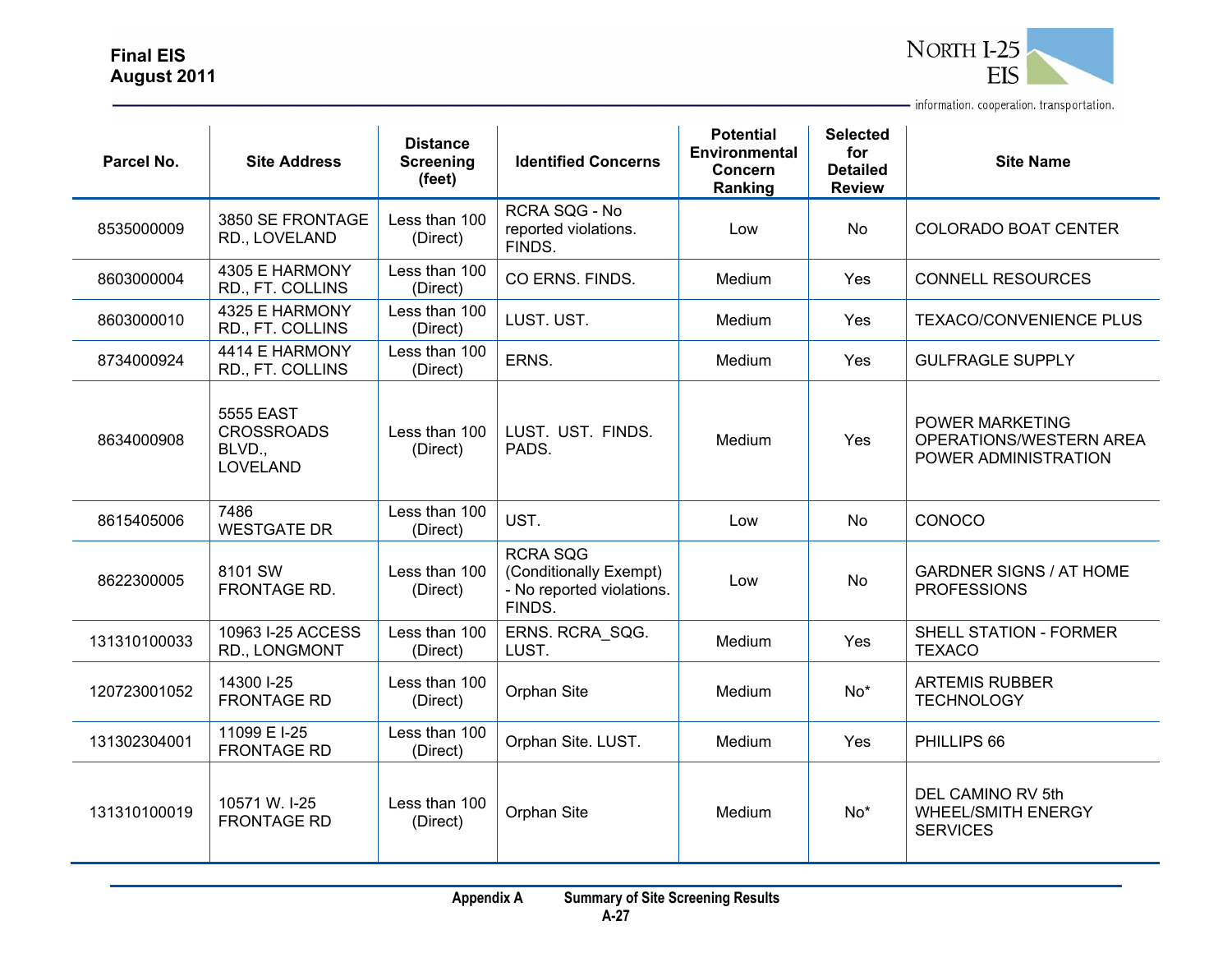| Parcel No. | Site Address | Distance Screening (feet) | Identified Concerns | Potential Environmental Concern Ranking | Selected for Detailed Review | Site Name |
|---|---|---|---|---|---|---|
| 8535000009 | 3850 SE FRONTAGE RD., LOVELAND | Less than 100 (Direct) | RCRA SQG - No reported violations. FINDS. | Low | No | COLORADO BOAT CENTER |
| 8603000004 | 4305 E HARMONY RD., FT. COLLINS | Less than 100 (Direct) | CO ERNS. FINDS. | Medium | Yes | CONNELL RESOURCES |
| 8603000010 | 4325 E HARMONY RD., FT. COLLINS | Less than 100 (Direct) | LUST. UST. | Medium | Yes | TEXACO/CONVENIENCE PLUS |
| 8734000924 | 4414 E HARMONY RD., FT. COLLINS | Less than 100 (Direct) | ERNS. | Medium | Yes | GULFRAGLE SUPPLY |
| 8634000908 | 5555 EAST CROSSROADS BLVD., LOVELAND | Less than 100 (Direct) | LUST. UST. FINDS. PADS. | Medium | Yes | POWER MARKETING OPERATIONS/WESTERN AREA POWER ADMINISTRATION |
| 8615405006 | 7486 WESTGATE DR | Less than 100 (Direct) | UST. | Low | No | CONOCO |
| 8622300005 | 8101 SW FRONTAGE RD. | Less than 100 (Direct) | RCRA SQG (Conditionally Exempt) - No reported violations. FINDS. | Low | No | GARDNER SIGNS / AT HOME PROFESSIONS |
| 131310100033 | 10963 I-25 ACCESS RD., LONGMONT | Less than 100 (Direct) | ERNS. RCRA_SQG. LUST. | Medium | Yes | SHELL STATION - FORMER TEXACO |
| 120723001052 | 14300 I-25 FRONTAGE RD | Less than 100 (Direct) | Orphan Site | Medium | No* | ARTEMIS RUBBER TECHNOLOGY |
| 131302304001 | 11099 E I-25 FRONTAGE RD | Less than 100 (Direct) | Orphan Site. LUST. | Medium | Yes | PHILLIPS 66 |
| 131310100019 | 10571 W. I-25 FRONTAGE RD | Less than 100 (Direct) | Orphan Site | Medium | No* | DEL CAMINO RV 5th WHEEL/SMITH ENERGY SERVICES |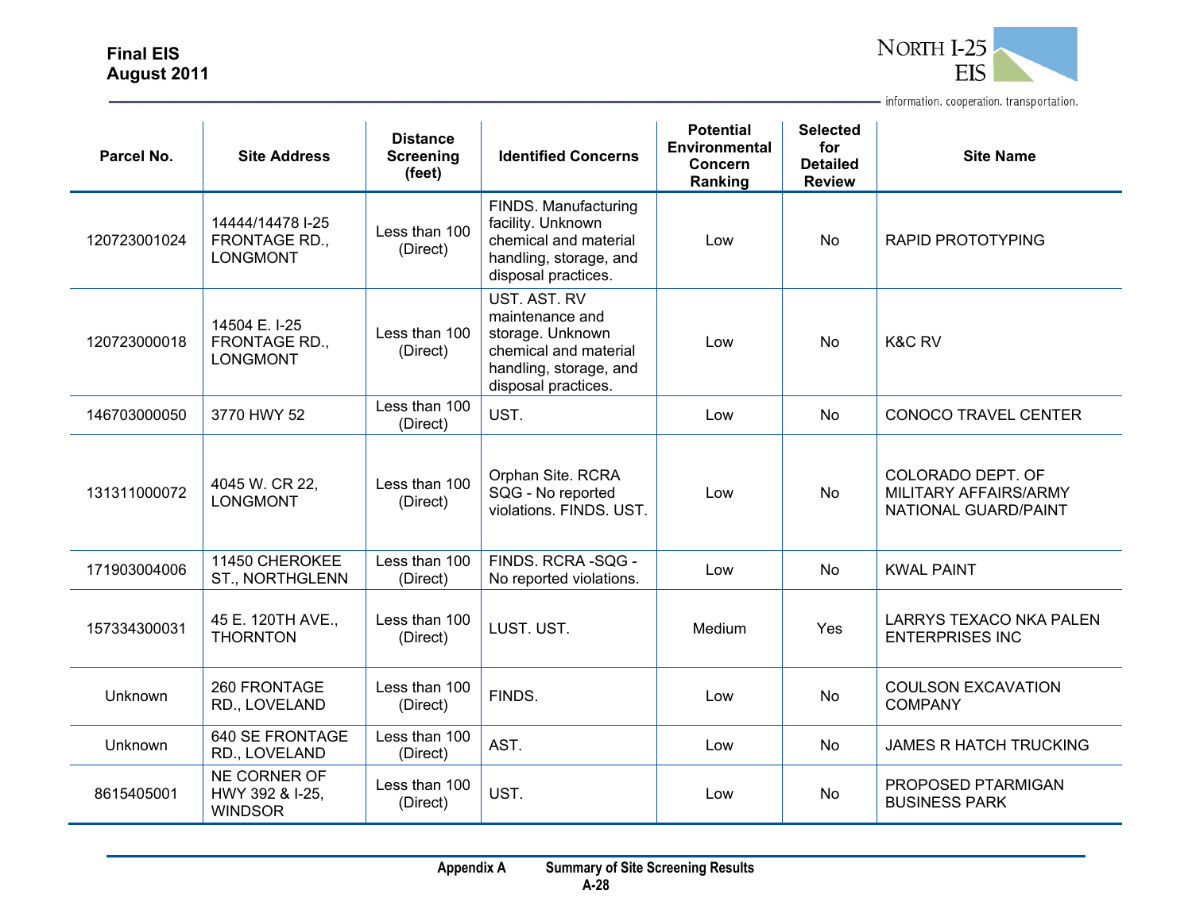| Parcel No. | Site Address | Distance Screening (feet) | Identified Concerns | Potential Environmental Concern Ranking | Selected for Detailed Review | Site Name |
|---|---|---|---|---|---|---|
| 120723001024 | 14444/14478 I-25 FRONTAGE RD., LONGMONT | Less than 100 (Direct) | FINDS. Manufacturing facility. Unknown chemical and material handling, storage, and disposal practices. | Low | No | RAPID PROTOTYPING |
| 120723000018 | 14504 E. I-25 FRONTAGE RD., LONGMONT | Less than 100 (Direct) | UST. AST. RV maintenance and storage. Unknown chemical and material handling, storage, and disposal practices. | Low | No | K&C RV |
| 146703000050 | 3770 HWY 52 | Less than 100 (Direct) | UST. | Low | No | CONOCO TRAVEL CENTER |
| 131311000072 | 4045 W. CR 22, LONGMONT | Less than 100 (Direct) | Orphan Site. RCRA SQG - No reported violations. FINDS. UST. | Low | No | COLORADO DEPT. OF MILITARY AFFAIRS/ARMY NATIONAL GUARD/PAINT |
| 171903004006 | 11450 CHEROKEE ST., NORTHGLENN | Less than 100 (Direct) | FINDS. RCRA -SQG - No reported violations. | Low | No | KWAL PAINT |
| 157334300031 | 45 E. 120TH AVE., THORNTON | Less than 100 (Direct) | LUST. UST. | Medium | Yes | LARRYS TEXACO NKA PALEN ENTERPRISES INC |
| Unknown | 260 FRONTAGE RD., LOVELAND | Less than 100 (Direct) | FINDS. | Low | No | COULSON EXCAVATION COMPANY |
| Unknown | 640 SE FRONTAGE RD., LOVELAND | Less than 100 (Direct) | AST. | Low | No | JAMES R HATCH TRUCKING |
| 8615405001 | NE CORNER OF HWY 392 & I-25, WINDSOR | Less than 100 (Direct) | UST. | Low | No | PROPOSED PTARMIGAN BUSINESS PARK |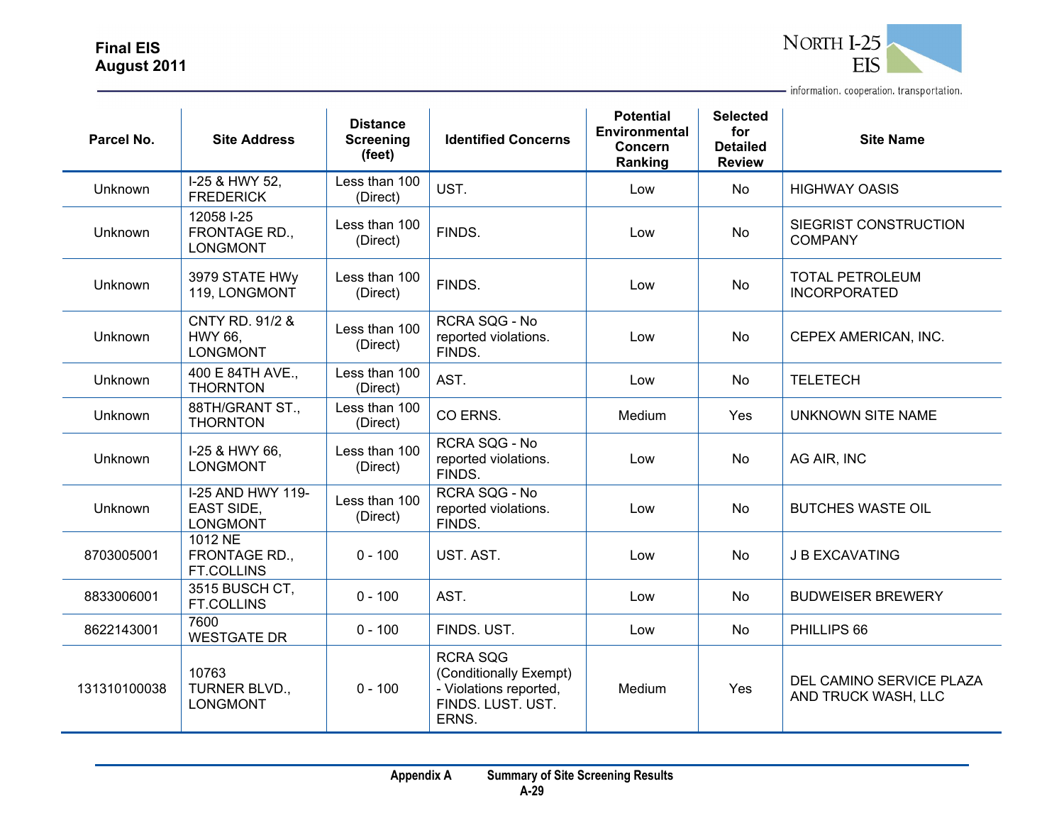| Parcel No. | Site Address | Distance Screening (feet) | Identified Concerns | Potential Environmental Concern Ranking | Selected for Detailed Review | Site Name |
|---|---|---|---|---|---|---|
| Unknown | I-25 & HWY 52, FREDERICK | Less than 100 (Direct) | UST. | Low | No | HIGHWAY OASIS |
| Unknown | 12058 I-25 FRONTAGE RD., LONGMONT | Less than 100 (Direct) | FINDS. | Low | No | SIEGRIST CONSTRUCTION COMPANY |
| Unknown | 3979 STATE HWy 119, LONGMONT | Less than 100 (Direct) | FINDS. | Low | No | TOTAL PETROLEUM INCORPORATED |
| Unknown | CNTY RD. 91/2 & HWY 66, LONGMONT | Less than 100 (Direct) | RCRA SQG - No reported violations. FINDS. | Low | No | CEPEX AMERICAN, INC. |
| Unknown | 400 E 84TH AVE., THORNTON | Less than 100 (Direct) | AST. | Low | No | TELETECH |
| Unknown | 88TH/GRANT ST., THORNTON | Less than 100 (Direct) | CO ERNS. | Medium | Yes | UNKNOWN SITE NAME |
| Unknown | I-25 & HWY 66, LONGMONT | Less than 100 (Direct) | RCRA SQG - No reported violations. FINDS. | Low | No | AG AIR, INC |
| Unknown | I-25 AND HWY 119-EAST SIDE, LONGMONT | Less than 100 (Direct) | RCRA SQG - No reported violations. FINDS. | Low | No | BUTCHES WASTE OIL |
| 8703005001 | 1012 NE FRONTAGE RD., FT.COLLINS | 0 - 100 | UST. AST. | Low | No | J B EXCAVATING |
| 8833006001 | 3515 BUSCH CT, FT.COLLINS | 0 - 100 | AST. | Low | No | BUDWEISER BREWERY |
| 8622143001 | 7600 WESTGATE DR | 0 - 100 | FINDS. UST. | Low | No | PHILLIPS 66 |
| 131310100038 | 10763 TURNER BLVD., LONGMONT | 0 - 100 | RCRA SQG (Conditionally Exempt) - Violations reported, FINDS. LUST. UST. ERNS. | Medium | Yes | DEL CAMINO SERVICE PLAZA AND TRUCK WASH, LLC |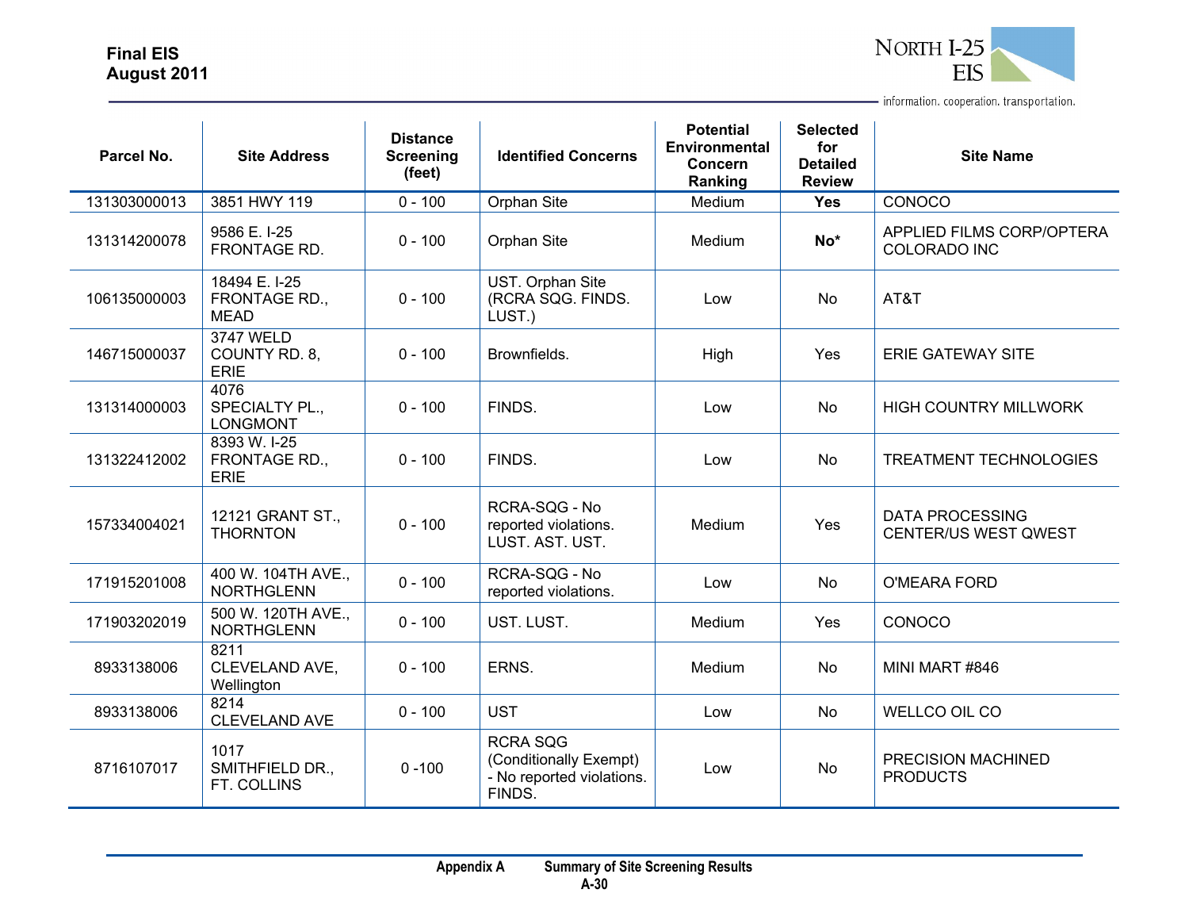| Parcel No. | Site Address | Distance Screening (feet) | Identified Concerns | Potential Environmental Concern Ranking | Selected for Detailed Review | Site Name |
|---|---|---|---|---|---|---|
| 131303000013 | 3851 HWY 119 | 0 - 100 | Orphan Site | Medium | **Yes** | CONOCO |
| 131314200078 | 9586 E. I-25 FRONTAGE RD. | 0 - 100 | Orphan Site | Medium | **No*** | APPLIED FILMS CORP/OPTERA COLORADO INC |
| 106135000003 | 18494 E. I-25 FRONTAGE RD., MEAD | 0 - 100 | UST. Orphan Site (RCRA SQG. FINDS. LUST.) | Low | No | AT&T |
| 146715000037 | 3747 WELD COUNTY RD. 8, ERIE | 0 - 100 | Brownfields. | High | Yes | ERIE GATEWAY SITE |
| 131314000003 | 4076 SPECIALTY PL., LONGMONT | 0 - 100 | FINDS. | Low | No | HIGH COUNTRY MILLWORK |
| 131322412002 | 8393 W. I-25 FRONTAGE RD., ERIE | 0 - 100 | FINDS. | Low | No | TREATMENT TECHNOLOGIES |
| 157334004021 | 12121 GRANT ST., THORNTON | 0 - 100 | RCRA-SQG - No reported violations. LUST. AST. UST. | Medium | Yes | DATA PROCESSING CENTER/US WEST QWEST |
| 171915201008 | 400 W. 104TH AVE., NORTHGLENN | 0 - 100 | RCRA-SQG - No reported violations. | Low | No | O'MEARA FORD |
| 171903202019 | 500 W. 120TH AVE., NORTHGLENN | 0 - 100 | UST. LUST. | Medium | Yes | CONOCO |
| 8933138006 | 8211 CLEVELAND AVE, Wellington | 0 - 100 | ERNS. | Medium | No | MINI MART #846 |
| 8933138006 | 8214 CLEVELAND AVE | 0 - 100 | UST | Low | No | WELLCO OIL CO |
| 8716107017 | 1017 SMITHFIELD DR., FT. COLLINS | 0 -100 | RCRA SQG (Conditionally Exempt) - No reported violations. FINDS. | Low | No | PRECISION MACHINED PRODUCTS |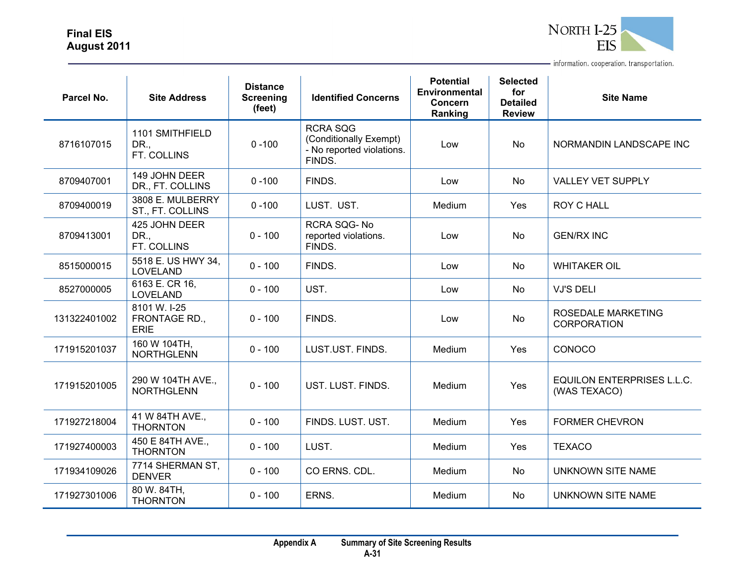| Parcel No. | Site Address | Distance Screening (feet) | Identified Concerns | Potential Environmental Concern Ranking | Selected for Detailed Review | Site Name |
|---|---|---|---|---|---|---|
| 8716107015 | 1101 SMITHFIELD DR., FT. COLLINS | 0 -100 | RCRA SQG (Conditionally Exempt) - No reported violations. FINDS. | Low | No | NORMANDIN LANDSCAPE INC |
| 8709407001 | 149 JOHN DEER DR., FT. COLLINS | 0 -100 | FINDS. | Low | No | VALLEY VET SUPPLY |
| 8709400019 | 3808 E. MULBERRY ST., FT. COLLINS | 0 -100 | LUST. UST. | Medium | Yes | ROY C HALL |
| 8709413001 | 425 JOHN DEER DR., FT. COLLINS | 0 - 100 | RCRA SQG- No reported violations. FINDS. | Low | No | GEN/RX INC |
| 8515000015 | 5518 E. US HWY 34, LOVELAND | 0 - 100 | FINDS. | Low | No | WHITAKER OIL |
| 8527000005 | 6163 E. CR 16, LOVELAND | 0 - 100 | UST. | Low | No | VJ'S DELI |
| 131322401002 | 8101 W. I-25 FRONTAGE RD., ERIE | 0 - 100 | FINDS. | Low | No | ROSEDALE MARKETING CORPORATION |
| 171915201037 | 160 W 104TH, NORTHGLENN | 0 - 100 | LUST.UST. FINDS. | Medium | Yes | CONOCO |
| 171915201005 | 290 W 104TH AVE., NORTHGLENN | 0 - 100 | UST. LUST. FINDS. | Medium | Yes | EQUILON ENTERPRISES L.L.C. (WAS TEXACO) |
| 171927218004 | 41 W 84TH AVE., THORNTON | 0 - 100 | FINDS. LUST. UST. | Medium | Yes | FORMER CHEVRON |
| 171927400003 | 450 E 84TH AVE., THORNTON | 0 - 100 | LUST. | Medium | Yes | TEXACO |
| 171934109026 | 7714 SHERMAN ST, DENVER | 0 - 100 | CO ERNS. CDL. | Medium | No | UNKNOWN SITE NAME |
| 171927301006 | 80 W. 84TH, THORNTON | 0 - 100 | ERNS. | Medium | No | UNKNOWN SITE NAME |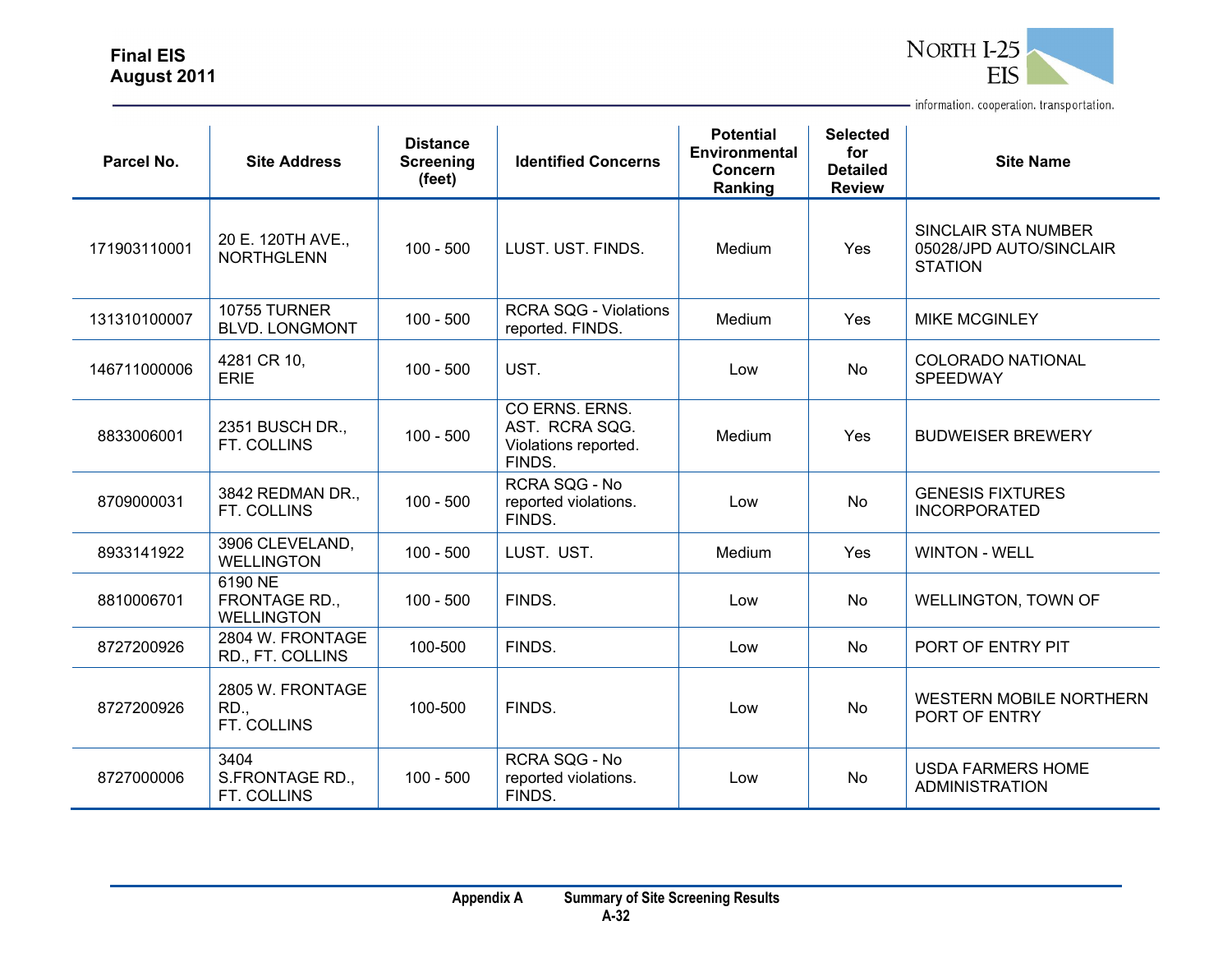| Parcel No. | Site Address | Distance Screening (feet) | Identified Concerns | Potential Environmental Concern Ranking | Selected for Detailed Review | Site Name |
|---|---|---|---|---|---|---|
| 171903110001 | 20 E. 120TH AVE., NORTHGLENN | 100 - 500 | LUST. UST. FINDS. | Medium | Yes | SINCLAIR STA NUMBER 05028/JPD AUTO/SINCLAIR STATION |
| 131310100007 | 10755 TURNER BLVD. LONGMONT | 100 - 500 | RCRA SQG - Violations reported. FINDS. | Medium | Yes | MIKE MCGINLEY |
| 146711000006 | 4281 CR 10, ERIE | 100 - 500 | UST. | Low | No | COLORADO NATIONAL SPEEDWAY |
| 8833006001 | 2351 BUSCH DR., FT. COLLINS | 100 - 500 | CO ERNS. ERNS. AST. RCRA SQG. Violations reported. FINDS. | Medium | Yes | BUDWEISER BREWERY |
| 8709000031 | 3842 REDMAN DR., FT. COLLINS | 100 - 500 | RCRA SQG - No reported violations. FINDS. | Low | No | GENESIS FIXTURES INCORPORATED |
| 8933141922 | 3906 CLEVELAND, WELLINGTON | 100 - 500 | LUST. UST. | Medium | Yes | WINTON - WELL |
| 8810006701 | 6190 NE FRONTAGE RD., WELLINGTON | 100 - 500 | FINDS. | Low | No | WELLINGTON, TOWN OF |
| 8727200926 | 2804 W. FRONTAGE RD., FT. COLLINS | 100-500 | FINDS. | Low | No | PORT OF ENTRY PIT |
| 8727200926 | 2805 W. FRONTAGE RD., FT. COLLINS | 100-500 | FINDS. | Low | No | WESTERN MOBILE NORTHERN PORT OF ENTRY |
| 8727000006 | 3404 S.FRONTAGE RD., FT. COLLINS | 100 - 500 | RCRA SQG - No reported violations. FINDS. | Low | No | USDA FARMERS HOME ADMINISTRATION |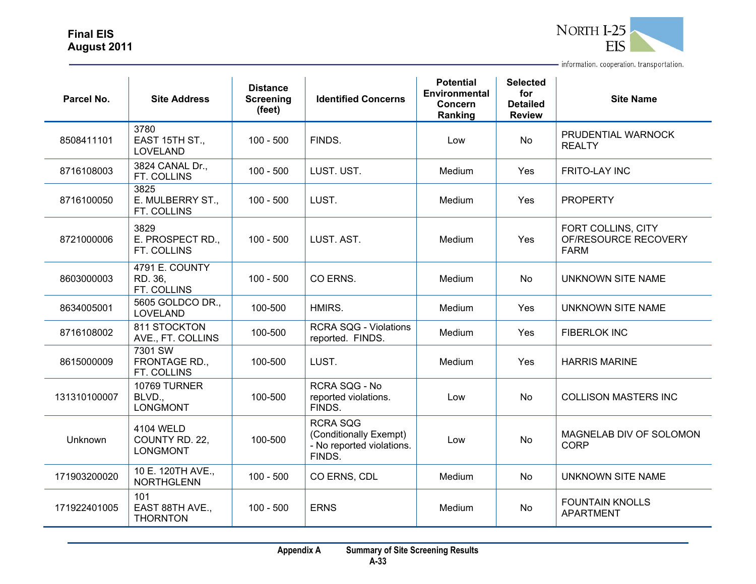| Parcel No. | Site Address | Distance Screening (feet) | Identified Concerns | Potential Environmental Concern Ranking | Selected for Detailed Review | Site Name |
|---|---|---|---|---|---|---|
| 8508411101 | 3780 EAST 15TH ST., LOVELAND | 100 - 500 | FINDS. | Low | No | PRUDENTIAL WARNOCK REALTY |
| 8716108003 | 3824 CANAL Dr., FT. COLLINS | 100 - 500 | LUST. UST. | Medium | Yes | FRITO-LAY INC |
| 8716100050 | 3825 E. MULBERRY ST., FT. COLLINS | 100 - 500 | LUST. | Medium | Yes | PROPERTY |
| 8721000006 | 3829 E. PROSPECT RD., FT. COLLINS | 100 - 500 | LUST. AST. | Medium | Yes | FORT COLLINS, CITY OF/RESOURCE RECOVERY FARM |
| 8603000003 | 4791 E. COUNTY RD. 36, FT. COLLINS | 100 - 500 | CO ERNS. | Medium | No | UNKNOWN SITE NAME |
| 8634005001 | 5605 GOLDCO DR., LOVELAND | 100-500 | HMIRS. | Medium | Yes | UNKNOWN SITE NAME |
| 8716108002 | 811 STOCKTON AVE., FT. COLLINS | 100-500 | RCRA SQG - Violations reported. FINDS. | Medium | Yes | FIBERLOK INC |
| 8615000009 | 7301 SW FRONTAGE RD., FT. COLLINS | 100-500 | LUST. | Medium | Yes | HARRIS MARINE |
| 131310100007 | 10769 TURNER BLVD., LONGMONT | 100-500 | RCRA SQG - No reported violations. FINDS. | Low | No | COLLISON MASTERS INC |
| Unknown | 4104 WELD COUNTY RD. 22, LONGMONT | 100-500 | RCRA SQG (Conditionally Exempt) - No reported violations. FINDS. | Low | No | MAGNELAB DIV OF SOLOMON CORP |
| 171903200020 | 10 E. 120TH AVE., NORTHGLENN | 100 - 500 | CO ERNS, CDL | Medium | No | UNKNOWN SITE NAME |
| 171922401005 | 101 EAST 88TH AVE., THORNTON | 100 - 500 | ERNS | Medium | No | FOUNTAIN KNOLLS APARTMENT |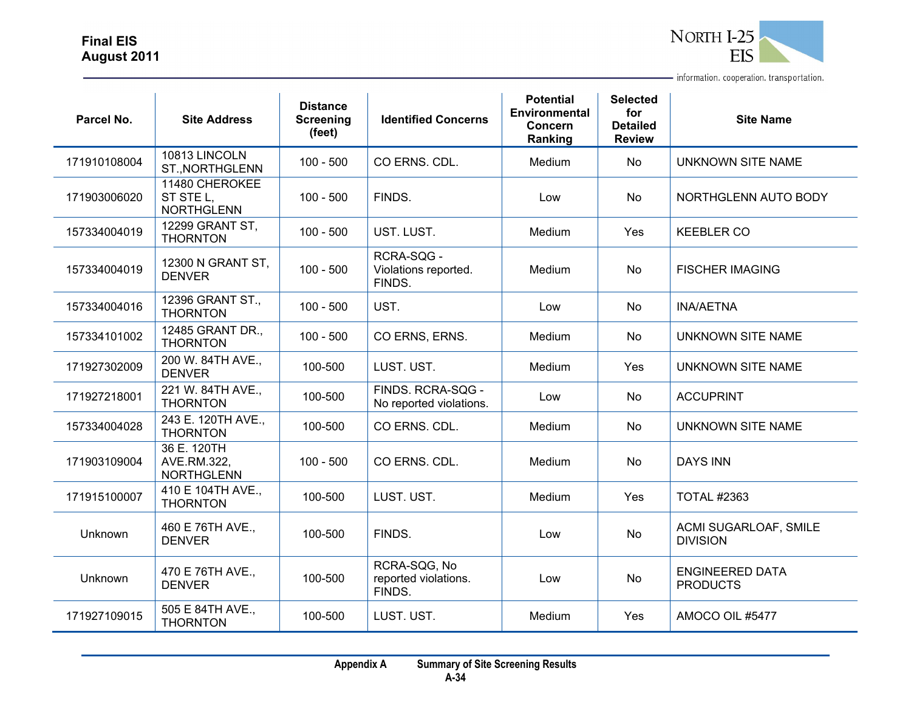| Parcel No. | Site Address | Distance Screening (feet) | Identified Concerns | Potential Environmental Concern Ranking | Selected for Detailed Review | Site Name |
|---|---|---|---|---|---|---|
| 171910108004 | 10813 LINCOLN ST.,NORTHGLENN | 100 - 500 | CO ERNS. CDL. | Medium | No | UNKNOWN SITE NAME |
| 171903006020 | 11480 CHEROKEE ST STE L, NORTHGLENN | 100 - 500 | FINDS. | Low | No | NORTHGLENN AUTO BODY |
| 157334004019 | 12299 GRANT ST, THORNTON | 100 - 500 | UST. LUST. | Medium | Yes | KEEBLER CO |
| 157334004019 | 12300 N GRANT ST, DENVER | 100 - 500 | RCRA-SQG - Violations reported. FINDS. | Medium | No | FISCHER IMAGING |
| 157334004016 | 12396 GRANT ST., THORNTON | 100 - 500 | UST. | Low | No | INA/AETNA |
| 157334101002 | 12485 GRANT DR., THORNTON | 100 - 500 | CO ERNS, ERNS. | Medium | No | UNKNOWN SITE NAME |
| 171927302009 | 200 W. 84TH AVE., DENVER | 100-500 | LUST. UST. | Medium | Yes | UNKNOWN SITE NAME |
| 171927218001 | 221 W. 84TH AVE., THORNTON | 100-500 | FINDS. RCRA-SQG - No reported violations. | Low | No | ACCUPRINT |
| 157334004028 | 243 E. 120TH AVE., THORNTON | 100-500 | CO ERNS. CDL. | Medium | No | UNKNOWN SITE NAME |
| 171903109004 | 36 E. 120TH AVE.RM.322, NORTHGLENN | 100 - 500 | CO ERNS. CDL. | Medium | No | DAYS INN |
| 171915100007 | 410 E 104TH AVE., THORNTON | 100-500 | LUST. UST. | Medium | Yes | TOTAL #2363 |
| Unknown | 460 E 76TH AVE., DENVER | 100-500 | FINDS. | Low | No | ACMI SUGARLOAF, SMILE DIVISION |
| Unknown | 470 E 76TH AVE., DENVER | 100-500 | RCRA-SQG, No reported violations. FINDS. | Low | No | ENGINEERED DATA PRODUCTS |
| 171927109015 | 505 E 84TH AVE., THORNTON | 100-500 | LUST. UST. | Medium | Yes | AMOCO OIL #5477 |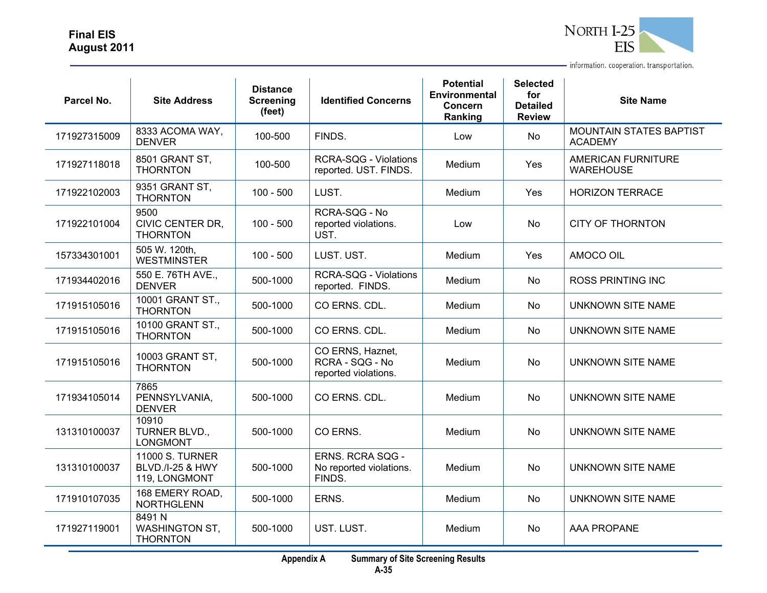| Parcel No. | Site Address | Distance Screening (feet) | Identified Concerns | Potential Environmental Concern Ranking | Selected for Detailed Review | Site Name |
|---|---|---|---|---|---|---|
| 171927315009 | 8333 ACOMA WAY, DENVER | 100-500 | FINDS. | Low | No | MOUNTAIN STATES BAPTIST ACADEMY |
| 171927118018 | 8501 GRANT ST, THORNTON | 100-500 | RCRA-SQG - Violations reported. UST. FINDS. | Medium | Yes | AMERICAN FURNITURE WAREHOUSE |
| 171922102003 | 9351 GRANT ST, THORNTON | 100 - 500 | LUST. | Medium | Yes | HORIZON TERRACE |
| 171922101004 | 9500 CIVIC CENTER DR, THORNTON | 100 - 500 | RCRA-SQG - No reported violations. UST. | Low | No | CITY OF THORNTON |
| 157334301001 | 505 W. 120th, WESTMINSTER | 100 - 500 | LUST. UST. | Medium | Yes | AMOCO OIL |
| 171934402016 | 550 E. 76TH AVE., DENVER | 500-1000 | RCRA-SQG - Violations reported. FINDS. | Medium | No | ROSS PRINTING INC |
| 171915105016 | 10001 GRANT ST., THORNTON | 500-1000 | CO ERNS. CDL. | Medium | No | UNKNOWN SITE NAME |
| 171915105016 | 10100 GRANT ST., THORNTON | 500-1000 | CO ERNS. CDL. | Medium | No | UNKNOWN SITE NAME |
| 171915105016 | 10003 GRANT ST, THORNTON | 500-1000 | CO ERNS, Haznet, RCRA - SQG - No reported violations. | Medium | No | UNKNOWN SITE NAME |
| 171934105014 | 7865 PENNSYLVANIA, DENVER | 500-1000 | CO ERNS. CDL. | Medium | No | UNKNOWN SITE NAME |
| 131310100037 | 10910 TURNER BLVD., LONGMONT | 500-1000 | CO ERNS. | Medium | No | UNKNOWN SITE NAME |
| 131310100037 | 11000 S. TURNER BLVD./I-25 & HWY 119, LONGMONT | 500-1000 | ERNS. RCRA SQG - No reported violations. FINDS. | Medium | No | UNKNOWN SITE NAME |
| 171910107035 | 168 EMERY ROAD, NORTHGLENN | 500-1000 | ERNS. | Medium | No | UNKNOWN SITE NAME |
| 171927119001 | 8491 N WASHINGTON ST, THORNTON | 500-1000 | UST. LUST. | Medium | No | AAA PROPANE |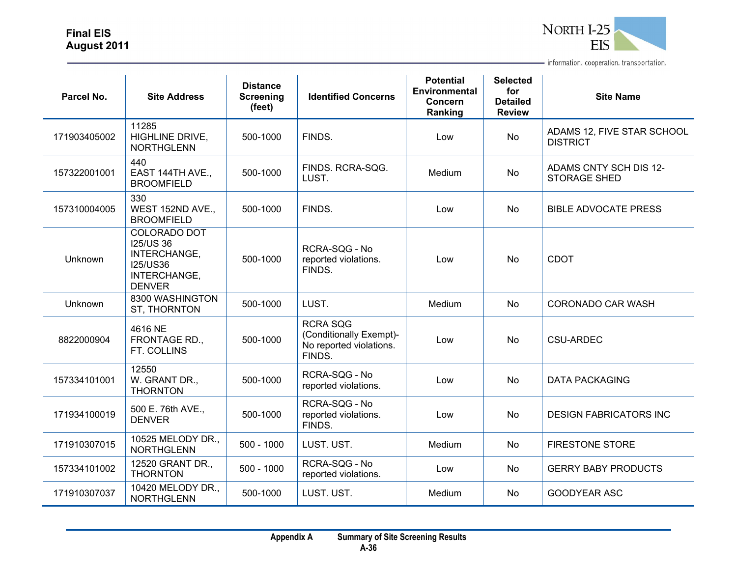| Parcel No. | Site Address | Distance Screening (feet) | Identified Concerns | Potential Environmental Concern Ranking | Selected for Detailed Review | Site Name |
|---|---|---|---|---|---|---|
| 171903405002 | 11285 HIGHLINE DRIVE, NORTHGLENN | 500-1000 | FINDS. | Low | No | ADAMS 12, FIVE STAR SCHOOL DISTRICT |
| 157322001001 | 440 EAST 144TH AVE., BROOMFIELD | 500-1000 | FINDS. RCRA-SQG. LUST. | Medium | No | ADAMS CNTY SCH DIS 12- STORAGE SHED |
| 157310004005 | 330 WEST 152ND AVE., BROOMFIELD | 500-1000 | FINDS. | Low | No | BIBLE ADVOCATE PRESS |
| Unknown | COLORADO DOT I25/US 36 INTERCHANGE, I25/US36 INTERCHANGE, DENVER | 500-1000 | RCRA-SQG - No reported violations. FINDS. | Low | No | CDOT |
| Unknown | 8300 WASHINGTON ST, THORNTON | 500-1000 | LUST. | Medium | No | CORONADO CAR WASH |
| 8822000904 | 4616 NE FRONTAGE RD., FT. COLLINS | 500-1000 | RCRA SQG (Conditionally Exempt)- No reported violations. FINDS. | Low | No | CSU-ARDEC |
| 157334101001 | 12550 W. GRANT DR., THORNTON | 500-1000 | RCRA-SQG - No reported violations. | Low | No | DATA PACKAGING |
| 171934100019 | 500 E. 76th AVE., DENVER | 500-1000 | RCRA-SQG - No reported violations. FINDS. | Low | No | DESIGN FABRICATORS INC |
| 171910307015 | 10525 MELODY DR., NORTHGLENN | 500 - 1000 | LUST. UST. | Medium | No | FIRESTONE STORE |
| 157334101002 | 12520 GRANT DR., THORNTON | 500 - 1000 | RCRA-SQG - No reported violations. | Low | No | GERRY BABY PRODUCTS |
| 171910307037 | 10420 MELODY DR., NORTHGLENN | 500-1000 | LUST. UST. | Medium | No | GOODYEAR ASC |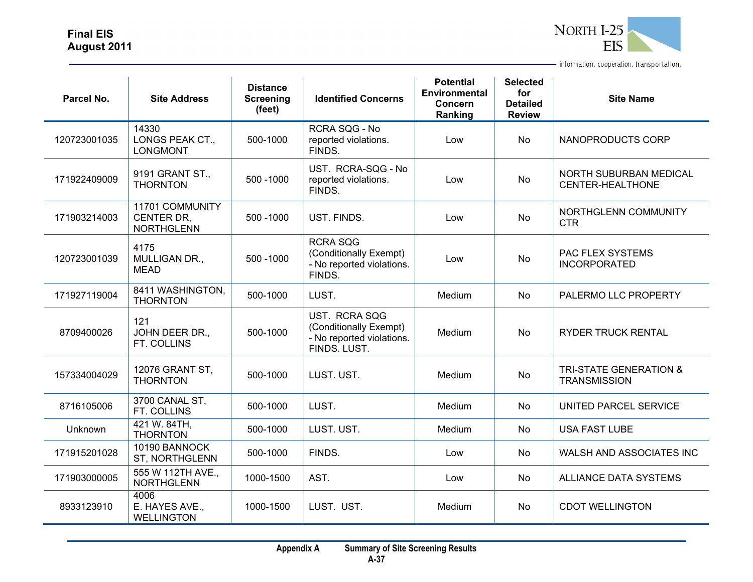| Parcel No. | Site Address | Distance Screening (feet) | Identified Concerns | Potential Environmental Concern Ranking | Selected for Detailed Review | Site Name |
|---|---|---|---|---|---|---|
| 120723001035 | 14330 LONGS PEAK CT., LONGMONT | 500-1000 | RCRA SQG - No reported violations. FINDS. | Low | No | NANOPRODUCTS CORP |
| 171922409009 | 9191 GRANT ST., THORNTON | 500 -1000 | UST. RCRA-SQG - No reported violations. FINDS. | Low | No | NORTH SUBURBAN MEDICAL CENTER-HEALTHONE |
| 171903214003 | 11701 COMMUNITY CENTER DR, NORTHGLENN | 500 -1000 | UST. FINDS. | Low | No | NORTHGLENN COMMUNITY CTR |
| 120723001039 | 4175 MULLIGAN DR., MEAD | 500 -1000 | RCRA SQG (Conditionally Exempt) - No reported violations. FINDS. | Low | No | PAC FLEX SYSTEMS INCORPORATED |
| 171927119004 | 8411 WASHINGTON, THORNTON | 500-1000 | LUST. | Medium | No | PALERMO LLC PROPERTY |
| 8709400026 | 121 JOHN DEER DR., FT. COLLINS | 500-1000 | UST. RCRA SQG (Conditionally Exempt) - No reported violations. FINDS. LUST. | Medium | No | RYDER TRUCK RENTAL |
| 157334004029 | 12076 GRANT ST, THORNTON | 500-1000 | LUST. UST. | Medium | No | TRI-STATE GENERATION & TRANSMISSION |
| 8716105006 | 3700 CANAL ST, FT. COLLINS | 500-1000 | LUST. | Medium | No | UNITED PARCEL SERVICE |
| Unknown | 421 W. 84TH, THORNTON | 500-1000 | LUST. UST. | Medium | No | USA FAST LUBE |
| 171915201028 | 10190 BANNOCK ST, NORTHGLENN | 500-1000 | FINDS. | Low | No | WALSH AND ASSOCIATES INC |
| 171903000005 | 555 W 112TH AVE., NORTHGLENN | 1000-1500 | AST. | Low | No | ALLIANCE DATA SYSTEMS |
| 8933123910 | 4006 E. HAYES AVE., WELLINGTON | 1000-1500 | LUST. UST. | Medium | No | CDOT WELLINGTON |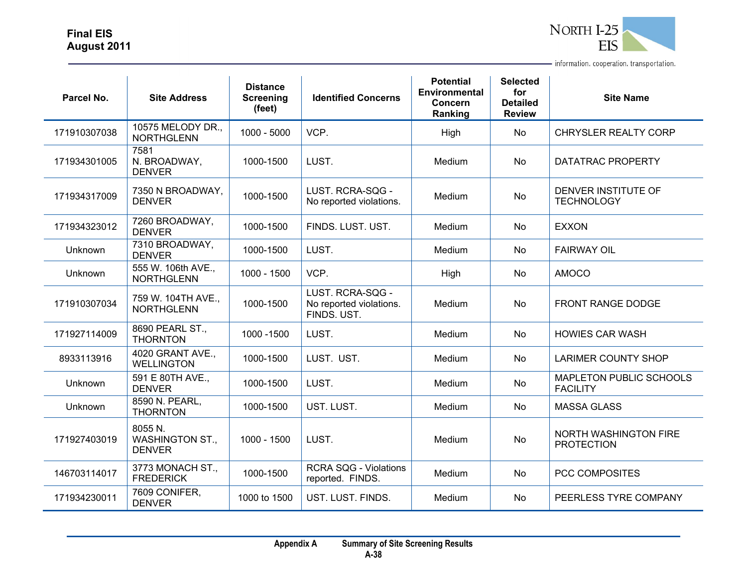| Parcel No. | Site Address | Distance Screening (feet) | Identified Concerns | Potential Environmental Concern Ranking | Selected for Detailed Review | Site Name |
|---|---|---|---|---|---|---|
| 171910307038 | 10575 MELODY DR., NORTHGLENN | 1000 - 5000 | VCP. | High | No | CHRYSLER REALTY CORP |
| 171934301005 | 7581 N. BROADWAY, DENVER | 1000-1500 | LUST. | Medium | No | DATATRAC PROPERTY |
| 171934317009 | 7350 N BROADWAY, DENVER | 1000-1500 | LUST. RCRA-SQG - No reported violations. | Medium | No | DENVER INSTITUTE OF TECHNOLOGY |
| 171934323012 | 7260 BROADWAY, DENVER | 1000-1500 | FINDS. LUST. UST. | Medium | No | EXXON |
| Unknown | 7310 BROADWAY, DENVER | 1000-1500 | LUST. | Medium | No | FAIRWAY OIL |
| Unknown | 555 W. 106th AVE., NORTHGLENN | 1000 - 1500 | VCP. | High | No | AMOCO |
| 171910307034 | 759 W. 104TH AVE., NORTHGLENN | 1000-1500 | LUST. RCRA-SQG - No reported violations. FINDS. UST. | Medium | No | FRONT RANGE DODGE |
| 171927114009 | 8690 PEARL ST., THORNTON | 1000 -1500 | LUST. | Medium | No | HOWIES CAR WASH |
| 8933113916 | 4020 GRANT AVE., WELLINGTON | 1000-1500 | LUST. UST. | Medium | No | LARIMER COUNTY SHOP |
| Unknown | 591 E 80TH AVE., DENVER | 1000-1500 | LUST. | Medium | No | MAPLETON PUBLIC SCHOOLS FACILITY |
| Unknown | 8590 N. PEARL, THORNTON | 1000-1500 | UST. LUST. | Medium | No | MASSA GLASS |
| 171927403019 | 8055 N. WASHINGTON ST., DENVER | 1000 - 1500 | LUST. | Medium | No | NORTH WASHINGTON FIRE PROTECTION |
| 146703114017 | 3773 MONACH ST., FREDERICK | 1000-1500 | RCRA SQG - Violations reported. FINDS. | Medium | No | PCC COMPOSITES |
| 171934230011 | 7609 CONIFER, DENVER | 1000 to 1500 | UST. LUST. FINDS. | Medium | No | PEERLESS TYRE COMPANY |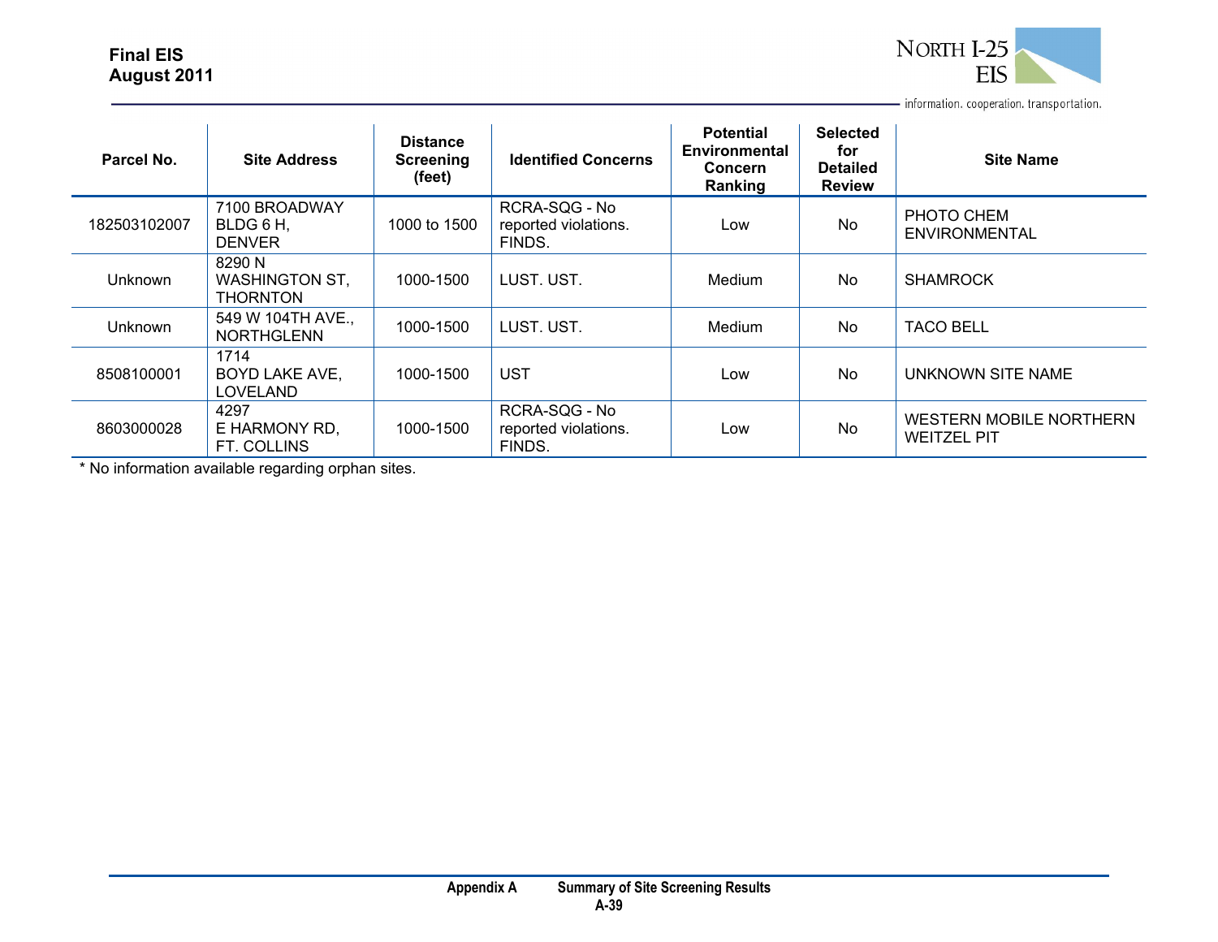| Parcel No. | Site Address | Distance Screening (feet) | Identified Concerns | Potential Environmental Concern Ranking | Selected for Detailed Review | Site Name |
|---|---|---|---|---|---|---|
| 182503102007 | 7100 BROADWAY BLDG 6 H, DENVER | 1000 to 1500 | RCRA-SQG - No reported violations. FINDS. | Low | No | PHOTO CHEM ENVIRONMENTAL |
| Unknown | 8290 N WASHINGTON ST, THORNTON | 1000-1500 | LUST. UST. | Medium | No | SHAMROCK |
| Unknown | 549 W 104TH AVE., NORTHGLENN | 1000-1500 | LUST. UST. | Medium | No | TACO BELL |
| 8508100001 | 1714 BOYD LAKE AVE, LOVELAND | 1000-1500 | UST | Low | No | UNKNOWN SITE NAME |
| 8603000028 | 4297 E HARMONY RD, FT. COLLINS | 1000-1500 | RCRA-SQG - No reported violations. FINDS. | Low | No | WESTERN MOBILE NORTHERN WEITZEL PIT |

* No information available regarding orphan sites.